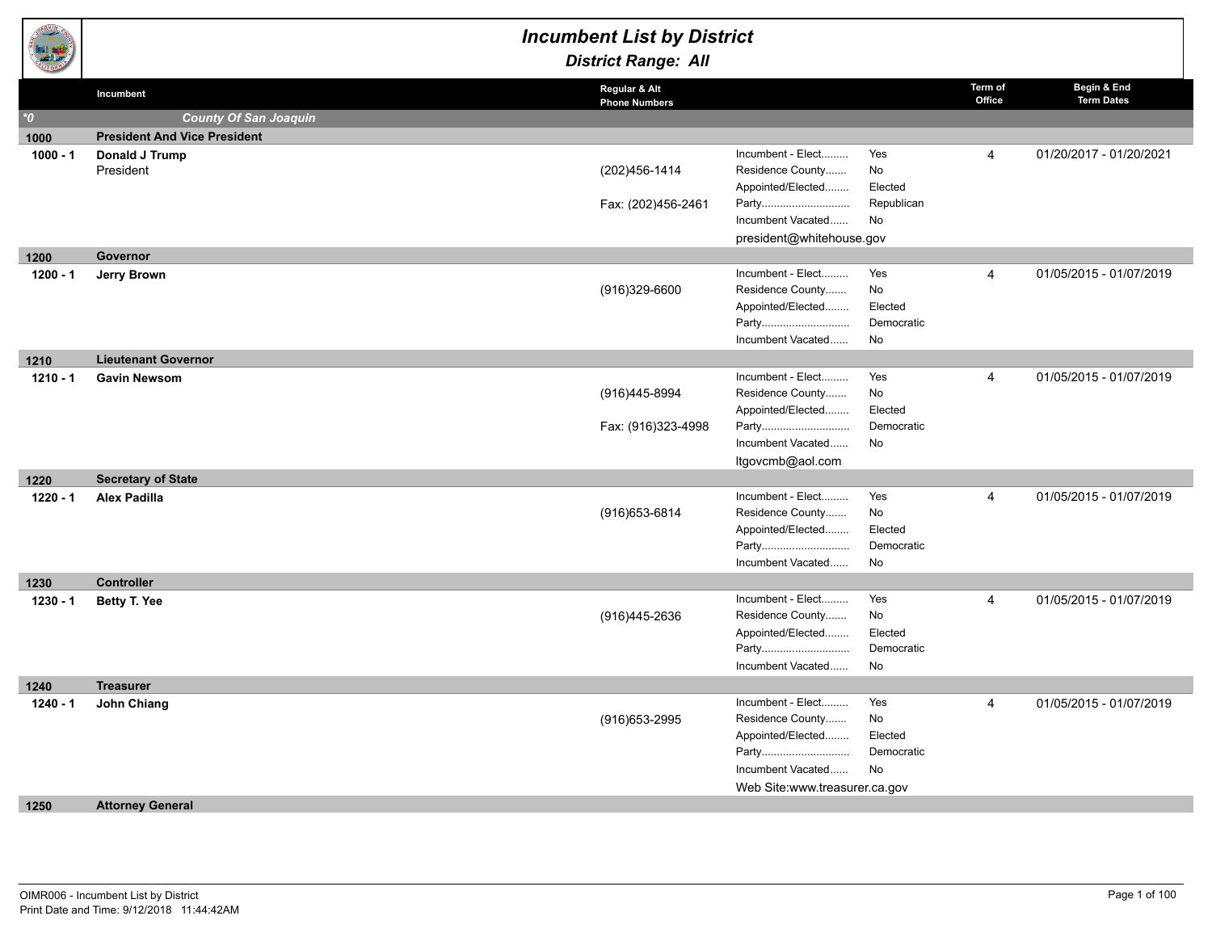# Incumbent List by District

## District Range: All

| | Incumbent | Regular & Alt Phone Numbers | | | Term of Office | Begin & End Term Dates |
|---|---|---|---|---|---|---|
| *0 | ***County Of San Joaquin*** | | | | | |
| **1000** | **President And Vice President** | | | | | |
| **1000 - 1** | **Donald J Trump** | | Incumbent - Elect......... | Yes | 4 | 01/20/2017 - 01/20/2021 |
| | President | (202)456-1414 | Residence County....... | No | | |
| | | | Appointed/Elected........ | Elected | | |
| | | Fax: (202)456-2461 | Party............................. | Republican | | |
| | | | Incumbent Vacated...... | No | | |
| | | | president@whitehouse.gov | | | |
| **1200** | **Governor** | | | | | |
| **1200 - 1** | **Jerry Brown** | | Incumbent - Elect......... | Yes | 4 | 01/05/2015 - 01/07/2019 |
| | | (916)329-6600 | Residence County....... | No | | |
| | | | Appointed/Elected........ | Elected | | |
| | | | Party............................. | Democratic | | |
| | | | Incumbent Vacated...... | No | | |
| **1210** | **Lieutenant Governor** | | | | | |
| **1210 - 1** | **Gavin Newsom** | | Incumbent - Elect......... | Yes | 4 | 01/05/2015 - 01/07/2019 |
| | | (916)445-8994 | Residence County....... | No | | |
| | | | Appointed/Elected........ | Elected | | |
| | | Fax: (916)323-4998 | Party............................. | Democratic | | |
| | | | Incumbent Vacated...... | No | | |
| | | | ltgovcmb@aol.com | | | |
| **1220** | **Secretary of State** | | | | | |
| **1220 - 1** | **Alex Padilla** | | Incumbent - Elect......... | Yes | 4 | 01/05/2015 - 01/07/2019 |
| | | (916)653-6814 | Residence County....... | No | | |
| | | | Appointed/Elected........ | Elected | | |
| | | | Party............................. | Democratic | | |
| | | | Incumbent Vacated...... | No | | |
| **1230** | **Controller** | | | | | |
| **1230 - 1** | **Betty T. Yee** | | Incumbent - Elect......... | Yes | 4 | 01/05/2015 - 01/07/2019 |
| | | (916)445-2636 | Residence County....... | No | | |
| | | | Appointed/Elected........ | Elected | | |
| | | | Party............................. | Democratic | | |
| | | | Incumbent Vacated...... | No | | |
| **1240** | **Treasurer** | | | | | |
| **1240 - 1** | **John Chiang** | | Incumbent - Elect......... | Yes | 4 | 01/05/2015 - 01/07/2019 |
| | | (916)653-2995 | Residence County....... | No | | |
| | | | Appointed/Elected........ | Elected | | |
| | | | Party............................. | Democratic | | |
| | | | Incumbent Vacated...... | No | | |
| | | | Web Site:www.treasurer.ca.gov | | | |
| **1250** | **Attorney General** | | | | | |

OIMR006 - Incumbent List by District
Print Date and Time: 9/12/2018 11:44:42AM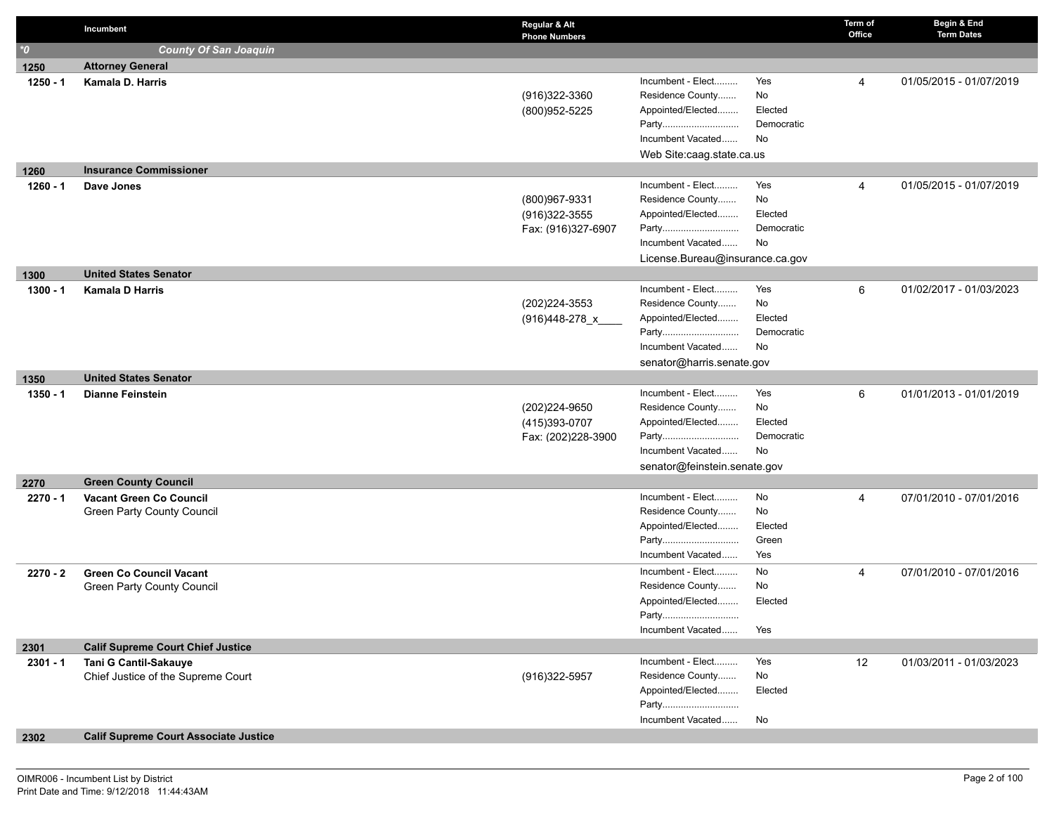| | Incumbent | Regular & Alt Phone Numbers | | | Term of Office | Begin & End Term Dates |
|---|---|---|---|---|---|---|
| *0 | *County Of San Joaquin* | | | | | |
| **1250** | **Attorney General** | | | | | |
| **1250 - 1** | **Kamala D. Harris** | (916)322-3360<br>(800)952-5225 | Incumbent - Elect.........<br>Residence County.......<br>Appointed/Elected........<br>Party.............................<br>Incumbent Vacated......<br>Web Site:caag.state.ca.us | Yes<br>No<br>Elected<br>Democratic<br>No | 4 | 01/05/2015 - 01/07/2019 |
| **1260** | **Insurance Commissioner** | | | | | |
| **1260 - 1** | **Dave Jones** | (800)967-9331<br>(916)322-3555<br>Fax: (916)327-6907 | Incumbent - Elect.........<br>Residence County.......<br>Appointed/Elected........<br>Party.............................<br>Incumbent Vacated......<br>License.Bureau@insurance.ca.gov | Yes<br>No<br>Elected<br>Democratic<br>No | 4 | 01/05/2015 - 01/07/2019 |
| **1300** | **United States Senator** | | | | | |
| **1300 - 1** | **Kamala D Harris** | (202)224-3553<br>(916)448-278_x____ | Incumbent - Elect.........<br>Residence County.......<br>Appointed/Elected........<br>Party.............................<br>Incumbent Vacated......<br>senator@harris.senate.gov | Yes<br>No<br>Elected<br>Democratic<br>No | 6 | 01/02/2017 - 01/03/2023 |
| **1350** | **United States Senator** | | | | | |
| **1350 - 1** | **Dianne Feinstein** | (202)224-9650<br>(415)393-0707<br>Fax: (202)228-3900 | Incumbent - Elect.........<br>Residence County.......<br>Appointed/Elected........<br>Party.............................<br>Incumbent Vacated......<br>senator@feinstein.senate.gov | Yes<br>No<br>Elected<br>Democratic<br>No | 6 | 01/01/2013 - 01/01/2019 |
| **2270** | **Green County Council** | | | | | |
| **2270 - 1** | **Vacant Green Co Council**<br>Green Party County Council | | Incumbent - Elect.........<br>Residence County.......<br>Appointed/Elected........<br>Party.............................<br>Incumbent Vacated...... | No<br>No<br>Elected<br>Green<br>Yes | 4 | 07/01/2010 - 07/01/2016 |
| **2270 - 2** | **Green Co Council Vacant**<br>Green Party County Council | | Incumbent - Elect.........<br>Residence County.......<br>Appointed/Elected........<br>Party.............................<br>Incumbent Vacated...... | No<br>No<br>Elected<br><br>Yes | 4 | 07/01/2010 - 07/01/2016 |
| **2301** | **Calif Supreme Court Chief Justice** | | | | | |
| **2301 - 1** | **Tani G Cantil-Sakauye**<br>Chief Justice of the Supreme Court | (916)322-5957 | Incumbent - Elect.........<br>Residence County.......<br>Appointed/Elected........<br>Party.............................<br>Incumbent Vacated...... | Yes<br>No<br>Elected<br><br>No | 12 | 01/03/2011 - 01/03/2023 |
| **2302** | **Calif Supreme Court Associate Justice** | | | | | |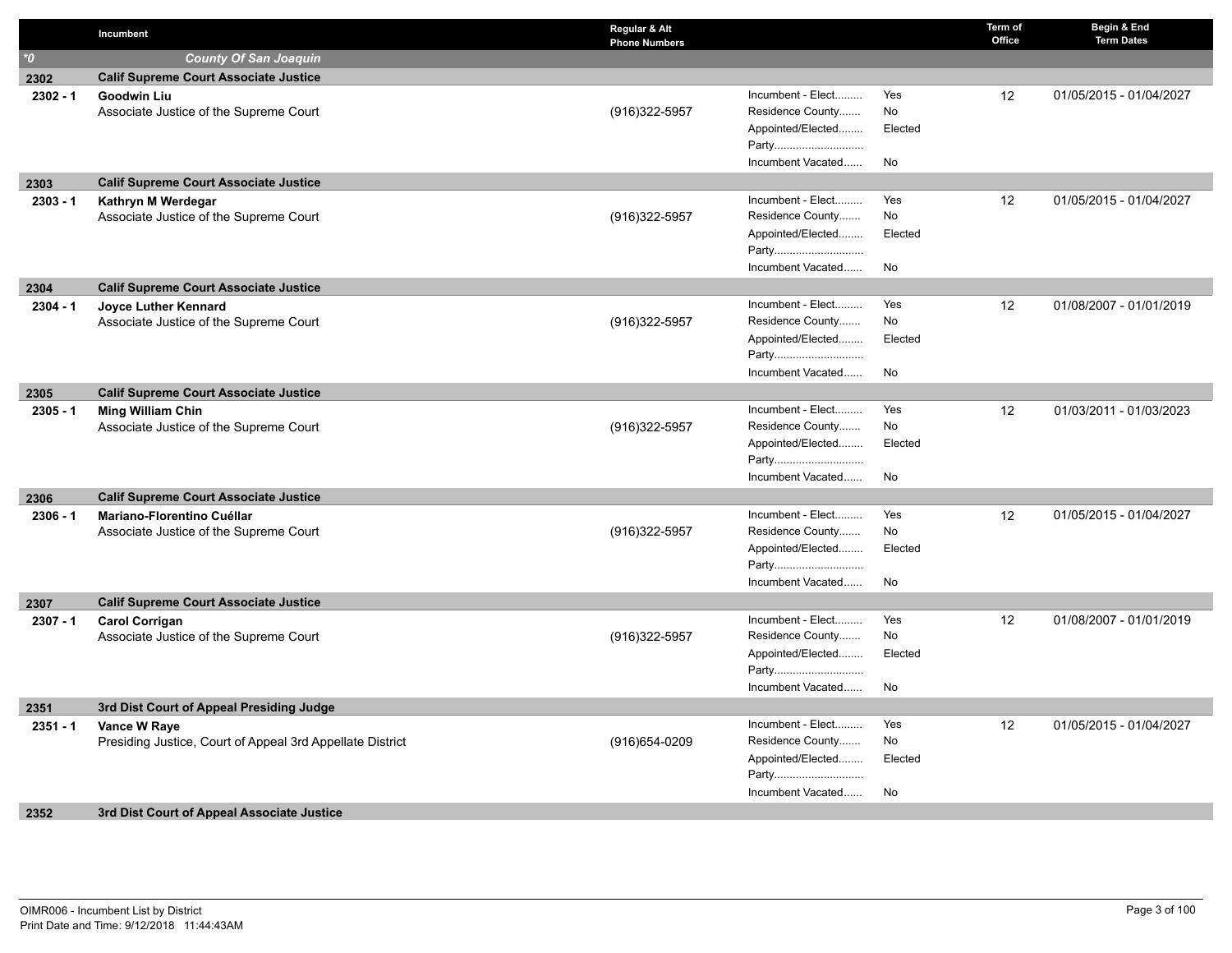| | Incumbent | Regular & Alt Phone Numbers | | | Term of Office | Begin & End Term Dates |
|---|---|---|---|---|---|---|
| *0 | ***County Of San Joaquin*** | | | | | |
| **2302** | **Calif Supreme Court Associate Justice** | | | | | |
| **2302 - 1** | **Goodwin Liu**<br>Associate Justice of the Supreme Court | (916)322-5957 | Incident - Elect.........<br>Residence County.......<br>Appointed/Elected........<br>Party.............................<br>Incumbent Vacated...... | Yes<br>No<br>Elected<br><br>No | 12 | 01/05/2015 - 01/04/2027 |
| **2303** | **Calif Supreme Court Associate Justice** | | | | | |
| **2303 - 1** | **Kathryn M Werdegar**<br>Associate Justice of the Supreme Court | (916)322-5957 | Incumbent - Elect.........<br>Residence County.......<br>Appointed/Elected........<br>Party.............................<br>Incumbent Vacated...... | Yes<br>No<br>Elected<br><br>No | 12 | 01/05/2015 - 01/04/2027 |
| **2304** | **Calif Supreme Court Associate Justice** | | | | | |
| **2304 - 1** | **Joyce Luther Kennard**<br>Associate Justice of the Supreme Court | (916)322-5957 | Incumbent - Elect.........<br>Residence County.......<br>Appointed/Elected........<br>Party.............................<br>Incumbent Vacated...... | Yes<br>No<br>Elected<br><br>No | 12 | 01/08/2007 - 01/01/2019 |
| **2305** | **Calif Supreme Court Associate Justice** | | | | | |
| **2305 - 1** | **Ming William Chin**<br>Associate Justice of the Supreme Court | (916)322-5957 | Incumbent - Elect.........<br>Residence County.......<br>Appointed/Elected........<br>Party.............................<br>Incumbent Vacated...... | Yes<br>No<br>Elected<br><br>No | 12 | 01/03/2011 - 01/03/2023 |
| **2306** | **Calif Supreme Court Associate Justice** | | | | | |
| **2306 - 1** | **Mariano-Florentino Cuéllar**<br>Associate Justice of the Supreme Court | (916)322-5957 | Incumbent - Elect.........<br>Residence County.......<br>Appointed/Elected........<br>Party.............................<br>Incumbent Vacated...... | Yes<br>No<br>Elected<br><br>No | 12 | 01/05/2015 - 01/04/2027 |
| **2307** | **Calif Supreme Court Associate Justice** | | | | | |
| **2307 - 1** | **Carol Corrigan**<br>Associate Justice of the Supreme Court | (916)322-5957 | Incumbent - Elect.........<br>Residence County.......<br>Appointed/Elected........<br>Party.............................<br>Incumbent Vacated...... | Yes<br>No<br>Elected<br><br>No | 12 | 01/08/2007 - 01/01/2019 |
| **2351** | **3rd Dist Court of Appeal Presiding Judge** | | | | | |
| **2351 - 1** | **Vance W Raye**<br>Presiding Justice, Court of Appeal 3rd Appellate District | (916)654-0209 | Incumbent - Elect.........<br>Residence County.......<br>Appointed/Elected........<br>Party.............................<br>Incumbent Vacated...... | Yes<br>No<br>Elected<br><br>No | 12 | 01/05/2015 - 01/04/2027 |
| **2352** | **3rd Dist Court of Appeal Associate Justice** | | | | | |

OIMR006 - Incumbent List by District
Print Date and Time: 9/12/2018 11:44:43AM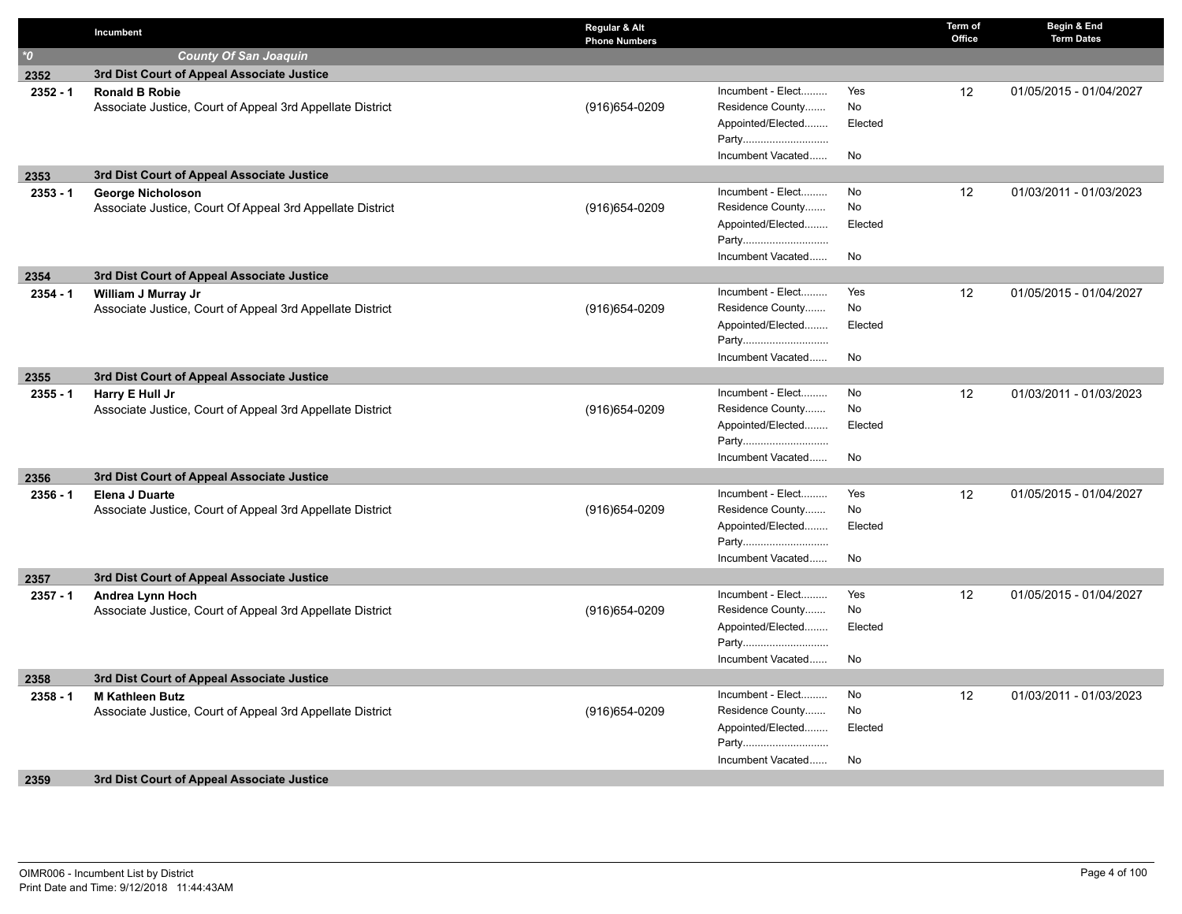| | Incumbent | Regular & Alt Phone Numbers | | | Term of Office | Begin & End Term Dates |
|---|---|---|---|---|---|---|
| *0 | *County Of San Joaquin* | | | | | |
| **2352** | **3rd Dist Court of Appeal Associate Justice** | | | | | |
| **2352 - 1** | **Ronald B Robie**<br>Associate Justice, Court of Appeal 3rd Appellate District | (916)654-0209 | Incumbent - Elect.........<br>Residence County.......<br>Appointed/Elected........<br>Party.............................<br>Incumbent Vacated...... | Yes<br>No<br>Elected<br><br>No | 12 | 01/05/2015 - 01/04/2027 |
| **2353** | **3rd Dist Court of Appeal Associate Justice** | | | | | |
| **2353 - 1** | **George Nicholoson**<br>Associate Justice, Court Of Appeal 3rd Appellate District | (916)654-0209 | Incumbent - Elect.........<br>Residence County.......<br>Appointed/Elected........<br>Party.............................<br>Incumbent Vacated...... | No<br>No<br>Elected<br><br>No | 12 | 01/03/2011 - 01/03/2023 |
| **2354** | **3rd Dist Court of Appeal Associate Justice** | | | | | |
| **2354 - 1** | **William J Murray Jr**<br>Associate Justice, Court of Appeal 3rd Appellate District | (916)654-0209 | Incumbent - Elect.........<br>Residence County.......<br>Appointed/Elected........<br>Party.............................<br>Incumbent Vacated...... | Yes<br>No<br>Elected<br><br>No | 12 | 01/05/2015 - 01/04/2027 |
| **2355** | **3rd Dist Court of Appeal Associate Justice** | | | | | |
| **2355 - 1** | **Harry E Hull Jr**<br>Associate Justice, Court of Appeal 3rd Appellate District | (916)654-0209 | Incumbent - Elect.........<br>Residence County.......<br>Appointed/Elected........<br>Party.............................<br>Incumbent Vacated...... | No<br>No<br>Elected<br><br>No | 12 | 01/03/2011 - 01/03/2023 |
| **2356** | **3rd Dist Court of Appeal Associate Justice** | | | | | |
| **2356 - 1** | **Elena J Duarte**<br>Associate Justice, Court of Appeal 3rd Appellate District | (916)654-0209 | Incumbent - Elect.........<br>Residence County.......<br>Appointed/Elected........<br>Party.............................<br>Incumbent Vacated...... | Yes<br>No<br>Elected<br><br>No | 12 | 01/05/2015 - 01/04/2027 |
| **2357** | **3rd Dist Court of Appeal Associate Justice** | | | | | |
| **2357 - 1** | **Andrea Lynn Hoch**<br>Associate Justice, Court of Appeal 3rd Appellate District | (916)654-0209 | Incumbent - Elect.........<br>Residence County.......<br>Appointed/Elected........<br>Party.............................<br>Incumbent Vacated...... | Yes<br>No<br>Elected<br><br>No | 12 | 01/05/2015 - 01/04/2027 |
| **2358** | **3rd Dist Court of Appeal Associate Justice** | | | | | |
| **2358 - 1** | **M Kathleen Butz**<br>Associate Justice, Court of Appeal 3rd Appellate District | (916)654-0209 | Incumbent - Elect.........<br>Residence County.......<br>Appointed/Elected........<br>Party.............................<br>Incumbent Vacated...... | No<br>No<br>Elected<br><br>No | 12 | 01/03/2011 - 01/03/2023 |
| **2359** | **3rd Dist Court of Appeal Associate Justice** | | | | | |

OIMR006 - Incumbent List by District
Print Date and Time: 9/12/2018 11:44:43AM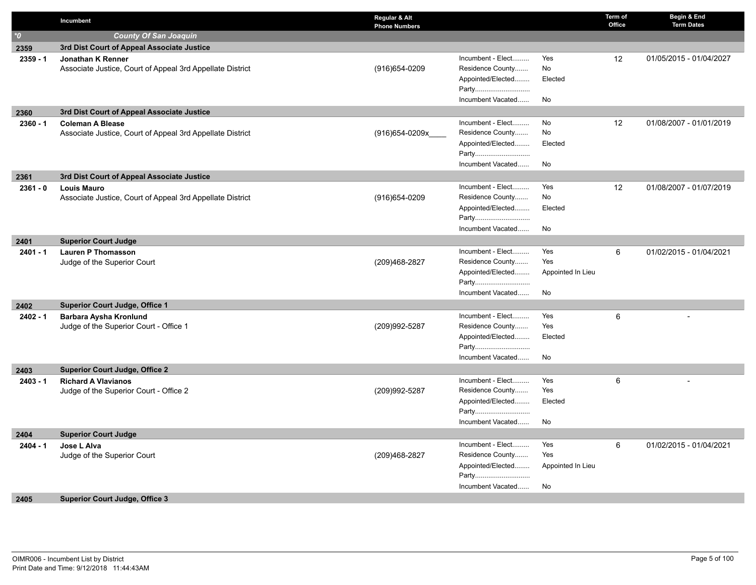| | Incumbent | Regular & Alt Phone Numbers | | | Term of Office | Begin & End Term Dates |
|---|---|---|---|---|---|---|
| *0 | ***County Of San Joaquin*** | | | | | |
| **2359** | **3rd Dist Court of Appeal Associate Justice** | | | | | |
| **2359 - 1** | **Jonathan K Renner**<br>Associate Justice, Court of Appeal 3rd Appellate District | (916)654-0209 | Incumbent - Elect.........<br>Residence County.......<br>Appointed/Elected........<br>Party............................<br>Incumbent Vacated...... | Yes<br>No<br>Elected<br><br>No | 12 | 01/05/2015 - 01/04/2027 |
| **2360** | **3rd Dist Court of Appeal Associate Justice** | | | | | |
| **2360 - 1** | **Coleman A Blease**<br>Associate Justice, Court of Appeal 3rd Appellate District | (916)654-0209x____ | Incumbent - Elect.........<br>Residence County.......<br>Appointed/Elected........<br>Party............................<br>Incumbent Vacated...... | No<br>No<br>Elected<br><br>No | 12 | 01/08/2007 - 01/01/2019 |
| **2361** | **3rd Dist Court of Appeal Associate Justice** | | | | | |
| **2361 - 0** | **Louis Mauro**<br>Associate Justice, Court of Appeal 3rd Appellate District | (916)654-0209 | Incumbent - Elect.........<br>Residence County.......<br>Appointed/Elected........<br>Party............................<br>Incumbent Vacated...... | Yes<br>No<br>Elected<br><br>No | 12 | 01/08/2007 - 01/07/2019 |
| **2401** | **Superior Court Judge** | | | | | |
| **2401 - 1** | **Lauren P Thomasson**<br>Judge of the Superior Court | (209)468-2827 | Incumbent - Elect.........<br>Residence County.......<br>Appointed/Elected........<br>Party............................<br>Incumbent Vacated...... | Yes<br>Yes<br>Appointed In Lieu<br><br>No | 6 | 01/02/2015 - 01/04/2021 |
| **2402** | **Superior Court Judge, Office 1** | | | | | |
| **2402 - 1** | **Barbara Aysha Kronlund**<br>Judge of the Superior Court - Office 1 | (209)992-5287 | Incumbent - Elect.........<br>Residence County.......<br>Appointed/Elected........<br>Party............................<br>Incumbent Vacated...... | Yes<br>Yes<br>Elected<br><br>No | 6 | - |
| **2403** | **Superior Court Judge, Office 2** | | | | | |
| **2403 - 1** | **Richard A Vlavianos**<br>Judge of the Superior Court - Office 2 | (209)992-5287 | Incumbent - Elect.........<br>Residence County.......<br>Appointed/Elected........<br>Party............................<br>Incumbent Vacated...... | Yes<br>Yes<br>Elected<br><br>No | 6 | - |
| **2404** | **Superior Court Judge** | | | | | |
| **2404 - 1** | **Jose L Alva**<br>Judge of the Superior Court | (209)468-2827 | Incumbent - Elect.........<br>Residence County.......<br>Appointed/Elected........<br>Party............................<br>Incumbent Vacated...... | Yes<br>Yes<br>Appointed In Lieu<br><br>No | 6 | 01/02/2015 - 01/04/2021 |
| **2405** | **Superior Court Judge, Office 3** | | | | | |

OIMR006 - Incumbent List by District
Print Date and Time: 9/12/2018 11:44:43AM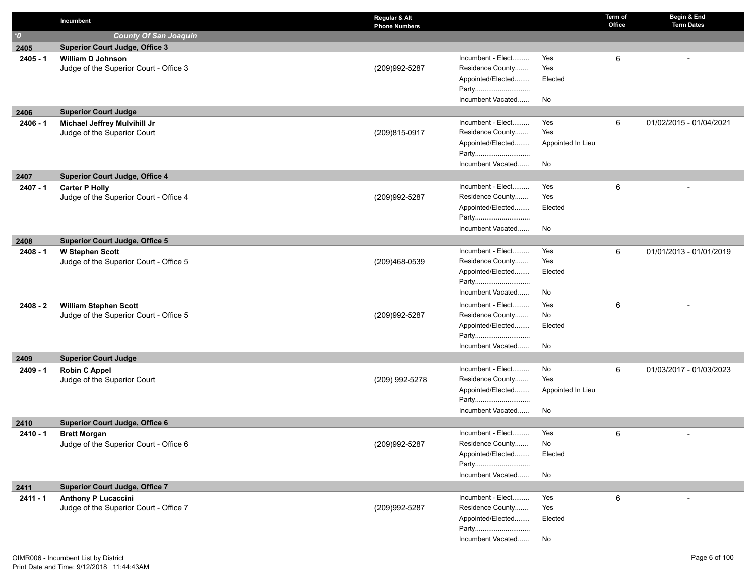| | Incumbent | Regular & Alt Phone Numbers | | | Term of Office | Begin & End Term Dates |
|---|---|---|---|---|---|---|
| *0 | *County Of San Joaquin* | | | | | |
| **2405** | **Superior Court Judge, Office 3** | | | | | |
| **2405 - 1** | **William D Johnson**<br>Judge of the Superior Court - Office 3 | (209)992-5287 | Incumbent - Elect.........<br>Residence County.......<br>Appointed/Elected........<br>Party.............................<br>Incumbent Vacated...... | Yes<br>Yes<br>Elected<br><br>No | 6 | - |
| **2406** | **Superior Court Judge** | | | | | |
| **2406 - 1** | **Michael Jeffrey Mulvihill Jr**<br>Judge of the Superior Court | (209)815-0917 | Incumbent - Elect.........<br>Residence County.......<br>Appointed/Elected........<br>Party.............................<br>Incumbent Vacated...... | Yes<br>Yes<br>Appointed In Lieu<br><br>No | 6 | 01/02/2015 - 01/04/2021 |
| **2407** | **Superior Court Judge, Office 4** | | | | | |
| **2407 - 1** | **Carter P Holly**<br>Judge of the Superior Court - Office 4 | (209)992-5287 | Incumbent - Elect.........<br>Residence County.......<br>Appointed/Elected........<br>Party.............................<br>Incumbent Vacated...... | Yes<br>Yes<br>Elected<br><br>No | 6 | - |
| **2408** | **Superior Court Judge, Office 5** | | | | | |
| **2408 - 1** | **W Stephen Scott**<br>Judge of the Superior Court - Office 5 | (209)468-0539 | Incumbent - Elect.........<br>Residence County.......<br>Appointed/Elected........<br>Party.............................<br>Incumbent Vacated...... | Yes<br>Yes<br>Elected<br><br>No | 6 | 01/01/2013 - 01/01/2019 |
| **2408 - 2** | **William Stephen Scott**<br>Judge of the Superior Court - Office 5 | (209)992-5287 | Incumbent - Elect.........<br>Residence County.......<br>Appointed/Elected........<br>Party.............................<br>Incumbent Vacated...... | Yes<br>No<br>Elected<br><br>No | 6 | - |
| **2409** | **Superior Court Judge** | | | | | |
| **2409 - 1** | **Robin C Appel**<br>Judge of the Superior Court | (209) 992-5278 | Incumbent - Elect.........<br>Residence County.......<br>Appointed/Elected........<br>Party.............................<br>Incumbent Vacated...... | No<br>Yes<br>Appointed In Lieu<br><br>No | 6 | 01/03/2017 - 01/03/2023 |
| **2410** | **Superior Court Judge, Office 6** | | | | | |
| **2410 - 1** | **Brett Morgan**<br>Judge of the Superior Court - Office 6 | (209)992-5287 | Incumbent - Elect.........<br>Residence County.......<br>Appointed/Elected........<br>Party.............................<br>Incumbent Vacated...... | Yes<br>No<br>Elected<br><br>No | 6 | - |
| **2411** | **Superior Court Judge, Office 7** | | | | | |
| **2411 - 1** | **Anthony P Lucaccini**<br>Judge of the Superior Court - Office 7 | (209)992-5287 | Incumbent - Elect.........<br>Residence County.......<br>Appointed/Elected........<br>Party.............................<br>Incumbent Vacated...... | Yes<br>Yes<br>Elected<br><br>No | 6 | - |

OIMR006 - Incumbent List by District
Print Date and Time: 9/12/2018 11:44:43AM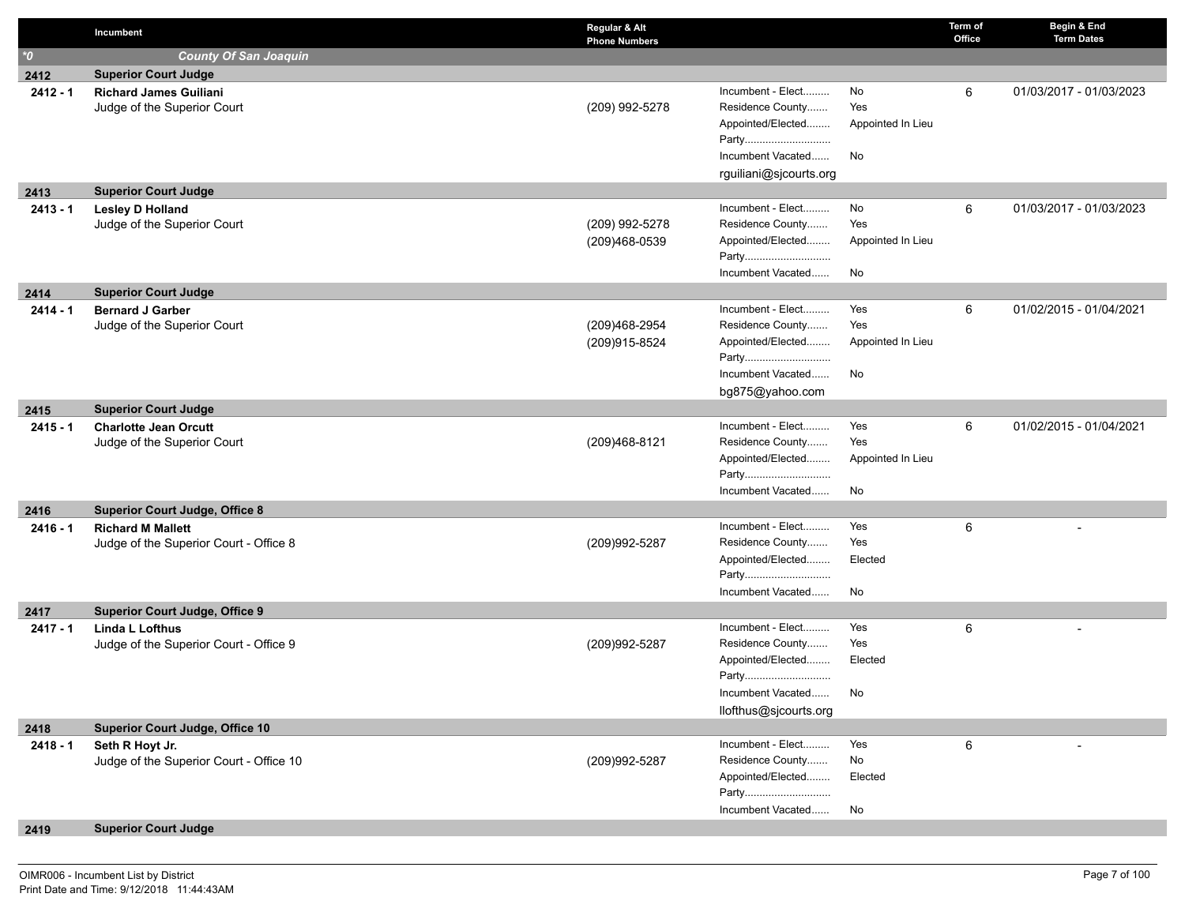| | Incumbent | Regular & Alt Phone Numbers | | | Term of Office | Begin & End Term Dates |
|---|---|---|---|---|---|---|
| *0 | *County Of San Joaquin* | | | | | |
| **2412** | **Superior Court Judge** | | | | | |
| **2412 - 1** | **Richard James Guiliani**<br>Judge of the Superior Court | (209) 992-5278 | Incumbent - Elect.........<br>Residence County.......<br>Appointed/Elected........<br>Party.............................<br>Incumbent Vacated......<br>rguiliani@sjcourts.org | No<br>Yes<br>Appointed In Lieu<br><br>No | 6 | 01/03/2017 - 01/03/2023 |
| **2413** | **Superior Court Judge** | | | | | |
| **2413 - 1** | **Lesley D Holland**<br>Judge of the Superior Court | (209) 992-5278<br>(209)468-0539 | Incumbent - Elect.........<br>Residence County.......<br>Appointed/Elected........<br>Party.............................<br>Incumbent Vacated...... | No<br>Yes<br>Appointed In Lieu<br><br>No | 6 | 01/03/2017 - 01/03/2023 |
| **2414** | **Superior Court Judge** | | | | | |
| **2414 - 1** | **Bernard J Garber**<br>Judge of the Superior Court | (209)468-2954<br>(209)915-8524 | Incumbent - Elect.........<br>Residence County.......<br>Appointed/Elected........<br>Party.............................<br>Incumbent Vacated......<br>bg875@yahoo.com | Yes<br>Yes<br>Appointed In Lieu<br><br>No | 6 | 01/02/2015 - 01/04/2021 |
| **2415** | **Superior Court Judge** | | | | | |
| **2415 - 1** | **Charlotte Jean Orcutt**<br>Judge of the Superior Court | (209)468-8121 | Incumbent - Elect.........<br>Residence County.......<br>Appointed/Elected........<br>Party.............................<br>Incumbent Vacated...... | Yes<br>Yes<br>Appointed In Lieu<br><br>No | 6 | 01/02/2015 - 01/04/2021 |
| **2416** | **Superior Court Judge, Office 8** | | | | | |
| **2416 - 1** | **Richard M Mallett**<br>Judge of the Superior Court - Office 8 | (209)992-5287 | Incumbent - Elect.........<br>Residence County.......<br>Appointed/Elected........<br>Party.............................<br>Incumbent Vacated...... | Yes<br>Yes<br>Elected<br><br>No | 6 | - |
| **2417** | **Superior Court Judge, Office 9** | | | | | |
| **2417 - 1** | **Linda L Lofthus**<br>Judge of the Superior Court - Office 9 | (209)992-5287 | Incumbent - Elect.........<br>Residence County.......<br>Appointed/Elected........<br>Party.............................<br>Incumbent Vacated......<br>llofthus@sjcourts.org | Yes<br>Yes<br>Elected<br><br>No | 6 | - |
| **2418** | **Superior Court Judge, Office 10** | | | | | |
| **2418 - 1** | **Seth R Hoyt Jr.**<br>Judge of the Superior Court - Office 10 | (209)992-5287 | Incumbent - Elect.........<br>Residence County.......<br>Appointed/Elected........<br>Party.............................<br>Incumbent Vacated...... | Yes<br>No<br>Elected<br><br>No | 6 | - |
| **2419** | **Superior Court Judge** | | | | | |

OIMR006 - Incumbent List by District
Print Date and Time: 9/12/2018 11:44:43AM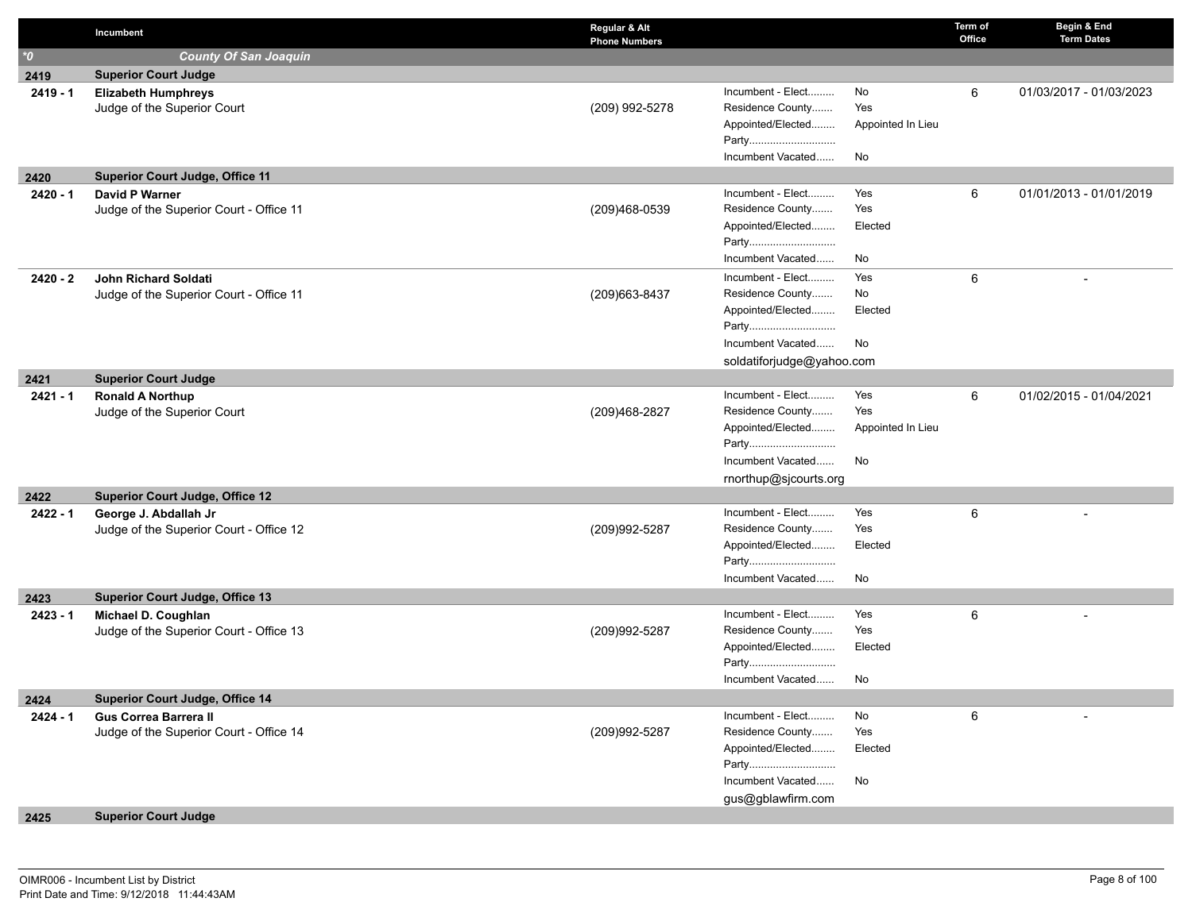| | Incumbent | Regular & Alt Phone Numbers | | | Term of Office | Begin & End Term Dates |
|---|---|---|---|---|---|---|
| *0 | ***County Of San Joaquin*** | | | | | |
| **2419** | **Superior Court Judge** | | | | | |
| **2419 - 1** | **Elizabeth Humphreys**<br>Judge of the Superior Court | (209) 992-5278 | Incument - Elect.........<br>Residence County.......<br>Appointed/Elected........<br>Party.............................<br>Incumbent Vacated...... | No<br>Yes<br>Appointed In Lieu<br><br>No | 6 | 01/03/2017 - 01/03/2023 |
| **2420** | **Superior Court Judge, Office 11** | | | | | |
| **2420 - 1** | **David P Warner**<br>Judge of the Superior Court - Office 11 | (209)468-0539 | Incument - Elect.........<br>Residence County.......<br>Appointed/Elected........<br>Party.............................<br>Incumbent Vacated...... | Yes<br>Yes<br>Elected<br><br>No | 6 | 01/01/2013 - 01/01/2019 |
| **2420 - 2** | **John Richard Soldati**<br>Judge of the Superior Court - Office 11 | (209)663-8437 | Incument - Elect.........<br>Residence County.......<br>Appointed/Elected........<br>Party.............................<br>Incumbent Vacated......<br>soldatiforjudge@yahoo.com | Yes<br>No<br>Elected<br><br>No | 6 | - |
| **2421** | **Superior Court Judge** | | | | | |
| **2421 - 1** | **Ronald A Northup**<br>Judge of the Superior Court | (209)468-2827 | Incument - Elect.........<br>Residence County.......<br>Appointed/Elected........<br>Party.............................<br>Incumbent Vacated......<br>rnorthup@sjcourts.org | Yes<br>Yes<br>Appointed In Lieu<br><br>No | 6 | 01/02/2015 - 01/04/2021 |
| **2422** | **Superior Court Judge, Office 12** | | | | | |
| **2422 - 1** | **George J. Abdallah Jr**<br>Judge of the Superior Court - Office 12 | (209)992-5287 | Incument - Elect.........<br>Residence County.......<br>Appointed/Elected........<br>Party.............................<br>Incumbent Vacated...... | Yes<br>Yes<br>Elected<br><br>No | 6 | - |
| **2423** | **Superior Court Judge, Office 13** | | | | | |
| **2423 - 1** | **Michael D. Coughlan**<br>Judge of the Superior Court - Office 13 | (209)992-5287 | Incument - Elect.........<br>Residence County.......<br>Appointed/Elected........<br>Party.............................<br>Incumbent Vacated...... | Yes<br>Yes<br>Elected<br><br>No | 6 | - |
| **2424** | **Superior Court Judge, Office 14** | | | | | |
| **2424 - 1** | **Gus Correa Barrera II**<br>Judge of the Superior Court - Office 14 | (209)992-5287 | Incument - Elect.........<br>Residence County.......<br>Appointed/Elected........<br>Party.............................<br>Incumbent Vacated......<br>gus@gblawfirm.com | No<br>Yes<br>Elected<br><br>No | 6 | - |
| **2425** | **Superior Court Judge** | | | | | |

OIMR006 - Incumbent List by District
Print Date and Time: 9/12/2018 11:44:43AM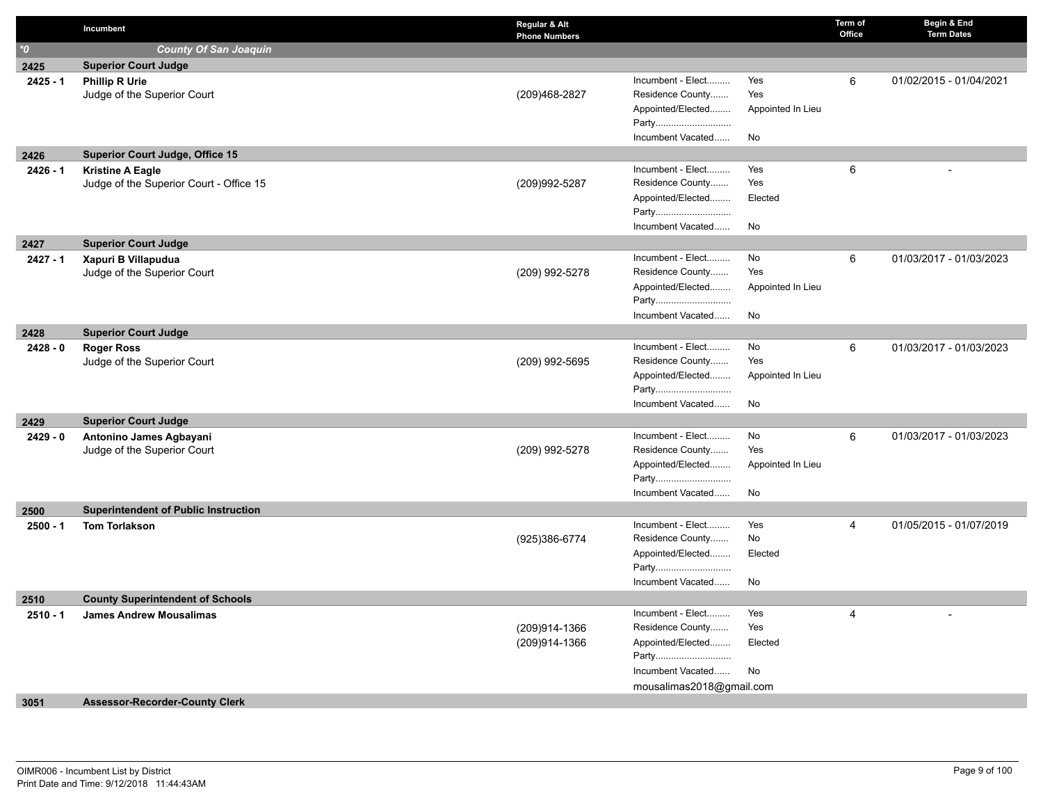| | Incumbent | Regular & Alt Phone Numbers | | | Term of Office | Begin & End Term Dates |
|---|---|---|---|---|---|---|
| *0 | ***County Of San Joaquin*** | | | | | |
| **2425** | **Superior Court Judge** | | | | | |
| **2425 - 1** | **Phillip R Urie**<br>Judge of the Superior Court | (209)468-2827 | Incumbent - Elect.........<br>Residence County.......<br>Appointed/Elected........<br>Party.............................<br>Incumbent Vacated...... | Yes<br>Yes<br>Appointed In Lieu<br><br>No | 6 | 01/02/2015 - 01/04/2021 |
| **2426** | **Superior Court Judge, Office 15** | | | | | |
| **2426 - 1** | **Kristine A Eagle**<br>Judge of the Superior Court - Office 15 | (209)992-5287 | Incumbent - Elect.........<br>Residence County.......<br>Appointed/Elected........<br>Party.............................<br>Incumbent Vacated...... | Yes<br>Yes<br>Elected<br><br>No | 6 | - |
| **2427** | **Superior Court Judge** | | | | | |
| **2427 - 1** | **Xapuri B Villapudua**<br>Judge of the Superior Court | (209) 992-5278 | Incumbent - Elect.........<br>Residence County.......<br>Appointed/Elected........<br>Party.............................<br>Incumbent Vacated...... | No<br>Yes<br>Appointed In Lieu<br><br>No | 6 | 01/03/2017 - 01/03/2023 |
| **2428** | **Superior Court Judge** | | | | | |
| **2428 - 0** | **Roger Ross**<br>Judge of the Superior Court | (209) 992-5695 | Incumbent - Elect.........<br>Residence County.......<br>Appointed/Elected........<br>Party.............................<br>Incumbent Vacated...... | No<br>Yes<br>Appointed In Lieu<br><br>No | 6 | 01/03/2017 - 01/03/2023 |
| **2429** | **Superior Court Judge** | | | | | |
| **2429 - 0** | **Antonino James Agbayani**<br>Judge of the Superior Court | (209) 992-5278 | Incumbent - Elect.........<br>Residence County.......<br>Appointed/Elected........<br>Party.............................<br>Incumbent Vacated...... | No<br>Yes<br>Appointed In Lieu<br><br>No | 6 | 01/03/2017 - 01/03/2023 |
| **2500** | **Superintendent of Public Instruction** | | | | | |
| **2500 - 1** | **Tom Torlakson** | (925)386-6774 | Incumbent - Elect.........<br>Residence County.......<br>Appointed/Elected........<br>Party.............................<br>Incumbent Vacated...... | Yes<br>No<br>Elected<br><br>No | 4 | 01/05/2015 - 01/07/2019 |
| **2510** | **County Superintendent of Schools** | | | | | |
| **2510 - 1** | **James Andrew Mousalimas** | (209)914-1366<br>(209)914-1366 | Incumbent - Elect.........<br>Residence County.......<br>Appointed/Elected........<br>Party.............................<br>Incumbent Vacated......<br>mousalimas2018@gmail.com | Yes<br>Yes<br>Elected<br><br>No | 4 | - |
| **3051** | **Assessor-Recorder-County Clerk** | | | | | |

OIMR006 - Incumbent List by District
Print Date and Time: 9/12/2018 11:44:43AM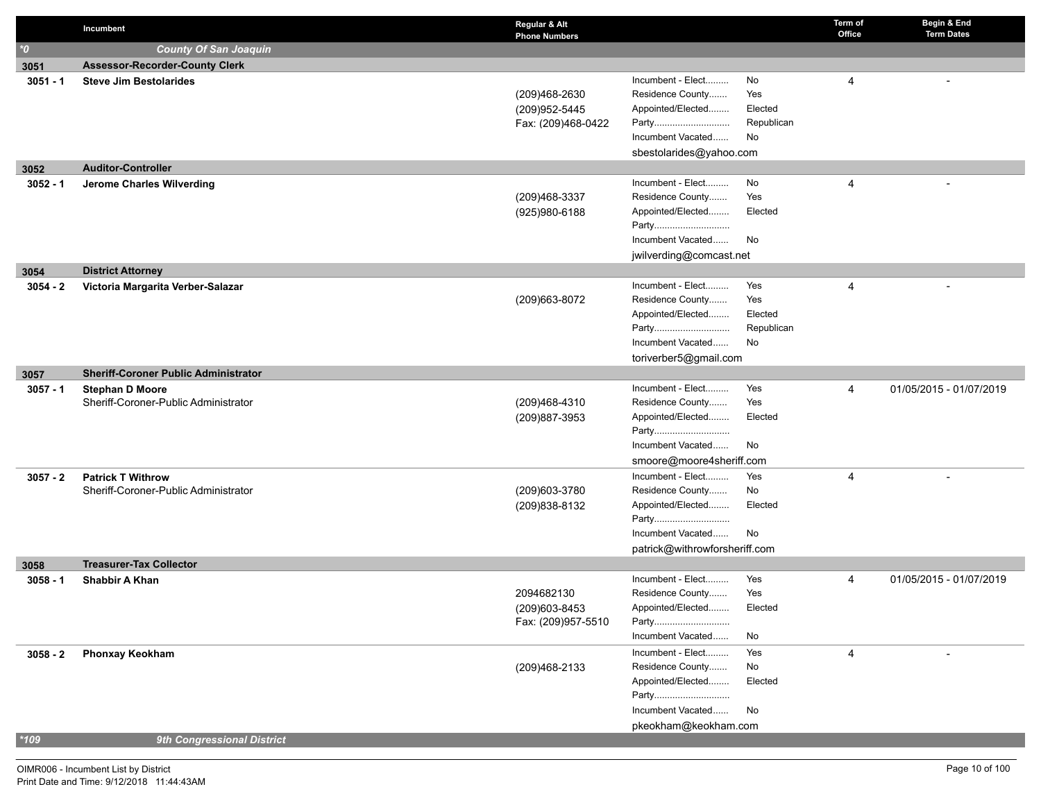| | Incumbent | Regular & Alt Phone Numbers | | | Term of Office | Begin & End Term Dates |
|---|---|---|---|---|---|---|
| *0 | ***County Of San Joaquin*** | | | | | |
| **3051** | **Assessor-Recorder-County Clerk** | | | | | |
| **3051 - 1** | **Steve Jim Bestolarides** | (209)468-2630<br>(209)952-5445<br>Fax: (209)468-0422 | Incumbent - Elect.........<br>Residence County.......<br>Appointed/Elected........<br>Party.............................<br>Incumbent Vacated......<br>sbestolarides@yahoo.com | No<br>Yes<br>Elected<br>Republican<br>No | 4 | - |
| **3052** | **Auditor-Controller** | | | | | |
| **3052 - 1** | **Jerome Charles Wilverding** | (209)468-3337<br>(925)980-6188 | Incumbent - Elect.........<br>Residence County.......<br>Appointed/Elected........<br>Party.............................<br>Incumbent Vacated......<br>jwilverding@comcast.net | No<br>Yes<br>Elected<br><br>No | 4 | - |
| **3054** | **District Attorney** | | | | | |
| **3054 - 2** | **Victoria Margarita Verber-Salazar** | (209)663-8072 | Incumbent - Elect.........<br>Residence County.......<br>Appointed/Elected........<br>Party.............................<br>Incumbent Vacated......<br>toriverber5@gmail.com | Yes<br>Yes<br>Elected<br>Republican<br>No | 4 | - |
| **3057** | **Sheriff-Coroner Public Administrator** | | | | | |
| **3057 - 1** | **Stephan D Moore**<br>Sheriff-Coroner-Public Administrator | (209)468-4310<br>(209)887-3953 | Incumbent - Elect.........<br>Residence County.......<br>Appointed/Elected........<br>Party.............................<br>Incumbent Vacated......<br>smoore@moore4sheriff.com | Yes<br>Yes<br>Elected<br><br>No | 4 | 01/05/2015 - 01/07/2019 |
| **3057 - 2** | **Patrick T Withrow**<br>Sheriff-Coroner-Public Administrator | (209)603-3780<br>(209)838-8132 | Incumbent - Elect.........<br>Residence County.......<br>Appointed/Elected........<br>Party.............................<br>Incumbent Vacated......<br>patrick@withrowforsheriff.com | Yes<br>No<br>Elected<br><br>No | 4 | - |
| **3058** | **Treasurer-Tax Collector** | | | | | |
| **3058 - 1** | **Shabbir A Khan** | 2094682130<br>(209)603-8453<br>Fax: (209)957-5510 | Incumbent - Elect.........<br>Residence County.......<br>Appointed/Elected........<br>Party.............................<br>Incumbent Vacated...... | Yes<br>Yes<br>Elected<br><br>No | 4 | 01/05/2015 - 01/07/2019 |
| **3058 - 2** | **Phonxay Keokham** | (209)468-2133 | Incumbent - Elect.........<br>Residence County.......<br>Appointed/Elected........<br>Party.............................<br>Incumbent Vacated......<br>pkeokham@keokham.com | Yes<br>No<br>Elected<br><br>No | 4 | - |
| *109 | ***9th Congressional District*** | | | | | |

OIMR006 - Incumbent List by District
Print Date and Time: 9/12/2018 11:44:43AM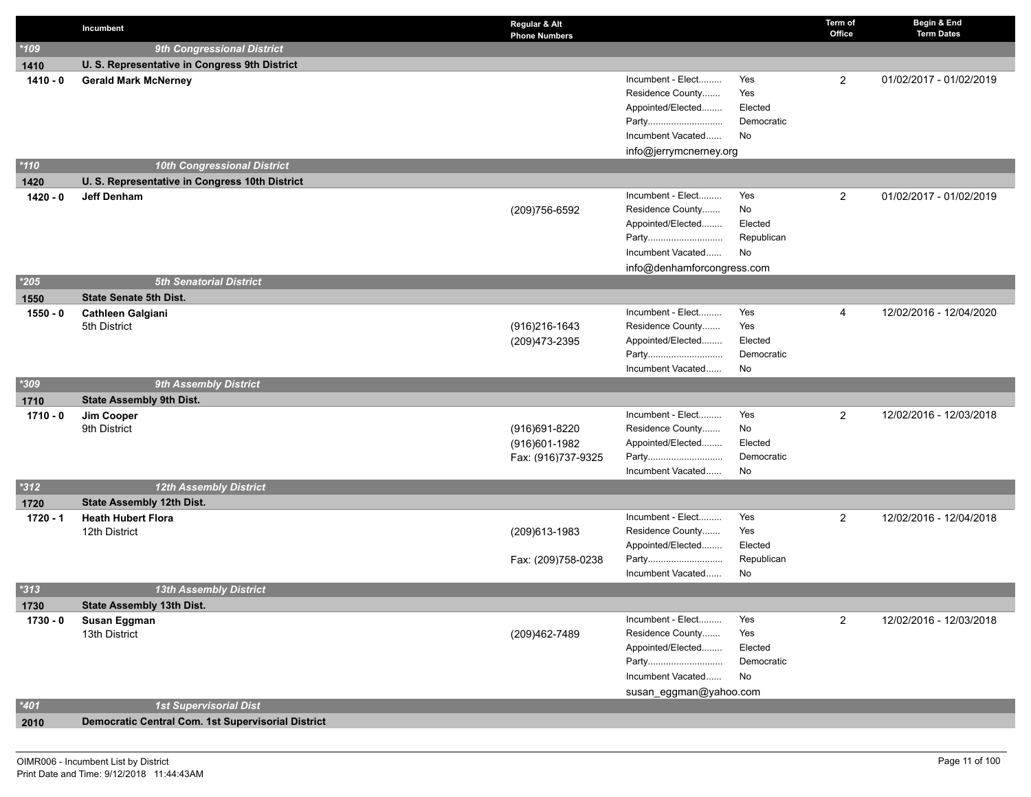| | Incumbent | Regular & Alt Phone Numbers | | | Term of Office | Begin & End Term Dates |
|---|---|---|---|---|---|---|
| *109 | *9th Congressional District* | | | | | |
| 1410 | **U. S. Representative in Congress 9th District** | | | | | |
| **1410 - 0** | **Gerald Mark McNerney** | | Incumbent - Elect......... | Yes | 2 | 01/02/2017 - 01/02/2019 |
| | | | Residence County....... | Yes | | |
| | | | Appointed/Elected........ | Elected | | |
| | | | Party............................ | Democratic | | |
| | | | Incumbent Vacated...... | No | | |
| | | | info@jerrymcnerney.org | | | |
| *110 | *10th Congressional District* | | | | | |
| 1420 | **U. S. Representative in Congress 10th District** | | | | | |
| **1420 - 0** | **Jeff Denham** | (209)756-6592 | Incumbent - Elect......... | Yes | 2 | 01/02/2017 - 01/02/2019 |
| | | | Residence County....... | No | | |
| | | | Appointed/Elected........ | Elected | | |
| | | | Party............................ | Republican | | |
| | | | Incumbent Vacated...... | No | | |
| | | | info@denhamforcongress.com | | | |
| *205 | *5th Senatorial District* | | | | | |
| 1550 | **State Senate 5th Dist.** | | | | | |
| **1550 - 0** | **Cathleen Galgiani** | | Incumbent - Elect......... | Yes | 4 | 12/02/2016 - 12/04/2020 |
| | 5th District | (916)216-1643 | Residence County....... | Yes | | |
| | | (209)473-2395 | Appointed/Elected........ | Elected | | |
| | | | Party............................ | Democratic | | |
| | | | Incumbent Vacated...... | No | | |
| *309 | *9th Assembly District* | | | | | |
| 1710 | **State Assembly 9th Dist.** | | | | | |
| **1710 - 0** | **Jim Cooper** | | Incumbent - Elect......... | Yes | 2 | 12/02/2016 - 12/03/2018 |
| | 9th District | (916)691-8220 | Residence County....... | No | | |
| | | (916)601-1982 | Appointed/Elected........ | Elected | | |
| | | Fax: (916)737-9325 | Party............................ | Democratic | | |
| | | | Incumbent Vacated...... | No | | |
| *312 | *12th Assembly District* | | | | | |
| 1720 | **State Assembly 12th Dist.** | | | | | |
| **1720 - 1** | **Heath Hubert Flora** | | Incumbent - Elect......... | Yes | 2 | 12/02/2016 - 12/04/2018 |
| | 12th District | (209)613-1983 | Residence County....... | Yes | | |
| | | | Appointed/Elected........ | Elected | | |
| | | Fax: (209)758-0238 | Party............................ | Republican | | |
| | | | Incumbent Vacated...... | No | | |
| *313 | *13th Assembly District* | | | | | |
| 1730 | **State Assembly 13th Dist.** | | | | | |
| **1730 - 0** | **Susan Eggman** | | Incumbent - Elect......... | Yes | 2 | 12/02/2016 - 12/03/2018 |
| | 13th District | (209)462-7489 | Residence County....... | Yes | | |
| | | | Appointed/Elected........ | Elected | | |
| | | | Party............................ | Democratic | | |
| | | | Incumbent Vacated...... | No | | |
| | | | susan_eggman@yahoo.com | | | |
| *401 | *1st Supervisorial Dist* | | | | | |
| 2010 | **Democratic Central Com. 1st Supervisorial District** | | | | | |

OIMR006 - Incumbent List by District
Print Date and Time: 9/12/2018 11:44:43AM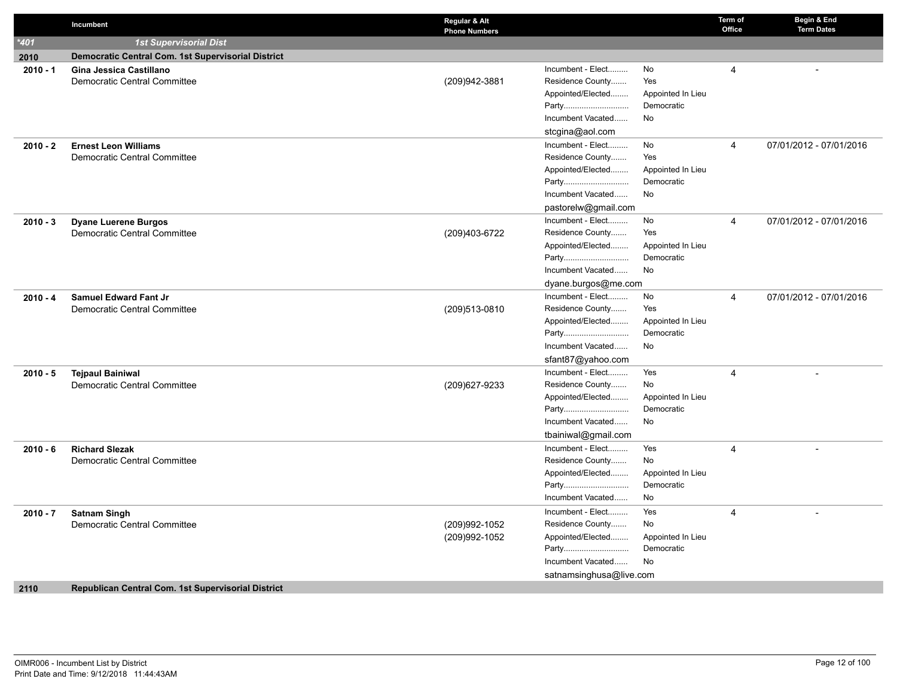| | Incumbent | Regular & Alt Phone Numbers | | | Term of Office | Begin & End Term Dates |
|---|---|---|---|---|---|---|
| *401 | 1st Supervisorial Dist | | | | | |
| 2010 | Democratic Central Com. 1st Supervisorial District | | | | | |
| 2010 - 1 | **Gina Jessica Castillano**<br>Democratic Central Committee | (209)942-3881 | Incumbent - Elect.........<br>Residence County.......<br>Appointed/Elected........<br>Party.............................<br>Incumbent Vacated......<br>stcgina@aol.com | No<br>Yes<br>Appointed In Lieu<br>Democratic<br>No | 4 | - |
| 2010 - 2 | **Ernest Leon Williams**<br>Democratic Central Committee | | Incumbent - Elect.........<br>Residence County.......<br>Appointed/Elected........<br>Party.............................<br>Incumbent Vacated......<br>pastorelw@gmail.com | No<br>Yes<br>Appointed In Lieu<br>Democratic<br>No | 4 | 07/01/2012 - 07/01/2016 |
| 2010 - 3 | **Dyane Luerene Burgos**<br>Democratic Central Committee | (209)403-6722 | Incumbent - Elect.........<br>Residence County.......<br>Appointed/Elected........<br>Party.............................<br>Incumbent Vacated......<br>dyane.burgos@me.com | No<br>Yes<br>Appointed In Lieu<br>Democratic<br>No | 4 | 07/01/2012 - 07/01/2016 |
| 2010 - 4 | **Samuel Edward Fant Jr**<br>Democratic Central Committee | (209)513-0810 | Incumbent - Elect.........<br>Residence County.......<br>Appointed/Elected........<br>Party.............................<br>Incumbent Vacated......<br>sfant87@yahoo.com | No<br>Yes<br>Appointed In Lieu<br>Democratic<br>No | 4 | 07/01/2012 - 07/01/2016 |
| 2010 - 5 | **Tejpaul Bainiwal**<br>Democratic Central Committee | (209)627-9233 | Incumbent - Elect.........<br>Residence County.......<br>Appointed/Elected........<br>Party.............................<br>Incumbent Vacated......<br>tbainiwal@gmail.com | Yes<br>No<br>Appointed In Lieu<br>Democratic<br>No | 4 | - |
| 2010 - 6 | **Richard Slezak**<br>Democratic Central Committee | | Incumbent - Elect.........<br>Residence County.......<br>Appointed/Elected........<br>Party.............................<br>Incumbent Vacated...... | Yes<br>No<br>Appointed In Lieu<br>Democratic<br>No | 4 | - |
| 2010 - 7 | **Satnam Singh**<br>Democratic Central Committee | (209)992-1052<br>(209)992-1052 | Incumbent - Elect.........<br>Residence County.......<br>Appointed/Elected........<br>Party.............................<br>Incumbent Vacated......<br>satnamsinghusa@live.com | Yes<br>No<br>Appointed In Lieu<br>Democratic<br>No | 4 | - |
| 2110 | Republican Central Com. 1st Supervisorial District | | | | | |

OIMR006 - Incumbent List by District
Print Date and Time: 9/12/2018 11:44:43AM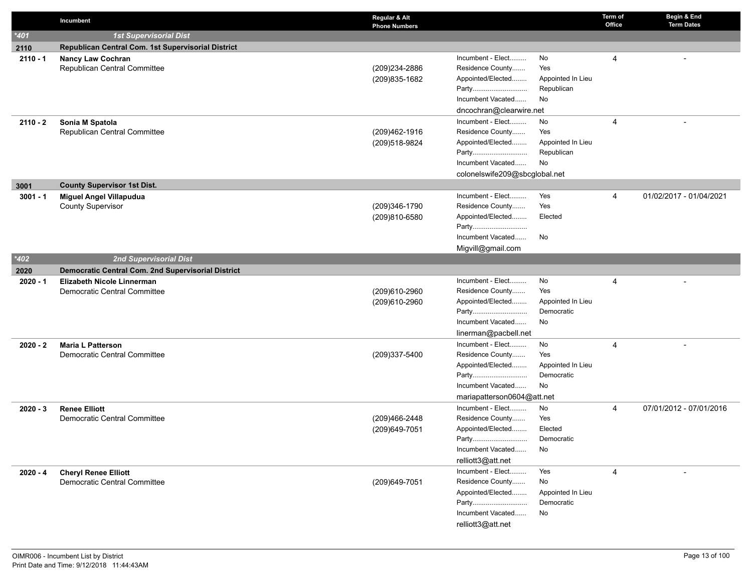| | Incumbent | Regular & Alt Phone Numbers | | | Term of Office | Begin & End Term Dates |
|---|---|---|---|---|---|---|
| *401 | ***1st Supervisorial Dist*** | | | | | |
| **2110** | **Republican Central Com. 1st Supervisorial District** | | | | | |
| **2110 - 1** | **Nancy Law Cochran**<br>Republican Central Committee | (209)234-2886<br>(209)835-1682 | Incumbent - Elect.........<br>Residence County.......<br>Appointed/Elected........<br>Party.............................<br>Incumbent Vacated......<br>dncochran@clearwire.net | No<br>Yes<br>Appointed In Lieu<br>Republican<br>No | 4 | - |
| **2110 - 2** | **Sonia M Spatola**<br>Republican Central Committee | (209)462-1916<br>(209)518-9824 | Incumbent - Elect.........<br>Residence County.......<br>Appointed/Elected........<br>Party.............................<br>Incumbent Vacated......<br>colonelswife209@sbcglobal.net | No<br>Yes<br>Appointed In Lieu<br>Republican<br>No | 4 | - |
| **3001** | **County Supervisor 1st Dist.** | | | | | |
| **3001 - 1** | **Miguel Angel Villapudua**<br>County Supervisor | (209)346-1790<br>(209)810-6580 | Incumbent - Elect.........<br>Residence County.......<br>Appointed/Elected........<br>Party.............................<br>Incumbent Vacated......<br>Migvill@gmail.com | Yes<br>Yes<br>Elected<br><br>No | 4 | 01/02/2017 - 01/04/2021 |
| *402 | ***2nd Supervisorial Dist*** | | | | | |
| **2020** | **Democratic Central Com. 2nd Supervisorial District** | | | | | |
| **2020 - 1** | **Elizabeth Nicole Linnerman**<br>Democratic Central Committee | (209)610-2960<br>(209)610-2960 | Incumbent - Elect.........<br>Residence County.......<br>Appointed/Elected........<br>Party.............................<br>Incumbent Vacated......<br>linerman@pacbell.net | No<br>Yes<br>Appointed In Lieu<br>Democratic<br>No | 4 | - |
| **2020 - 2** | **Maria L Patterson**<br>Democratic Central Committee | (209)337-5400 | Incumbent - Elect.........<br>Residence County.......<br>Appointed/Elected........<br>Party.............................<br>Incumbent Vacated......<br>mariapatterson0604@att.net | No<br>Yes<br>Appointed In Lieu<br>Democratic<br>No | 4 | - |
| **2020 - 3** | **Renee Elliott**<br>Democratic Central Committee | (209)466-2448<br>(209)649-7051 | Incumbent - Elect.........<br>Residence County.......<br>Appointed/Elected........<br>Party.............................<br>Incumbent Vacated......<br>relliott3@att.net | No<br>Yes<br>Elected<br>Democratic<br>No | 4 | 07/01/2012 - 07/01/2016 |
| **2020 - 4** | **Cheryl Renee Elliott**<br>Democratic Central Committee | (209)649-7051 | Incumbent - Elect.........<br>Residence County.......<br>Appointed/Elected........<br>Party.............................<br>Incumbent Vacated......<br>relliott3@att.net | Yes<br>No<br>Appointed In Lieu<br>Democratic<br>No | 4 | - |

OIMR006 - Incumbent List by District
Print Date and Time: 9/12/2018 11:44:43AM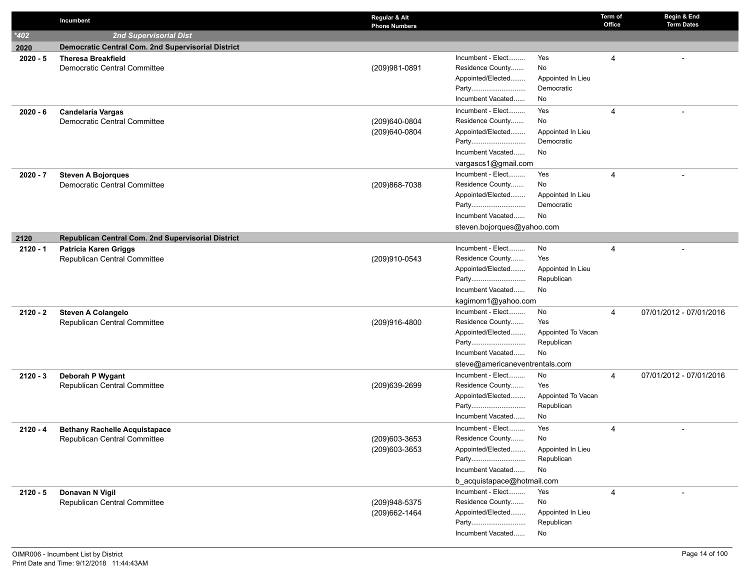| | Incumbent | Regular & Alt Phone Numbers | | | Term of Office | Begin & End Term Dates |
|---|---|---|---|---|---|---|
| *402 | 2nd Supervisorial Dist | | | | | |
| 2020 | Democratic Central Com. 2nd Supervisorial District | | | | | |
| 2020 - 5 | **Theresa Breakfield**<br>Democratic Central Committee | (209)981-0891 | Incument - Elect.........<br>Residence County.......<br>Appointed/Elected........<br>Party.............................<br>Incumbent Vacated...... | Yes<br>No<br>Appointed In Lieu<br>Democratic<br>No | 4 | - |
| 2020 - 6 | **Candelaria Vargas**<br>Democratic Central Committee | (209)640-0804<br>(209)640-0804 | Incument - Elect.........<br>Residence County.......<br>Appointed/Elected........<br>Party.............................<br>Incumbent Vacated......<br>vargascs1@gmail.com | Yes<br>No<br>Appointed In Lieu<br>Democratic<br>No | 4 | - |
| 2020 - 7 | **Steven A Bojorques**<br>Democratic Central Committee | (209)868-7038 | Incument - Elect.........<br>Residence County.......<br>Appointed/Elected........<br>Party.............................<br>Incumbent Vacated......<br>steven.bojorques@yahoo.com | Yes<br>No<br>Appointed In Lieu<br>Democratic<br>No | 4 | - |
| 2120 | Republican Central Com. 2nd Supervisorial District | | | | | |
| 2120 - 1 | **Patricia Karen Griggs**<br>Republican Central Committee | (209)910-0543 | Incument - Elect.........<br>Residence County.......<br>Appointed/Elected........<br>Party.............................<br>Incumbent Vacated......<br>kagimom1@yahoo.com | No<br>Yes<br>Appointed In Lieu<br>Republican<br>No | 4 | - |
| 2120 - 2 | **Steven A Colangelo**<br>Republican Central Committee | (209)916-4800 | Incument - Elect.........<br>Residence County.......<br>Appointed/Elected........<br>Party.............................<br>Incumbent Vacated......<br>steve@americaneventrentals.com | No<br>Yes<br>Appointed To Vacan<br>Republican<br>No | 4 | 07/01/2012 - 07/01/2016 |
| 2120 - 3 | **Deborah P Wygant**<br>Republican Central Committee | (209)639-2699 | Incument - Elect.........<br>Residence County.......<br>Appointed/Elected........<br>Party.............................<br>Incumbent Vacated...... | No<br>Yes<br>Appointed To Vacan<br>Republican<br>No | 4 | 07/01/2012 - 07/01/2016 |
| 2120 - 4 | **Bethany Rachelle Acquistapace**<br>Republican Central Committee | (209)603-3653<br>(209)603-3653 | Incument - Elect.........<br>Residence County.......<br>Appointed/Elected........<br>Party.............................<br>Incumbent Vacated......<br>b_acquistapace@hotmail.com | Yes<br>No<br>Appointed In Lieu<br>Republican<br>No | 4 | - |
| 2120 - 5 | **Donavan N Vigil**<br>Republican Central Committee | (209)948-5375<br>(209)662-1464 | Incument - Elect.........<br>Residence County.......<br>Appointed/Elected........<br>Party.............................<br>Incumbent Vacated...... | Yes<br>No<br>Appointed In Lieu<br>Republican<br>No | 4 | - |

OIMR006 - Incumbent List by District
Print Date and Time: 9/12/2018 11:44:43AM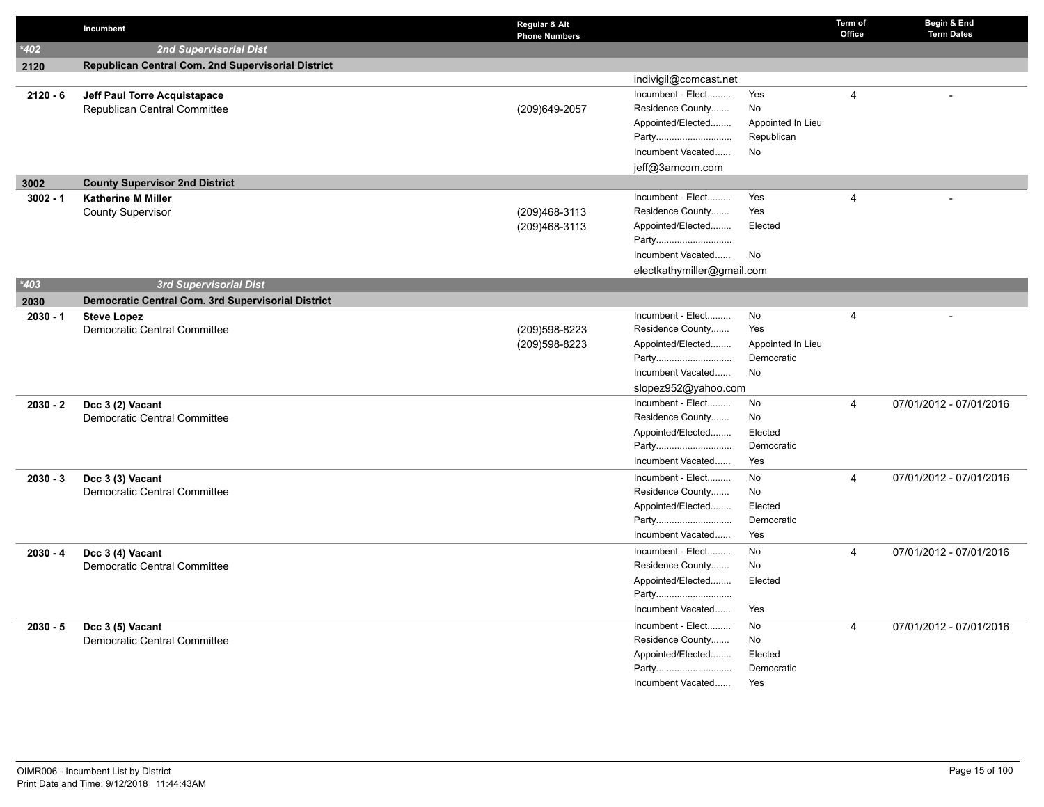| | Incumbent | Regular & Alt Phone Numbers | | | Term of Office | Begin & End Term Dates |
|---|---|---|---|---|---|---|
| *402 | ***2nd Supervisorial Dist*** | | | | | |
| **2120** | **Republican Central Com. 2nd Supervisorial District** | | | | | |
| | | | indivigil@comcast.net | | | |
| **2120 - 6** | **Jeff Paul Torre Acquistapace** | | Incumbent - Elect......... | Yes | 4 | - |
| | Republican Central Committee | (209)649-2057 | Residence County....... | No | | |
| | | | Appointed/Elected........ | Appointed In Lieu | | |
| | | | Party............................ | Republican | | |
| | | | Incumbent Vacated...... | No | | |
| | | | jeff@3amcom.com | | | |
| **3002** | **County Supervisor 2nd District** | | | | | |
| **3002 - 1** | **Katherine M Miller** | | Incumbent - Elect......... | Yes | 4 | - |
| | County Supervisor | (209)468-3113 | Residence County....... | Yes | | |
| | | (209)468-3113 | Appointed/Elected........ | Elected | | |
| | | | Party............................ | | | |
| | | | Incumbent Vacated...... | No | | |
| | | | electkathymiller@gmail.com | | | |
| *403 | ***3rd Supervisorial Dist*** | | | | | |
| **2030** | **Democratic Central Com. 3rd Supervisorial District** | | | | | |
| **2030 - 1** | **Steve Lopez** | | Incumbent - Elect......... | No | 4 | - |
| | Democratic Central Committee | (209)598-8223 | Residence County....... | Yes | | |
| | | (209)598-8223 | Appointed/Elected........ | Appointed In Lieu | | |
| | | | Party............................ | Democratic | | |
| | | | Incumbent Vacated...... | No | | |
| | | | slopez952@yahoo.com | | | |
| **2030 - 2** | **Dcc 3 (2) Vacant** | | Incumbent - Elect......... | No | 4 | 07/01/2012 - 07/01/2016 |
| | Democratic Central Committee | | Residence County....... | No | | |
| | | | Appointed/Elected........ | Elected | | |
| | | | Party............................ | Democratic | | |
| | | | Incumbent Vacated...... | Yes | | |
| **2030 - 3** | **Dcc 3 (3) Vacant** | | Incumbent - Elect......... | No | 4 | 07/01/2012 - 07/01/2016 |
| | Democratic Central Committee | | Residence County....... | No | | |
| | | | Appointed/Elected........ | Elected | | |
| | | | Party............................ | Democratic | | |
| | | | Incumbent Vacated...... | Yes | | |
| **2030 - 4** | **Dcc 3 (4) Vacant** | | Incumbent - Elect......... | No | 4 | 07/01/2012 - 07/01/2016 |
| | Democratic Central Committee | | Residence County....... | No | | |
| | | | Appointed/Elected........ | Elected | | |
| | | | Party............................ | | | |
| | | | Incumbent Vacated...... | Yes | | |
| **2030 - 5** | **Dcc 3 (5) Vacant** | | Incumbent - Elect......... | No | 4 | 07/01/2012 - 07/01/2016 |
| | Democratic Central Committee | | Residence County....... | No | | |
| | | | Appointed/Elected........ | Elected | | |
| | | | Party............................ | Democratic | | |
| | | | Incumbent Vacated...... | Yes | | |

OIMR006 - Incumbent List by District
Print Date and Time: 9/12/2018 11:44:43AM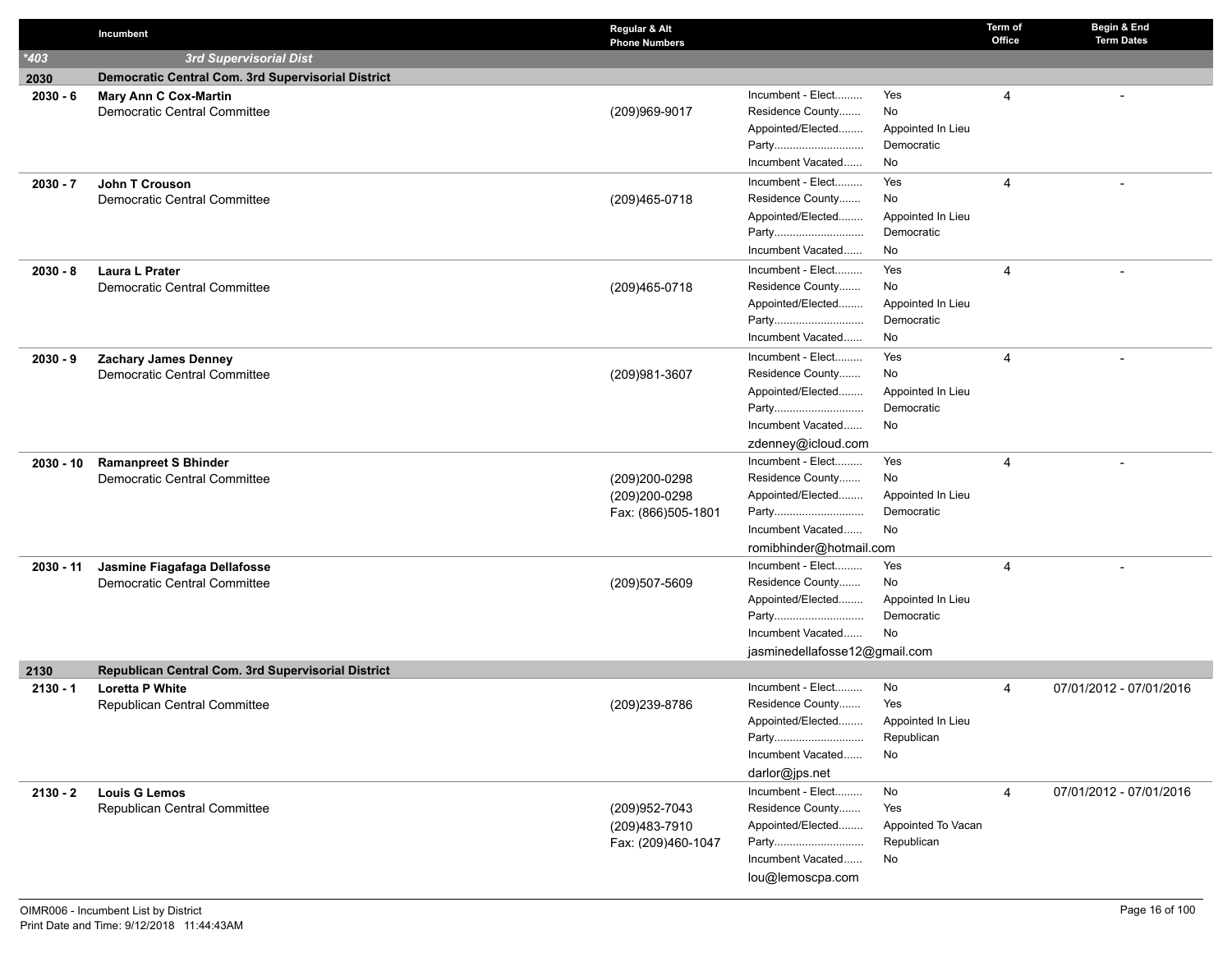| | Incumbent | Regular & Alt Phone Numbers | | | Term of Office | Begin & End Term Dates |
|---|---|---|---|---|---|---|
| *403 | ***3rd Supervisorial Dist*** | | | | | |
| **2030** | **Democratic Central Com. 3rd Supervisorial District** | | | | | |
| **2030 - 6** | **Mary Ann C Cox-Martin**<br>Democratic Central Committee | (209)969-9017 | Incument - Elect.........<br>Residence County.......<br>Appointed/Elected........<br>Party............................<br>Incumbent Vacated...... | Yes<br>No<br>Appointed In Lieu<br>Democratic<br>No | 4 | - |
| **2030 - 7** | **John T Crouson**<br>Democratic Central Committee | (209)465-0718 | Incument - Elect.........<br>Residence County.......<br>Appointed/Elected........<br>Party............................<br>Incumbent Vacated...... | Yes<br>No<br>Appointed In Lieu<br>Democratic<br>No | 4 | - |
| **2030 - 8** | **Laura L Prater**<br>Democratic Central Committee | (209)465-0718 | Incument - Elect.........<br>Residence County.......<br>Appointed/Elected........<br>Party............................<br>Incumbent Vacated...... | Yes<br>No<br>Appointed In Lieu<br>Democratic<br>No | 4 | - |
| **2030 - 9** | **Zachary James Denney**<br>Democratic Central Committee | (209)981-3607 | Incument - Elect.........<br>Residence County.......<br>Appointed/Elected........<br>Party............................<br>Incumbent Vacated......<br>zdenney@icloud.com | Yes<br>No<br>Appointed In Lieu<br>Democratic<br>No | 4 | - |
| **2030 - 10** | **Ramanpreet S Bhinder**<br>Democratic Central Committee | (209)200-0298<br>(209)200-0298<br>Fax: (866)505-1801 | Incument - Elect.........<br>Residence County.......<br>Appointed/Elected........<br>Party............................<br>Incumbent Vacated......<br>romibhinder@hotmail.com | Yes<br>No<br>Appointed In Lieu<br>Democratic<br>No | 4 | - |
| **2030 - 11** | **Jasmine Fiagafaga Dellafosse**<br>Democratic Central Committee | (209)507-5609 | Incument - Elect.........<br>Residence County.......<br>Appointed/Elected........<br>Party............................<br>Incumbent Vacated......<br>jasminedellafosse12@gmail.com | Yes<br>No<br>Appointed In Lieu<br>Democratic<br>No | 4 | - |
| **2130** | **Republican Central Com. 3rd Supervisorial District** | | | | | |
| **2130 - 1** | **Loretta P White**<br>Republican Central Committee | (209)239-8786 | Incument - Elect.........<br>Residence County.......<br>Appointed/Elected........<br>Party............................<br>Incumbent Vacated......<br>darlor@jps.net | No<br>Yes<br>Appointed In Lieu<br>Republican<br>No | 4 | 07/01/2012 - 07/01/2016 |
| **2130 - 2** | **Louis G Lemos**<br>Republican Central Committee | (209)952-7043<br>(209)483-7910<br>Fax: (209)460-1047 | Incument - Elect.........<br>Residence County.......<br>Appointed/Elected........<br>Party............................<br>Incumbent Vacated......<br>lou@lemoscpa.com | No<br>Yes<br>Appointed To Vacan<br>Republican<br>No | 4 | 07/01/2012 - 07/01/2016 |

OIMR006 - Incumbent List by District
Print Date and Time: 9/12/2018 11:44:43AM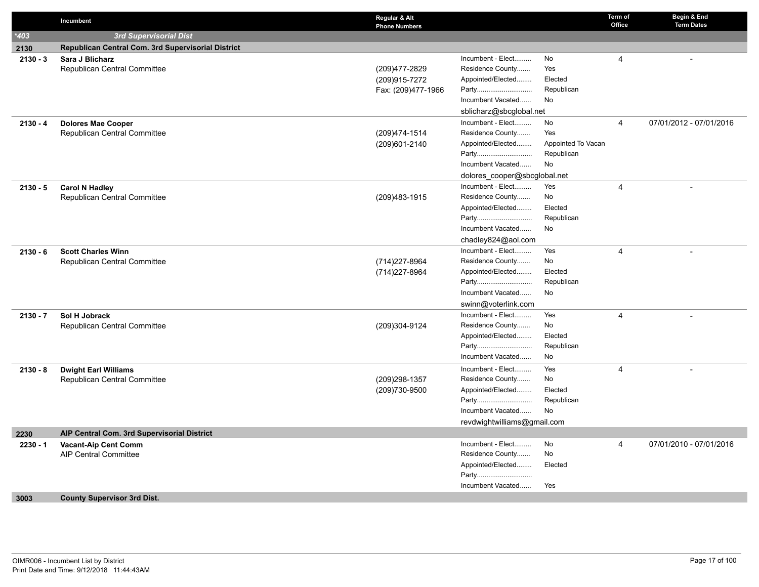| | Incumbent | Regular & Alt Phone Numbers | | | Term of Office | Begin & End Term Dates |
|---|---|---|---|---|---|---|
| *403 | *3rd Supervisorial Dist* | | | | | |
| **2130** | **Republican Central Com. 3rd Supervisorial District** | | | | | |
| **2130 - 3** | **Sara J Blicharz**<br>Republican Central Committee | (209)477-2829<br>(209)915-7272<br>Fax: (209)477-1966 | Incumbent - Elect.........<br>Residence County.......<br>Appointed/Elected........<br>Party.............................<br>Incumbent Vacated......<br>sblicharz@sbcglobal.net | No<br>Yes<br>Elected<br>Republican<br>No | 4 | - |
| **2130 - 4** | **Dolores Mae Cooper**<br>Republican Central Committee | (209)474-1514<br>(209)601-2140 | Incumbent - Elect.........<br>Residence County.......<br>Appointed/Elected........<br>Party.............................<br>Incumbent Vacated......<br>dolores_cooper@sbcglobal.net | No<br>Yes<br>Appointed To Vacan<br>Republican<br>No | 4 | 07/01/2012 - 07/01/2016 |
| **2130 - 5** | **Carol N Hadley**<br>Republican Central Committee | (209)483-1915 | Incumbent - Elect.........<br>Residence County.......<br>Appointed/Elected........<br>Party.............................<br>Incumbent Vacated......<br>chadley824@aol.com | Yes<br>No<br>Elected<br>Republican<br>No | 4 | - |
| **2130 - 6** | **Scott Charles Winn**<br>Republican Central Committee | (714)227-8964<br>(714)227-8964 | Incumbent - Elect.........<br>Residence County.......<br>Appointed/Elected........<br>Party.............................<br>Incumbent Vacated......<br>swinn@voterlink.com | Yes<br>No<br>Elected<br>Republican<br>No | 4 | - |
| **2130 - 7** | **Sol H Jobrack**<br>Republican Central Committee | (209)304-9124 | Incumbent - Elect.........<br>Residence County.......<br>Appointed/Elected........<br>Party.............................<br>Incumbent Vacated...... | Yes<br>No<br>Elected<br>Republican<br>No | 4 | - |
| **2130 - 8** | **Dwight Earl Williams**<br>Republican Central Committee | (209)298-1357<br>(209)730-9500 | Incumbent - Elect.........<br>Residence County.......<br>Appointed/Elected........<br>Party.............................<br>Incumbent Vacated......<br>revdwightwilliams@gmail.com | Yes<br>No<br>Elected<br>Republican<br>No | 4 | - |
| **2230** | **AIP Central Com. 3rd Supervisorial District** | | | | | |
| **2230 - 1** | **Vacant-Aip Cent Comm**<br>AIP Central Committee | | Incumbent - Elect.........<br>Residence County.......<br>Appointed/Elected........<br>Party.............................<br>Incumbent Vacated...... | No<br>No<br>Elected<br><br>Yes | 4 | 07/01/2010 - 07/01/2016 |
| **3003** | **County Supervisor 3rd Dist.** | | | | | |

OIMR006 - Incumbent List by District
Print Date and Time: 9/12/2018 11:44:43AM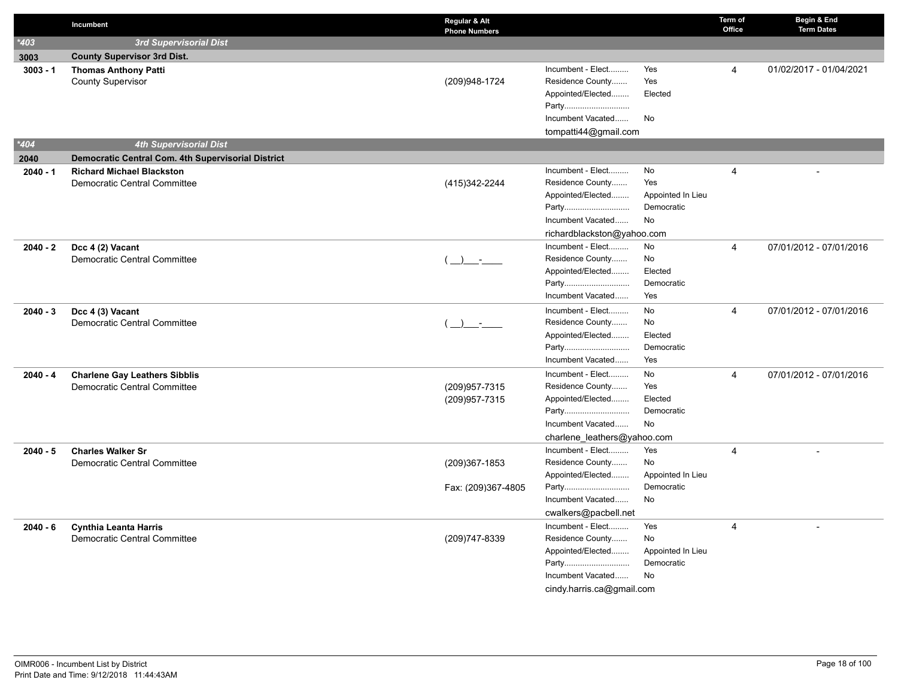| | Incumbent | Regular & Alt Phone Numbers | | | Term of Office | Begin & End Term Dates |
|---|---|---|---|---|---|---|
| *403 | ***3rd Supervisorial Dist*** | | | | | |
| **3003** | **County Supervisor 3rd Dist.** | | | | | |
| **3003 - 1** | **Thomas Anthony Patti**<br>County Supervisor | (209)948-1724 | Incumbent - Elect.........<br>Residence County.......<br>Appointed/Elected........<br>Party.............................<br>Incumbent Vacated......<br>tompatti44@gmail.com | Yes<br>Yes<br>Elected<br><br>No | 4 | 01/02/2017 - 01/04/2021 |
| *404 | ***4th Supervisorial Dist*** | | | | | |
| **2040** | **Democratic Central Com. 4th Supervisorial District** | | | | | |
| **2040 - 1** | **Richard Michael Blackston**<br>Democratic Central Committee | (415)342-2244 | Incumbent - Elect.........<br>Residence County.......<br>Appointed/Elected........<br>Party.............................<br>Incumbent Vacated......<br>richardblackston@yahoo.com | No<br>Yes<br>Appointed In Lieu<br>Democratic<br>No | 4 | - |
| **2040 - 2** | **Dcc 4 (2) Vacant**<br>Democratic Central Committee | ( __)___-____ | Incumbent - Elect.........<br>Residence County.......<br>Appointed/Elected........<br>Party.............................<br>Incumbent Vacated...... | No<br>No<br>Elected<br>Democratic<br>Yes | 4 | 07/01/2012 - 07/01/2016 |
| **2040 - 3** | **Dcc 4 (3) Vacant**<br>Democratic Central Committee | ( __)___-____ | Incumbent - Elect.........<br>Residence County.......<br>Appointed/Elected........<br>Party.............................<br>Incumbent Vacated...... | No<br>No<br>Elected<br>Democratic<br>Yes | 4 | 07/01/2012 - 07/01/2016 |
| **2040 - 4** | **Charlene Gay Leathers Sibblis**<br>Democratic Central Committee | (209)957-7315<br>(209)957-7315 | Incumbent - Elect.........<br>Residence County.......<br>Appointed/Elected........<br>Party.............................<br>Incumbent Vacated......<br>charlene_leathers@yahoo.com | No<br>Yes<br>Elected<br>Democratic<br>No | 4 | 07/01/2012 - 07/01/2016 |
| **2040 - 5** | **Charles Walker Sr**<br>Democratic Central Committee | (209)367-1853<br><br>Fax: (209)367-4805 | Incumbent - Elect.........<br>Residence County.......<br>Appointed/Elected........<br>Party.............................<br>Incumbent Vacated......<br>cwalkers@pacbell.net | Yes<br>No<br>Appointed In Lieu<br>Democratic<br>No | 4 | - |
| **2040 - 6** | **Cynthia Leanta Harris**<br>Democratic Central Committee | (209)747-8339 | Incumbent - Elect.........<br>Residence County.......<br>Appointed/Elected........<br>Party.............................<br>Incumbent Vacated......<br>cindy.harris.ca@gmail.com | Yes<br>No<br>Appointed In Lieu<br>Democratic<br>No | 4 | - |

OIMR006 - Incumbent List by District
Print Date and Time: 9/12/2018 11:44:43AM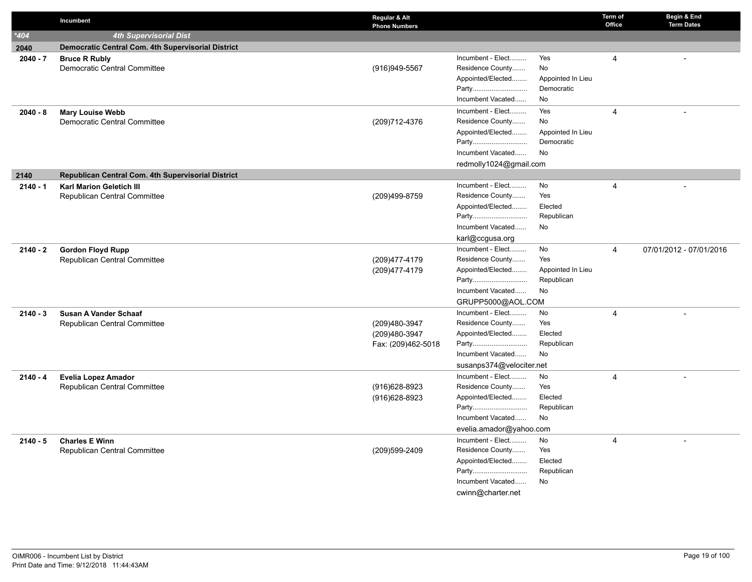| | Incumbent | Regular & Alt Phone Numbers | | | Term of Office | Begin & End Term Dates |
|---|---|---|---|---|---|---|
| *404 | 4th Supervisorial Dist | | | | | |
| 2040 | Democratic Central Com. 4th Supervisorial District | | | | | |
| 2040 - 7 | **Bruce R Rubly**<br>Democratic Central Committee | (916)949-5567 | Incument - Elect.........<br>Residence County.......<br>Appointed/Elected........<br>Party.............................<br>Incumbent Vacated...... | Yes<br>No<br>Appointed In Lieu<br>Democratic<br>No | 4 | - |
| 2040 - 8 | **Mary Louise Webb**<br>Democratic Central Committee | (209)712-4376 | Incument - Elect.........<br>Residence County.......<br>Appointed/Elected........<br>Party.............................<br>Incumbent Vacated......<br>redmolly1024@gmail.com | Yes<br>No<br>Appointed In Lieu<br>Democratic<br>No | 4 | - |
| 2140 | Republican Central Com. 4th Supervisorial District | | | | | |
| 2140 - 1 | **Karl Marion Geletich III**<br>Republican Central Committee | (209)499-8759 | Incument - Elect.........<br>Residence County.......<br>Appointed/Elected........<br>Party.............................<br>Incumbent Vacated......<br>karl@ccgusa.org | No<br>Yes<br>Elected<br>Republican<br>No | 4 | - |
| 2140 - 2 | **Gordon Floyd Rupp**<br>Republican Central Committee | (209)477-4179<br>(209)477-4179 | Incument - Elect.........<br>Residence County.......<br>Appointed/Elected........<br>Party.............................<br>Incumbent Vacated......<br>GRUPP5000@AOL.COM | No<br>Yes<br>Appointed In Lieu<br>Republican<br>No | 4 | 07/01/2012 - 07/01/2016 |
| 2140 - 3 | **Susan A Vander Schaaf**<br>Republican Central Committee | (209)480-3947<br>(209)480-3947<br>Fax: (209)462-5018 | Incument - Elect.........<br>Residence County.......<br>Appointed/Elected........<br>Party.............................<br>Incumbent Vacated......<br>susanps374@velociter.net | No<br>Yes<br>Elected<br>Republican<br>No | 4 | - |
| 2140 - 4 | **Evelia Lopez Amador**<br>Republican Central Committee | (916)628-8923<br>(916)628-8923 | Incument - Elect.........<br>Residence County.......<br>Appointed/Elected........<br>Party.............................<br>Incumbent Vacated......<br>evelia.amador@yahoo.com | No<br>Yes<br>Elected<br>Republican<br>No | 4 | - |
| 2140 - 5 | **Charles E Winn**<br>Republican Central Committee | (209)599-2409 | Incument - Elect.........<br>Residence County.......<br>Appointed/Elected........<br>Party.............................<br>Incumbent Vacated......<br>cwinn@charter.net | No<br>Yes<br>Elected<br>Republican<br>No | 4 | - |

OIMR006 - Incumbent List by District
Print Date and Time: 9/12/2018 11:44:43AM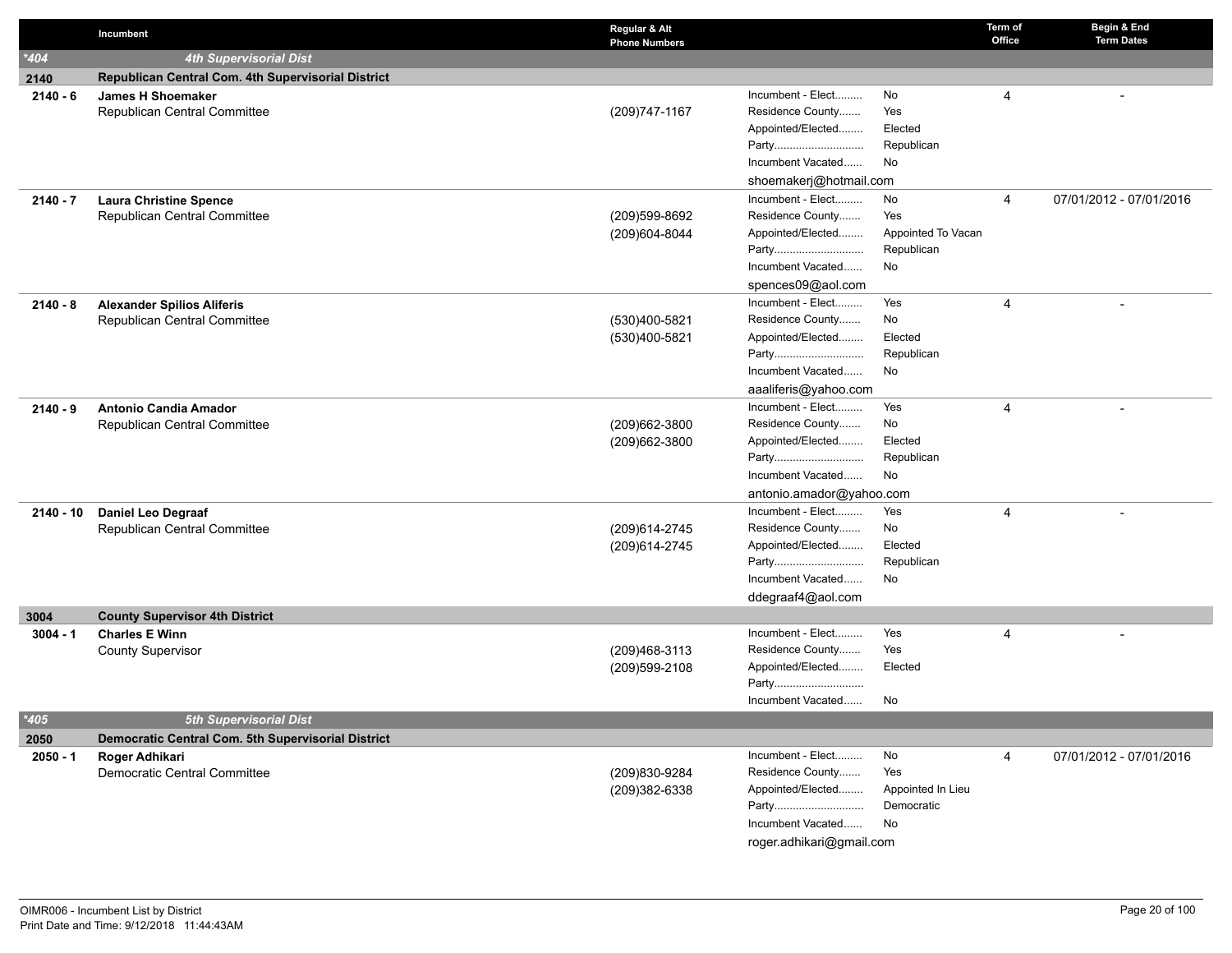| | Incumbent | Regular & Alt Phone Numbers | | | Term of Office | Begin & End Term Dates |
|---|---|---|---|---|---|---|
| *404 | ***4th Supervisorial Dist*** | | | | | |
| **2140** | **Republican Central Com. 4th Supervisorial District** | | | | | |
| **2140 - 6** | **James H Shoemaker**<br>Republican Central Committee | (209)747-1167 | Incumbent - Elect.........<br>Residence County.......<br>Appointed/Elected........<br>Party.............................<br>Incumbent Vacated......<br>shoemakerj@hotmail.com | No<br>Yes<br>Elected<br>Republican<br>No | 4 | - |
| **2140 - 7** | **Laura Christine Spence**<br>Republican Central Committee | (209)599-8692<br>(209)604-8044 | Incumbent - Elect.........<br>Residence County.......<br>Appointed/Elected........<br>Party.............................<br>Incumbent Vacated......<br>spences09@aol.com | No<br>Yes<br>Appointed To Vacan<br>Republican<br>No | 4 | 07/01/2012 - 07/01/2016 |
| **2140 - 8** | **Alexander Spilios Aliferis**<br>Republican Central Committee | (530)400-5821<br>(530)400-5821 | Incumbent - Elect.........<br>Residence County.......<br>Appointed/Elected........<br>Party.............................<br>Incumbent Vacated......<br>aaaliferis@yahoo.com | Yes<br>No<br>Elected<br>Republican<br>No | 4 | - |
| **2140 - 9** | **Antonio Candia Amador**<br>Republican Central Committee | (209)662-3800<br>(209)662-3800 | Incumbent - Elect.........<br>Residence County.......<br>Appointed/Elected........<br>Party.............................<br>Incumbent Vacated......<br>antonio.amador@yahoo.com | Yes<br>No<br>Elected<br>Republican<br>No | 4 | - |
| **2140 - 10** | **Daniel Leo Degraaf**<br>Republican Central Committee | (209)614-2745<br>(209)614-2745 | Incumbent - Elect.........<br>Residence County.......<br>Appointed/Elected........<br>Party.............................<br>Incumbent Vacated......<br>ddegraaf4@aol.com | Yes<br>No<br>Elected<br>Republican<br>No | 4 | - |
| **3004** | **County Supervisor 4th District** | | | | | |
| **3004 - 1** | **Charles E Winn**<br>County Supervisor | (209)468-3113<br>(209)599-2108 | Incumbent - Elect.........<br>Residence County.......<br>Appointed/Elected........<br>Party.............................<br>Incumbent Vacated...... | Yes<br>Yes<br>Elected<br><br>No | 4 | - |
| *405 | ***5th Supervisorial Dist*** | | | | | |
| **2050** | **Democratic Central Com. 5th Supervisorial District** | | | | | |
| **2050 - 1** | **Roger Adhikari**<br>Democratic Central Committee | (209)830-9284<br>(209)382-6338 | Incumbent - Elect.........<br>Residence County.......<br>Appointed/Elected........<br>Party.............................<br>Incumbent Vacated......<br>roger.adhikari@gmail.com | No<br>Yes<br>Appointed In Lieu<br>Democratic<br>No | 4 | 07/01/2012 - 07/01/2016 |

OIMR006 - Incumbent List by District
Print Date and Time: 9/12/2018 11:44:43AM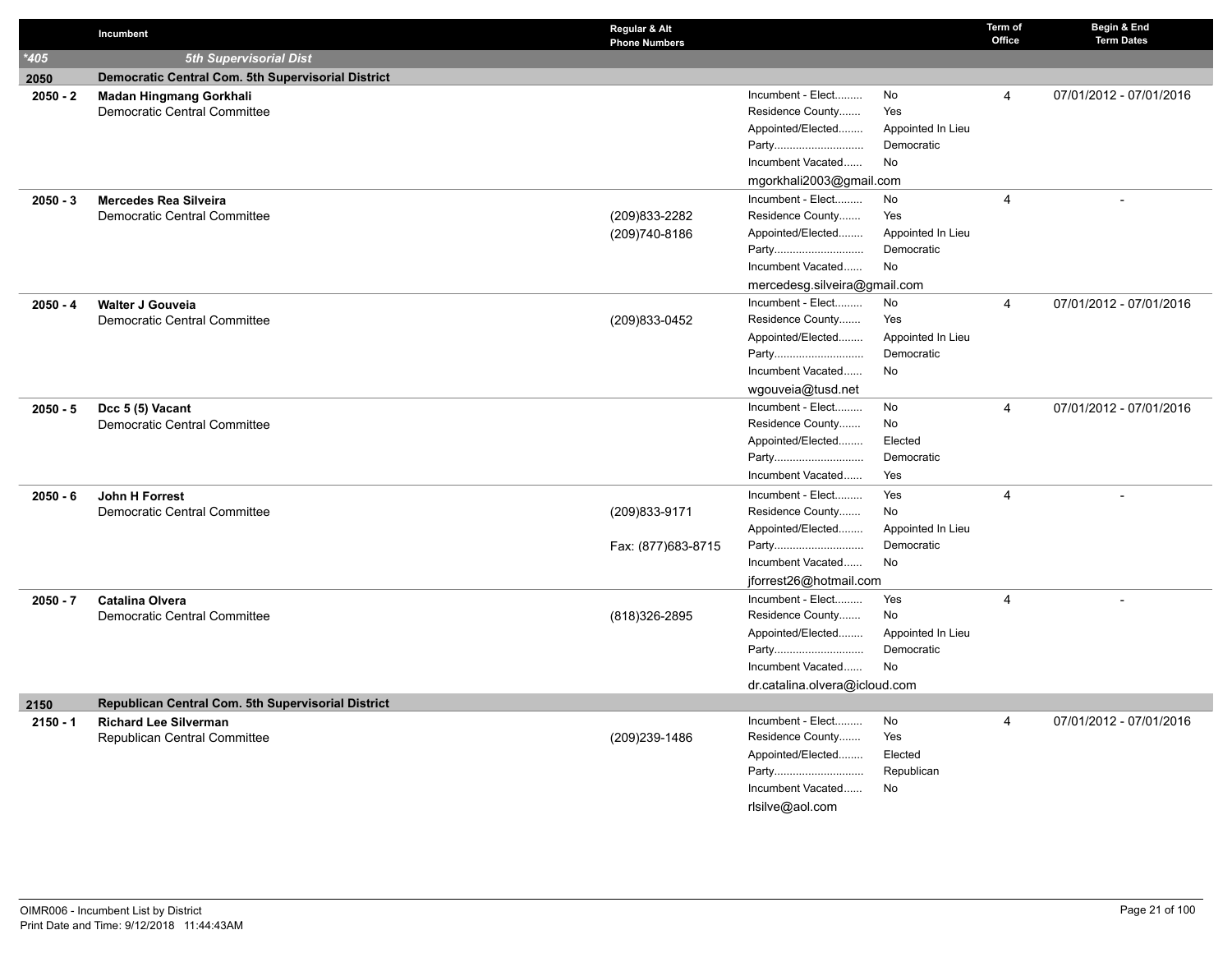| | Incumbent | Regular & Alt Phone Numbers | | | Term of Office | Begin & End Term Dates |
|---|---|---|---|---|---|---|
| *405 | *5th Supervisorial Dist* | | | | | |
| **2050** | **Democratic Central Com. 5th Supervisorial District** | | | | | |
| **2050 - 2** | **Madan Hingmang Gorkhali**<br>Democratic Central Committee | | Incumbent - Elect.........<br>Residence County.......<br>Appointed/Elected........<br>Party.............................<br>Incumbent Vacated......<br>mgorkhali2003@gmail.com | No<br>Yes<br>Appointed In Lieu<br>Democratic<br>No | 4 | 07/01/2012 - 07/01/2016 |
| **2050 - 3** | **Mercedes Rea Silveira**<br>Democratic Central Committee | (209)833-2282<br>(209)740-8186 | Incumbent - Elect.........<br>Residence County.......<br>Appointed/Elected........<br>Party.............................<br>Incumbent Vacated......<br>mercedesg.silveira@gmail.com | No<br>Yes<br>Appointed In Lieu<br>Democratic<br>No | 4 | - |
| **2050 - 4** | **Walter J Gouveia**<br>Democratic Central Committee | (209)833-0452 | Incumbent - Elect.........<br>Residence County.......<br>Appointed/Elected........<br>Party.............................<br>Incumbent Vacated......<br>wgouveia@tusd.net | No<br>Yes<br>Appointed In Lieu<br>Democratic<br>No | 4 | 07/01/2012 - 07/01/2016 |
| **2050 - 5** | **Dcc 5 (5) Vacant**<br>Democratic Central Committee | | Incumbent - Elect.........<br>Residence County.......<br>Appointed/Elected........<br>Party.............................<br>Incumbent Vacated...... | No<br>No<br>Elected<br>Democratic<br>Yes | 4 | 07/01/2012 - 07/01/2016 |
| **2050 - 6** | **John H Forrest**<br>Democratic Central Committee | (209)833-9171<br>Fax: (877)683-8715 | Incumbent - Elect.........<br>Residence County.......<br>Appointed/Elected........<br>Party.............................<br>Incumbent Vacated......<br>jforrest26@hotmail.com | Yes<br>No<br>Appointed In Lieu<br>Democratic<br>No | 4 | - |
| **2050 - 7** | **Catalina Olvera**<br>Democratic Central Committee | (818)326-2895 | Incumbent - Elect.........<br>Residence County.......<br>Appointed/Elected........<br>Party.............................<br>Incumbent Vacated......<br>dr.catalina.olvera@icloud.com | Yes<br>No<br>Appointed In Lieu<br>Democratic<br>No | 4 | - |
| **2150** | **Republican Central Com. 5th Supervisorial District** | | | | | |
| **2150 - 1** | **Richard Lee Silverman**<br>Republican Central Committee | (209)239-1486 | Incumbent - Elect.........<br>Residence County.......<br>Appointed/Elected........<br>Party.............................<br>Incumbent Vacated......<br>rlsilve@aol.com | No<br>Yes<br>Elected<br>Republican<br>No | 4 | 07/01/2012 - 07/01/2016 |

OIMR006 - Incumbent List by District
Print Date and Time: 9/12/2018 11:44:43AM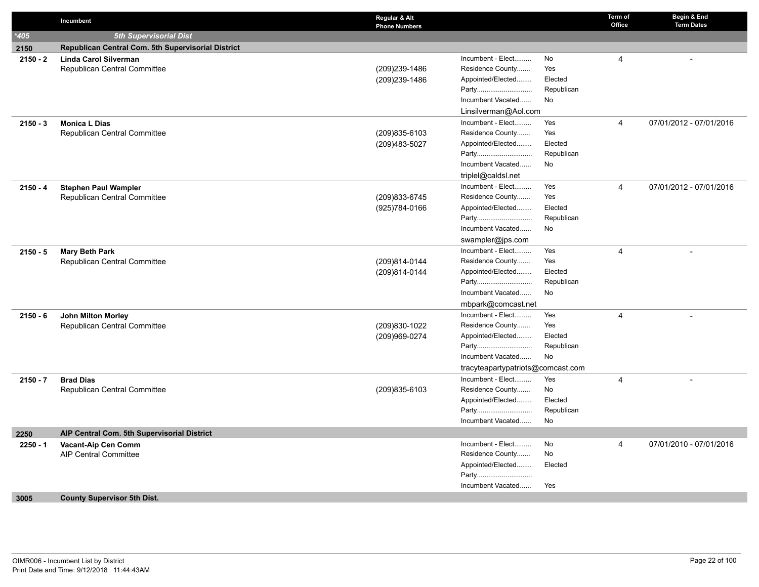| | Incumbent | Regular & Alt Phone Numbers | | | Term of Office | Begin & End Term Dates |
|---|---|---|---|---|---|---|
| *405 | 5th Supervisorial Dist | | | | | |
| 2150 | Republican Central Com. 5th Supervisorial District | | | | | |
| 2150 - 2 | **Linda Carol Silverman**<br>Republican Central Committee | (209)239-1486<br>(209)239-1486 | Incumbent - Elect.........<br>Residence County.......<br>Appointed/Elected........<br>Party.............................<br>Incumbent Vacated......<br>Linsilverman@Aol.com | No<br>Yes<br>Elected<br>Republican<br>No | 4 | - |
| 2150 - 3 | **Monica L Dias**<br>Republican Central Committee | (209)835-6103<br>(209)483-5027 | Incumbent - Elect.........<br>Residence County.......<br>Appointed/Elected........<br>Party.............................<br>Incumbent Vacated......<br>triplel@caldsl.net | Yes<br>Yes<br>Elected<br>Republican<br>No | 4 | 07/01/2012 - 07/01/2016 |
| 2150 - 4 | **Stephen Paul Wampler**<br>Republican Central Committee | (209)833-6745<br>(925)784-0166 | Incumbent - Elect.........<br>Residence County.......<br>Appointed/Elected........<br>Party.............................<br>Incumbent Vacated......<br>swampler@jps.com | Yes<br>Yes<br>Elected<br>Republican<br>No | 4 | 07/01/2012 - 07/01/2016 |
| 2150 - 5 | **Mary Beth Park**<br>Republican Central Committee | (209)814-0144<br>(209)814-0144 | Incumbent - Elect.........<br>Residence County.......<br>Appointed/Elected........<br>Party.............................<br>Incumbent Vacated......<br>mbpark@comcast.net | Yes<br>Yes<br>Elected<br>Republican<br>No | 4 | - |
| 2150 - 6 | **John Milton Morley**<br>Republican Central Committee | (209)830-1022<br>(209)969-0274 | Incumbent - Elect.........<br>Residence County.......<br>Appointed/Elected........<br>Party.............................<br>Incumbent Vacated......<br>tracyteapartypatriots@comcast.com | Yes<br>Yes<br>Elected<br>Republican<br>No | 4 | - |
| 2150 - 7 | **Brad Dias**<br>Republican Central Committee | (209)835-6103 | Incumbent - Elect.........<br>Residence County.......<br>Appointed/Elected........<br>Party.............................<br>Incumbent Vacated...... | Yes<br>No<br>Elected<br>Republican<br>No | 4 | - |
| 2250 | AIP Central Com. 5th Supervisorial District | | | | | |
| 2250 - 1 | **Vacant-Aip Cen Comm**<br>AIP Central Committee | | Incumbent - Elect.........<br>Residence County.......<br>Appointed/Elected........<br>Party.............................<br>Incumbent Vacated...... | No<br>No<br>Elected<br><br>Yes | 4 | 07/01/2010 - 07/01/2016 |
| 3005 | County Supervisor 5th Dist. | | | | | |

OIMR006 - Incumbent List by District
Print Date and Time: 9/12/2018 11:44:43AM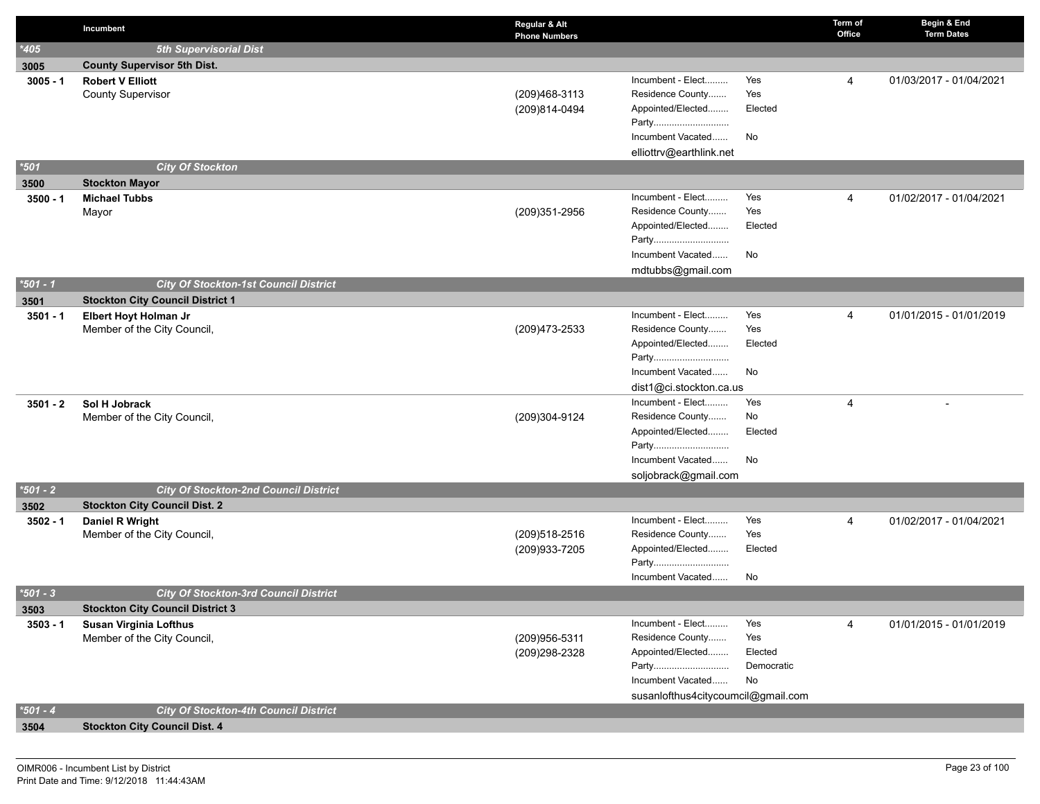| | Incumbent | Regular & Alt Phone Numbers | | | Term of Office | Begin & End Term Dates |
|---|---|---|---|---|---|---|
| *405 | 5th Supervisorial Dist | | | | | |
| 3005 | County Supervisor 5th Dist. | | | | | |
| 3005 - 1 | **Robert V Elliott**<br>County Supervisor | (209)468-3113<br>(209)814-0494 | Incumbent - Elect.........<br>Residence County.......<br>Appointed/Elected........<br>Party.............................<br>Incumbent Vacated......<br>elliottrv@earthlink.net | Yes<br>Yes<br>Elected<br><br>No | 4 | 01/03/2017 - 01/04/2021 |
| *501 | City Of Stockton | | | | | |
| 3500 | Stockton Mayor | | | | | |
| 3500 - 1 | **Michael Tubbs**<br>Mayor | (209)351-2956 | Incumbent - Elect.........<br>Residence County.......<br>Appointed/Elected........<br>Party.............................<br>Incumbent Vacated......<br>mdtubbs@gmail.com | Yes<br>Yes<br>Elected<br><br>No | 4 | 01/02/2017 - 01/04/2021 |
| *501 - 1 | City Of Stockton-1st Council District | | | | | |
| 3501 | Stockton City Council District 1 | | | | | |
| 3501 - 1 | **Elbert Hoyt Holman Jr**<br>Member of the City Council, | (209)473-2533 | Incumbent - Elect.........<br>Residence County.......<br>Appointed/Elected........<br>Party.............................<br>Incumbent Vacated......<br>dist1@ci.stockton.ca.us | Yes<br>Yes<br>Elected<br><br>No | 4 | 01/01/2015 - 01/01/2019 |
| 3501 - 2 | **Sol H Jobrack**<br>Member of the City Council, | (209)304-9124 | Incumbent - Elect.........<br>Residence County.......<br>Appointed/Elected........<br>Party.............................<br>Incumbent Vacated......<br>soljobrack@gmail.com | Yes<br>No<br>Elected<br><br>No | 4 | - |
| *501 - 2 | City Of Stockton-2nd Council District | | | | | |
| 3502 | Stockton City Council Dist. 2 | | | | | |
| 3502 - 1 | **Daniel R Wright**<br>Member of the City Council, | (209)518-2516<br>(209)933-7205 | Incumbent - Elect.........<br>Residence County.......<br>Appointed/Elected........<br>Party.............................<br>Incumbent Vacated...... | Yes<br>Yes<br>Elected<br><br>No | 4 | 01/02/2017 - 01/04/2021 |
| *501 - 3 | City Of Stockton-3rd Council District | | | | | |
| 3503 | Stockton City Council District 3 | | | | | |
| 3503 - 1 | **Susan Virginia Lofthus**<br>Member of the City Council, | (209)956-5311<br>(209)298-2328 | Incumbent - Elect.........<br>Residence County.......<br>Appointed/Elected........<br>Party.............................<br>Incumbent Vacated......<br>susanlofthus4citycoumcil@gmail.com | Yes<br>Yes<br>Elected<br>Democratic<br>No | 4 | 01/01/2015 - 01/01/2019 |
| *501 - 4 | City Of Stockton-4th Council District | | | | | |
| 3504 | Stockton City Council Dist. 4 | | | | | |

OIMR006 - Incumbent List by District
Print Date and Time: 9/12/2018 11:44:43AM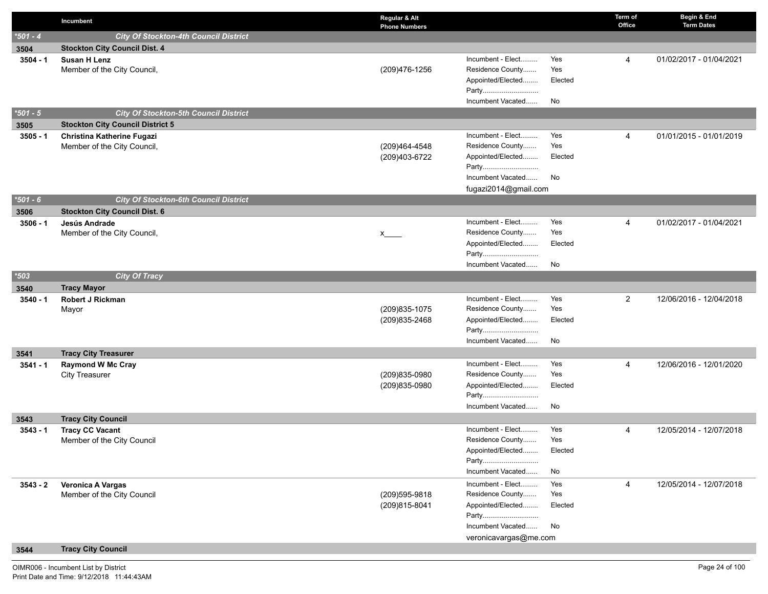| | Incumbent | Regular & Alt Phone Numbers | | | Term of Office | Begin & End Term Dates |
|---|---|---|---|---|---|---|
| *501 - 4 | *City Of Stockton-4th Council District* | | | | | |
| 3504 | **Stockton City Council Dist. 4** | | | | | |
| 3504 - 1 | **Susan H Lenz**<br>Member of the City Council, | (209)476-1256 | Incumbent - Elect.........<br>Residence County.......<br>Appointed/Elected........<br>Party.............................<br>Incumbent Vacated...... | Yes<br>Yes<br>Elected<br><br>No | 4 | 01/02/2017 - 01/04/2021 |
| *501 - 5 | *City Of Stockton-5th Council District* | | | | | |
| 3505 | **Stockton City Council District 5** | | | | | |
| 3505 - 1 | **Christina Katherine Fugazi**<br>Member of the City Council, | (209)464-4548<br>(209)403-6722 | Incumbent - Elect.........<br>Residence County.......<br>Appointed/Elected........<br>Party.............................<br>Incumbent Vacated......<br>fugazi2014@gmail.com | Yes<br>Yes<br>Elected<br><br>No | 4 | 01/01/2015 - 01/01/2019 |
| *501 - 6 | *City Of Stockton-6th Council District* | | | | | |
| 3506 | **Stockton City Council Dist. 6** | | | | | |
| 3506 - 1 | **Jesús Andrade**<br>Member of the City Council, | x____ | Incumbent - Elect.........<br>Residence County.......<br>Appointed/Elected........<br>Party.............................<br>Incumbent Vacated...... | Yes<br>Yes<br>Elected<br><br>No | 4 | 01/02/2017 - 01/04/2021 |
| *503 | *City Of Tracy* | | | | | |
| 3540 | **Tracy Mayor** | | | | | |
| 3540 - 1 | **Robert J Rickman**<br>Mayor | (209)835-1075<br>(209)835-2468 | Incumbent - Elect.........<br>Residence County.......<br>Appointed/Elected........<br>Party.............................<br>Incumbent Vacated...... | Yes<br>Yes<br>Elected<br><br>No | 2 | 12/06/2016 - 12/04/2018 |
| 3541 | **Tracy City Treasurer** | | | | | |
| 3541 - 1 | **Raymond W Mc Cray**<br>City Treasurer | (209)835-0980<br>(209)835-0980 | Incumbent - Elect.........<br>Residence County.......<br>Appointed/Elected........<br>Party.............................<br>Incumbent Vacated...... | Yes<br>Yes<br>Elected<br><br>No | 4 | 12/06/2016 - 12/01/2020 |
| 3543 | **Tracy City Council** | | | | | |
| 3543 - 1 | **Tracy CC Vacant**<br>Member of the City Council | | Incumbent - Elect.........<br>Residence County.......<br>Appointed/Elected........<br>Party.............................<br>Incumbent Vacated...... | Yes<br>Yes<br>Elected<br><br>No | 4 | 12/05/2014 - 12/07/2018 |
| 3543 - 2 | **Veronica A Vargas**<br>Member of the City Council | (209)595-9818<br>(209)815-8041 | Incumbent - Elect.........<br>Residence County.......<br>Appointed/Elected........<br>Party.............................<br>Incumbent Vacated......<br>veronicavargas@me.com | Yes<br>Yes<br>Elected<br><br>No | 4 | 12/05/2014 - 12/07/2018 |
| 3544 | **Tracy City Council** | | | | | |

OIMR006 - Incumbent List by District
Print Date and Time: 9/12/2018 11:44:43AM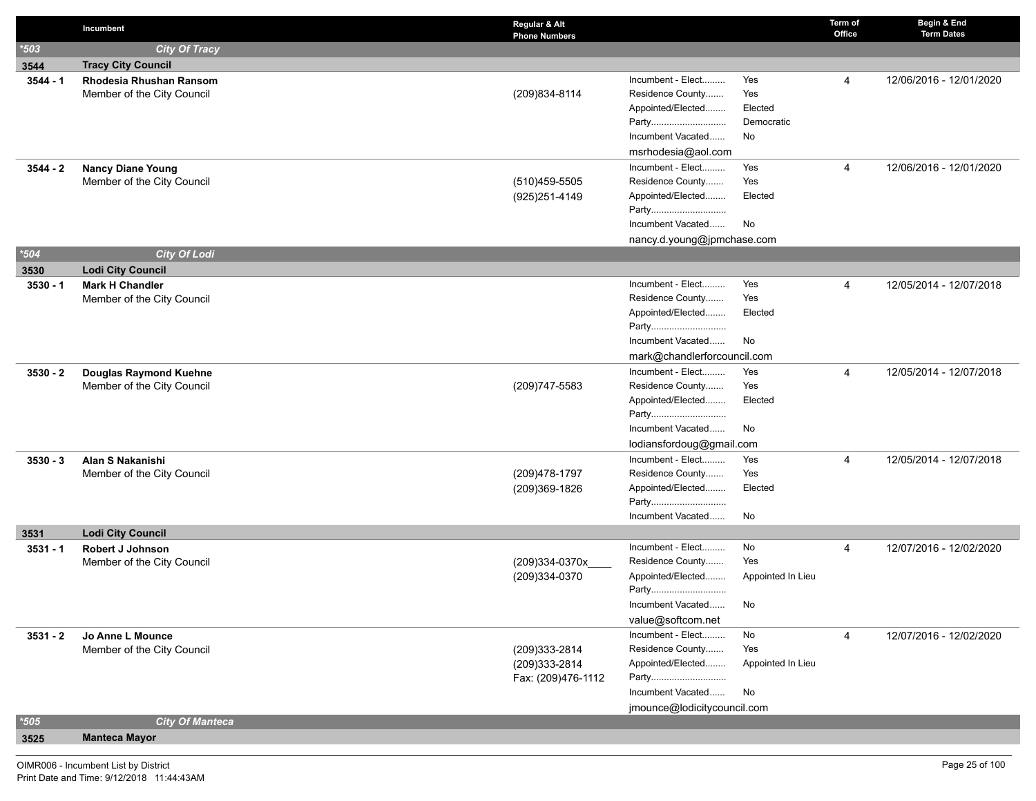| | Incumbent | Regular & Alt Phone Numbers | | | Term of Office | Begin & End Term Dates |
|---|---|---|---|---|---|---|
| *503 | *City Of Tracy* | | | | | |
| 3544 | **Tracy City Council** | | | | | |
| **3544 - 1** | **Rhodesia Rhushan Ransom**<br>Member of the City Council | (209)834-8114 | Incumbent - Elect.........<br>Residence County.......<br>Appointed/Elected........<br>Party.............................<br>Incumbent Vacated......<br>msrhodesia@aol.com | Yes<br>Yes<br>Elected<br>Democratic<br>No | 4 | 12/06/2016 - 12/01/2020 |
| **3544 - 2** | **Nancy Diane Young**<br>Member of the City Council | (510)459-5505<br>(925)251-4149 | Incumbent - Elect.........<br>Residence County.......<br>Appointed/Elected........<br>Party.............................<br>Incumbent Vacated......<br>nancy.d.young@jpmchase.com | Yes<br>Yes<br>Elected<br><br>No | 4 | 12/06/2016 - 12/01/2020 |
| *504 | *City Of Lodi* | | | | | |
| 3530 | **Lodi City Council** | | | | | |
| **3530 - 1** | **Mark H Chandler**<br>Member of the City Council | | Incumbent - Elect.........<br>Residence County.......<br>Appointed/Elected........<br>Party.............................<br>Incumbent Vacated......<br>mark@chandlerforcouncil.com | Yes<br>Yes<br>Elected<br><br>No | 4 | 12/05/2014 - 12/07/2018 |
| **3530 - 2** | **Douglas Raymond Kuehne**<br>Member of the City Council | (209)747-5583 | Incumbent - Elect.........<br>Residence County.......<br>Appointed/Elected........<br>Party.............................<br>Incumbent Vacated......<br>lodiansfordoug@gmail.com | Yes<br>Yes<br>Elected<br><br>No | 4 | 12/05/2014 - 12/07/2018 |
| **3530 - 3** | **Alan S Nakanishi**<br>Member of the City Council | (209)478-1797<br>(209)369-1826 | Incumbent - Elect.........<br>Residence County.......<br>Appointed/Elected........<br>Party.............................<br>Incumbent Vacated...... | Yes<br>Yes<br>Elected<br><br>No | 4 | 12/05/2014 - 12/07/2018 |
| 3531 | **Lodi City Council** | | | | | |
| **3531 - 1** | **Robert J Johnson**<br>Member of the City Council | (209)334-0370x____<br>(209)334-0370 | Incumbent - Elect.........<br>Residence County.......<br>Appointed/Elected........<br>Party.............................<br>Incumbent Vacated......<br>value@softcom.net | No<br>Yes<br>Appointed In Lieu<br><br>No | 4 | 12/07/2016 - 12/02/2020 |
| **3531 - 2** | **Jo Anne L Mounce**<br>Member of the City Council | (209)333-2814<br>(209)333-2814<br>Fax: (209)476-1112 | Incumbent - Elect.........<br>Residence County.......<br>Appointed/Elected........<br>Party.............................<br>Incumbent Vacated......<br>jmounce@lodicitycouncil.com | No<br>Yes<br>Appointed In Lieu<br><br>No | 4 | 12/07/2016 - 12/02/2020 |
| *505 | *City Of Manteca* | | | | | |
| 3525 | **Manteca Mayor** | | | | | |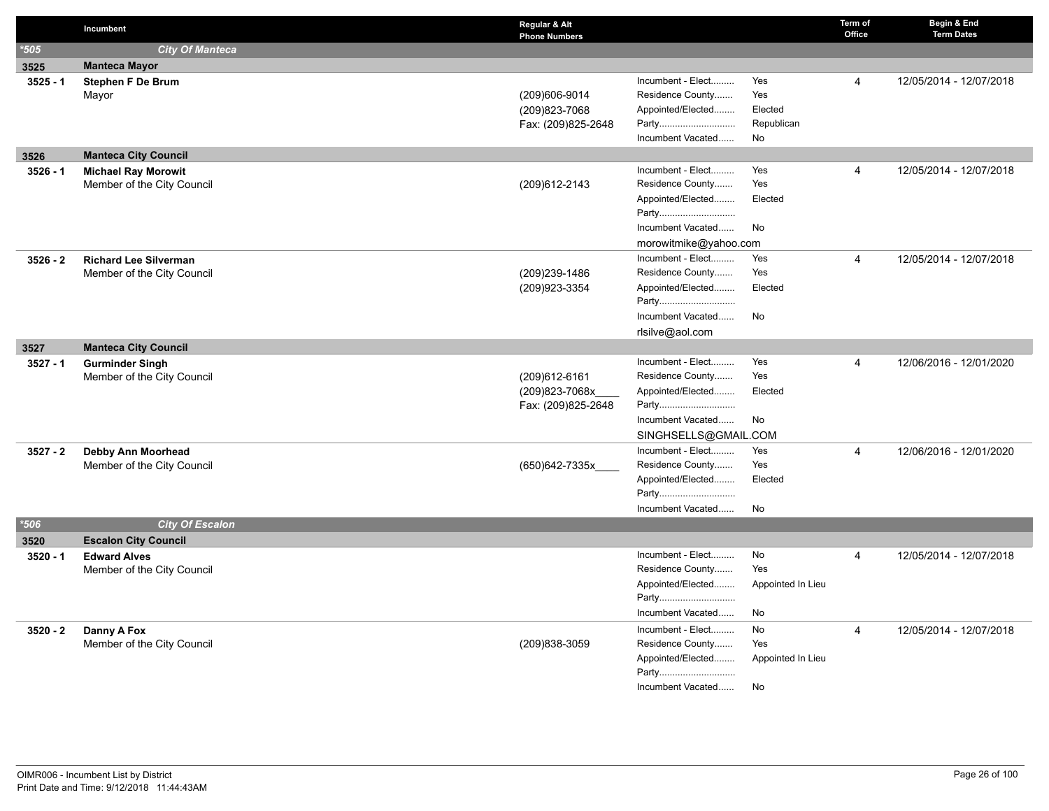| | Incumbent | Regular & Alt Phone Numbers | | | Term of Office | Begin & End Term Dates |
|---|---|---|---|---|---|---|
| *505 | **City Of Manteca** | | | | | |
| 3525 | **Manteca Mayor** | | | | | |
| 3525 - 1 | **Stephen F De Brum**<br>Mayor | (209)606-9014<br>(209)823-7068<br>Fax: (209)825-2648 | Incident - Elect.........<br>Residence County.......<br>Appointed/Elected........<br>Party.............................<br>Incumbent Vacated...... | Yes<br>Yes<br>Elected<br>Republican<br>No | 4 | 12/05/2014 - 12/07/2018 |
| 3526 | **Manteca City Council** | | | | | |
| 3526 - 1 | **Michael Ray Morowit**<br>Member of the City Council | (209)612-2143 | Incumbent - Elect.........<br>Residence County.......<br>Appointed/Elected........<br>Party.............................<br>Incumbent Vacated......<br>morowitmike@yahoo.com | Yes<br>Yes<br>Elected<br><br>No | 4 | 12/05/2014 - 12/07/2018 |
| 3526 - 2 | **Richard Lee Silverman**<br>Member of the City Council | (209)239-1486<br>(209)923-3354 | Incumbent - Elect.........<br>Residence County.......<br>Appointed/Elected........<br>Party.............................<br>Incumbent Vacated......<br>rlsilve@aol.com | Yes<br>Yes<br>Elected<br><br>No | 4 | 12/05/2014 - 12/07/2018 |
| 3527 | **Manteca City Council** | | | | | |
| 3527 - 1 | **Gurminder Singh**<br>Member of the City Council | (209)612-6161<br>(209)823-7068x____<br>Fax: (209)825-2648 | Incumbent - Elect.........<br>Residence County.......<br>Appointed/Elected........<br>Party.............................<br>Incumbent Vacated......<br>SINGHSELLS@GMAIL.COM | Yes<br>Yes<br>Elected<br><br>No | 4 | 12/06/2016 - 12/01/2020 |
| 3527 - 2 | **Debby Ann Moorhead**<br>Member of the City Council | (650)642-7335x____ | Incumbent - Elect.........<br>Residence County.......<br>Appointed/Elected........<br>Party.............................<br>Incumbent Vacated...... | Yes<br>Yes<br>Elected<br><br>No | 4 | 12/06/2016 - 12/01/2020 |
| *506 | **City Of Escalon** | | | | | |
| 3520 | **Escalon City Council** | | | | | |
| 3520 - 1 | **Edward Alves**<br>Member of the City Council | | Incumbent - Elect.........<br>Residence County.......<br>Appointed/Elected........<br>Party.............................<br>Incumbent Vacated...... | No<br>Yes<br>Appointed In Lieu<br><br>No | 4 | 12/05/2014 - 12/07/2018 |
| 3520 - 2 | **Danny A Fox**<br>Member of the City Council | (209)838-3059 | Incumbent - Elect.........<br>Residence County.......<br>Appointed/Elected........<br>Party.............................<br>Incumbent Vacated...... | No<br>Yes<br>Appointed In Lieu<br><br>No | 4 | 12/05/2014 - 12/07/2018 |

OIMR006 - Incumbent List by District
Print Date and Time: 9/12/2018 11:44:43AM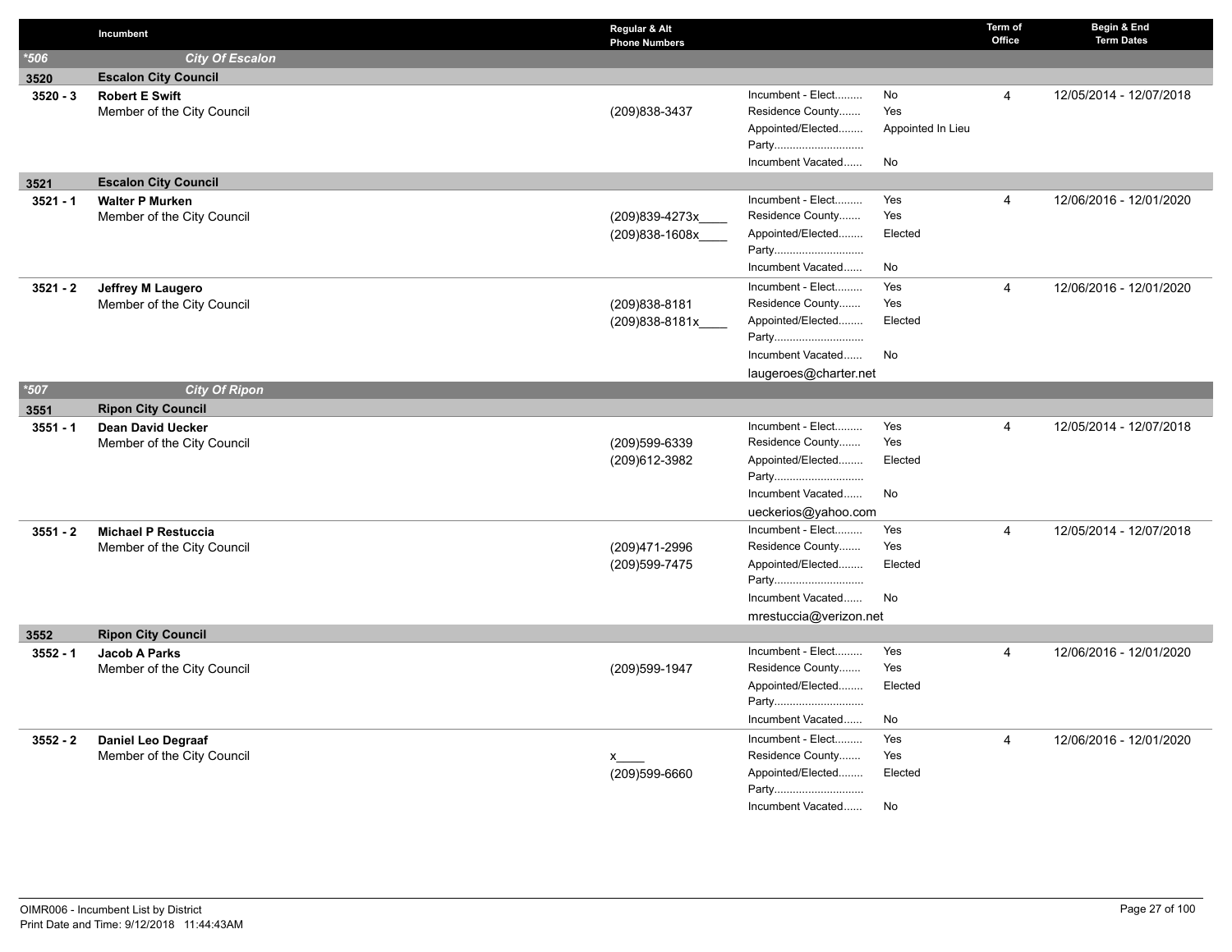| | Incumbent | Regular & Alt Phone Numbers | | | Term of Office | Begin & End Term Dates |
|---|---|---|---|---|---|---|
| *506 | *City Of Escalon* | | | | | |
| 3520 | **Escalon City Council** | | | | | |
| 3520 - 3 | **Robert E Swift**<br>Member of the City Council | (209)838-3437 | Incument - Elect.........<br>Residence County.......<br>Appointed/Elected........<br>Party.............................<br>Incumbent Vacated...... | No<br>Yes<br>Appointed In Lieu<br><br>No | 4 | 12/05/2014 - 12/07/2018 |
| 3521 | **Escalon City Council** | | | | | |
| 3521 - 1 | **Walter P Murken**<br>Member of the City Council | (209)839-4273x____<br>(209)838-1608x____ | Incument - Elect.........<br>Residence County.......<br>Appointed/Elected........<br>Party.............................<br>Incumbent Vacated...... | Yes<br>Yes<br>Elected<br><br>No | 4 | 12/06/2016 - 12/01/2020 |
| 3521 - 2 | **Jeffrey M Laugero**<br>Member of the City Council | (209)838-8181<br>(209)838-8181x____ | Incument - Elect.........<br>Residence County.......<br>Appointed/Elected........<br>Party.............................<br>Incumbent Vacated......<br>laugeroes@charter.net | Yes<br>Yes<br>Elected<br><br>No | 4 | 12/06/2016 - 12/01/2020 |
| *507 | *City Of Ripon* | | | | | |
| 3551 | **Ripon City Council** | | | | | |
| 3551 - 1 | **Dean David Uecker**<br>Member of the City Council | (209)599-6339<br>(209)612-3982 | Incument - Elect.........<br>Residence County.......<br>Appointed/Elected........<br>Party.............................<br>Incumbent Vacated......<br>ueckerios@yahoo.com | Yes<br>Yes<br>Elected<br><br>No | 4 | 12/05/2014 - 12/07/2018 |
| 3551 - 2 | **Michael P Restuccia**<br>Member of the City Council | (209)471-2996<br>(209)599-7475 | Incument - Elect.........<br>Residence County.......<br>Appointed/Elected........<br>Party.............................<br>Incumbent Vacated......<br>mrestuccia@verizon.net | Yes<br>Yes<br>Elected<br><br>No | 4 | 12/05/2014 - 12/07/2018 |
| 3552 | **Ripon City Council** | | | | | |
| 3552 - 1 | **Jacob A Parks**<br>Member of the City Council | (209)599-1947 | Incument - Elect.........<br>Residence County.......<br>Appointed/Elected........<br>Party.............................<br>Incumbent Vacated...... | Yes<br>Yes<br>Elected<br><br>No | 4 | 12/06/2016 - 12/01/2020 |
| 3552 - 2 | **Daniel Leo Degraaf**<br>Member of the City Council | x____<br>(209)599-6660 | Incument - Elect.........<br>Residence County.......<br>Appointed/Elected........<br>Party.............................<br>Incumbent Vacated...... | Yes<br>Yes<br>Elected<br><br>No | 4 | 12/06/2016 - 12/01/2020 |

OIMR006 - Incumbent List by District
Print Date and Time: 9/12/2018 11:44:43AM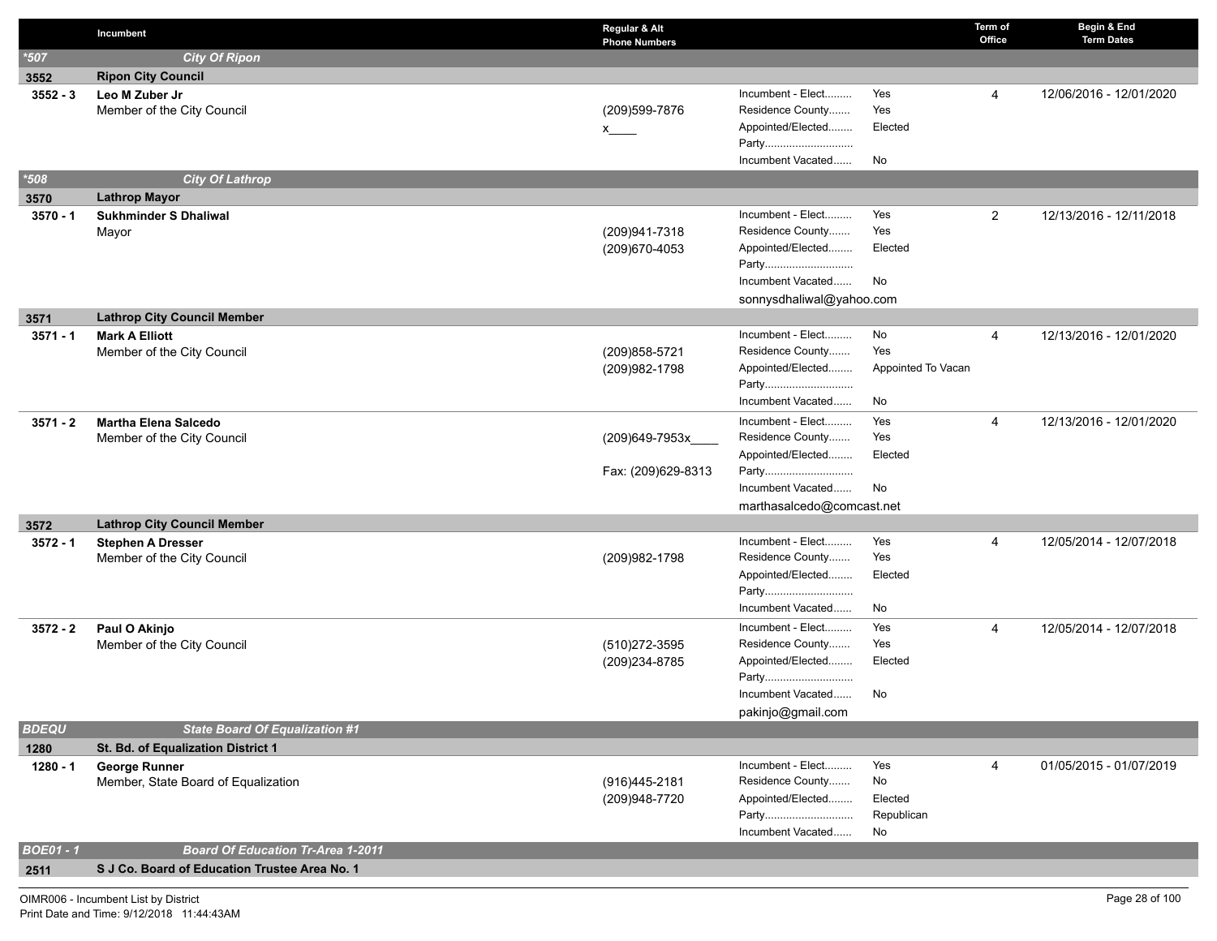| | Incumbent | Regular & Alt Phone Numbers | | | Term of Office | Begin & End Term Dates |
|---|---|---|---|---|---|---|
| ***507** | ***City Of Ripon*** | | | | | |
| **3552** | **Ripon City Council** | | | | | |
| **3552 - 3** | **Leo M Zuber Jr** | | Incumbent - Elect......... | Yes | 4 | 12/06/2016 - 12/01/2020 |
| | Member of the City Council | (209)599-7876 | Residence County....... | Yes | | |
| | | x____ | Appointed/Elected........ | Elected | | |
| | | | Party............................ | | | |
| | | | Incumbent Vacated...... | No | | |
| ***508** | ***City Of Lathrop*** | | | | | |
| **3570** | **Lathrop Mayor** | | | | | |
| **3570 - 1** | **Sukhminder S Dhaliwal** | | Incumbent - Elect......... | Yes | 2 | 12/13/2016 - 12/11/2018 |
| | Mayor | (209)941-7318 | Residence County....... | Yes | | |
| | | (209)670-4053 | Appointed/Elected........ | Elected | | |
| | | | Party............................ | | | |
| | | | Incumbent Vacated...... | No | | |
| | | | sonnysdhaliwal@yahoo.com | | | |
| **3571** | **Lathrop City Council Member** | | | | | |
| **3571 - 1** | **Mark A Elliott** | | Incumbent - Elect......... | No | 4 | 12/13/2016 - 12/01/2020 |
| | Member of the City Council | (209)858-5721 | Residence County....... | Yes | | |
| | | (209)982-1798 | Appointed/Elected........ | Appointed To Vacan | | |
| | | | Party............................ | | | |
| | | | Incumbent Vacated...... | No | | |
| **3571 - 2** | **Martha Elena Salcedo** | | Incumbent - Elect......... | Yes | 4 | 12/13/2016 - 12/01/2020 |
| | Member of the City Council | (209)649-7953x____ | Residence County....... | Yes | | |
| | | | Appointed/Elected........ | Elected | | |
| | | Fax: (209)629-8313 | Party............................ | | | |
| | | | Incumbent Vacated...... | No | | |
| | | | marthasalcedo@comcast.net | | | |
| **3572** | **Lathrop City Council Member** | | | | | |
| **3572 - 1** | **Stephen A Dresser** | | Incumbent - Elect......... | Yes | 4 | 12/05/2014 - 12/07/2018 |
| | Member of the City Council | (209)982-1798 | Residence County....... | Yes | | |
| | | | Appointed/Elected........ | Elected | | |
| | | | Party............................ | | | |
| | | | Incumbent Vacated...... | No | | |
| **3572 - 2** | **Paul O Akinjo** | | Incumbent - Elect......... | Yes | 4 | 12/05/2014 - 12/07/2018 |
| | Member of the City Council | (510)272-3595 | Residence County....... | Yes | | |
| | | (209)234-8785 | Appointed/Elected........ | Elected | | |
| | | | Party............................ | | | |
| | | | Incumbent Vacated...... | No | | |
| | | | pakinjo@gmail.com | | | |
| ***BDEQU*** | ***State Board Of Equalization #1*** | | | | | |
| **1280** | **St. Bd. of Equalization District 1** | | | | | |
| **1280 - 1** | **George Runner** | | Incumbent - Elect......... | Yes | 4 | 01/05/2015 - 01/07/2019 |
| | Member, State Board of Equalization | (916)445-2181 | Residence County....... | No | | |
| | | (209)948-7720 | Appointed/Elected........ | Elected | | |
| | | | Party............................ | Republican | | |
| | | | Incumbent Vacated...... | No | | |
| ***BOE01 - 1*** | ***Board Of Education Tr-Area 1-2011*** | | | | | |
| **2511** | **S J Co. Board of Education Trustee Area No. 1** | | | | | |

OIMR006 - Incumbent List by District
Print Date and Time: 9/12/2018 11:44:43AM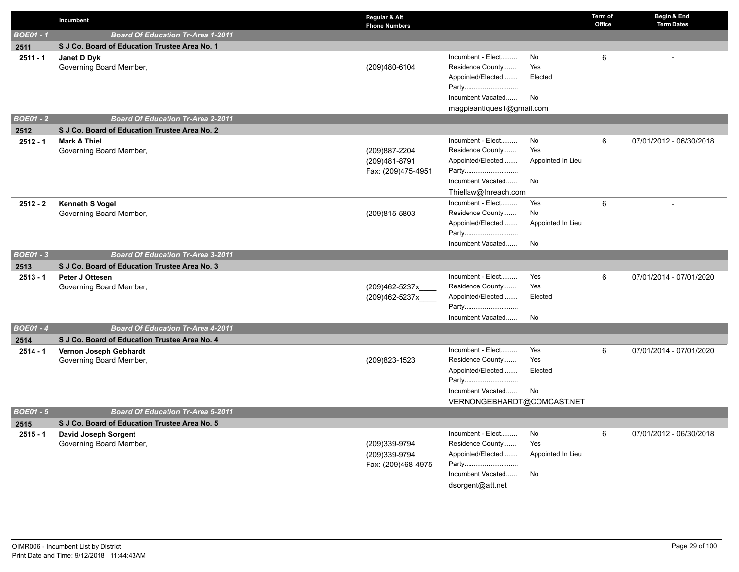| | Incumbent | Regular & Alt Phone Numbers | | | Term of Office | Begin & End Term Dates |
|---|---|---|---|---|---|---|
| ***BOE01 - 1*** | ***Board Of Education Tr-Area 1-2011*** | | | | | |
| **2511** | **S J Co. Board of Education Trustee Area No. 1** | | | | | |
| **2511 - 1** | **Janet D Dyk**<br>Governing Board Member, | (209)480-6104 | Incumbent - Elect.........<br>Residence County.......<br>Appointed/Elected........<br>Party............................<br>Incumbent Vacated......<br>magpieantiques1@gmail.com | No<br>Yes<br>Elected<br><br>No | 6 | - |
| ***BOE01 - 2*** | ***Board Of Education Tr-Area 2-2011*** | | | | | |
| **2512** | **S J Co. Board of Education Trustee Area No. 2** | | | | | |
| **2512 - 1** | **Mark A Thiel**<br>Governing Board Member, | (209)887-2204<br>(209)481-8791<br>Fax: (209)475-4951 | Incumbent - Elect.........<br>Residence County.......<br>Appointed/Elected........<br>Party............................<br>Incumbent Vacated......<br>Thiellaw@Inreach.com | No<br>Yes<br>Appointed In Lieu<br><br>No | 6 | 07/01/2012 - 06/30/2018 |
| **2512 - 2** | **Kenneth S Vogel**<br>Governing Board Member, | (209)815-5803 | Incumbent - Elect.........<br>Residence County.......<br>Appointed/Elected........<br>Party............................<br>Incumbent Vacated...... | Yes<br>No<br>Appointed In Lieu<br><br>No | 6 | - |
| ***BOE01 - 3*** | ***Board Of Education Tr-Area 3-2011*** | | | | | |
| **2513** | **S J Co. Board of Education Trustee Area No. 3** | | | | | |
| **2513 - 1** | **Peter J Ottesen**<br>Governing Board Member, | (209)462-5237x____<br>(209)462-5237x____ | Incumbent - Elect.........<br>Residence County.......<br>Appointed/Elected........<br>Party............................<br>Incumbent Vacated...... | Yes<br>Yes<br>Elected<br><br>No | 6 | 07/01/2014 - 07/01/2020 |
| ***BOE01 - 4*** | ***Board Of Education Tr-Area 4-2011*** | | | | | |
| **2514** | **S J Co. Board of Education Trustee Area No. 4** | | | | | |
| **2514 - 1** | **Vernon Joseph Gebhardt**<br>Governing Board Member, | (209)823-1523 | Incumbent - Elect.........<br>Residence County.......<br>Appointed/Elected........<br>Party............................<br>Incumbent Vacated......<br>VERNONGEBHARDT@COMCAST.NET | Yes<br>Yes<br>Elected<br><br>No | 6 | 07/01/2014 - 07/01/2020 |
| ***BOE01 - 5*** | ***Board Of Education Tr-Area 5-2011*** | | | | | |
| **2515** | **S J Co. Board of Education Trustee Area No. 5** | | | | | |
| **2515 - 1** | **David Joseph Sorgent**<br>Governing Board Member, | (209)339-9794<br>(209)339-9794<br>Fax: (209)468-4975 | Incumbent - Elect.........<br>Residence County.......<br>Appointed/Elected........<br>Party............................<br>Incumbent Vacated......<br>dsorgent@att.net | No<br>Yes<br>Appointed In Lieu<br><br>No | 6 | 07/01/2012 - 06/30/2018 |

OIMR006 - Incumbent List by District
Print Date and Time: 9/12/2018 11:44:43AM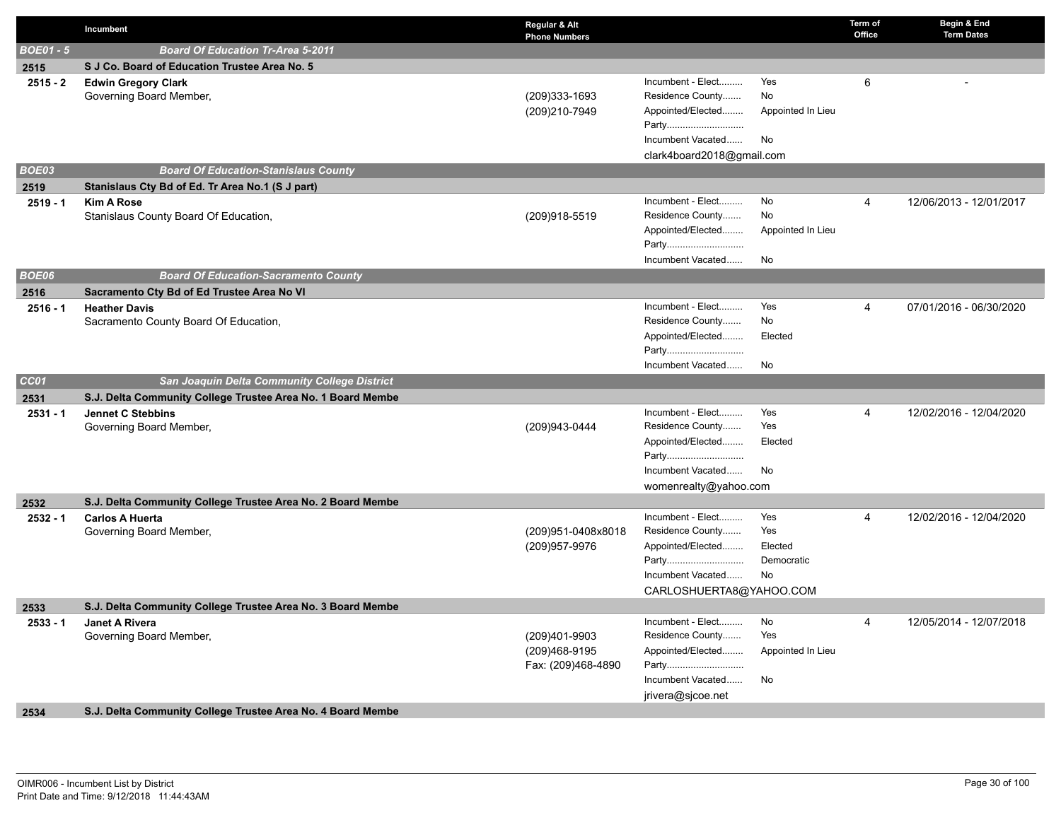| | Incumbent | Regular & Alt Phone Numbers | | | Term of Office | Begin & End Term Dates |
|---|---|---|---|---|---|---|
| **BOE01 - 5** | **Board Of Education Tr-Area 5-2011** | | | | | |
| **2515** | **S J Co. Board of Education Trustee Area No. 5** | | | | | |
| **2515 - 2** | **Edwin Gregory Clark**<br>Governing Board Member, | (209)333-1693<br>(209)210-7949 | Incumbent - Elect.........<br>Residence County.......<br>Appointed/Elected........<br>Party.............................<br>Incumbent Vacated......<br>clark4board2018@gmail.com | Yes<br>No<br>Appointed In Lieu<br><br>No | 6 | - |
| **BOE03** | **Board Of Education-Stanislaus County** | | | | | |
| **2519** | **Stanislaus Cty Bd of Ed. Tr Area No.1 (S J part)** | | | | | |
| **2519 - 1** | **Kim A Rose**<br>Stanislaus County Board Of Education, | (209)918-5519 | Incumbent - Elect.........<br>Residence County.......<br>Appointed/Elected........<br>Party.............................<br>Incumbent Vacated...... | No<br>No<br>Appointed In Lieu<br><br>No | 4 | 12/06/2013 - 12/01/2017 |
| **BOE06** | **Board Of Education-Sacramento County** | | | | | |
| **2516** | **Sacramento Cty Bd of Ed Trustee Area No VI** | | | | | |
| **2516 - 1** | **Heather Davis**<br>Sacramento County Board Of Education, | | Incumbent - Elect.........<br>Residence County.......<br>Appointed/Elected........<br>Party.............................<br>Incumbent Vacated...... | Yes<br>No<br>Elected<br><br>No | 4 | 07/01/2016 - 06/30/2020 |
| **CC01** | **San Joaquin Delta Community College District** | | | | | |
| **2531** | **S.J. Delta Community College Trustee Area No. 1 Board Membe** | | | | | |
| **2531 - 1** | **Jennet C Stebbins**<br>Governing Board Member, | (209)943-0444 | Incumbent - Elect.........<br>Residence County.......<br>Appointed/Elected........<br>Party.............................<br>Incumbent Vacated......<br>womenrealty@yahoo.com | Yes<br>Yes<br>Elected<br><br>No | 4 | 12/02/2016 - 12/04/2020 |
| **2532** | **S.J. Delta Community College Trustee Area No. 2 Board Membe** | | | | | |
| **2532 - 1** | **Carlos A Huerta**<br>Governing Board Member, | (209)951-0408x8018<br>(209)957-9976 | Incumbent - Elect.........<br>Residence County.......<br>Appointed/Elected........<br>Party.............................<br>Incumbent Vacated......<br>CARLOSHUERTA8@YAHOO.COM | Yes<br>Yes<br>Elected<br>Democratic<br>No | 4 | 12/02/2016 - 12/04/2020 |
| **2533** | **S.J. Delta Community College Trustee Area No. 3 Board Membe** | | | | | |
| **2533 - 1** | **Janet A Rivera**<br>Governing Board Member, | (209)401-9903<br>(209)468-9195<br>Fax: (209)468-4890 | Incumbent - Elect.........<br>Residence County.......<br>Appointed/Elected........<br>Party.............................<br>Incumbent Vacated......<br>jrivera@sjcoe.net | No<br>Yes<br>Appointed In Lieu<br><br>No | 4 | 12/05/2014 - 12/07/2018 |
| **2534** | **S.J. Delta Community College Trustee Area No. 4 Board Membe** | | | | | |

OIMR006 - Incumbent List by District
Print Date and Time: 9/12/2018 11:44:43AM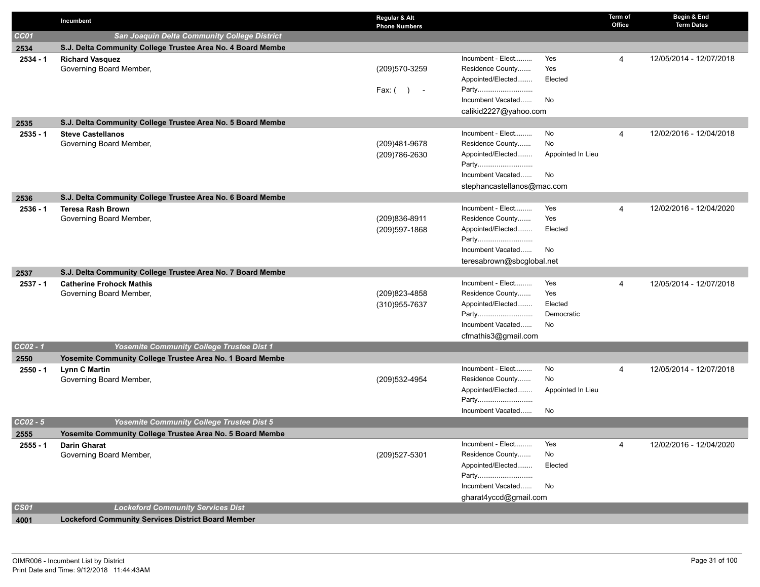| | Incumbent | Regular & Alt Phone Numbers | | | Term of Office | Begin & End Term Dates |
|---|---|---|---|---|---|---|
| ***CC01*** | ***San Joaquin Delta Community College District*** | | | | | |
| **2534** | **S.J. Delta Community College Trustee Area No. 4 Board Membe** | | | | | |
| **2534 - 1** | **Richard Vasquez**<br>Governing Board Member, | (209)570-3259<br><br>Fax: ( ) - | Incumbent - Elect.........<br>Residence County.......<br>Appointed/Elected........<br>Party.............................<br>Incumbent Vacated......<br>calikid2227@yahoo.com | Yes<br>Yes<br>Elected<br><br>No | 4 | 12/05/2014 - 12/07/2018 |
| **2535** | **S.J. Delta Community College Trustee Area No. 5 Board Membe** | | | | | |
| **2535 - 1** | **Steve Castellanos**<br>Governing Board Member, | (209)481-9678<br>(209)786-2630 | Incumbent - Elect.........<br>Residence County.......<br>Appointed/Elected........<br>Party.............................<br>Incumbent Vacated......<br>stephancastellanos@mac.com | No<br>No<br>Appointed In Lieu<br><br>No | 4 | 12/02/2016 - 12/04/2018 |
| **2536** | **S.J. Delta Community College Trustee Area No. 6 Board Membe** | | | | | |
| **2536 - 1** | **Teresa Rash Brown**<br>Governing Board Member, | (209)836-8911<br>(209)597-1868 | Incumbent - Elect.........<br>Residence County.......<br>Appointed/Elected........<br>Party.............................<br>Incumbent Vacated......<br>teresabrown@sbcglobal.net | Yes<br>Yes<br>Elected<br><br>No | 4 | 12/02/2016 - 12/04/2020 |
| **2537** | **S.J. Delta Community College Trustee Area No. 7 Board Membe** | | | | | |
| **2537 - 1** | **Catherine Frohock Mathis**<br>Governing Board Member, | (209)823-4858<br>(310)955-7637 | Incumbent - Elect.........<br>Residence County.......<br>Appointed/Elected........<br>Party.............................<br>Incumbent Vacated......<br>cfmathis3@gmail.com | Yes<br>Yes<br>Elected<br>Democratic<br>No | 4 | 12/05/2014 - 12/07/2018 |
| ***CC02 - 1*** | ***Yosemite Community College Trustee Dist 1*** | | | | | |
| **2550** | **Yosemite Community College Trustee Area No. 1 Board Membe** | | | | | |
| **2550 - 1** | **Lynn C Martin**<br>Governing Board Member, | (209)532-4954 | Incumbent - Elect.........<br>Residence County.......<br>Appointed/Elected........<br>Party.............................<br>Incumbent Vacated...... | No<br>No<br>Appointed In Lieu<br><br>No | 4 | 12/05/2014 - 12/07/2018 |
| ***CC02 - 5*** | ***Yosemite Community College Trustee Dist 5*** | | | | | |
| **2555** | **Yosemite Community College Trustee Area No. 5 Board Membe** | | | | | |
| **2555 - 1** | **Darin Gharat**<br>Governing Board Member, | (209)527-5301 | Incumbent - Elect.........<br>Residence County.......<br>Appointed/Elected........<br>Party.............................<br>Incumbent Vacated......<br>gharat4yccd@gmail.com | Yes<br>No<br>Elected<br><br>No | 4 | 12/02/2016 - 12/04/2020 |
| ***CS01*** | ***Lockeford Community Services Dist*** | | | | | |
| **4001** | **Lockeford Community Services District Board Member** | | | | | |

OIMR006 - Incumbent List by District
Print Date and Time: 9/12/2018 11:44:43AM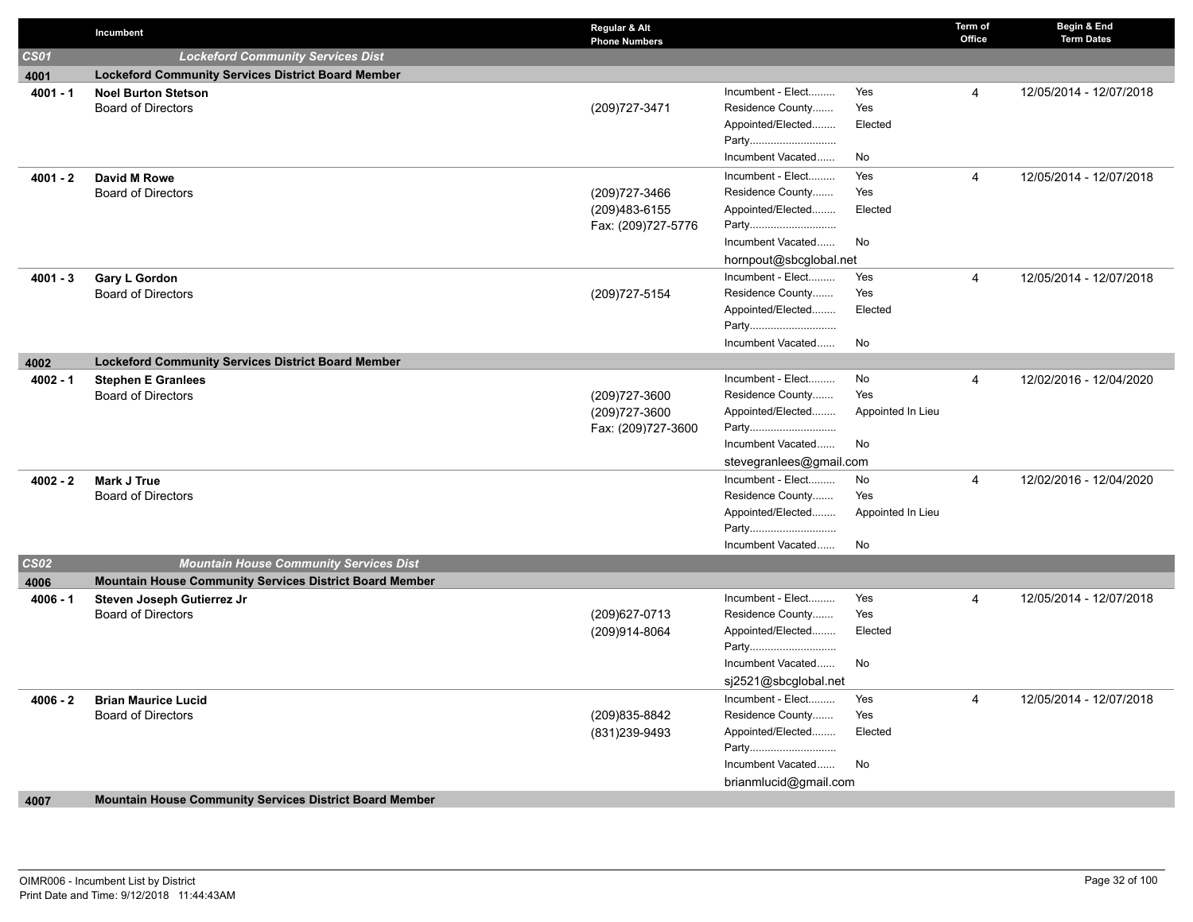| | Incumbent | Regular & Alt Phone Numbers | | | Term of Office | Begin & End Term Dates |
|---|---|---|---|---|---|---|
| **CS01** | ***Lockeford Community Services Dist*** | | | | | |
| **4001** | **Lockeford Community Services District Board Member** | | | | | |
| **4001 - 1** | **Noel Burton Stetson**<br>Board of Directors | (209)727-3471 | Incumbent - Elect.........<br>Residence County.......<br>Appointed/Elected........<br>Party.............................<br>Incumbent Vacated...... | Yes<br>Yes<br>Elected<br><br>No | 4 | 12/05/2014 - 12/07/2018 |
| **4001 - 2** | **David M Rowe**<br>Board of Directors | (209)727-3466<br>(209)483-6155<br>Fax: (209)727-5776 | Incumbent - Elect.........<br>Residence County.......<br>Appointed/Elected........<br>Party.............................<br>Incumbent Vacated......<br>hornpout@sbcglobal.net | Yes<br>Yes<br>Elected<br><br>No | 4 | 12/05/2014 - 12/07/2018 |
| **4001 - 3** | **Gary L Gordon**<br>Board of Directors | (209)727-5154 | Incumbent - Elect.........<br>Residence County.......<br>Appointed/Elected........<br>Party.............................<br>Incumbent Vacated...... | Yes<br>Yes<br>Elected<br><br>No | 4 | 12/05/2014 - 12/07/2018 |
| **4002** | **Lockeford Community Services District Board Member** | | | | | |
| **4002 - 1** | **Stephen E Granlees**<br>Board of Directors | (209)727-3600<br>(209)727-3600<br>Fax: (209)727-3600 | Incumbent - Elect.........<br>Residence County.......<br>Appointed/Elected........<br>Party.............................<br>Incumbent Vacated......<br>stevegranlees@gmail.com | No<br>Yes<br>Appointed In Lieu<br><br>No | 4 | 12/02/2016 - 12/04/2020 |
| **4002 - 2** | **Mark J True**<br>Board of Directors | | Incumbent - Elect.........<br>Residence County.......<br>Appointed/Elected........<br>Party.............................<br>Incumbent Vacated...... | No<br>Yes<br>Appointed In Lieu<br><br>No | 4 | 12/02/2016 - 12/04/2020 |
| **CS02** | ***Mountain House Community Services Dist*** | | | | | |
| **4006** | **Mountain House Community Services District Board Member** | | | | | |
| **4006 - 1** | **Steven Joseph Gutierrez Jr**<br>Board of Directors | (209)627-0713<br>(209)914-8064 | Incumbent - Elect.........<br>Residence County.......<br>Appointed/Elected........<br>Party.............................<br>Incumbent Vacated......<br>sj2521@sbcglobal.net | Yes<br>Yes<br>Elected<br><br>No | 4 | 12/05/2014 - 12/07/2018 |
| **4006 - 2** | **Brian Maurice Lucid**<br>Board of Directors | (209)835-8842<br>(831)239-9493 | Incumbent - Elect.........<br>Residence County.......<br>Appointed/Elected........<br>Party.............................<br>Incumbent Vacated......<br>brianmlucid@gmail.com | Yes<br>Yes<br>Elected<br><br>No | 4 | 12/05/2014 - 12/07/2018 |
| **4007** | **Mountain House Community Services District Board Member** | | | | | |

OIMR006 - Incumbent List by District
Print Date and Time: 9/12/2018 11:44:43AM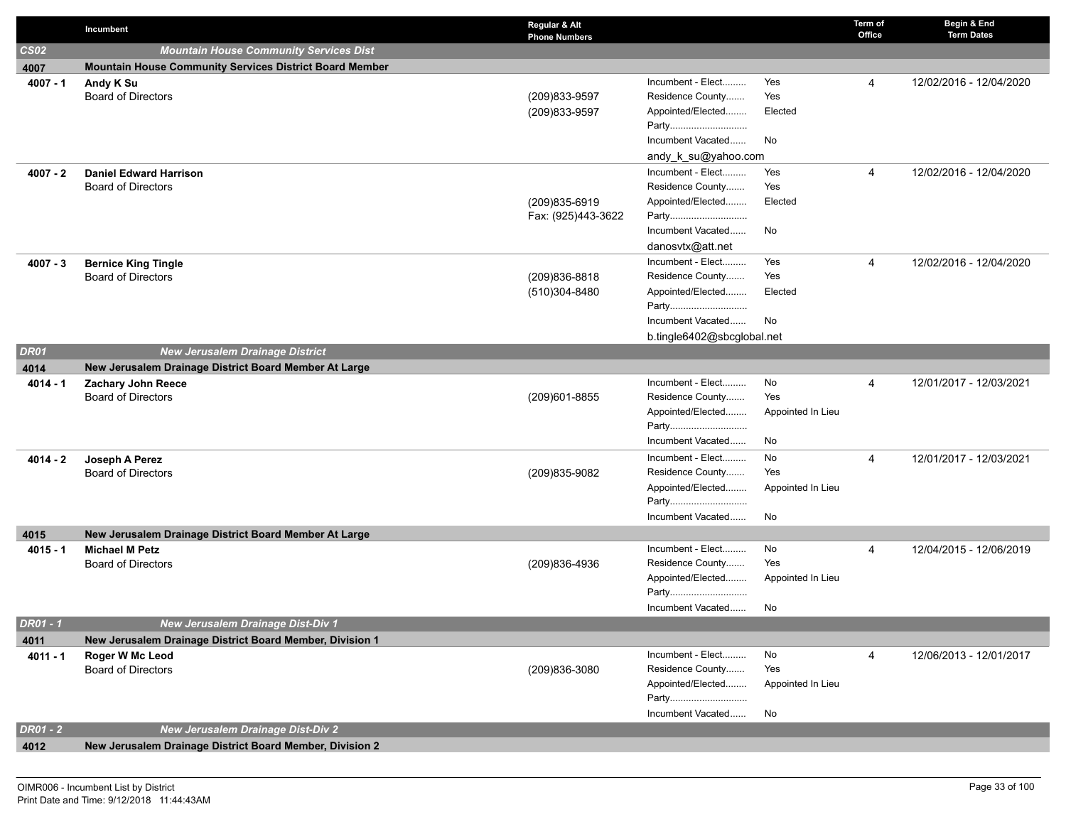| | Incumbent | Regular & Alt Phone Numbers | | | Term of Office | Begin & End Term Dates |
|---|---|---|---|---|---|---|
| ***CS02*** | ***Mountain House Community Services Dist*** | | | | | |
| **4007** | **Mountain House Community Services District Board Member** | | | | | |
| **4007 - 1** | **Andy K Su**<br>Board of Directors | (209)833-9597<br>(209)833-9597 | Incumbent - Elect.........<br>Residence County.......<br>Appointed/Elected........<br>Party.............................<br>Incumbent Vacated......<br>andy_k_su@yahoo.com | Yes<br>Yes<br>Elected<br><br>No | 4 | 12/02/2016 - 12/04/2020 |
| **4007 - 2** | **Daniel Edward Harrison**<br>Board of Directors | (209)835-6919<br>Fax: (925)443-3622 | Incumbent - Elect.........<br>Residence County.......<br>Appointed/Elected........<br>Party.............................<br>Incumbent Vacated......<br>danosvtx@att.net | Yes<br>Yes<br>Elected<br><br>No | 4 | 12/02/2016 - 12/04/2020 |
| **4007 - 3** | **Bernice King Tingle**<br>Board of Directors | (209)836-8818<br>(510)304-8480 | Incumbent - Elect.........<br>Residence County.......<br>Appointed/Elected........<br>Party.............................<br>Incumbent Vacated......<br>b.tingle6402@sbcglobal.net | Yes<br>Yes<br>Elected<br><br>No | 4 | 12/02/2016 - 12/04/2020 |
| ***DR01*** | ***New Jerusalem Drainage District*** | | | | | |
| **4014** | **New Jerusalem Drainage District Board Member At Large** | | | | | |
| **4014 - 1** | **Zachary John Reece**<br>Board of Directors | (209)601-8855 | Incumbent - Elect.........<br>Residence County.......<br>Appointed/Elected........<br>Party.............................<br>Incumbent Vacated...... | No<br>Yes<br>Appointed In Lieu<br><br>No | 4 | 12/01/2017 - 12/03/2021 |
| **4014 - 2** | **Joseph A Perez**<br>Board of Directors | (209)835-9082 | Incumbent - Elect.........<br>Residence County.......<br>Appointed/Elected........<br>Party.............................<br>Incumbent Vacated...... | No<br>Yes<br>Appointed In Lieu<br><br>No | 4 | 12/01/2017 - 12/03/2021 |
| **4015** | **New Jerusalem Drainage District Board Member At Large** | | | | | |
| **4015 - 1** | **Michael M Petz**<br>Board of Directors | (209)836-4936 | Incumbent - Elect.........<br>Residence County.......<br>Appointed/Elected........<br>Party.............................<br>Incumbent Vacated...... | No<br>Yes<br>Appointed In Lieu<br><br>No | 4 | 12/04/2015 - 12/06/2019 |
| ***DR01 - 1*** | ***New Jerusalem Drainage Dist-Div 1*** | | | | | |
| **4011** | **New Jerusalem Drainage District Board Member, Division 1** | | | | | |
| **4011 - 1** | **Roger W Mc Leod**<br>Board of Directors | (209)836-3080 | Incumbent - Elect.........<br>Residence County.......<br>Appointed/Elected........<br>Party.............................<br>Incumbent Vacated...... | No<br>Yes<br>Appointed In Lieu<br><br>No | 4 | 12/06/2013 - 12/01/2017 |
| ***DR01 - 2*** | ***New Jerusalem Drainage Dist-Div 2*** | | | | | |
| **4012** | **New Jerusalem Drainage District Board Member, Division 2** | | | | | |

OIMR006 - Incumbent List by District
Print Date and Time: 9/12/2018 11:44:43AM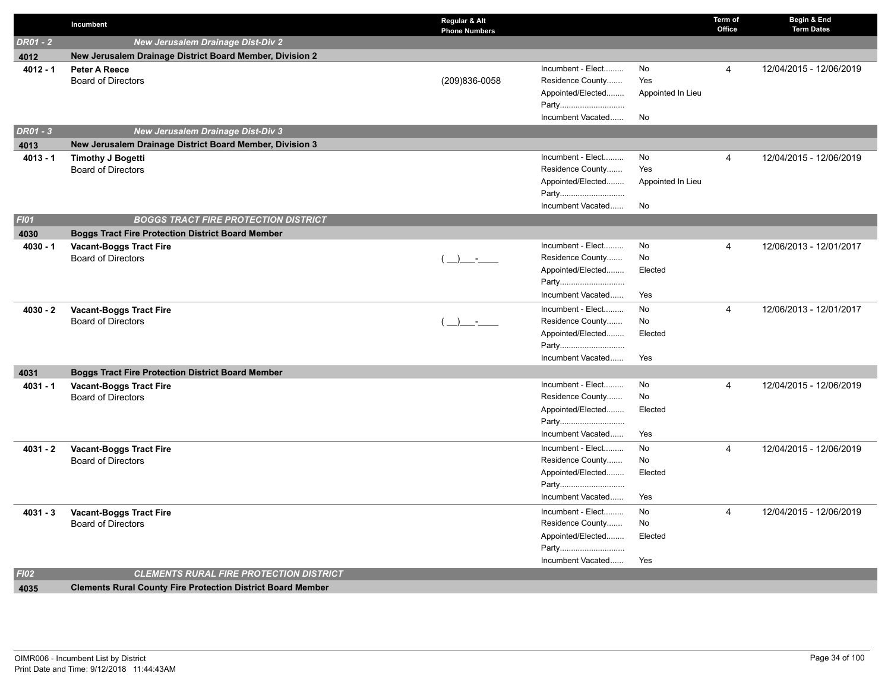| | Incumbent | Regular & Alt Phone Numbers | | | Term of Office | Begin & End Term Dates |
|---|---|---|---|---|---|---|
| *DR01 - 2* | ***New Jerusalem Drainage Dist-Div 2*** | | | | | |
| **4012** | **New Jerusalem Drainage District Board Member, Division 2** | | | | | |
| **4012 - 1** | **Peter A Reece**<br>Board of Directors | (209)836-0058 | Incumbent - Elect.........<br>Residence County.......<br>Appointed/Elected........<br>Party............................<br>Incumbent Vacated...... | No<br>Yes<br>Appointed In Lieu<br><br>No | 4 | 12/04/2015 - 12/06/2019 |
| *DR01 - 3* | ***New Jerusalem Drainage Dist-Div 3*** | | | | | |
| **4013** | **New Jerusalem Drainage District Board Member, Division 3** | | | | | |
| **4013 - 1** | **Timothy J Bogetti**<br>Board of Directors | | Incumbent - Elect.........<br>Residence County.......<br>Appointed/Elected........<br>Party............................<br>Incumbent Vacated...... | No<br>Yes<br>Appointed In Lieu<br><br>No | 4 | 12/04/2015 - 12/06/2019 |
| *FI01* | ***BOGGS TRACT FIRE PROTECTION DISTRICT*** | | | | | |
| **4030** | **Boggs Tract Fire Protection District Board Member** | | | | | |
| **4030 - 1** | **Vacant-Boggs Tract Fire**<br>Board of Directors | ( __)___-____ | Incumbent - Elect.........<br>Residence County.......<br>Appointed/Elected........<br>Party............................<br>Incumbent Vacated...... | No<br>No<br>Elected<br><br>Yes | 4 | 12/06/2013 - 12/01/2017 |
| **4030 - 2** | **Vacant-Boggs Tract Fire**<br>Board of Directors | ( __)___-____ | Incumbent - Elect.........<br>Residence County.......<br>Appointed/Elected........<br>Party............................<br>Incumbent Vacated...... | No<br>No<br>Elected<br><br>Yes | 4 | 12/06/2013 - 12/01/2017 |
| **4031** | **Boggs Tract Fire Protection District Board Member** | | | | | |
| **4031 - 1** | **Vacant-Boggs Tract Fire**<br>Board of Directors | | Incumbent - Elect.........<br>Residence County.......<br>Appointed/Elected........<br>Party............................<br>Incumbent Vacated...... | No<br>No<br>Elected<br><br>Yes | 4 | 12/04/2015 - 12/06/2019 |
| **4031 - 2** | **Vacant-Boggs Tract Fire**<br>Board of Directors | | Incumbent - Elect.........<br>Residence County.......<br>Appointed/Elected........<br>Party............................<br>Incumbent Vacated...... | No<br>No<br>Elected<br><br>Yes | 4 | 12/04/2015 - 12/06/2019 |
| **4031 - 3** | **Vacant-Boggs Tract Fire**<br>Board of Directors | | Incumbent - Elect.........<br>Residence County.......<br>Appointed/Elected........<br>Party............................<br>Incumbent Vacated...... | No<br>No<br>Elected<br><br>Yes | 4 | 12/04/2015 - 12/06/2019 |
| *FI02* | ***CLEMENTS RURAL FIRE PROTECTION DISTRICT*** | | | | | |
| **4035** | **Clements Rural County Fire Protection District Board Member** | | | | | |

OIMR006 - Incumbent List by District
Print Date and Time: 9/12/2018 11:44:43AM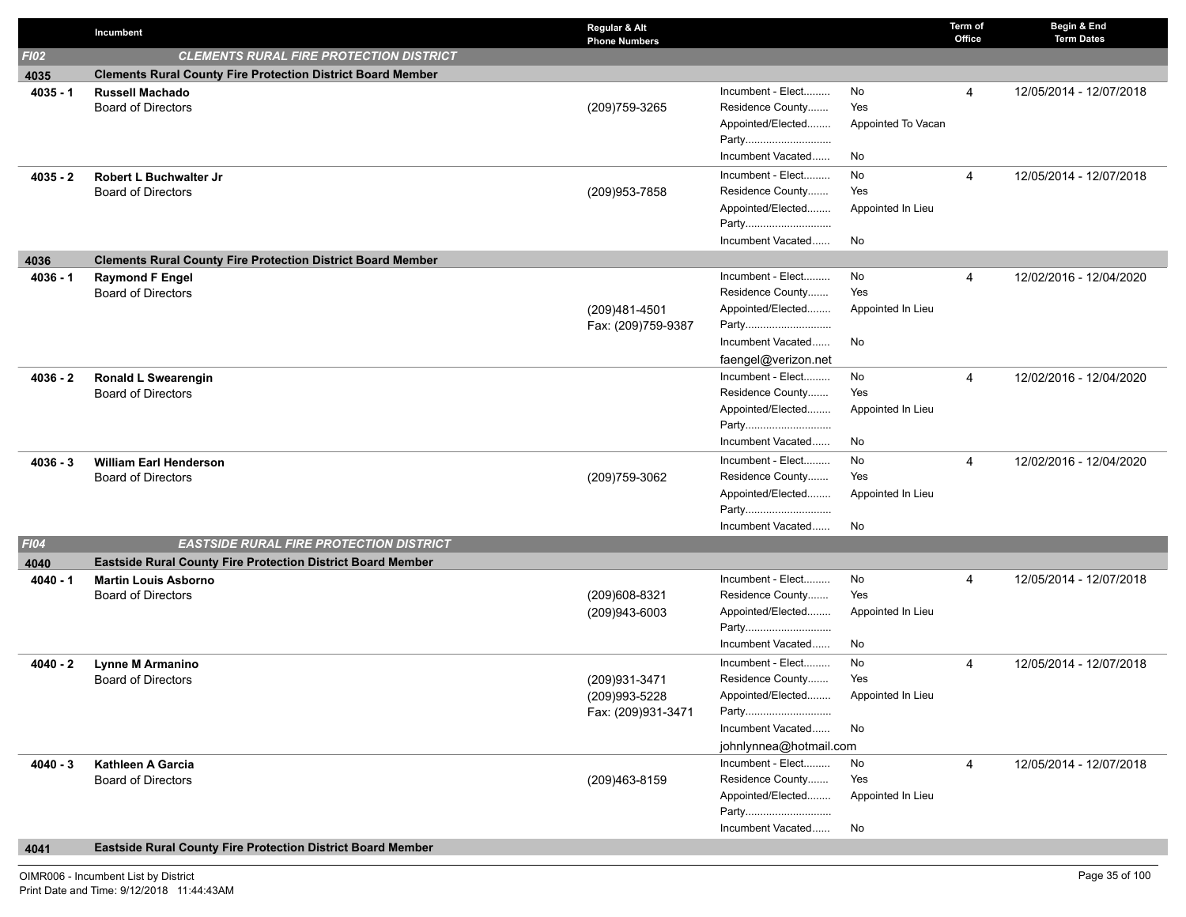| | Incumbent | Regular & Alt Phone Numbers | | | Term of Office | Begin & End Term Dates |
|---|---|---|---|---|---|---|
| ***FI02*** | ***CLEMENTS RURAL FIRE PROTECTION DISTRICT*** | | | | | |
| **4035** | **Clements Rural County Fire Protection District Board Member** | | | | | |
| **4035 - 1** | **Russell Machado**<br>Board of Directors | (209)759-3265 | Incumbent - Elect.........<br>Residence County.......<br>Appointed/Elected........<br>Party.............................<br>Incumbent Vacated...... | No<br>Yes<br>Appointed To Vacan<br><br>No | 4 | 12/05/2014 - 12/07/2018 |
| **4035 - 2** | **Robert L Buchwalter Jr**<br>Board of Directors | (209)953-7858 | Incumbent - Elect.........<br>Residence County.......<br>Appointed/Elected........<br>Party.............................<br>Incumbent Vacated...... | No<br>Yes<br>Appointed In Lieu<br><br>No | 4 | 12/05/2014 - 12/07/2018 |
| **4036** | **Clements Rural County Fire Protection District Board Member** | | | | | |
| **4036 - 1** | **Raymond F Engel**<br>Board of Directors | (209)481-4501<br>Fax: (209)759-9387 | Incumbent - Elect.........<br>Residence County.......<br>Appointed/Elected........<br>Party.............................<br>Incumbent Vacated......<br>faengel@verizon.net | No<br>Yes<br>Appointed In Lieu<br><br>No | 4 | 12/02/2016 - 12/04/2020 |
| **4036 - 2** | **Ronald L Swearengin**<br>Board of Directors | | Incumbent - Elect.........<br>Residence County.......<br>Appointed/Elected........<br>Party.............................<br>Incumbent Vacated...... | No<br>Yes<br>Appointed In Lieu<br><br>No | 4 | 12/02/2016 - 12/04/2020 |
| **4036 - 3** | **William Earl Henderson**<br>Board of Directors | (209)759-3062 | Incumbent - Elect.........<br>Residence County.......<br>Appointed/Elected........<br>Party.............................<br>Incumbent Vacated...... | No<br>Yes<br>Appointed In Lieu<br><br>No | 4 | 12/02/2016 - 12/04/2020 |
| ***FI04*** | ***EASTSIDE RURAL FIRE PROTECTION DISTRICT*** | | | | | |
| **4040** | **Eastside Rural County Fire Protection District Board Member** | | | | | |
| **4040 - 1** | **Martin Louis Asborno**<br>Board of Directors | (209)608-8321<br>(209)943-6003 | Incumbent - Elect.........<br>Residence County.......<br>Appointed/Elected........<br>Party.............................<br>Incumbent Vacated...... | No<br>Yes<br>Appointed In Lieu<br><br>No | 4 | 12/05/2014 - 12/07/2018 |
| **4040 - 2** | **Lynne M Armanino**<br>Board of Directors | (209)931-3471<br>(209)993-5228<br>Fax: (209)931-3471 | Incumbent - Elect.........<br>Residence County.......<br>Appointed/Elected........<br>Party.............................<br>Incumbent Vacated......<br>johnlynnea@hotmail.com | No<br>Yes<br>Appointed In Lieu<br><br>No | 4 | 12/05/2014 - 12/07/2018 |
| **4040 - 3** | **Kathleen A Garcia**<br>Board of Directors | (209)463-8159 | Incumbent - Elect.........<br>Residence County.......<br>Appointed/Elected........<br>Party.............................<br>Incumbent Vacated...... | No<br>Yes<br>Appointed In Lieu<br><br>No | 4 | 12/05/2014 - 12/07/2018 |
| **4041** | **Eastside Rural County Fire Protection District Board Member** | | | | | |

OIMR006 - Incumbent List by District
Print Date and Time: 9/12/2018 11:44:43AM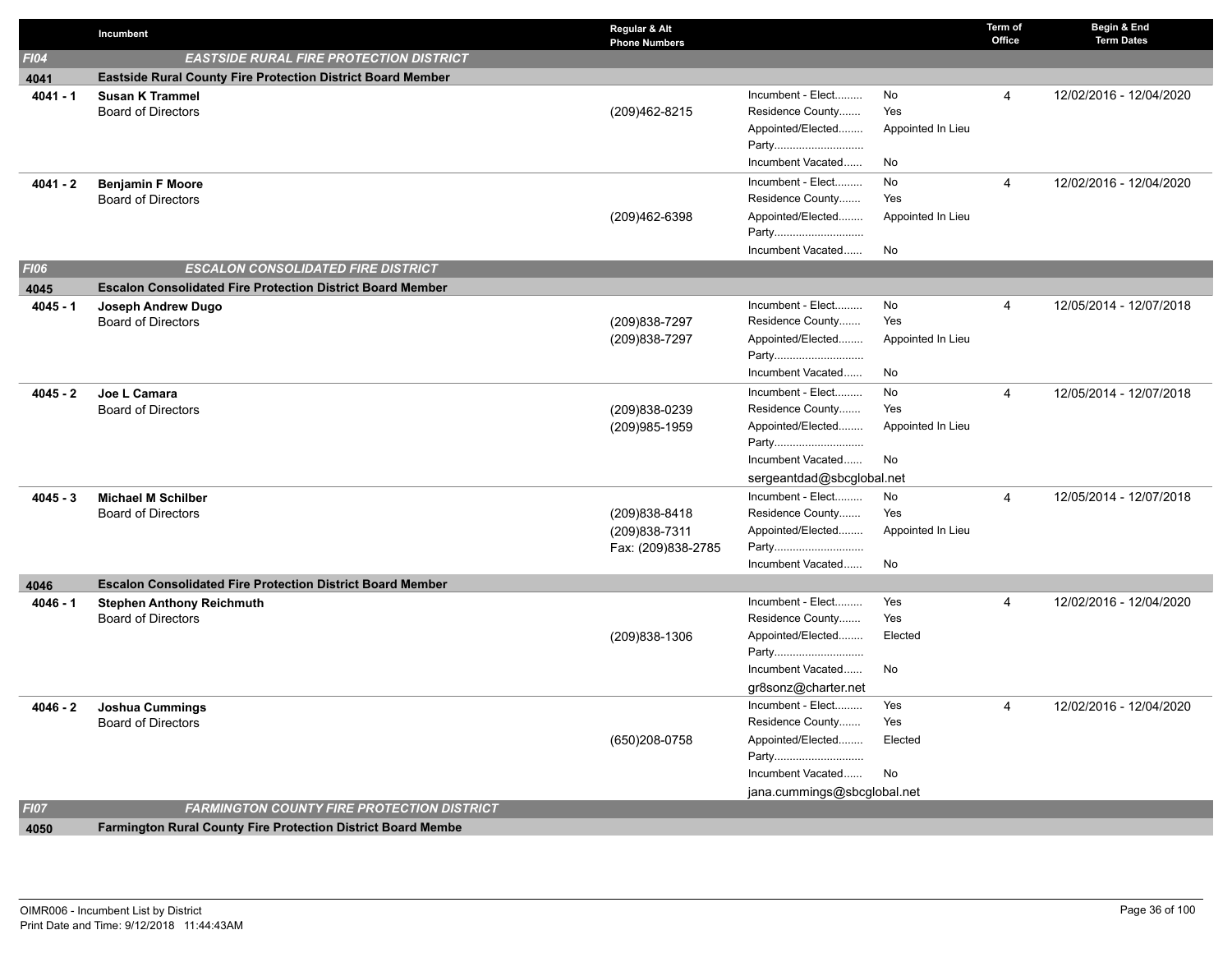| | Incumbent | Regular & Alt Phone Numbers | | | Term of Office | Begin & End Term Dates |
|---|---|---|---|---|---|---|
| ***FI04*** | ***EASTSIDE RURAL FIRE PROTECTION DISTRICT*** | | | | | |
| **4041** | **Eastside Rural County Fire Protection District Board Member** | | | | | |
| **4041 - 1** | **Susan K Trammel**<br>Board of Directors | (209)462-8215 | Incument - Elect.........<br>Residence County.......<br>Appointed/Elected........<br>Party.............................<br>Incumbent Vacated...... | No<br>Yes<br>Appointed In Lieu<br><br>No | 4 | 12/02/2016 - 12/04/2020 |
| **4041 - 2** | **Benjamin F Moore**<br>Board of Directors | (209)462-6398 | Incument - Elect.........<br>Residence County.......<br>Appointed/Elected........<br>Party.............................<br>Incumbent Vacated...... | No<br>Yes<br>Appointed In Lieu<br><br>No | 4 | 12/02/2016 - 12/04/2020 |
| ***FI06*** | ***ESCALON CONSOLIDATED FIRE DISTRICT*** | | | | | |
| **4045** | **Escalon Consolidated Fire Protection District Board Member** | | | | | |
| **4045 - 1** | **Joseph Andrew Dugo**<br>Board of Directors | (209)838-7297<br>(209)838-7297 | Incument - Elect.........<br>Residence County.......<br>Appointed/Elected........<br>Party.............................<br>Incumbent Vacated...... | No<br>Yes<br>Appointed In Lieu<br><br>No | 4 | 12/05/2014 - 12/07/2018 |
| **4045 - 2** | **Joe L Camara**<br>Board of Directors | (209)838-0239<br>(209)985-1959 | Incument - Elect.........<br>Residence County.......<br>Appointed/Elected........<br>Party.............................<br>Incumbent Vacated......<br>sergeantdad@sbcglobal.net | No<br>Yes<br>Appointed In Lieu<br><br>No | 4 | 12/05/2014 - 12/07/2018 |
| **4045 - 3** | **Michael M Schilber**<br>Board of Directors | (209)838-8418<br>(209)838-7311<br>Fax: (209)838-2785 | Incument - Elect.........<br>Residence County.......<br>Appointed/Elected........<br>Party.............................<br>Incumbent Vacated...... | No<br>Yes<br>Appointed In Lieu<br><br>No | 4 | 12/05/2014 - 12/07/2018 |
| **4046** | **Escalon Consolidated Fire Protection District Board Member** | | | | | |
| **4046 - 1** | **Stephen Anthony Reichmuth**<br>Board of Directors | (209)838-1306 | Incument - Elect.........<br>Residence County.......<br>Appointed/Elected........<br>Party.............................<br>Incumbent Vacated......<br>gr8sonz@charter.net | Yes<br>Yes<br>Elected<br><br>No | 4 | 12/02/2016 - 12/04/2020 |
| **4046 - 2** | **Joshua Cummings**<br>Board of Directors | (650)208-0758 | Incument - Elect.........<br>Residence County.......<br>Appointed/Elected........<br>Party.............................<br>Incumbent Vacated......<br>jana.cummings@sbcglobal.net | Yes<br>Yes<br>Elected<br><br>No | 4 | 12/02/2016 - 12/04/2020 |
| ***FI07*** | ***FARMINGTON COUNTY FIRE PROTECTION DISTRICT*** | | | | | |
| **4050** | **Farmington Rural County Fire Protection District Board Membe** | | | | | |

OIMR006 - Incumbent List by District
Print Date and Time: 9/12/2018 11:44:43AM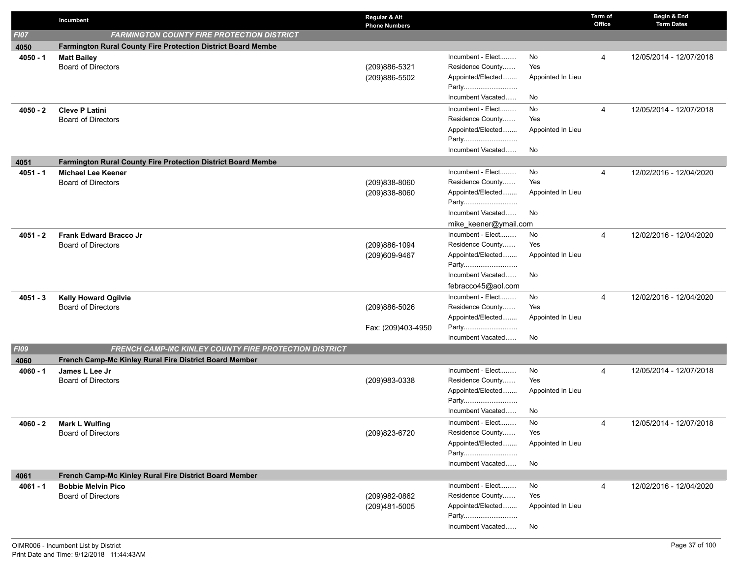| | Incumbent | Regular & Alt Phone Numbers | | | Term of Office | Begin & End Term Dates |
|---|---|---|---|---|---|---|
| ***FI07*** | ***FARMINGTON COUNTY FIRE PROTECTION DISTRICT*** | | | | | |
| **4050** | **Farmington Rural County Fire Protection District Board Membe** | | | | | |
| **4050 - 1** | **Matt Bailey**<br>Board of Directors | (209)886-5321<br>(209)886-5502 | Incumbent - Elect.........<br>Residence County.......<br>Appointed/Elected........<br>Party............................<br>Incumbent Vacated...... | No<br>Yes<br>Appointed In Lieu<br><br>No | 4 | 12/05/2014 - 12/07/2018 |
| **4050 - 2** | **Cleve P Latini**<br>Board of Directors | | Incumbent - Elect.........<br>Residence County.......<br>Appointed/Elected........<br>Party............................<br>Incumbent Vacated...... | No<br>Yes<br>Appointed In Lieu<br><br>No | 4 | 12/05/2014 - 12/07/2018 |
| **4051** | **Farmington Rural County Fire Protection District Board Membe** | | | | | |
| **4051 - 1** | **Michael Lee Keener**<br>Board of Directors | (209)838-8060<br>(209)838-8060 | Incumbent - Elect.........<br>Residence County.......<br>Appointed/Elected........<br>Party............................<br>Incumbent Vacated......<br>mike_keener@ymail.com | No<br>Yes<br>Appointed In Lieu<br><br>No | 4 | 12/02/2016 - 12/04/2020 |
| **4051 - 2** | **Frank Edward Bracco Jr**<br>Board of Directors | (209)886-1094<br>(209)609-9467 | Incumbent - Elect.........<br>Residence County.......<br>Appointed/Elected........<br>Party............................<br>Incumbent Vacated......<br>febracco45@aol.com | No<br>Yes<br>Appointed In Lieu<br><br>No | 4 | 12/02/2016 - 12/04/2020 |
| **4051 - 3** | **Kelly Howard Ogilvie**<br>Board of Directors | (209)886-5026<br><br>Fax: (209)403-4950 | Incumbent - Elect.........<br>Residence County.......<br>Appointed/Elected........<br>Party............................<br>Incumbent Vacated...... | No<br>Yes<br>Appointed In Lieu<br><br>No | 4 | 12/02/2016 - 12/04/2020 |
| ***FI09*** | ***FRENCH CAMP-MC KINLEY COUNTY FIRE PROTECTION DISTRICT*** | | | | | |
| **4060** | **French Camp-Mc Kinley Rural Fire District Board Member** | | | | | |
| **4060 - 1** | **James L Lee Jr**<br>Board of Directors | (209)983-0338 | Incumbent - Elect.........<br>Residence County.......<br>Appointed/Elected........<br>Party............................<br>Incumbent Vacated...... | No<br>Yes<br>Appointed In Lieu<br><br>No | 4 | 12/05/2014 - 12/07/2018 |
| **4060 - 2** | **Mark L Wulfing**<br>Board of Directors | (209)823-6720 | Incumbent - Elect.........<br>Residence County.......<br>Appointed/Elected........<br>Party............................<br>Incumbent Vacated...... | No<br>Yes<br>Appointed In Lieu<br><br>No | 4 | 12/05/2014 - 12/07/2018 |
| **4061** | **French Camp-Mc Kinley Rural Fire District Board Member** | | | | | |
| **4061 - 1** | **Bobbie Melvin Pico**<br>Board of Directors | (209)982-0862<br>(209)481-5005 | Incumbent - Elect.........<br>Residence County.......<br>Appointed/Elected........<br>Party............................<br>Incumbent Vacated...... | No<br>Yes<br>Appointed In Lieu<br><br>No | 4 | 12/02/2016 - 12/04/2020 |

OIMR006 - Incumbent List by District
Print Date and Time: 9/12/2018 11:44:43AM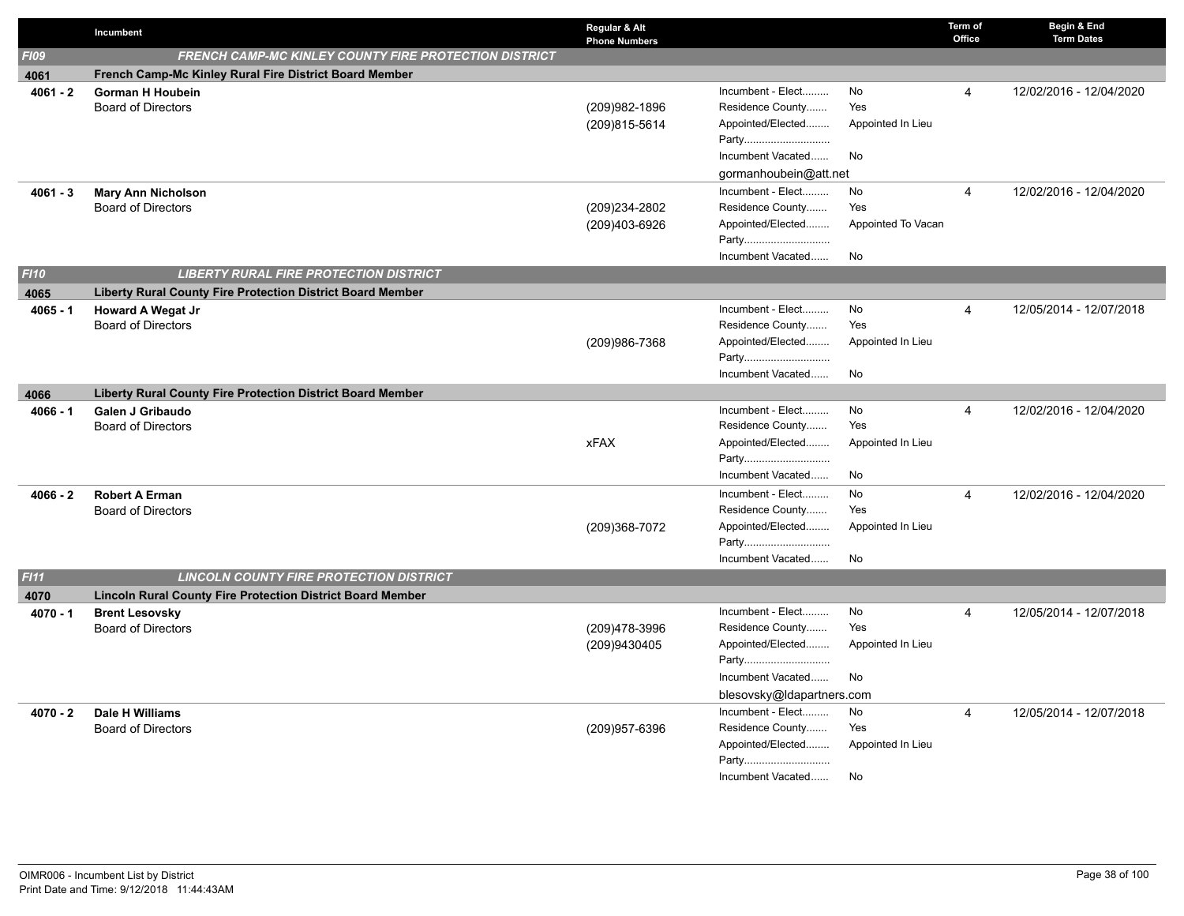| | Incumbent | Regular & Alt Phone Numbers | | | Term of Office | Begin & End Term Dates |
|---|---|---|---|---|---|---|
| ***FI09*** | ***FRENCH CAMP-MC KINLEY COUNTY FIRE PROTECTION DISTRICT*** | | | | | |
| **4061** | **French Camp-Mc Kinley Rural Fire District Board Member** | | | | | |
| **4061 - 2** | **Gorman H Houbein**<br>Board of Directors | (209)982-1896<br>(209)815-5614 | Incumbent - Elect.........<br>Residence County.......<br>Appointed/Elected........<br>Party.............................<br>Incumbent Vacated......<br>gormanhoubein@att.net | No<br>Yes<br>Appointed In Lieu<br><br>No | 4 | 12/02/2016 - 12/04/2020 |
| **4061 - 3** | **Mary Ann Nicholson**<br>Board of Directors | (209)234-2802<br>(209)403-6926 | Incumbent - Elect.........<br>Residence County.......<br>Appointed/Elected........<br>Party.............................<br>Incumbent Vacated...... | No<br>Yes<br>Appointed To Vacan<br><br>No | 4 | 12/02/2016 - 12/04/2020 |
| ***FI10*** | ***LIBERTY RURAL FIRE PROTECTION DISTRICT*** | | | | | |
| **4065** | **Liberty Rural County Fire Protection District Board Member** | | | | | |
| **4065 - 1** | **Howard A Wegat Jr**<br>Board of Directors | (209)986-7368 | Incumbent - Elect.........<br>Residence County.......<br>Appointed/Elected........<br>Party.............................<br>Incumbent Vacated...... | No<br>Yes<br>Appointed In Lieu<br><br>No | 4 | 12/05/2014 - 12/07/2018 |
| **4066** | **Liberty Rural County Fire Protection District Board Member** | | | | | |
| **4066 - 1** | **Galen J Gribaudo**<br>Board of Directors | xFAX | Incumbent - Elect.........<br>Residence County.......<br>Appointed/Elected........<br>Party.............................<br>Incumbent Vacated...... | No<br>Yes<br>Appointed In Lieu<br><br>No | 4 | 12/02/2016 - 12/04/2020 |
| **4066 - 2** | **Robert A Erman**<br>Board of Directors | (209)368-7072 | Incumbent - Elect.........<br>Residence County.......<br>Appointed/Elected........<br>Party.............................<br>Incumbent Vacated...... | No<br>Yes<br>Appointed In Lieu<br><br>No | 4 | 12/02/2016 - 12/04/2020 |
| ***FI11*** | ***LINCOLN COUNTY FIRE PROTECTION DISTRICT*** | | | | | |
| **4070** | **Lincoln Rural County Fire Protection District Board Member** | | | | | |
| **4070 - 1** | **Brent Lesovsky**<br>Board of Directors | (209)478-3996<br>(209)9430405 | Incumbent - Elect.........<br>Residence County.......<br>Appointed/Elected........<br>Party.............................<br>Incumbent Vacated......<br>blesovsky@ldapartners.com | No<br>Yes<br>Appointed In Lieu<br><br>No | 4 | 12/05/2014 - 12/07/2018 |
| **4070 - 2** | **Dale H Williams**<br>Board of Directors | (209)957-6396 | Incumbent - Elect.........<br>Residence County.......<br>Appointed/Elected........<br>Party.............................<br>Incumbent Vacated...... | No<br>Yes<br>Appointed In Lieu<br><br>No | 4 | 12/05/2014 - 12/07/2018 |

OIMR006 - Incumbent List by District
Print Date and Time: 9/12/2018 11:44:43AM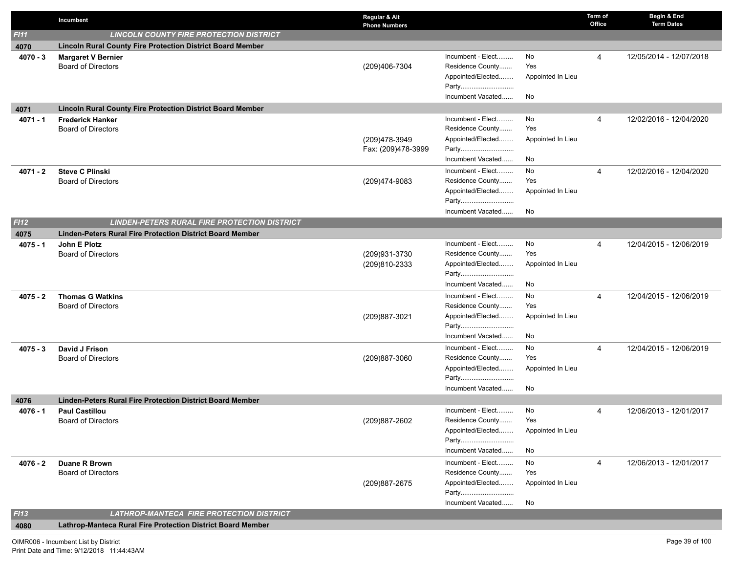| | Incumbent | Regular & Alt Phone Numbers | | | Term of Office | Begin & End Term Dates |
|---|---|---|---|---|---|---|
| ***FI11*** | ***LINCOLN COUNTY FIRE PROTECTION DISTRICT*** | | | | | |
| **4070** | **Lincoln Rural County Fire Protection District Board Member** | | | | | |
| **4070 - 3** | **Margaret V Bernier**<br>Board of Directors | (209)406-7304 | Incument - Elect.........<br>Residence County.......<br>Appointed/Elected........<br>Party............................<br>Incumbent Vacated...... | No<br>Yes<br>Appointed In Lieu<br><br>No | 4 | 12/05/2014 - 12/07/2018 |
| **4071** | **Lincoln Rural County Fire Protection District Board Member** | | | | | |
| **4071 - 1** | **Frederick Hanker**<br>Board of Directors | (209)478-3949<br>Fax: (209)478-3999 | Incument - Elect.........<br>Residence County.......<br>Appointed/Elected........<br>Party............................<br>Incumbent Vacated...... | No<br>Yes<br>Appointed In Lieu<br><br>No | 4 | 12/02/2016 - 12/04/2020 |
| **4071 - 2** | **Steve C Plinski**<br>Board of Directors | (209)474-9083 | Incument - Elect.........<br>Residence County.......<br>Appointed/Elected........<br>Party............................<br>Incumbent Vacated...... | No<br>Yes<br>Appointed In Lieu<br><br>No | 4 | 12/02/2016 - 12/04/2020 |
| ***FI12*** | ***LINDEN-PETERS RURAL FIRE PROTECTION DISTRICT*** | | | | | |
| **4075** | **Linden-Peters Rural Fire Protection District Board Member** | | | | | |
| **4075 - 1** | **John E Plotz**<br>Board of Directors | (209)931-3730<br>(209)810-2333 | Incument - Elect.........<br>Residence County.......<br>Appointed/Elected........<br>Party............................<br>Incumbent Vacated...... | No<br>Yes<br>Appointed In Lieu<br><br>No | 4 | 12/04/2015 - 12/06/2019 |
| **4075 - 2** | **Thomas G Watkins**<br>Board of Directors | (209)887-3021 | Incument - Elect.........<br>Residence County.......<br>Appointed/Elected........<br>Party............................<br>Incumbent Vacated...... | No<br>Yes<br>Appointed In Lieu<br><br>No | 4 | 12/04/2015 - 12/06/2019 |
| **4075 - 3** | **David J Frison**<br>Board of Directors | (209)887-3060 | Incument - Elect.........<br>Residence County.......<br>Appointed/Elected........<br>Party............................<br>Incumbent Vacated...... | No<br>Yes<br>Appointed In Lieu<br><br>No | 4 | 12/04/2015 - 12/06/2019 |
| **4076** | **Linden-Peters Rural Fire Protection District Board Member** | | | | | |
| **4076 - 1** | **Paul Castillou**<br>Board of Directors | (209)887-2602 | Incument - Elect.........<br>Residence County.......<br>Appointed/Elected........<br>Party............................<br>Incumbent Vacated...... | No<br>Yes<br>Appointed In Lieu<br><br>No | 4 | 12/06/2013 - 12/01/2017 |
| **4076 - 2** | **Duane R Brown**<br>Board of Directors | (209)887-2675 | Incument - Elect.........<br>Residence County.......<br>Appointed/Elected........<br>Party............................<br>Incumbent Vacated...... | No<br>Yes<br>Appointed In Lieu<br><br>No | 4 | 12/06/2013 - 12/01/2017 |
| ***FI13*** | ***LATHROP-MANTECA FIRE PROTECTION DISTRICT*** | | | | | |
| **4080** | **Lathrop-Manteca Rural Fire Protection District Board Member** | | | | | |

OIMR006 - Incumbent List by District
Print Date and Time: 9/12/2018 11:44:43AM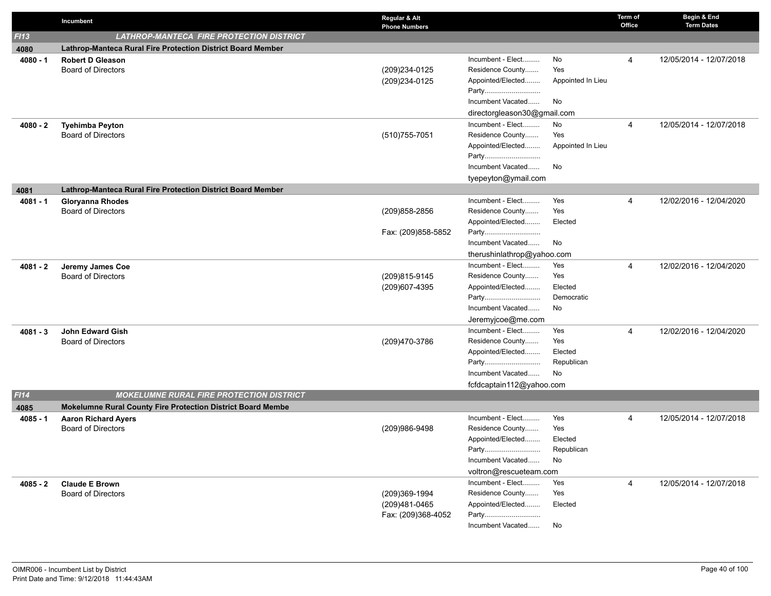| | Incumbent | Regular & Alt Phone Numbers | | | Term of Office | Begin & End Term Dates |
|---|---|---|---|---|---|---|
| *FI13* | ***LATHROP-MANTECA FIRE PROTECTION DISTRICT*** | | | | | |
| **4080** | **Lathrop-Manteca Rural Fire Protection District Board Member** | | | | | |
| **4080 - 1** | **Robert D Gleason**<br>Board of Directors | (209)234-0125<br>(209)234-0125 | Incumbent - Elect.........<br>Residence County.......<br>Appointed/Elected........<br>Party.............................<br>Incumbent Vacated......<br>directorgleason30@gmail.com | No<br>Yes<br>Appointed In Lieu<br><br>No | 4 | 12/05/2014 - 12/07/2018 |
| **4080 - 2** | **Tyehimba Peyton**<br>Board of Directors | (510)755-7051 | Incumbent - Elect.........<br>Residence County.......<br>Appointed/Elected........<br>Party.............................<br>Incumbent Vacated......<br>tyepeyton@ymail.com | No<br>Yes<br>Appointed In Lieu<br><br>No | 4 | 12/05/2014 - 12/07/2018 |
| **4081** | **Lathrop-Manteca Rural Fire Protection District Board Member** | | | | | |
| **4081 - 1** | **Gloryanna Rhodes**<br>Board of Directors | (209)858-2856<br><br>Fax: (209)858-5852 | Incumbent - Elect.........<br>Residence County.......<br>Appointed/Elected........<br>Party.............................<br>Incumbent Vacated......<br>therushinlathrop@yahoo.com | Yes<br>Yes<br>Elected<br><br>No | 4 | 12/02/2016 - 12/04/2020 |
| **4081 - 2** | **Jeremy James Coe**<br>Board of Directors | (209)815-9145<br>(209)607-4395 | Incumbent - Elect.........<br>Residence County.......<br>Appointed/Elected........<br>Party.............................<br>Incumbent Vacated......<br>Jeremyjcoe@me.com | Yes<br>Yes<br>Elected<br>Democratic<br>No | 4 | 12/02/2016 - 12/04/2020 |
| **4081 - 3** | **John Edward Gish**<br>Board of Directors | (209)470-3786 | Incumbent - Elect.........<br>Residence County.......<br>Appointed/Elected........<br>Party.............................<br>Incumbent Vacated......<br>fcfdcaptain112@yahoo.com | Yes<br>Yes<br>Elected<br>Republican<br>No | 4 | 12/02/2016 - 12/04/2020 |
| *FI14* | ***MOKELUMNE RURAL FIRE PROTECTION DISTRICT*** | | | | | |
| **4085** | **Mokelumne Rural County Fire Protection District Board Membe** | | | | | |
| **4085 - 1** | **Aaron Richard Ayers**<br>Board of Directors | (209)986-9498 | Incumbent - Elect.........<br>Residence County.......<br>Appointed/Elected........<br>Party.............................<br>Incumbent Vacated......<br>voltron@rescueteam.com | Yes<br>Yes<br>Elected<br>Republican<br>No | 4 | 12/05/2014 - 12/07/2018 |
| **4085 - 2** | **Claude E Brown**<br>Board of Directors | (209)369-1994<br>(209)481-0465<br>Fax: (209)368-4052 | Incumbent - Elect.........<br>Residence County.......<br>Appointed/Elected........<br>Party.............................<br>Incumbent Vacated...... | Yes<br>Yes<br>Elected<br><br>No | 4 | 12/05/2014 - 12/07/2018 |

OIMR006 - Incumbent List by District
Print Date and Time: 9/12/2018 11:44:43AM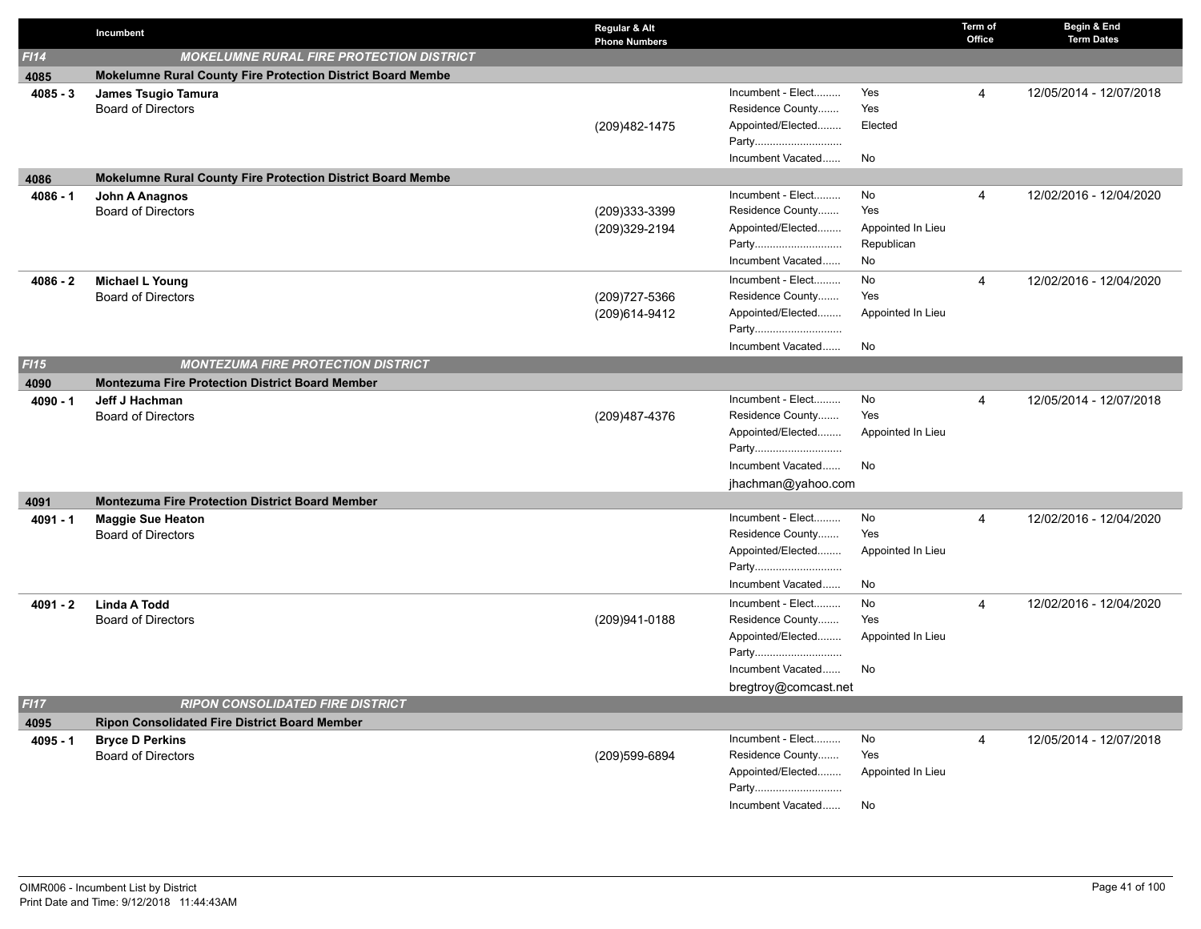| | Incumbent | Regular & Alt Phone Numbers | | | Term of Office | Begin & End Term Dates |
|---|---|---|---|---|---|---|
| ***FI14*** | ***MOKELUMNE RURAL FIRE PROTECTION DISTRICT*** | | | | | |
| **4085** | **Mokelumne Rural County Fire Protection District Board Membe** | | | | | |
| **4085 - 3** | **James Tsugio Tamura**<br>Board of Directors | (209)482-1475 | Incumbent - Elect.........<br>Residence County.......<br>Appointed/Elected........<br>Party.............................<br>Incumbent Vacated...... | Yes<br>Yes<br>Elected<br><br>No | 4 | 12/05/2014 - 12/07/2018 |
| **4086** | **Mokelumne Rural County Fire Protection District Board Membe** | | | | | |
| **4086 - 1** | **John A Anagnos**<br>Board of Directors | (209)333-3399<br>(209)329-2194 | Incumbent - Elect.........<br>Residence County.......<br>Appointed/Elected........<br>Party.............................<br>Incumbent Vacated...... | No<br>Yes<br>Appointed In Lieu<br>Republican<br>No | 4 | 12/02/2016 - 12/04/2020 |
| **4086 - 2** | **Michael L Young**<br>Board of Directors | (209)727-5366<br>(209)614-9412 | Incumbent - Elect.........<br>Residence County.......<br>Appointed/Elected........<br>Party.............................<br>Incumbent Vacated...... | No<br>Yes<br>Appointed In Lieu<br><br>No | 4 | 12/02/2016 - 12/04/2020 |
| ***FI15*** | ***MONTEZUMA FIRE PROTECTION DISTRICT*** | | | | | |
| **4090** | **Montezuma Fire Protection District Board Member** | | | | | |
| **4090 - 1** | **Jeff J Hachman**<br>Board of Directors | (209)487-4376 | Incumbent - Elect.........<br>Residence County.......<br>Appointed/Elected........<br>Party.............................<br>Incumbent Vacated......<br>jhachman@yahoo.com | No<br>Yes<br>Appointed In Lieu<br><br>No | 4 | 12/05/2014 - 12/07/2018 |
| **4091** | **Montezuma Fire Protection District Board Member** | | | | | |
| **4091 - 1** | **Maggie Sue Heaton**<br>Board of Directors | | Incumbent - Elect.........<br>Residence County.......<br>Appointed/Elected........<br>Party.............................<br>Incumbent Vacated...... | No<br>Yes<br>Appointed In Lieu<br><br>No | 4 | 12/02/2016 - 12/04/2020 |
| **4091 - 2** | **Linda A Todd**<br>Board of Directors | (209)941-0188 | Incumbent - Elect.........<br>Residence County.......<br>Appointed/Elected........<br>Party.............................<br>Incumbent Vacated......<br>bregtroy@comcast.net | No<br>Yes<br>Appointed In Lieu<br><br>No | 4 | 12/02/2016 - 12/04/2020 |
| ***FI17*** | ***RIPON CONSOLIDATED FIRE DISTRICT*** | | | | | |
| **4095** | **Ripon Consolidated Fire District Board Member** | | | | | |
| **4095 - 1** | **Bryce D Perkins**<br>Board of Directors | (209)599-6894 | Incumbent - Elect.........<br>Residence County.......<br>Appointed/Elected........<br>Party.............................<br>Incumbent Vacated...... | No<br>Yes<br>Appointed In Lieu<br><br>No | 4 | 12/05/2014 - 12/07/2018 |

OIMR006 - Incumbent List by District
Print Date and Time: 9/12/2018 11:44:43AM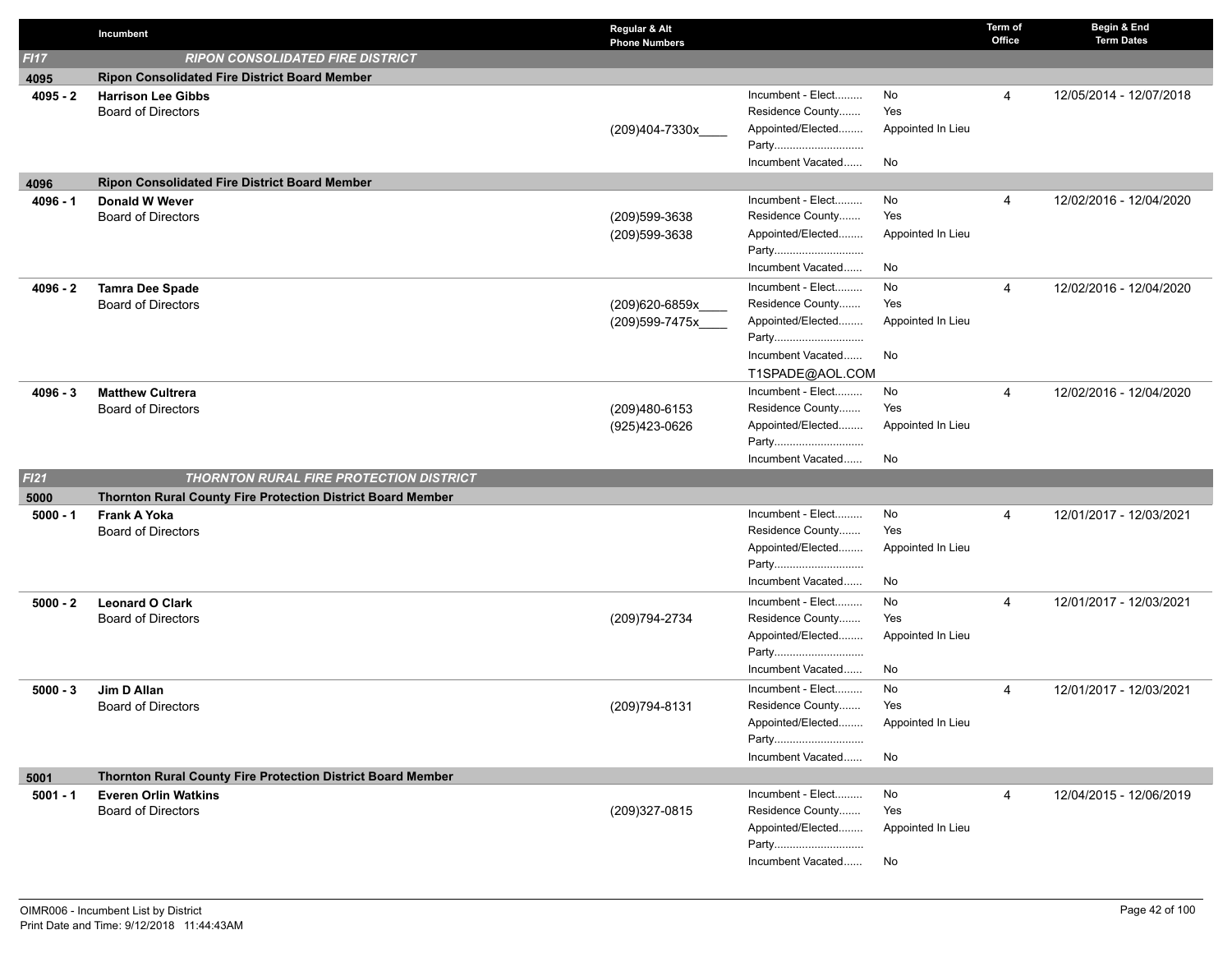| | Incumbent | Regular & Alt Phone Numbers | | | Term of Office | Begin & End Term Dates |
|---|---|---|---|---|---|---|
| ***FI17*** | ***RIPON CONSOLIDATED FIRE DISTRICT*** | | | | | |
| **4095** | **Ripon Consolidated Fire District Board Member** | | | | | |
| **4095 - 2** | **Harrison Lee Gibbs**<br>Board of Directors | (209)404-7330x____ | Incumbent - Elect.........<br>Residence County.......<br>Appointed/Elected........<br>Party.............................<br>Incumbent Vacated...... | No<br>Yes<br>Appointed In Lieu<br><br>No | 4 | 12/05/2014 - 12/07/2018 |
| **4096** | **Ripon Consolidated Fire District Board Member** | | | | | |
| **4096 - 1** | **Donald W Wever**<br>Board of Directors | (209)599-3638<br>(209)599-3638 | Incumbent - Elect.........<br>Residence County.......<br>Appointed/Elected........<br>Party.............................<br>Incumbent Vacated...... | No<br>Yes<br>Appointed In Lieu<br><br>No | 4 | 12/02/2016 - 12/04/2020 |
| **4096 - 2** | **Tamra Dee Spade**<br>Board of Directors | (209)620-6859x____<br>(209)599-7475x____ | Incumbent - Elect.........<br>Residence County.......<br>Appointed/Elected........<br>Party.............................<br>Incumbent Vacated......<br>T1SPADE@AOL.COM | No<br>Yes<br>Appointed In Lieu<br><br>No | 4 | 12/02/2016 - 12/04/2020 |
| **4096 - 3** | **Matthew Cultrera**<br>Board of Directors | (209)480-6153<br>(925)423-0626 | Incumbent - Elect.........<br>Residence County.......<br>Appointed/Elected........<br>Party.............................<br>Incumbent Vacated...... | No<br>Yes<br>Appointed In Lieu<br><br>No | 4 | 12/02/2016 - 12/04/2020 |
| ***FI21*** | ***THORNTON RURAL FIRE PROTECTION DISTRICT*** | | | | | |
| **5000** | **Thornton Rural County Fire Protection District Board Member** | | | | | |
| **5000 - 1** | **Frank A Yoka**<br>Board of Directors | | Incumbent - Elect.........<br>Residence County.......<br>Appointed/Elected........<br>Party.............................<br>Incumbent Vacated...... | No<br>Yes<br>Appointed In Lieu<br><br>No | 4 | 12/01/2017 - 12/03/2021 |
| **5000 - 2** | **Leonard O Clark**<br>Board of Directors | (209)794-2734 | Incumbent - Elect.........<br>Residence County.......<br>Appointed/Elected........<br>Party.............................<br>Incumbent Vacated...... | No<br>Yes<br>Appointed In Lieu<br><br>No | 4 | 12/01/2017 - 12/03/2021 |
| **5000 - 3** | **Jim D Allan**<br>Board of Directors | (209)794-8131 | Incumbent - Elect.........<br>Residence County.......<br>Appointed/Elected........<br>Party.............................<br>Incumbent Vacated...... | No<br>Yes<br>Appointed In Lieu<br><br>No | 4 | 12/01/2017 - 12/03/2021 |
| **5001** | **Thornton Rural County Fire Protection District Board Member** | | | | | |
| **5001 - 1** | **Everen Orlin Watkins**<br>Board of Directors | (209)327-0815 | Incumbent - Elect.........<br>Residence County.......<br>Appointed/Elected........<br>Party.............................<br>Incumbent Vacated...... | No<br>Yes<br>Appointed In Lieu<br><br>No | 4 | 12/04/2015 - 12/06/2019 |

OIMR006 - Incumbent List by District
Print Date and Time: 9/12/2018 11:44:43AM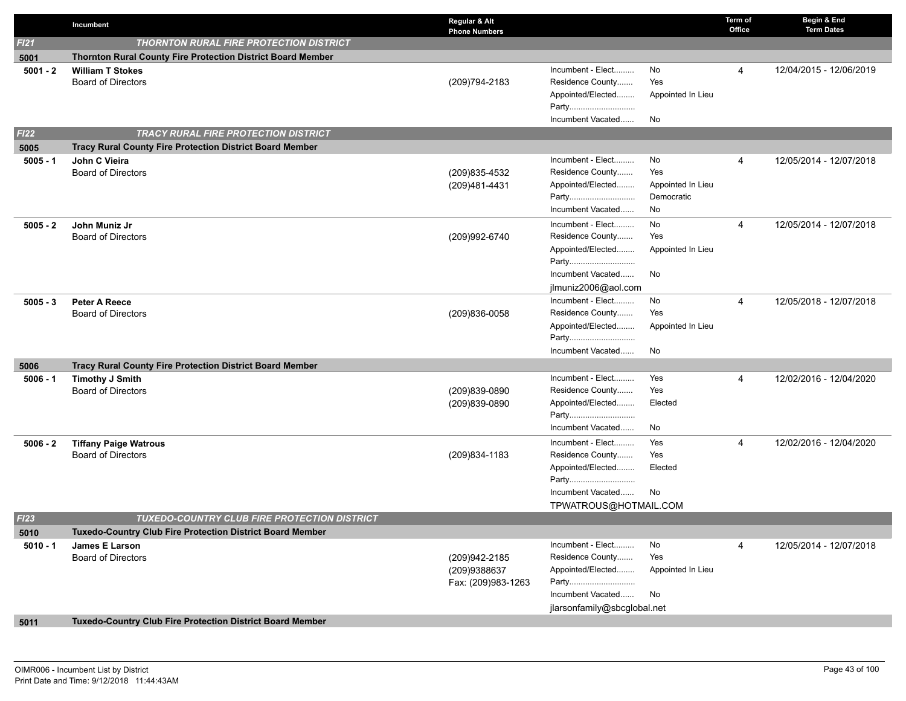| | Incumbent | Regular & Alt Phone Numbers | | | Term of Office | Begin & End Term Dates |
|---|---|---|---|---|---|---|
| ***FI21*** | ***THORNTON RURAL FIRE PROTECTION DISTRICT*** | | | | | |
| **5001** | **Thornton Rural County Fire Protection District Board Member** | | | | | |
| **5001 - 2** | **William T Stokes**<br>Board of Directors | (209)794-2183 | Incumbent - Elect.........<br>Residence County.......<br>Appointed/Elected........<br>Party.............................<br>Incumbent Vacated...... | No<br>Yes<br>Appointed In Lieu<br><br>No | 4 | 12/04/2015 - 12/06/2019 |
| ***FI22*** | ***TRACY RURAL FIRE PROTECTION DISTRICT*** | | | | | |
| **5005** | **Tracy Rural County Fire Protection District Board Member** | | | | | |
| **5005 - 1** | **John C Vieira**<br>Board of Directors | (209)835-4532<br>(209)481-4431 | Incumbent - Elect.........<br>Residence County.......<br>Appointed/Elected........<br>Party.............................<br>Incumbent Vacated...... | No<br>Yes<br>Appointed In Lieu<br>Democratic<br>No | 4 | 12/05/2014 - 12/07/2018 |
| **5005 - 2** | **John Muniz Jr**<br>Board of Directors | (209)992-6740 | Incumbent - Elect.........<br>Residence County.......<br>Appointed/Elected........<br>Party.............................<br>Incumbent Vacated......<br>jlmuniz2006@aol.com | No<br>Yes<br>Appointed In Lieu<br><br>No | 4 | 12/05/2014 - 12/07/2018 |
| **5005 - 3** | **Peter A Reece**<br>Board of Directors | (209)836-0058 | Incumbent - Elect.........<br>Residence County.......<br>Appointed/Elected........<br>Party.............................<br>Incumbent Vacated...... | No<br>Yes<br>Appointed In Lieu<br><br>No | 4 | 12/05/2018 - 12/07/2018 |
| **5006** | **Tracy Rural County Fire Protection District Board Member** | | | | | |
| **5006 - 1** | **Timothy J Smith**<br>Board of Directors | (209)839-0890<br>(209)839-0890 | Incumbent - Elect.........<br>Residence County.......<br>Appointed/Elected........<br>Party.............................<br>Incumbent Vacated...... | Yes<br>Yes<br>Elected<br><br>No | 4 | 12/02/2016 - 12/04/2020 |
| **5006 - 2** | **Tiffany Paige Watrous**<br>Board of Directors | (209)834-1183 | Incumbent - Elect.........<br>Residence County.......<br>Appointed/Elected........<br>Party.............................<br>Incumbent Vacated......<br>TPWATROUS@HOTMAIL.COM | Yes<br>Yes<br>Elected<br><br>No | 4 | 12/02/2016 - 12/04/2020 |
| ***FI23*** | ***TUXEDO-COUNTRY CLUB FIRE PROTECTION DISTRICT*** | | | | | |
| **5010** | **Tuxedo-Country Club Fire Protection District Board Member** | | | | | |
| **5010 - 1** | **James E Larson**<br>Board of Directors | (209)942-2185<br>(209)9388637<br>Fax: (209)983-1263 | Incumbent - Elect.........<br>Residence County.......<br>Appointed/Elected........<br>Party.............................<br>Incumbent Vacated......<br>jlarsonfamily@sbcglobal.net | No<br>Yes<br>Appointed In Lieu<br><br>No | 4 | 12/05/2014 - 12/07/2018 |
| **5011** | **Tuxedo-Country Club Fire Protection District Board Member** | | | | | |

OIMR006 - Incumbent List by District
Print Date and Time: 9/12/2018 11:44:43AM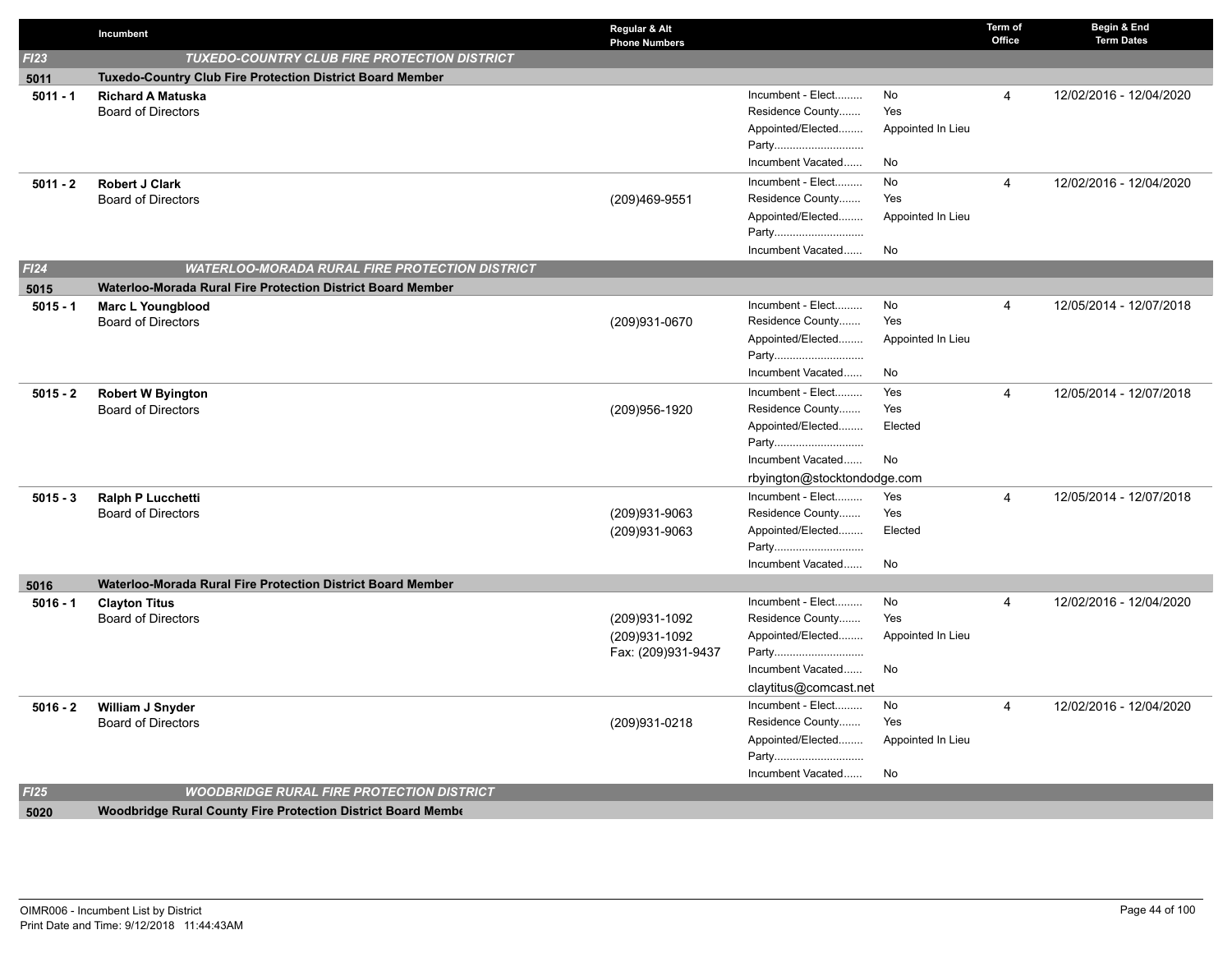| | Incumbent | Regular & Alt Phone Numbers | | | Term of Office | Begin & End Term Dates |
|---|---|---|---|---|---|---|
| *FI23* | ***TUXEDO-COUNTRY CLUB FIRE PROTECTION DISTRICT*** | | | | | |
| **5011** | **Tuxedo-Country Club Fire Protection District Board Member** | | | | | |
| **5011 - 1** | **Richard A Matuska**<br>Board of Directors | | Incumbent - Elect.........<br>Residence County.......<br>Appointed/Elected........<br>Party.............................<br>Incumbent Vacated...... | No<br>Yes<br>Appointed In Lieu<br><br>No | 4 | 12/02/2016 - 12/04/2020 |
| **5011 - 2** | **Robert J Clark**<br>Board of Directors | (209)469-9551 | Incumbent - Elect.........<br>Residence County.......<br>Appointed/Elected........<br>Party.............................<br>Incumbent Vacated...... | No<br>Yes<br>Appointed In Lieu<br><br>No | 4 | 12/02/2016 - 12/04/2020 |
| *FI24* | ***WATERLOO-MORADA RURAL FIRE PROTECTION DISTRICT*** | | | | | |
| **5015** | **Waterloo-Morada Rural Fire Protection District Board Member** | | | | | |
| **5015 - 1** | **Marc L Youngblood**<br>Board of Directors | (209)931-0670 | Incumbent - Elect.........<br>Residence County.......<br>Appointed/Elected........<br>Party.............................<br>Incumbent Vacated...... | No<br>Yes<br>Appointed In Lieu<br><br>No | 4 | 12/05/2014 - 12/07/2018 |
| **5015 - 2** | **Robert W Byington**<br>Board of Directors | (209)956-1920 | Incumbent - Elect.........<br>Residence County.......<br>Appointed/Elected........<br>Party.............................<br>Incumbent Vacated......<br>rbyington@stocktondodge.com | Yes<br>Yes<br>Elected<br><br>No | 4 | 12/05/2014 - 12/07/2018 |
| **5015 - 3** | **Ralph P Lucchetti**<br>Board of Directors | (209)931-9063<br>(209)931-9063 | Incumbent - Elect.........<br>Residence County.......<br>Appointed/Elected........<br>Party.............................<br>Incumbent Vacated...... | Yes<br>Yes<br>Elected<br><br>No | 4 | 12/05/2014 - 12/07/2018 |
| **5016** | **Waterloo-Morada Rural Fire Protection District Board Member** | | | | | |
| **5016 - 1** | **Clayton Titus**<br>Board of Directors | (209)931-1092<br>(209)931-1092<br>Fax: (209)931-9437 | Incumbent - Elect.........<br>Residence County.......<br>Appointed/Elected........<br>Party.............................<br>Incumbent Vacated......<br>claytitus@comcast.net | No<br>Yes<br>Appointed In Lieu<br><br>No | 4 | 12/02/2016 - 12/04/2020 |
| **5016 - 2** | **William J Snyder**<br>Board of Directors | (209)931-0218 | Incumbent - Elect.........<br>Residence County.......<br>Appointed/Elected........<br>Party.............................<br>Incumbent Vacated...... | No<br>Yes<br>Appointed In Lieu<br><br>No | 4 | 12/02/2016 - 12/04/2020 |
| *FI25* | ***WOODBRIDGE RURAL FIRE PROTECTION DISTRICT*** | | | | | |
| **5020** | **Woodbridge Rural County Fire Protection District Board Membe** | | | | | |

OIMR006 - Incumbent List by District
Print Date and Time: 9/12/2018 11:44:43AM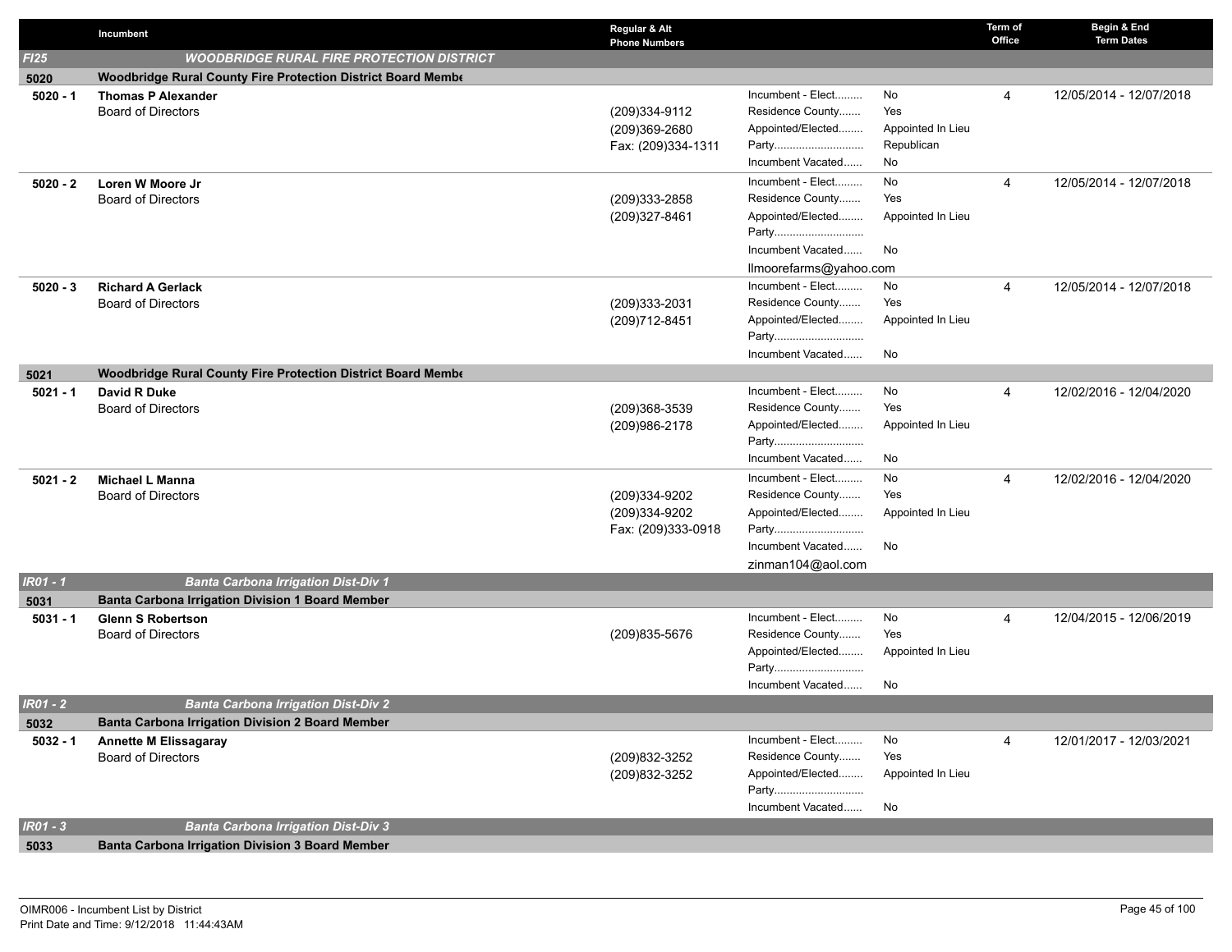| | Incumbent | Regular & Alt Phone Numbers | | | Term of Office | Begin & End Term Dates |
|---|---|---|---|---|---|---|
| *FI25* | ***WOODBRIDGE RURAL FIRE PROTECTION DISTRICT*** | | | | | |
| **5020** | **Woodbridge Rural County Fire Protection District Board Membe** | | | | | |
| **5020 - 1** | **Thomas P Alexander**<br>Board of Directors | (209)334-9112<br>(209)369-2680<br>Fax: (209)334-1311 | Incumbent - Elect.........<br>Residence County.......<br>Appointed/Elected........<br>Party.............................<br>Incumbent Vacated...... | No<br>Yes<br>Appointed In Lieu<br>Republican<br>No | 4 | 12/05/2014 - 12/07/2018 |
| **5020 - 2** | **Loren W Moore Jr**<br>Board of Directors | (209)333-2858<br>(209)327-8461 | Incumbent - Elect.........<br>Residence County.......<br>Appointed/Elected........<br>Party.............................<br>Incumbent Vacated......<br>llmoorefarms@yahoo.com | No<br>Yes<br>Appointed In Lieu<br><br>No | 4 | 12/05/2014 - 12/07/2018 |
| **5020 - 3** | **Richard A Gerlack**<br>Board of Directors | (209)333-2031<br>(209)712-8451 | Incumbent - Elect.........<br>Residence County.......<br>Appointed/Elected........<br>Party.............................<br>Incumbent Vacated...... | No<br>Yes<br>Appointed In Lieu<br><br>No | 4 | 12/05/2014 - 12/07/2018 |
| **5021** | **Woodbridge Rural County Fire Protection District Board Membe** | | | | | |
| **5021 - 1** | **David R Duke**<br>Board of Directors | (209)368-3539<br>(209)986-2178 | Incumbent - Elect.........<br>Residence County.......<br>Appointed/Elected........<br>Party.............................<br>Incumbent Vacated...... | No<br>Yes<br>Appointed In Lieu<br><br>No | 4 | 12/02/2016 - 12/04/2020 |
| **5021 - 2** | **Michael L Manna**<br>Board of Directors | (209)334-9202<br>(209)334-9202<br>Fax: (209)333-0918 | Incumbent - Elect.........<br>Residence County.......<br>Appointed/Elected........<br>Party.............................<br>Incumbent Vacated......<br>zinman104@aol.com | No<br>Yes<br>Appointed In Lieu<br><br>No | 4 | 12/02/2016 - 12/04/2020 |
| *IR01 - 1* | ***Banta Carbona Irrigation Dist-Div 1*** | | | | | |
| **5031** | **Banta Carbona Irrigation Division 1 Board Member** | | | | | |
| **5031 - 1** | **Glenn S Robertson**<br>Board of Directors | (209)835-5676 | Incumbent - Elect.........<br>Residence County.......<br>Appointed/Elected........<br>Party.............................<br>Incumbent Vacated...... | No<br>Yes<br>Appointed In Lieu<br><br>No | 4 | 12/04/2015 - 12/06/2019 |
| *IR01 - 2* | ***Banta Carbona Irrigation Dist-Div 2*** | | | | | |
| **5032** | **Banta Carbona Irrigation Division 2 Board Member** | | | | | |
| **5032 - 1** | **Annette M Elissagaray**<br>Board of Directors | (209)832-3252<br>(209)832-3252 | Incumbent - Elect.........<br>Residence County.......<br>Appointed/Elected........<br>Party.............................<br>Incumbent Vacated...... | No<br>Yes<br>Appointed In Lieu<br><br>No | 4 | 12/01/2017 - 12/03/2021 |
| *IR01 - 3* | ***Banta Carbona Irrigation Dist-Div 3*** | | | | | |
| **5033** | **Banta Carbona Irrigation Division 3 Board Member** | | | | | |

OIMR006 - Incumbent List by District
Print Date and Time: 9/12/2018 11:44:43AM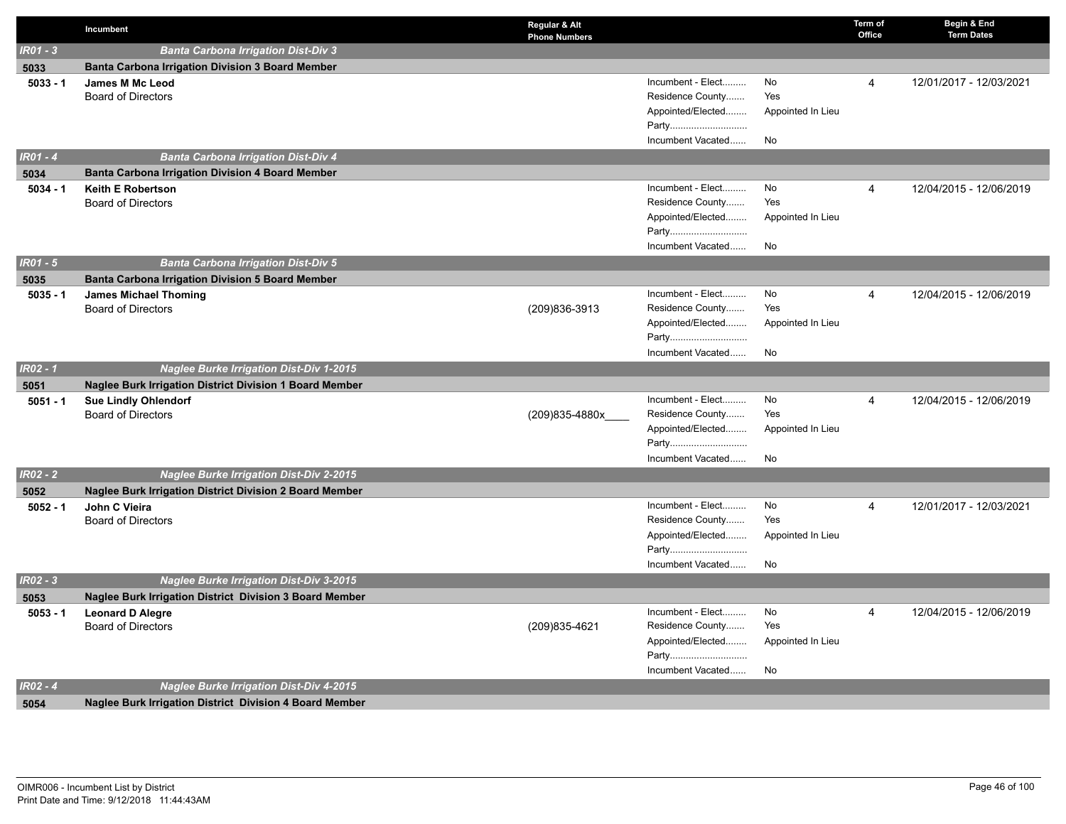| | Incumbent | Regular & Alt Phone Numbers | | | Term of Office | Begin & End Term Dates |
|---|---|---|---|---|---|---|
| *IR01 - 3* | *Banta Carbona Irrigation Dist-Div 3* | | | | | |
| 5033 | **Banta Carbona Irrigation Division 3 Board Member** | | | | | |
| **5033 - 1** | **James M Mc Leod**<br>Board of Directors | | Incumbent - Elect.........<br>Residence County.......<br>Appointed/Elected........<br>Party.............................<br>Incumbent Vacated...... | No<br>Yes<br>Appointed In Lieu<br><br>No | 4 | 12/01/2017 - 12/03/2021 |
| *IR01 - 4* | *Banta Carbona Irrigation Dist-Div 4* | | | | | |
| 5034 | **Banta Carbona Irrigation Division 4 Board Member** | | | | | |
| **5034 - 1** | **Keith E Robertson**<br>Board of Directors | | Incumbent - Elect.........<br>Residence County.......<br>Appointed/Elected........<br>Party.............................<br>Incumbent Vacated...... | No<br>Yes<br>Appointed In Lieu<br><br>No | 4 | 12/04/2015 - 12/06/2019 |
| *IR01 - 5* | *Banta Carbona Irrigation Dist-Div 5* | | | | | |
| 5035 | **Banta Carbona Irrigation Division 5 Board Member** | | | | | |
| **5035 - 1** | **James Michael Thoming**<br>Board of Directors | (209)836-3913 | Incumbent - Elect.........<br>Residence County.......<br>Appointed/Elected........<br>Party.............................<br>Incumbent Vacated...... | No<br>Yes<br>Appointed In Lieu<br><br>No | 4 | 12/04/2015 - 12/06/2019 |
| *IR02 - 1* | *Naglee Burke Irrigation Dist-Div 1-2015* | | | | | |
| 5051 | **Naglee Burk Irrigation District Division 1 Board Member** | | | | | |
| **5051 - 1** | **Sue Lindly Ohlendorf**<br>Board of Directors | (209)835-4880x____ | Incumbent - Elect.........<br>Residence County.......<br>Appointed/Elected........<br>Party.............................<br>Incumbent Vacated...... | No<br>Yes<br>Appointed In Lieu<br><br>No | 4 | 12/04/2015 - 12/06/2019 |
| *IR02 - 2* | *Naglee Burke Irrigation Dist-Div 2-2015* | | | | | |
| 5052 | **Naglee Burk Irrigation District Division 2 Board Member** | | | | | |
| **5052 - 1** | **John C Vieira**<br>Board of Directors | | Incumbent - Elect.........<br>Residence County.......<br>Appointed/Elected........<br>Party.............................<br>Incumbent Vacated...... | No<br>Yes<br>Appointed In Lieu<br><br>No | 4 | 12/01/2017 - 12/03/2021 |
| *IR02 - 3* | *Naglee Burke Irrigation Dist-Div 3-2015* | | | | | |
| 5053 | **Naglee Burk Irrigation District Division 3 Board Member** | | | | | |
| **5053 - 1** | **Leonard D Alegre**<br>Board of Directors | (209)835-4621 | Incumbent - Elect.........<br>Residence County.......<br>Appointed/Elected........<br>Party.............................<br>Incumbent Vacated...... | No<br>Yes<br>Appointed In Lieu<br><br>No | 4 | 12/04/2015 - 12/06/2019 |
| *IR02 - 4* | *Naglee Burke Irrigation Dist-Div 4-2015* | | | | | |
| 5054 | **Naglee Burk Irrigation District Division 4 Board Member** | | | | | |

OIMR006 - Incumbent List by District
Print Date and Time: 9/12/2018 11:44:43AM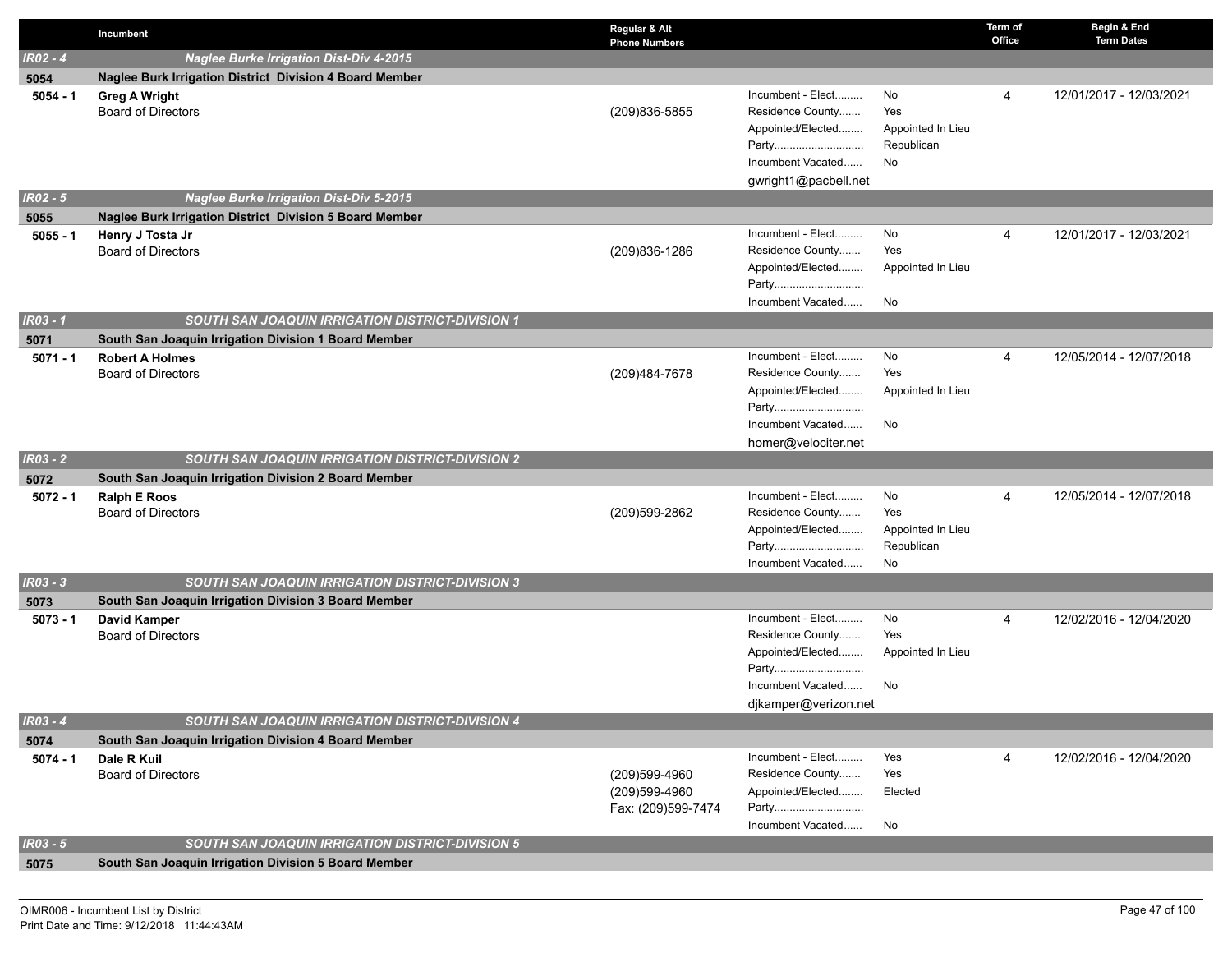| | Incumbent | Regular & Alt Phone Numbers | | | Term of Office | Begin & End Term Dates |
|---|---|---|---|---|---|---|
| ***IR02 - 4*** | ***Naglee Burke Irrigation Dist-Div 4-2015*** | | | | | |
| **5054** | **Naglee Burk Irrigation District Division 4 Board Member** | | | | | |
| **5054 - 1** | **Greg A Wright**<br>Board of Directors | (209)836-5855 | Incumbent - Elect.........<br>Residence County.......<br>Appointed/Elected........<br>Party.............................<br>Incumbent Vacated......<br>gwright1@pacbell.net | No<br>Yes<br>Appointed In Lieu<br>Republican<br>No | 4 | 12/01/2017 - 12/03/2021 |
| ***IR02 - 5*** | ***Naglee Burke Irrigation Dist-Div 5-2015*** | | | | | |
| **5055** | **Naglee Burk Irrigation District Division 5 Board Member** | | | | | |
| **5055 - 1** | **Henry J Tosta Jr**<br>Board of Directors | (209)836-1286 | Incumbent - Elect.........<br>Residence County.......<br>Appointed/Elected........<br>Party.............................<br>Incumbent Vacated...... | No<br>Yes<br>Appointed In Lieu<br><br>No | 4 | 12/01/2017 - 12/03/2021 |
| ***IR03 - 1*** | ***SOUTH SAN JOAQUIN IRRIGATION DISTRICT-DIVISION 1*** | | | | | |
| **5071** | **South San Joaquin Irrigation Division 1 Board Member** | | | | | |
| **5071 - 1** | **Robert A Holmes**<br>Board of Directors | (209)484-7678 | Incumbent - Elect.........<br>Residence County.......<br>Appointed/Elected........<br>Party.............................<br>Incumbent Vacated......<br>homer@velociter.net | No<br>Yes<br>Appointed In Lieu<br><br>No | 4 | 12/05/2014 - 12/07/2018 |
| ***IR03 - 2*** | ***SOUTH SAN JOAQUIN IRRIGATION DISTRICT-DIVISION 2*** | | | | | |
| **5072** | **South San Joaquin Irrigation Division 2 Board Member** | | | | | |
| **5072 - 1** | **Ralph E Roos**<br>Board of Directors | (209)599-2862 | Incumbent - Elect.........<br>Residence County.......<br>Appointed/Elected........<br>Party.............................<br>Incumbent Vacated...... | No<br>Yes<br>Appointed In Lieu<br>Republican<br>No | 4 | 12/05/2014 - 12/07/2018 |
| ***IR03 - 3*** | ***SOUTH SAN JOAQUIN IRRIGATION DISTRICT-DIVISION 3*** | | | | | |
| **5073** | **South San Joaquin Irrigation Division 3 Board Member** | | | | | |
| **5073 - 1** | **David Kamper**<br>Board of Directors | | Incumbent - Elect.........<br>Residence County.......<br>Appointed/Elected........<br>Party.............................<br>Incumbent Vacated......<br>djkamper@verizon.net | No<br>Yes<br>Appointed In Lieu<br><br>No | 4 | 12/02/2016 - 12/04/2020 |
| ***IR03 - 4*** | ***SOUTH SAN JOAQUIN IRRIGATION DISTRICT-DIVISION 4*** | | | | | |
| **5074** | **South San Joaquin Irrigation Division 4 Board Member** | | | | | |
| **5074 - 1** | **Dale R Kuil**<br>Board of Directors | (209)599-4960<br>(209)599-4960<br>Fax: (209)599-7474 | Incumbent - Elect.........<br>Residence County.......<br>Appointed/Elected........<br>Party.............................<br>Incumbent Vacated...... | Yes<br>Yes<br>Elected<br><br>No | 4 | 12/02/2016 - 12/04/2020 |
| ***IR03 - 5*** | ***SOUTH SAN JOAQUIN IRRIGATION DISTRICT-DIVISION 5*** | | | | | |
| **5075** | **South San Joaquin Irrigation Division 5 Board Member** | | | | | |

OIMR006 - Incumbent List by District
Print Date and Time: 9/12/2018 11:44:43AM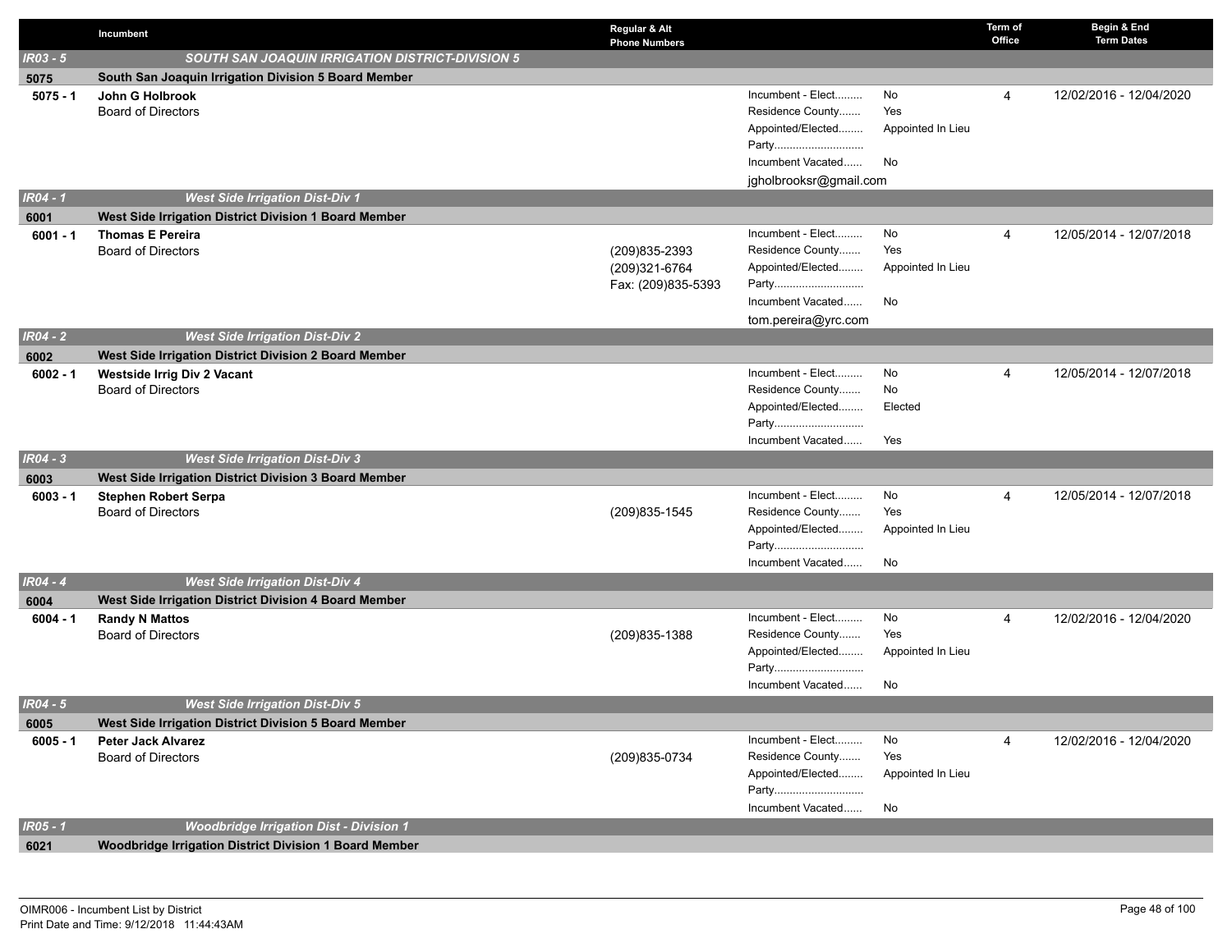| | Incumbent | Regular & Alt Phone Numbers | | | Term of Office | Begin & End Term Dates |
|---|---|---|---|---|---|---|
| ***IR03 - 5*** | ***SOUTH SAN JOAQUIN IRRIGATION DISTRICT-DIVISION 5*** | | | | | |
| **5075** | **South San Joaquin Irrigation Division 5 Board Member** | | | | | |
| **5075 - 1** | **John G Holbrook**<br>Board of Directors | | Incumbent - Elect.........<br>Residence County.......<br>Appointed/Elected........<br>Party.............................<br>Incumbent Vacated......<br>jgholbrooksr@gmail.com | No<br>Yes<br>Appointed In Lieu<br><br>No | 4 | 12/02/2016 - 12/04/2020 |
| ***IR04 - 1*** | ***West Side Irrigation Dist-Div 1*** | | | | | |
| **6001** | **West Side Irrigation District Division 1 Board Member** | | | | | |
| **6001 - 1** | **Thomas E Pereira**<br>Board of Directors | (209)835-2393<br>(209)321-6764<br>Fax: (209)835-5393 | Incumbent - Elect.........<br>Residence County.......<br>Appointed/Elected........<br>Party.............................<br>Incumbent Vacated......<br>tom.pereira@yrc.com | No<br>Yes<br>Appointed In Lieu<br><br>No | 4 | 12/05/2014 - 12/07/2018 |
| ***IR04 - 2*** | ***West Side Irrigation Dist-Div 2*** | | | | | |
| **6002** | **West Side Irrigation District Division 2 Board Member** | | | | | |
| **6002 - 1** | **Westside Irrig Div 2 Vacant**<br>Board of Directors | | Incumbent - Elect.........<br>Residence County.......<br>Appointed/Elected........<br>Party.............................<br>Incumbent Vacated...... | No<br>No<br>Elected<br><br>Yes | 4 | 12/05/2014 - 12/07/2018 |
| ***IR04 - 3*** | ***West Side Irrigation Dist-Div 3*** | | | | | |
| **6003** | **West Side Irrigation District Division 3 Board Member** | | | | | |
| **6003 - 1** | **Stephen Robert Serpa**<br>Board of Directors | (209)835-1545 | Incumbent - Elect.........<br>Residence County.......<br>Appointed/Elected........<br>Party.............................<br>Incumbent Vacated...... | No<br>Yes<br>Appointed In Lieu<br><br>No | 4 | 12/05/2014 - 12/07/2018 |
| ***IR04 - 4*** | ***West Side Irrigation Dist-Div 4*** | | | | | |
| **6004** | **West Side Irrigation District Division 4 Board Member** | | | | | |
| **6004 - 1** | **Randy N Mattos**<br>Board of Directors | (209)835-1388 | Incumbent - Elect.........<br>Residence County.......<br>Appointed/Elected........<br>Party.............................<br>Incumbent Vacated...... | No<br>Yes<br>Appointed In Lieu<br><br>No | 4 | 12/02/2016 - 12/04/2020 |
| ***IR04 - 5*** | ***West Side Irrigation Dist-Div 5*** | | | | | |
| **6005** | **West Side Irrigation District Division 5 Board Member** | | | | | |
| **6005 - 1** | **Peter Jack Alvarez**<br>Board of Directors | (209)835-0734 | Incumbent - Elect.........<br>Residence County.......<br>Appointed/Elected........<br>Party.............................<br>Incumbent Vacated...... | No<br>Yes<br>Appointed In Lieu<br><br>No | 4 | 12/02/2016 - 12/04/2020 |
| ***IR05 - 1*** | ***Woodbridge Irrigation Dist - Division 1*** | | | | | |
| **6021** | **Woodbridge Irrigation District Division 1 Board Member** | | | | | |

OIMR006 - Incumbent List by District
Print Date and Time: 9/12/2018 11:44:43AM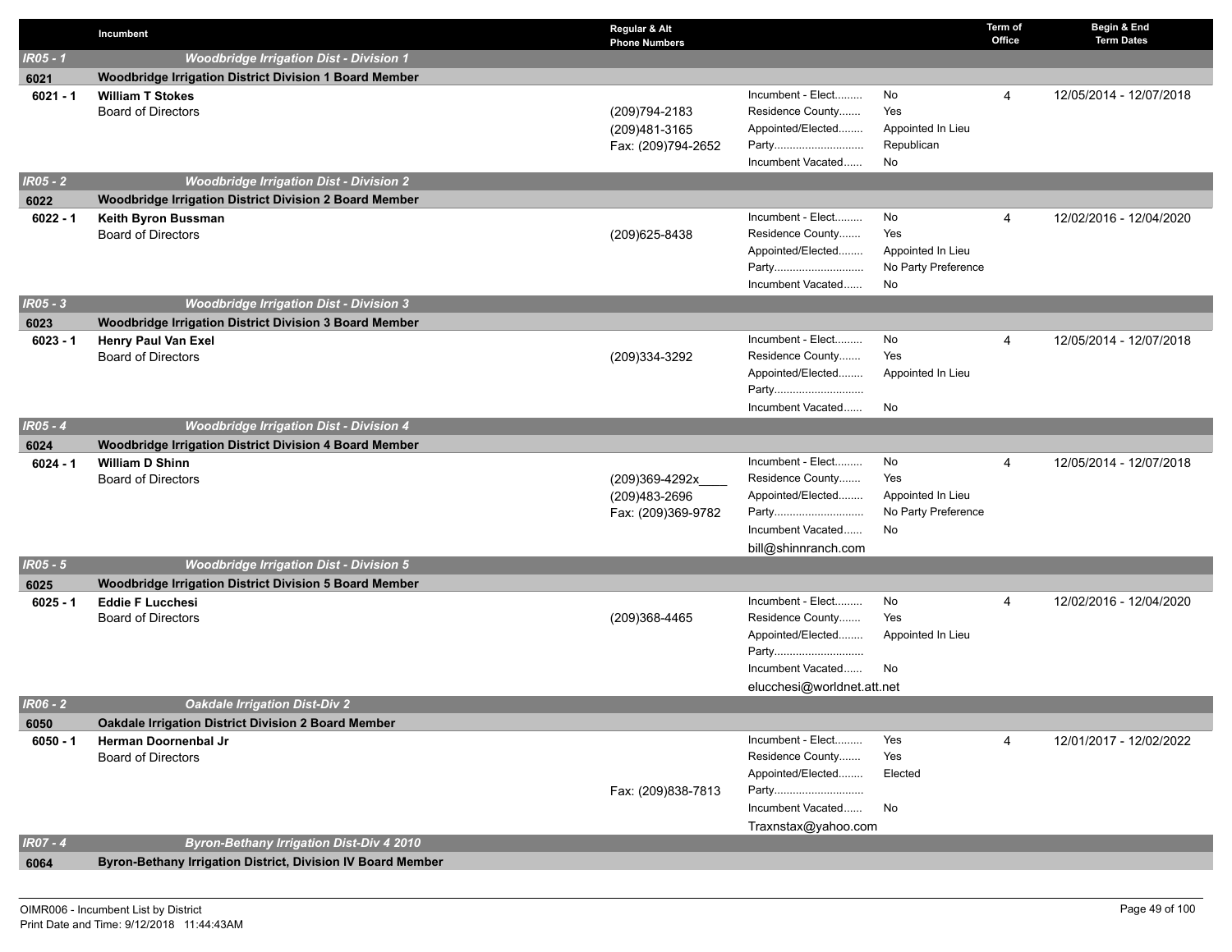| | Incumbent | Regular & Alt Phone Numbers | | | Term of Office | Begin & End Term Dates |
|---|---|---|---|---|---|---|
| ***IR05 - 1*** | ***Woodbridge Irrigation Dist - Division 1*** | | | | | |
| **6021** | **Woodbridge Irrigation District Division 1 Board Member** | | | | | |
| **6021 - 1** | **William T Stokes**<br>Board of Directors | (209)794-2183<br>(209)481-3165<br>Fax: (209)794-2652 | Incumbent - Elect.........<br>Residence County.......<br>Appointed/Elected........<br>Party.............................<br>Incumbent Vacated...... | No<br>Yes<br>Appointed In Lieu<br>Republican<br>No | 4 | 12/05/2014 - 12/07/2018 |
| ***IR05 - 2*** | ***Woodbridge Irrigation Dist - Division 2*** | | | | | |
| **6022** | **Woodbridge Irrigation District Division 2 Board Member** | | | | | |
| **6022 - 1** | **Keith Byron Bussman**<br>Board of Directors | (209)625-8438 | Incumbent - Elect.........<br>Residence County.......<br>Appointed/Elected........<br>Party.............................<br>Incumbent Vacated...... | No<br>Yes<br>Appointed In Lieu<br>No Party Preference<br>No | 4 | 12/02/2016 - 12/04/2020 |
| ***IR05 - 3*** | ***Woodbridge Irrigation Dist - Division 3*** | | | | | |
| **6023** | **Woodbridge Irrigation District Division 3 Board Member** | | | | | |
| **6023 - 1** | **Henry Paul Van Exel**<br>Board of Directors | (209)334-3292 | Incumbent - Elect.........<br>Residence County.......<br>Appointed/Elected........<br>Party.............................<br>Incumbent Vacated...... | No<br>Yes<br>Appointed In Lieu<br><br>No | 4 | 12/05/2014 - 12/07/2018 |
| ***IR05 - 4*** | ***Woodbridge Irrigation Dist - Division 4*** | | | | | |
| **6024** | **Woodbridge Irrigation District Division 4 Board Member** | | | | | |
| **6024 - 1** | **William D Shinn**<br>Board of Directors | (209)369-4292x____<br>(209)483-2696<br>Fax: (209)369-9782 | Incumbent - Elect.........<br>Residence County.......<br>Appointed/Elected........<br>Party.............................<br>Incumbent Vacated......<br>bill@shinnranch.com | No<br>Yes<br>Appointed In Lieu<br>No Party Preference<br>No | 4 | 12/05/2014 - 12/07/2018 |
| ***IR05 - 5*** | ***Woodbridge Irrigation Dist - Division 5*** | | | | | |
| **6025** | **Woodbridge Irrigation District Division 5 Board Member** | | | | | |
| **6025 - 1** | **Eddie F Lucchesi**<br>Board of Directors | (209)368-4465 | Incumbent - Elect.........<br>Residence County.......<br>Appointed/Elected........<br>Party.............................<br>Incumbent Vacated......<br>elucchesi@worldnet.att.net | No<br>Yes<br>Appointed In Lieu<br><br>No | 4 | 12/02/2016 - 12/04/2020 |
| ***IR06 - 2*** | ***Oakdale Irrigation Dist-Div 2*** | | | | | |
| **6050** | **Oakdale Irrigation District Division 2 Board Member** | | | | | |
| **6050 - 1** | **Herman Doornenbal Jr**<br>Board of Directors | Fax: (209)838-7813 | Incumbent - Elect.........<br>Residence County.......<br>Appointed/Elected........<br>Party.............................<br>Incumbent Vacated......<br>Traxnstax@yahoo.com | Yes<br>Yes<br>Elected<br><br>No | 4 | 12/01/2017 - 12/02/2022 |
| ***IR07 - 4*** | ***Byron-Bethany Irrigation Dist-Div 4 2010*** | | | | | |
| **6064** | **Byron-Bethany Irrigation District, Division IV Board Member** | | | | | |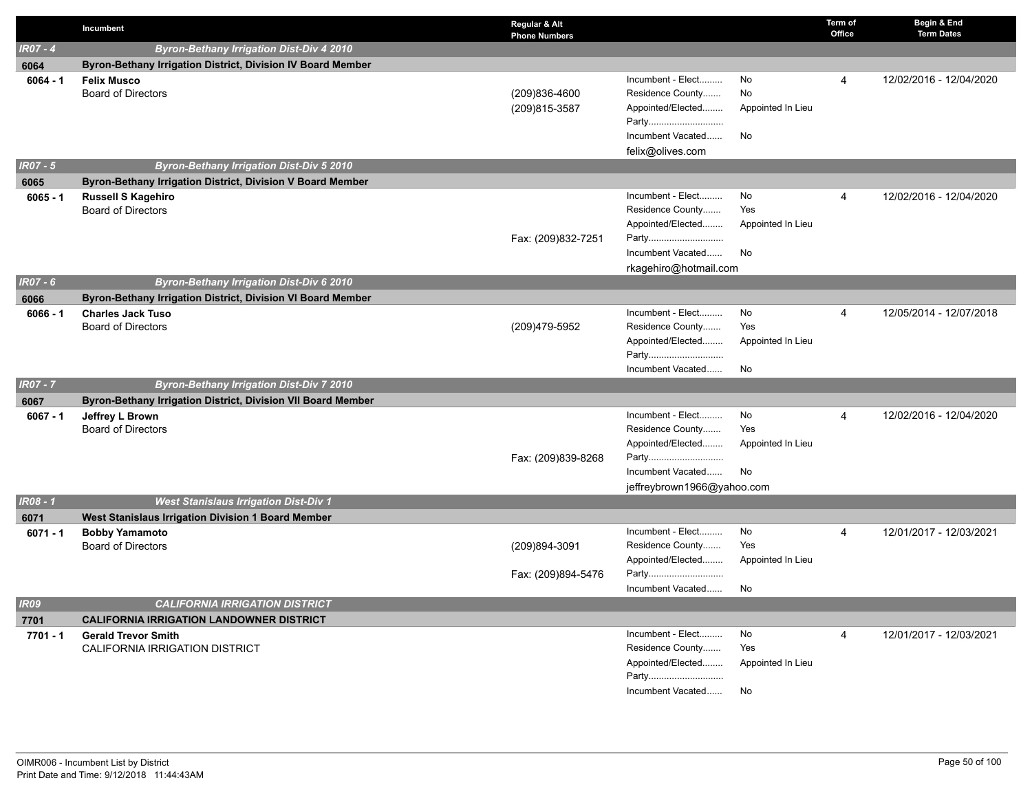| | Incumbent | Regular & Alt Phone Numbers | | | Term of Office | Begin & End Term Dates |
|---|---|---|---|---|---|---|
| ***IR07 - 4*** | ***Byron-Bethany Irrigation Dist-Div 4 2010*** | | | | | |
| **6064** | **Byron-Bethany Irrigation District, Division IV Board Member** | | | | | |
| **6064 - 1** | **Felix Musco**<br>Board of Directors | (209)836-4600<br>(209)815-3587 | Incument - Elect.........<br>Residence County.......<br>Appointed/Elected........<br>Party............................<br>Incumbent Vacated......<br>felix@olives.com | No<br>No<br>Appointed In Lieu<br><br>No | 4 | 12/02/2016 - 12/04/2020 |
| ***IR07 - 5*** | ***Byron-Bethany Irrigation Dist-Div 5 2010*** | | | | | |
| **6065** | **Byron-Bethany Irrigation District, Division V Board Member** | | | | | |
| **6065 - 1** | **Russell S Kagehiro**<br>Board of Directors | Fax: (209)832-7251 | Incument - Elect.........<br>Residence County.......<br>Appointed/Elected........<br>Party............................<br>Incumbent Vacated......<br>rkagehiro@hotmail.com | No<br>Yes<br>Appointed In Lieu<br><br>No | 4 | 12/02/2016 - 12/04/2020 |
| ***IR07 - 6*** | ***Byron-Bethany Irrigation Dist-Div 6 2010*** | | | | | |
| **6066** | **Byron-Bethany Irrigation District, Division VI Board Member** | | | | | |
| **6066 - 1** | **Charles Jack Tuso**<br>Board of Directors | (209)479-5952 | Incument - Elect.........<br>Residence County.......<br>Appointed/Elected........<br>Party............................<br>Incumbent Vacated...... | No<br>Yes<br>Appointed In Lieu<br><br>No | 4 | 12/05/2014 - 12/07/2018 |
| ***IR07 - 7*** | ***Byron-Bethany Irrigation Dist-Div 7 2010*** | | | | | |
| **6067** | **Byron-Bethany Irrigation District, Division VII Board Member** | | | | | |
| **6067 - 1** | **Jeffrey L Brown**<br>Board of Directors | Fax: (209)839-8268 | Incument - Elect.........<br>Residence County.......<br>Appointed/Elected........<br>Party............................<br>Incumbent Vacated......<br>jeffreybrown1966@yahoo.com | No<br>Yes<br>Appointed In Lieu<br><br>No | 4 | 12/02/2016 - 12/04/2020 |
| ***IR08 - 1*** | ***West Stanislaus Irrigation Dist-Div 1*** | | | | | |
| **6071** | **West Stanislaus Irrigation Division 1 Board Member** | | | | | |
| **6071 - 1** | **Bobby Yamamoto**<br>Board of Directors | (209)894-3091<br>Fax: (209)894-5476 | Incument - Elect.........<br>Residence County.......<br>Appointed/Elected........<br>Party............................<br>Incumbent Vacated...... | No<br>Yes<br>Appointed In Lieu<br><br>No | 4 | 12/01/2017 - 12/03/2021 |
| ***IR09*** | ***CALIFORNIA IRRIGATION DISTRICT*** | | | | | |
| **7701** | **CALIFORNIA IRRIGATION LANDOWNER DISTRICT** | | | | | |
| **7701 - 1** | **Gerald Trevor Smith**<br>CALIFORNIA IRRIGATION DISTRICT | | Incument - Elect.........<br>Residence County.......<br>Appointed/Elected........<br>Party............................<br>Incumbent Vacated...... | No<br>Yes<br>Appointed In Lieu<br><br>No | 4 | 12/01/2017 - 12/03/2021 |

OIMR006 - Incumbent List by District
Print Date and Time: 9/12/2018 11:44:43AM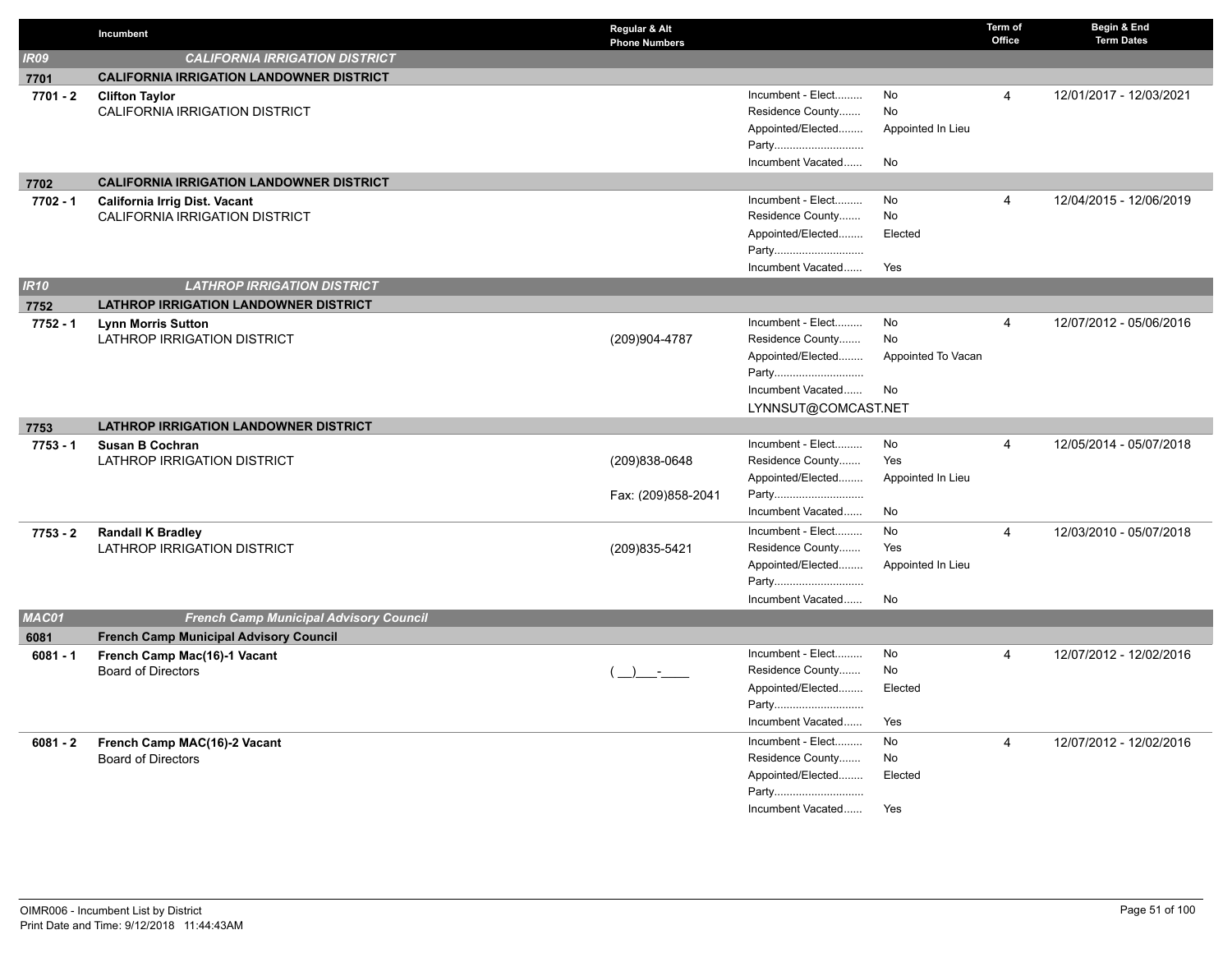| | Incumbent | Regular & Alt Phone Numbers | | | Term of Office | Begin & End Term Dates |
|---|---|---|---|---|---|---|
| *IR09* | ***CALIFORNIA IRRIGATION DISTRICT*** | | | | | |
| **7701** | **CALIFORNIA IRRIGATION LANDOWNER DISTRICT** | | | | | |
| **7701 - 2** | **Clifton Taylor**<br>CALIFORNIA IRRIGATION DISTRICT | | Incumbent - Elect.........<br>Residence County.......<br>Appointed/Elected........<br>Party.............................<br>Incumbent Vacated...... | No<br>No<br>Appointed In Lieu<br><br>No | 4 | 12/01/2017 - 12/03/2021 |
| **7702** | **CALIFORNIA IRRIGATION LANDOWNER DISTRICT** | | | | | |
| **7702 - 1** | **California Irrig Dist. Vacant**<br>CALIFORNIA IRRIGATION DISTRICT | | Incumbent - Elect.........<br>Residence County.......<br>Appointed/Elected........<br>Party.............................<br>Incumbent Vacated...... | No<br>No<br>Elected<br><br>Yes | 4 | 12/04/2015 - 12/06/2019 |
| *IR10* | ***LATHROP IRRIGATION DISTRICT*** | | | | | |
| **7752** | **LATHROP IRRIGATION LANDOWNER DISTRICT** | | | | | |
| **7752 - 1** | **Lynn Morris Sutton**<br>LATHROP IRRIGATION DISTRICT | (209)904-4787 | Incumbent - Elect.........<br>Residence County.......<br>Appointed/Elected........<br>Party.............................<br>Incumbent Vacated......<br>LYNNSUT@COMCAST.NET | No<br>No<br>Appointed To Vacan<br><br>No | 4 | 12/07/2012 - 05/06/2016 |
| **7753** | **LATHROP IRRIGATION LANDOWNER DISTRICT** | | | | | |
| **7753 - 1** | **Susan B Cochran**<br>LATHROP IRRIGATION DISTRICT | (209)838-0648<br>Fax: (209)858-2041 | Incumbent - Elect.........<br>Residence County.......<br>Appointed/Elected........<br>Party.............................<br>Incumbent Vacated...... | No<br>Yes<br>Appointed In Lieu<br><br>No | 4 | 12/05/2014 - 05/07/2018 |
| **7753 - 2** | **Randall K Bradley**<br>LATHROP IRRIGATION DISTRICT | (209)835-5421 | Incumbent - Elect.........<br>Residence County.......<br>Appointed/Elected........<br>Party.............................<br>Incumbent Vacated...... | No<br>Yes<br>Appointed In Lieu<br><br>No | 4 | 12/03/2010 - 05/07/2018 |
| *MAC01* | ***French Camp Municipal Advisory Council*** | | | | | |
| **6081** | **French Camp Municipal Advisory Council** | | | | | |
| **6081 - 1** | **French Camp Mac(16)-1 Vacant**<br>Board of Directors | ( __)___-____ | Incumbent - Elect.........<br>Residence County.......<br>Appointed/Elected........<br>Party.............................<br>Incumbent Vacated...... | No<br>No<br>Elected<br><br>Yes | 4 | 12/07/2012 - 12/02/2016 |
| **6081 - 2** | **French Camp MAC(16)-2 Vacant**<br>Board of Directors | | Incumbent - Elect.........<br>Residence County.......<br>Appointed/Elected........<br>Party.............................<br>Incumbent Vacated...... | No<br>No<br>Elected<br><br>Yes | 4 | 12/07/2012 - 12/02/2016 |

OIMR006 - Incumbent List by District
Print Date and Time: 9/12/2018 11:44:43AM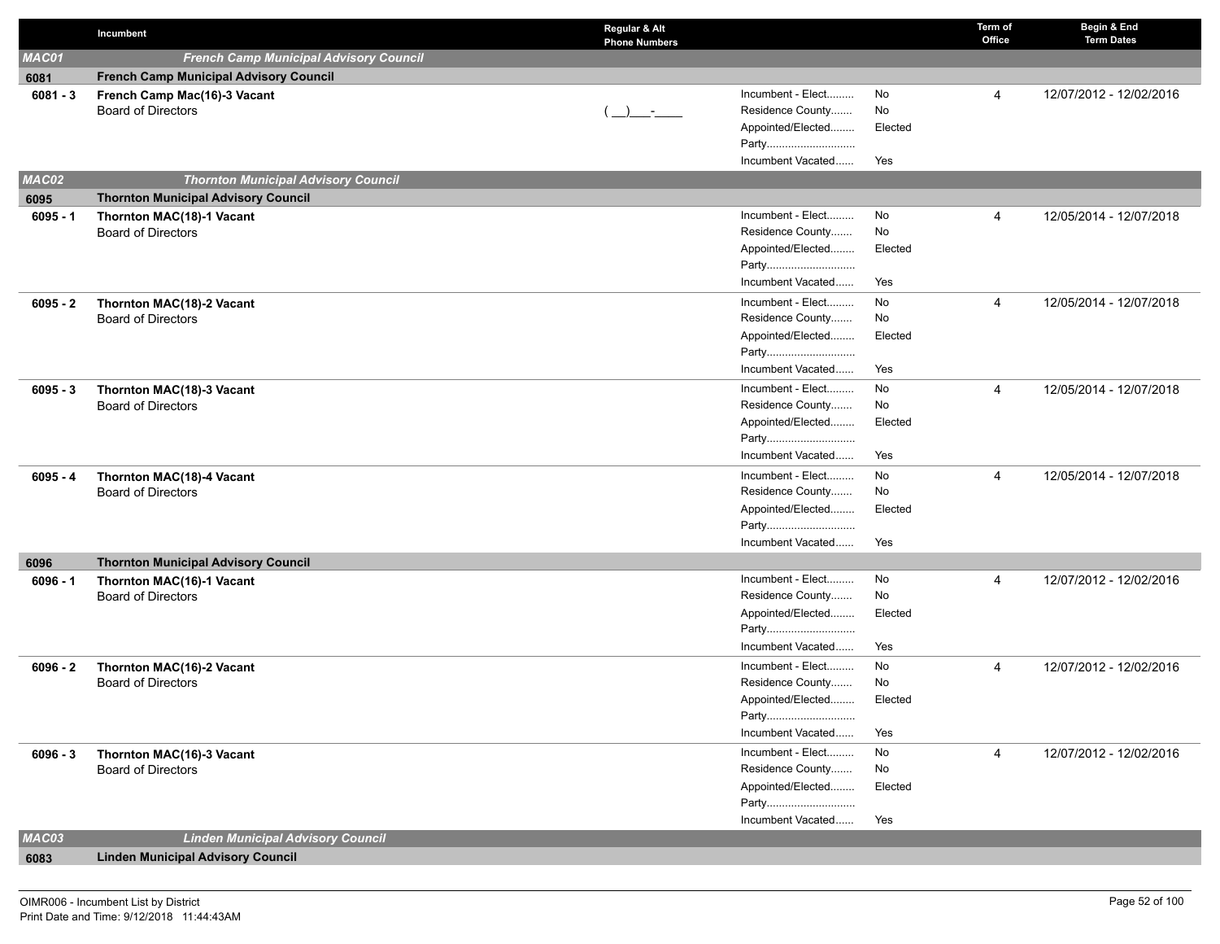| | Incumbent | Regular & Alt Phone Numbers | | | Term of Office | Begin & End Term Dates |
|---|---|---|---|---|---|---|
| **MAC01** | ***French Camp Municipal Advisory Council*** | | | | | |
| **6081** | **French Camp Municipal Advisory Council** | | | | | |
| **6081 - 3** | **French Camp Mac(16)-3 Vacant**<br>Board of Directors | ( __)___-____ | Incumbent - Elect.........<br>Residence County.......<br>Appointed/Elected........<br>Party.............................<br>Incumbent Vacated...... | No<br>No<br>Elected<br><br>Yes | 4 | 12/07/2012 - 12/02/2016 |
| **MAC02** | ***Thornton Municipal Advisory Council*** | | | | | |
| **6095** | **Thornton Municipal Advisory Council** | | | | | |
| **6095 - 1** | **Thornton MAC(18)-1 Vacant**<br>Board of Directors | | Incumbent - Elect.........<br>Residence County.......<br>Appointed/Elected........<br>Party.............................<br>Incumbent Vacated...... | No<br>No<br>Elected<br><br>Yes | 4 | 12/05/2014 - 12/07/2018 |
| **6095 - 2** | **Thornton MAC(18)-2 Vacant**<br>Board of Directors | | Incumbent - Elect.........<br>Residence County.......<br>Appointed/Elected........<br>Party.............................<br>Incumbent Vacated...... | No<br>No<br>Elected<br><br>Yes | 4 | 12/05/2014 - 12/07/2018 |
| **6095 - 3** | **Thornton MAC(18)-3 Vacant**<br>Board of Directors | | Incumbent - Elect.........<br>Residence County.......<br>Appointed/Elected........<br>Party.............................<br>Incumbent Vacated...... | No<br>No<br>Elected<br><br>Yes | 4 | 12/05/2014 - 12/07/2018 |
| **6095 - 4** | **Thornton MAC(18)-4 Vacant**<br>Board of Directors | | Incumbent - Elect.........<br>Residence County.......<br>Appointed/Elected........<br>Party.............................<br>Incumbent Vacated...... | No<br>No<br>Elected<br><br>Yes | 4 | 12/05/2014 - 12/07/2018 |
| **6096** | **Thornton Municipal Advisory Council** | | | | | |
| **6096 - 1** | **Thornton MAC(16)-1 Vacant**<br>Board of Directors | | Incumbent - Elect.........<br>Residence County.......<br>Appointed/Elected........<br>Party.............................<br>Incumbent Vacated...... | No<br>No<br>Elected<br><br>Yes | 4 | 12/07/2012 - 12/02/2016 |
| **6096 - 2** | **Thornton MAC(16)-2 Vacant**<br>Board of Directors | | Incumbent - Elect.........<br>Residence County.......<br>Appointed/Elected........<br>Party.............................<br>Incumbent Vacated...... | No<br>No<br>Elected<br><br>Yes | 4 | 12/07/2012 - 12/02/2016 |
| **6096 - 3** | **Thornton MAC(16)-3 Vacant**<br>Board of Directors | | Incumbent - Elect.........<br>Residence County.......<br>Appointed/Elected........<br>Party.............................<br>Incumbent Vacated...... | No<br>No<br>Elected<br><br>Yes | 4 | 12/07/2012 - 12/02/2016 |
| **MAC03** | ***Linden Municipal Advisory Council*** | | | | | |
| **6083** | **Linden Municipal Advisory Council** | | | | | |

OIMR006 - Incumbent List by District
Print Date and Time: 9/12/2018 11:44:43AM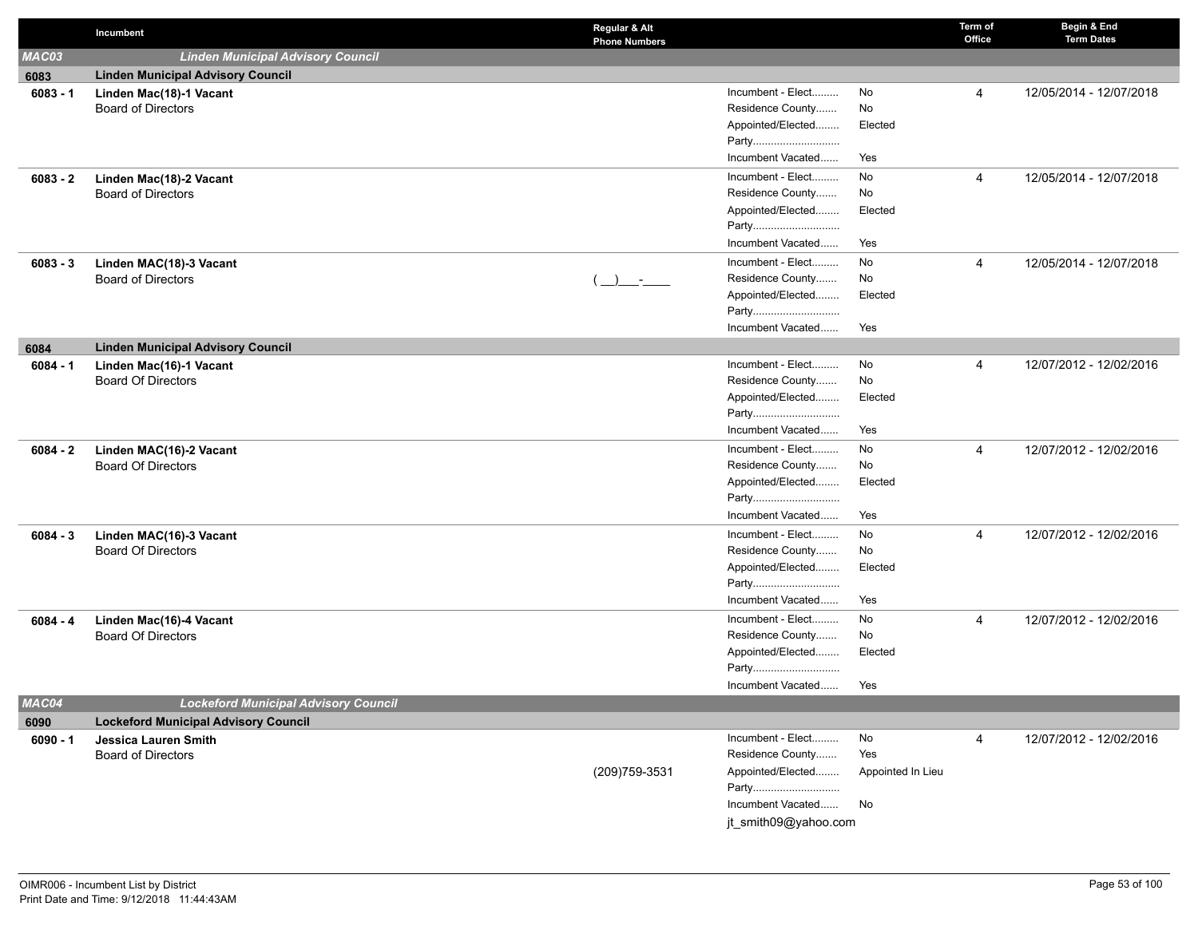| | Incumbent | Regular & Alt Phone Numbers | | | Term of Office | Begin & End Term Dates |
|---|---|---|---|---|---|---|
| **MAC03** | ***Linden Municipal Advisory Council*** | | | | | |
| **6083** | **Linden Municipal Advisory Council** | | | | | |
| **6083 - 1** | **Linden Mac(18)-1 Vacant**<br>Board of Directors | | Incumbent - Elect.........<br>Residence County.......<br>Appointed/Elected........<br>Party.............................<br>Incumbent Vacated...... | No<br>No<br>Elected<br><br>Yes | 4 | 12/05/2014 - 12/07/2018 |
| **6083 - 2** | **Linden Mac(18)-2 Vacant**<br>Board of Directors | | Incumbent - Elect.........<br>Residence County.......<br>Appointed/Elected........<br>Party.............................<br>Incumbent Vacated...... | No<br>No<br>Elected<br><br>Yes | 4 | 12/05/2014 - 12/07/2018 |
| **6083 - 3** | **Linden MAC(18)-3 Vacant**<br>Board of Directors | ( __)___-____ | Incumbent - Elect.........<br>Residence County.......<br>Appointed/Elected........<br>Party.............................<br>Incumbent Vacated...... | No<br>No<br>Elected<br><br>Yes | 4 | 12/05/2014 - 12/07/2018 |
| **6084** | **Linden Municipal Advisory Council** | | | | | |
| **6084 - 1** | **Linden Mac(16)-1 Vacant**<br>Board Of Directors | | Incumbent - Elect.........<br>Residence County.......<br>Appointed/Elected........<br>Party.............................<br>Incumbent Vacated...... | No<br>No<br>Elected<br><br>Yes | 4 | 12/07/2012 - 12/02/2016 |
| **6084 - 2** | **Linden MAC(16)-2 Vacant**<br>Board Of Directors | | Incumbent - Elect.........<br>Residence County.......<br>Appointed/Elected........<br>Party.............................<br>Incumbent Vacated...... | No<br>No<br>Elected<br><br>Yes | 4 | 12/07/2012 - 12/02/2016 |
| **6084 - 3** | **Linden MAC(16)-3 Vacant**<br>Board Of Directors | | Incumbent - Elect.........<br>Residence County.......<br>Appointed/Elected........<br>Party.............................<br>Incumbent Vacated...... | No<br>No<br>Elected<br><br>Yes | 4 | 12/07/2012 - 12/02/2016 |
| **6084 - 4** | **Linden Mac(16)-4 Vacant**<br>Board Of Directors | | Incumbent - Elect.........<br>Residence County.......<br>Appointed/Elected........<br>Party.............................<br>Incumbent Vacated...... | No<br>No<br>Elected<br><br>Yes | 4 | 12/07/2012 - 12/02/2016 |
| **MAC04** | ***Lockeford Municipal Advisory Council*** | | | | | |
| **6090** | **Lockeford Municipal Advisory Council** | | | | | |
| **6090 - 1** | **Jessica Lauren Smith**<br>Board of Directors | (209)759-3531 | Incumbent - Elect.........<br>Residence County.......<br>Appointed/Elected........<br>Party.............................<br>Incumbent Vacated......<br>jt_smith09@yahoo.com | No<br>Yes<br>Appointed In Lieu<br><br>No | 4 | 12/07/2012 - 12/02/2016 |

OIMR006 - Incumbent List by District
Print Date and Time: 9/12/2018 11:44:43AM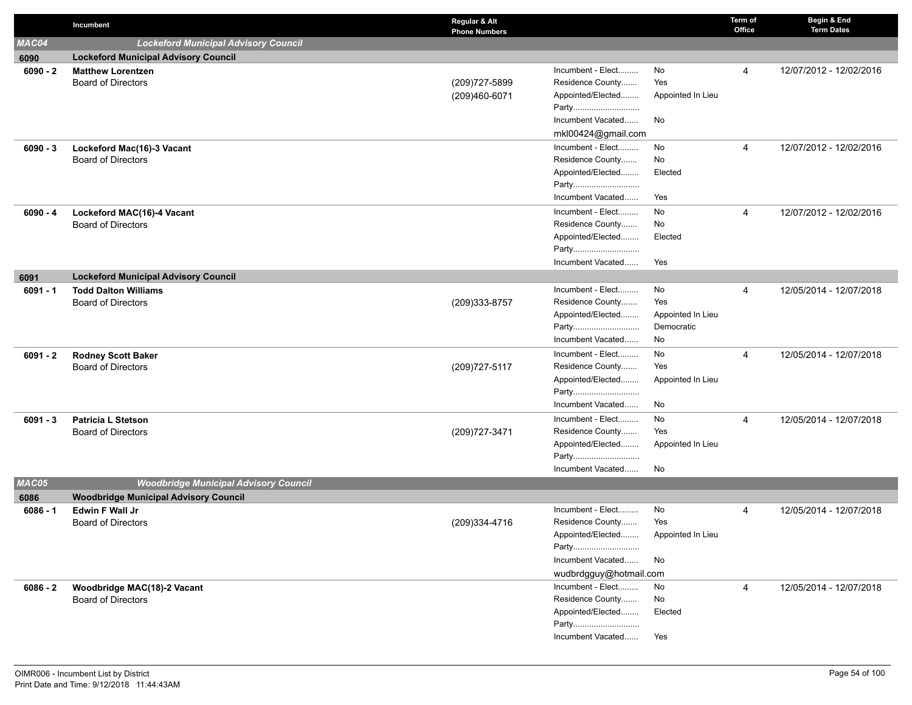| | Incumbent | Regular & Alt Phone Numbers | | | Term of Office | Begin & End Term Dates |
|---|---|---|---|---|---|---|
| **MAC04** | **Lockeford Municipal Advisory Council** | | | | | |
| **6090** | **Lockeford Municipal Advisory Council** | | | | | |
| **6090 - 2** | **Matthew Lorentzen**<br>Board of Directors | (209)727-5899<br>(209)460-6071 | Incumbent - Elect.........<br>Residence County.......<br>Appointed/Elected........<br>Party.............................<br>Incumbent Vacated......<br>mkl00424@gmail.com | No<br>Yes<br>Appointed In Lieu<br><br>No | 4 | 12/07/2012 - 12/02/2016 |
| **6090 - 3** | **Lockeford Mac(16)-3 Vacant**<br>Board of Directors | | Incumbent - Elect.........<br>Residence County.......<br>Appointed/Elected........<br>Party.............................<br>Incumbent Vacated...... | No<br>No<br>Elected<br><br>Yes | 4 | 12/07/2012 - 12/02/2016 |
| **6090 - 4** | **Lockeford MAC(16)-4 Vacant**<br>Board of Directors | | Incumbent - Elect.........<br>Residence County.......<br>Appointed/Elected........<br>Party.............................<br>Incumbent Vacated...... | No<br>No<br>Elected<br><br>Yes | 4 | 12/07/2012 - 12/02/2016 |
| **6091** | **Lockeford Municipal Advisory Council** | | | | | |
| **6091 - 1** | **Todd Dalton Williams**<br>Board of Directors | (209)333-8757 | Incumbent - Elect.........<br>Residence County.......<br>Appointed/Elected........<br>Party.............................<br>Incumbent Vacated...... | No<br>Yes<br>Appointed In Lieu<br>Democratic<br>No | 4 | 12/05/2014 - 12/07/2018 |
| **6091 - 2** | **Rodney Scott Baker**<br>Board of Directors | (209)727-5117 | Incumbent - Elect.........<br>Residence County.......<br>Appointed/Elected........<br>Party.............................<br>Incumbent Vacated...... | No<br>Yes<br>Appointed In Lieu<br><br>No | 4 | 12/05/2014 - 12/07/2018 |
| **6091 - 3** | **Patricia L Stetson**<br>Board of Directors | (209)727-3471 | Incumbent - Elect.........<br>Residence County.......<br>Appointed/Elected........<br>Party.............................<br>Incumbent Vacated...... | No<br>Yes<br>Appointed In Lieu<br><br>No | 4 | 12/05/2014 - 12/07/2018 |
| **MAC05** | **Woodbridge Municipal Advisory Council** | | | | | |
| **6086** | **Woodbridge Municipal Advisory Council** | | | | | |
| **6086 - 1** | **Edwin F Wall Jr**<br>Board of Directors | (209)334-4716 | Incumbent - Elect.........<br>Residence County.......<br>Appointed/Elected........<br>Party.............................<br>Incumbent Vacated......<br>wudbrdgguy@hotmail.com | No<br>Yes<br>Appointed In Lieu<br><br>No | 4 | 12/05/2014 - 12/07/2018 |
| **6086 - 2** | **Woodbridge MAC(18)-2 Vacant**<br>Board of Directors | | Incumbent - Elect.........<br>Residence County.......<br>Appointed/Elected........<br>Party.............................<br>Incumbent Vacated...... | No<br>No<br>Elected<br><br>Yes | 4 | 12/05/2014 - 12/07/2018 |

OIMR006 - Incumbent List by District
Print Date and Time: 9/12/2018 11:44:43AM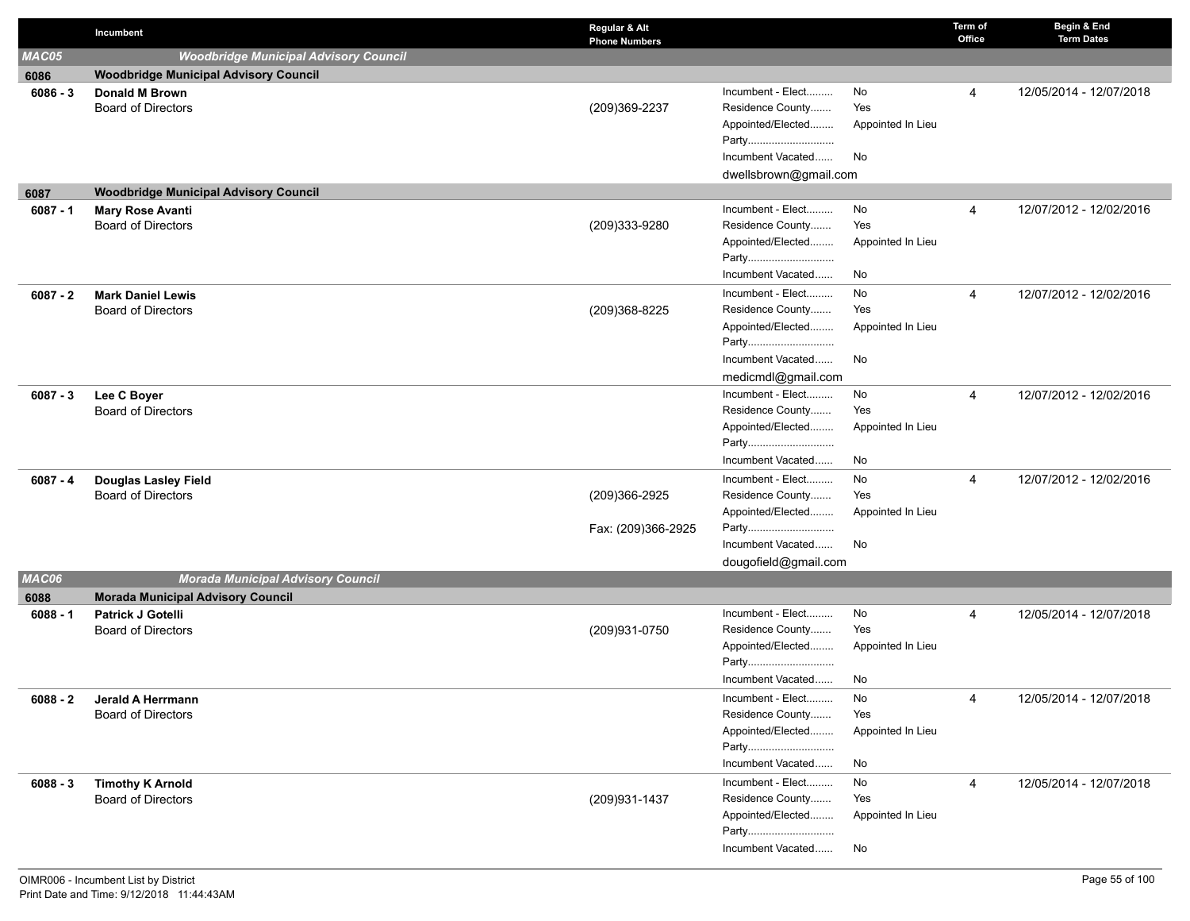| | Incumbent | Regular & Alt Phone Numbers | | | Term of Office | Begin & End Term Dates |
|---|---|---|---|---|---|---|
| **MAC05** | **Woodbridge Municipal Advisory Council** | | | | | |
| **6086** | **Woodbridge Municipal Advisory Council** | | | | | |
| **6086 - 3** | **Donald M Brown**<br>Board of Directors | (209)369-2237 | Incumbent - Elect.........<br>Residence County.......<br>Appointed/Elected........<br>Party............................<br>Incumbent Vacated......<br>dwellsbrown@gmail.com | No<br>Yes<br>Appointed In Lieu<br><br>No | 4 | 12/05/2014 - 12/07/2018 |
| **6087** | **Woodbridge Municipal Advisory Council** | | | | | |
| **6087 - 1** | **Mary Rose Avanti**<br>Board of Directors | (209)333-9280 | Incumbent - Elect.........<br>Residence County.......<br>Appointed/Elected........<br>Party............................<br>Incumbent Vacated...... | No<br>Yes<br>Appointed In Lieu<br><br>No | 4 | 12/07/2012 - 12/02/2016 |
| **6087 - 2** | **Mark Daniel Lewis**<br>Board of Directors | (209)368-8225 | Incumbent - Elect.........<br>Residence County.......<br>Appointed/Elected........<br>Party............................<br>Incumbent Vacated......<br>medicmdl@gmail.com | No<br>Yes<br>Appointed In Lieu<br><br>No | 4 | 12/07/2012 - 12/02/2016 |
| **6087 - 3** | **Lee C Boyer**<br>Board of Directors | | Incumbent - Elect.........<br>Residence County.......<br>Appointed/Elected........<br>Party............................<br>Incumbent Vacated...... | No<br>Yes<br>Appointed In Lieu<br><br>No | 4 | 12/07/2012 - 12/02/2016 |
| **6087 - 4** | **Douglas Lasley Field**<br>Board of Directors | (209)366-2925<br>Fax: (209)366-2925 | Incumbent - Elect.........<br>Residence County.......<br>Appointed/Elected........<br>Party............................<br>Incumbent Vacated......<br>dougofield@gmail.com | No<br>Yes<br>Appointed In Lieu<br><br>No | 4 | 12/07/2012 - 12/02/2016 |
| **MAC06** | **Morada Municipal Advisory Council** | | | | | |
| **6088** | **Morada Municipal Advisory Council** | | | | | |
| **6088 - 1** | **Patrick J Gotelli**<br>Board of Directors | (209)931-0750 | Incumbent - Elect.........<br>Residence County.......<br>Appointed/Elected........<br>Party............................<br>Incumbent Vacated...... | No<br>Yes<br>Appointed In Lieu<br><br>No | 4 | 12/05/2014 - 12/07/2018 |
| **6088 - 2** | **Jerald A Herrmann**<br>Board of Directors | | Incumbent - Elect.........<br>Residence County.......<br>Appointed/Elected........<br>Party............................<br>Incumbent Vacated...... | No<br>Yes<br>Appointed In Lieu<br><br>No | 4 | 12/05/2014 - 12/07/2018 |
| **6088 - 3** | **Timothy K Arnold**<br>Board of Directors | (209)931-1437 | Incumbent - Elect.........<br>Residence County.......<br>Appointed/Elected........<br>Party............................<br>Incumbent Vacated...... | No<br>Yes<br>Appointed In Lieu<br><br>No | 4 | 12/05/2014 - 12/07/2018 |

OIMR006 - Incumbent List by District
Print Date and Time: 9/12/2018 11:44:43AM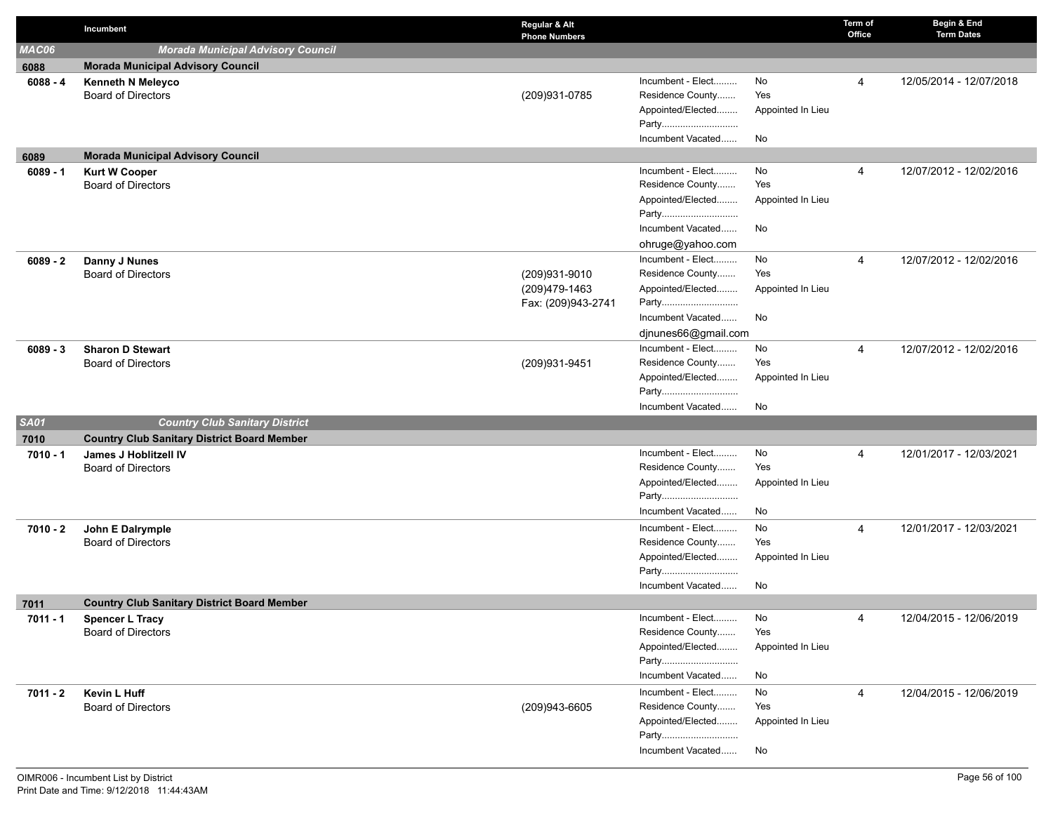| | Incumbent | Regular & Alt Phone Numbers | | | Term of Office | Begin & End Term Dates |
|---|---|---|---|---|---|---|
| ***MAC06*** | ***Morada Municipal Advisory Council*** | | | | | |
| **6088** | **Morada Municipal Advisory Council** | | | | | |
| **6088 - 4** | **Kenneth N Meleyco**<br>Board of Directors | (209)931-0785 | Incumbent - Elect.........<br>Residence County.......<br>Appointed/Elected........<br>Party.............................<br>Incumbent Vacated...... | No<br>Yes<br>Appointed In Lieu<br><br>No | 4 | 12/05/2014 - 12/07/2018 |
| **6089** | **Morada Municipal Advisory Council** | | | | | |
| **6089 - 1** | **Kurt W Cooper**<br>Board of Directors | | Incumbent - Elect.........<br>Residence County.......<br>Appointed/Elected........<br>Party.............................<br>Incumbent Vacated......<br>ohruge@yahoo.com | No<br>Yes<br>Appointed In Lieu<br><br>No | 4 | 12/07/2012 - 12/02/2016 |
| **6089 - 2** | **Danny J Nunes**<br>Board of Directors | (209)931-9010<br>(209)479-1463<br>Fax: (209)943-2741 | Incumbent - Elect.........<br>Residence County.......<br>Appointed/Elected........<br>Party.............................<br>Incumbent Vacated......<br>djnunes66@gmail.com | No<br>Yes<br>Appointed In Lieu<br><br>No | 4 | 12/07/2012 - 12/02/2016 |
| **6089 - 3** | **Sharon D Stewart**<br>Board of Directors | (209)931-9451 | Incumbent - Elect.........<br>Residence County.......<br>Appointed/Elected........<br>Party.............................<br>Incumbent Vacated...... | No<br>Yes<br>Appointed In Lieu<br><br>No | 4 | 12/07/2012 - 12/02/2016 |
| ***SA01*** | ***Country Club Sanitary District*** | | | | | |
| **7010** | **Country Club Sanitary District Board Member** | | | | | |
| **7010 - 1** | **James J Hoblitzell IV**<br>Board of Directors | | Incumbent - Elect.........<br>Residence County.......<br>Appointed/Elected........<br>Party.............................<br>Incumbent Vacated...... | No<br>Yes<br>Appointed In Lieu<br><br>No | 4 | 12/01/2017 - 12/03/2021 |
| **7010 - 2** | **John E Dalrymple**<br>Board of Directors | | Incumbent - Elect.........<br>Residence County.......<br>Appointed/Elected........<br>Party.............................<br>Incumbent Vacated...... | No<br>Yes<br>Appointed In Lieu<br><br>No | 4 | 12/01/2017 - 12/03/2021 |
| **7011** | **Country Club Sanitary District Board Member** | | | | | |
| **7011 - 1** | **Spencer L Tracy**<br>Board of Directors | | Incumbent - Elect.........<br>Residence County.......<br>Appointed/Elected........<br>Party.............................<br>Incumbent Vacated...... | No<br>Yes<br>Appointed In Lieu<br><br>No | 4 | 12/04/2015 - 12/06/2019 |
| **7011 - 2** | **Kevin L Huff**<br>Board of Directors | (209)943-6605 | Incumbent - Elect.........<br>Residence County.......<br>Appointed/Elected........<br>Party.............................<br>Incumbent Vacated...... | No<br>Yes<br>Appointed In Lieu<br><br>No | 4 | 12/04/2015 - 12/06/2019 |

OIMR006 - Incumbent List by District
Print Date and Time: 9/12/2018 11:44:43AM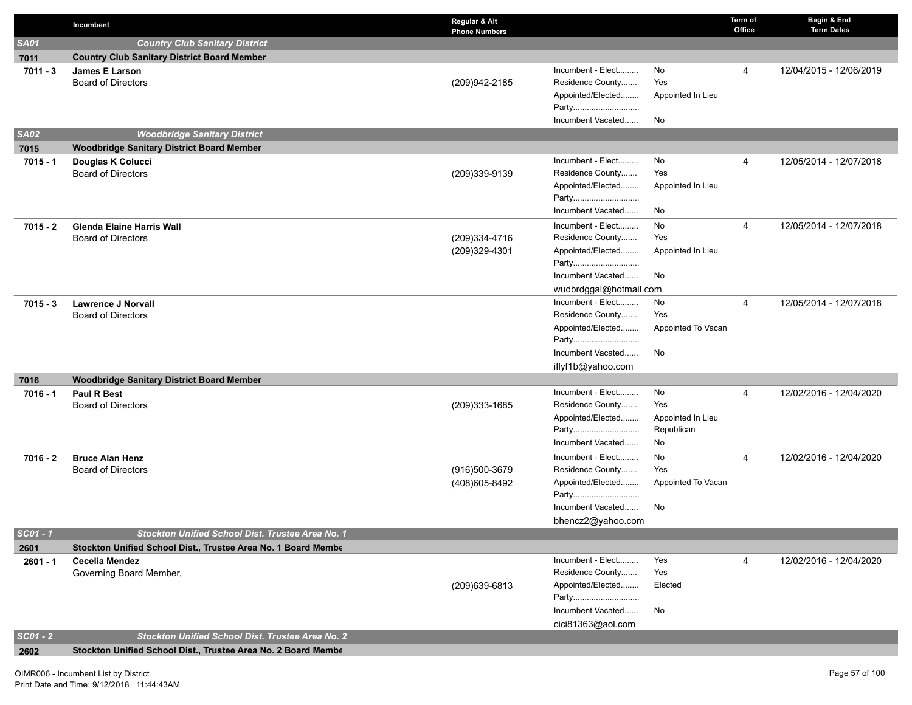| | Incumbent | Regular & Alt Phone Numbers | | | Term of Office | Begin & End Term Dates |
|---|---|---|---|---|---|---|
| **SA01** | ***Country Club Sanitary District*** | | | | | |
| **7011** | **Country Club Sanitary District Board Member** | | | | | |
| **7011 - 3** | **James E Larson**<br>Board of Directors | (209)942-2185 | Incumbent - Elect.........<br>Residence County.......<br>Appointed/Elected........<br>Party.............................<br>Incumbent Vacated...... | No<br>Yes<br>Appointed In Lieu<br><br>No | 4 | 12/04/2015 - 12/06/2019 |
| **SA02** | ***Woodbridge Sanitary District*** | | | | | |
| **7015** | **Woodbridge Sanitary District Board Member** | | | | | |
| **7015 - 1** | **Douglas K Colucci**<br>Board of Directors | (209)339-9139 | Incumbent - Elect.........<br>Residence County.......<br>Appointed/Elected........<br>Party.............................<br>Incumbent Vacated...... | No<br>Yes<br>Appointed In Lieu<br><br>No | 4 | 12/05/2014 - 12/07/2018 |
| **7015 - 2** | **Glenda Elaine Harris Wall**<br>Board of Directors | (209)334-4716<br>(209)329-4301 | Incumbent - Elect.........<br>Residence County.......<br>Appointed/Elected........<br>Party.............................<br>Incumbent Vacated......<br>wudbrdggal@hotmail.com | No<br>Yes<br>Appointed In Lieu<br><br>No | 4 | 12/05/2014 - 12/07/2018 |
| **7015 - 3** | **Lawrence J Norvall**<br>Board of Directors | | Incumbent - Elect.........<br>Residence County.......<br>Appointed/Elected........<br>Party.............................<br>Incumbent Vacated......<br>iflyf1b@yahoo.com | No<br>Yes<br>Appointed To Vacan<br><br>No | 4 | 12/05/2014 - 12/07/2018 |
| **7016** | **Woodbridge Sanitary District Board Member** | | | | | |
| **7016 - 1** | **Paul R Best**<br>Board of Directors | (209)333-1685 | Incumbent - Elect.........<br>Residence County.......<br>Appointed/Elected........<br>Party.............................<br>Incumbent Vacated...... | No<br>Yes<br>Appointed In Lieu<br>Republican<br>No | 4 | 12/02/2016 - 12/04/2020 |
| **7016 - 2** | **Bruce Alan Henz**<br>Board of Directors | (916)500-3679<br>(408)605-8492 | Incumbent - Elect.........<br>Residence County.......<br>Appointed/Elected........<br>Party.............................<br>Incumbent Vacated......<br>bhencz2@yahoo.com | No<br>Yes<br>Appointed To Vacan<br><br>No | 4 | 12/02/2016 - 12/04/2020 |
| **SC01 - 1** | ***Stockton Unified School Dist. Trustee Area No. 1*** | | | | | |
| **2601** | **Stockton Unified School Dist., Trustee Area No. 1 Board Membe** | | | | | |
| **2601 - 1** | **Cecelia Mendez**<br>Governing Board Member, | (209)639-6813 | Incumbent - Elect.........<br>Residence County.......<br>Appointed/Elected........<br>Party.............................<br>Incumbent Vacated......<br>cici81363@aol.com | Yes<br>Yes<br>Elected<br><br>No | 4 | 12/02/2016 - 12/04/2020 |
| **SC01 - 2** | ***Stockton Unified School Dist. Trustee Area No. 2*** | | | | | |
| **2602** | **Stockton Unified School Dist., Trustee Area No. 2 Board Membe** | | | | | |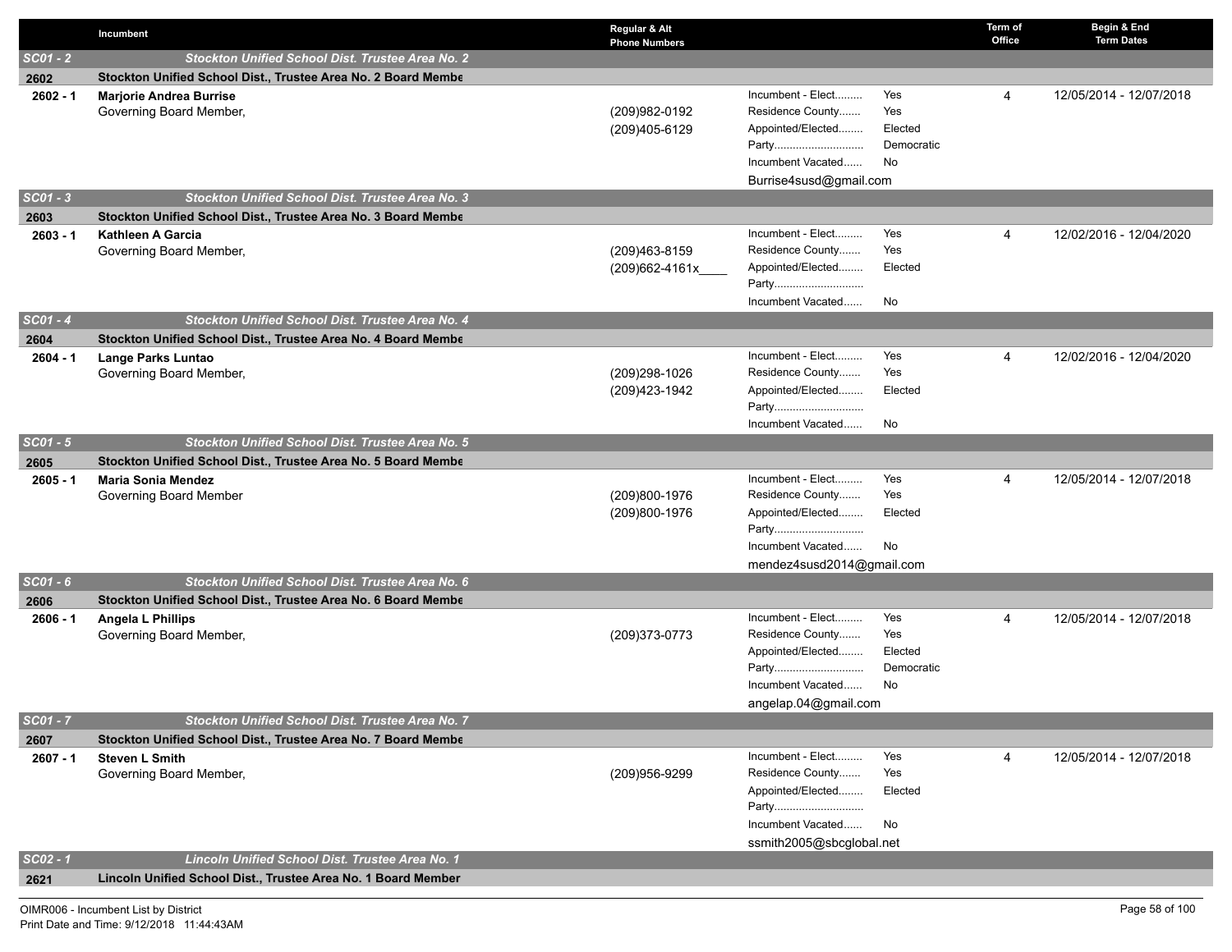| | Incumbent | Regular & Alt Phone Numbers | | | Term of Office | Begin & End Term Dates |
|---|---|---|---|---|---|---|
| **SC01 - 2** | **Stockton Unified School Dist. Trustee Area No. 2** | | | | | |
| **2602** | **Stockton Unified School Dist., Trustee Area No. 2 Board Membe** | | | | | |
| **2602 - 1** | **Marjorie Andrea Burrise**<br>Governing Board Member, | (209)982-0192<br>(209)405-6129 | Incumbent - Elect.........<br>Residence County.......<br>Appointed/Elected........<br>Party.............................<br>Incumbent Vacated......<br>Burrise4susd@gmail.com | Yes<br>Yes<br>Elected<br>Democratic<br>No | 4 | 12/05/2014 - 12/07/2018 |
| **SC01 - 3** | **Stockton Unified School Dist. Trustee Area No. 3** | | | | | |
| **2603** | **Stockton Unified School Dist., Trustee Area No. 3 Board Membe** | | | | | |
| **2603 - 1** | **Kathleen A Garcia**<br>Governing Board Member, | (209)463-8159<br>(209)662-4161x____ | Incumbent - Elect.........<br>Residence County.......<br>Appointed/Elected........<br>Party.............................<br>Incumbent Vacated...... | Yes<br>Yes<br>Elected<br><br>No | 4 | 12/02/2016 - 12/04/2020 |
| **SC01 - 4** | **Stockton Unified School Dist. Trustee Area No. 4** | | | | | |
| **2604** | **Stockton Unified School Dist., Trustee Area No. 4 Board Membe** | | | | | |
| **2604 - 1** | **Lange Parks Luntao**<br>Governing Board Member, | (209)298-1026<br>(209)423-1942 | Incumbent - Elect.........<br>Residence County.......<br>Appointed/Elected........<br>Party.............................<br>Incumbent Vacated...... | Yes<br>Yes<br>Elected<br><br>No | 4 | 12/02/2016 - 12/04/2020 |
| **SC01 - 5** | **Stockton Unified School Dist. Trustee Area No. 5** | | | | | |
| **2605** | **Stockton Unified School Dist., Trustee Area No. 5 Board Membe** | | | | | |
| **2605 - 1** | **Maria Sonia Mendez**<br>Governing Board Member | (209)800-1976<br>(209)800-1976 | Incumbent - Elect.........<br>Residence County.......<br>Appointed/Elected........<br>Party.............................<br>Incumbent Vacated......<br>mendez4susd2014@gmail.com | Yes<br>Yes<br>Elected<br><br>No | 4 | 12/05/2014 - 12/07/2018 |
| **SC01 - 6** | **Stockton Unified School Dist. Trustee Area No. 6** | | | | | |
| **2606** | **Stockton Unified School Dist., Trustee Area No. 6 Board Membe** | | | | | |
| **2606 - 1** | **Angela L Phillips**<br>Governing Board Member, | (209)373-0773 | Incumbent - Elect.........<br>Residence County.......<br>Appointed/Elected........<br>Party.............................<br>Incumbent Vacated......<br>angelap.04@gmail.com | Yes<br>Yes<br>Elected<br>Democratic<br>No | 4 | 12/05/2014 - 12/07/2018 |
| **SC01 - 7** | **Stockton Unified School Dist. Trustee Area No. 7** | | | | | |
| **2607** | **Stockton Unified School Dist., Trustee Area No. 7 Board Membe** | | | | | |
| **2607 - 1** | **Steven L Smith**<br>Governing Board Member, | (209)956-9299 | Incumbent - Elect.........<br>Residence County.......<br>Appointed/Elected........<br>Party.............................<br>Incumbent Vacated......<br>ssmith2005@sbcglobal.net | Yes<br>Yes<br>Elected<br><br>No | 4 | 12/05/2014 - 12/07/2018 |
| **SC02 - 1** | **Lincoln Unified School Dist. Trustee Area No. 1** | | | | | |
| **2621** | **Lincoln Unified School Dist., Trustee Area No. 1 Board Member** | | | | | |

OIMR006 - Incumbent List by District
Print Date and Time: 9/12/2018 11:44:43AM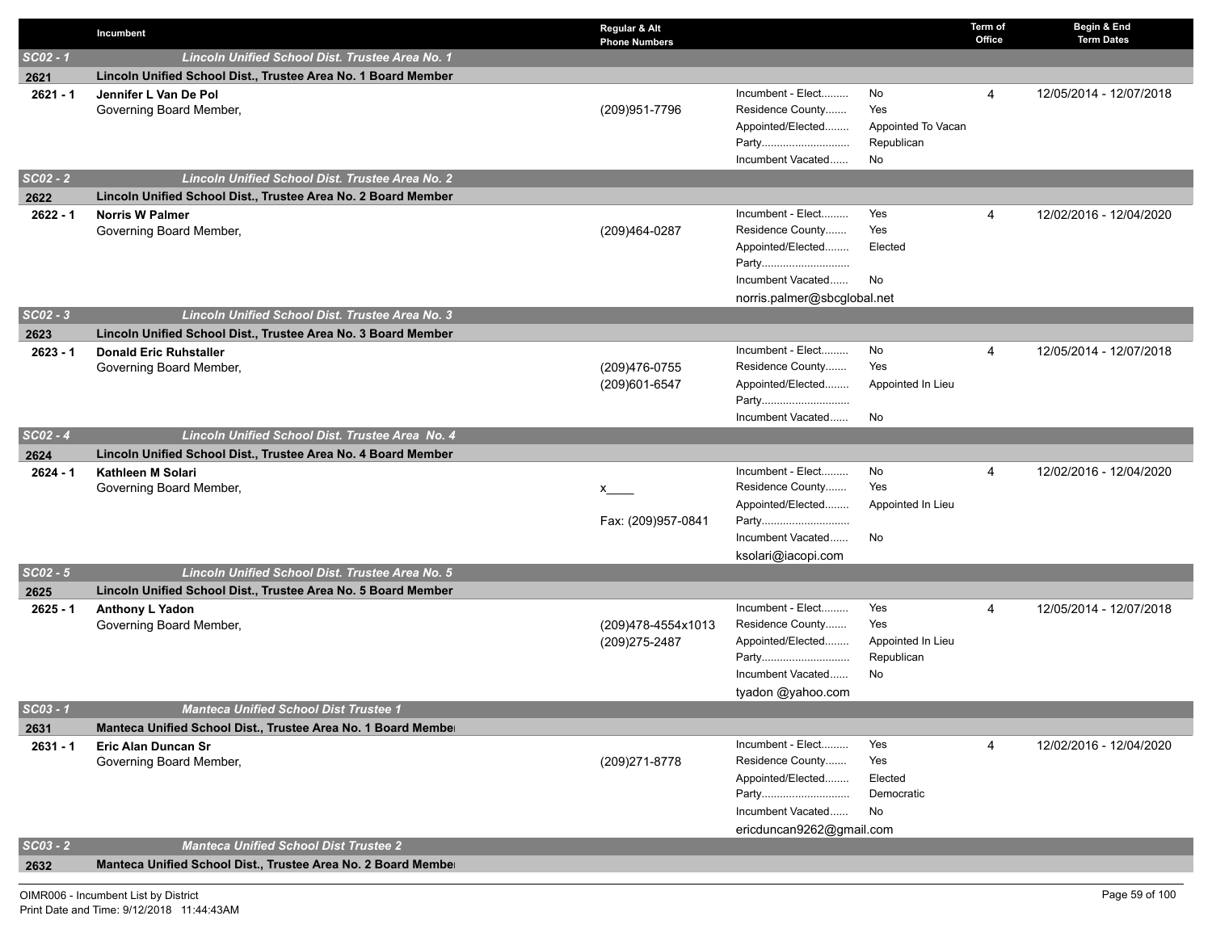| | Incumbent | Regular & Alt Phone Numbers | | | Term of Office | Begin & End Term Dates |
|---|---|---|---|---|---|---|
| *SC02 - 1* | ***Lincoln Unified School Dist. Trustee Area No. 1*** | | | | | |
| **2621** | **Lincoln Unified School Dist., Trustee Area No. 1 Board Member** | | | | | |
| **2621 - 1** | **Jennifer L Van De Pol**<br>Governing Board Member, | (209)951-7796 | Incumbent - Elect.........<br>Residence County.......<br>Appointed/Elected........<br>Party.............................<br>Incumbent Vacated...... | No<br>Yes<br>Appointed To Vacan<br>Republican<br>No | 4 | 12/05/2014 - 12/07/2018 |
| *SC02 - 2* | ***Lincoln Unified School Dist. Trustee Area No. 2*** | | | | | |
| **2622** | **Lincoln Unified School Dist., Trustee Area No. 2 Board Member** | | | | | |
| **2622 - 1** | **Norris W Palmer**<br>Governing Board Member, | (209)464-0287 | Incumbent - Elect.........<br>Residence County.......<br>Appointed/Elected........<br>Party.............................<br>Incumbent Vacated......<br>norris.palmer@sbcglobal.net | Yes<br>Yes<br>Elected<br><br>No | 4 | 12/02/2016 - 12/04/2020 |
| *SC02 - 3* | ***Lincoln Unified School Dist. Trustee Area No. 3*** | | | | | |
| **2623** | **Lincoln Unified School Dist., Trustee Area No. 3 Board Member** | | | | | |
| **2623 - 1** | **Donald Eric Ruhstaller**<br>Governing Board Member, | (209)476-0755<br>(209)601-6547 | Incumbent - Elect.........<br>Residence County.......<br>Appointed/Elected........<br>Party.............................<br>Incumbent Vacated...... | No<br>Yes<br>Appointed In Lieu<br><br>No | 4 | 12/05/2014 - 12/07/2018 |
| *SC02 - 4* | ***Lincoln Unified School Dist. Trustee Area No. 4*** | | | | | |
| **2624** | **Lincoln Unified School Dist., Trustee Area No. 4 Board Member** | | | | | |
| **2624 - 1** | **Kathleen M Solari**<br>Governing Board Member, | x____<br><br>Fax: (209)957-0841 | Incumbent - Elect.........<br>Residence County.......<br>Appointed/Elected........<br>Party.............................<br>Incumbent Vacated......<br>ksolari@iacopi.com | No<br>Yes<br>Appointed In Lieu<br><br>No | 4 | 12/02/2016 - 12/04/2020 |
| *SC02 - 5* | ***Lincoln Unified School Dist. Trustee Area No. 5*** | | | | | |
| **2625** | **Lincoln Unified School Dist., Trustee Area No. 5 Board Member** | | | | | |
| **2625 - 1** | **Anthony L Yadon**<br>Governing Board Member, | (209)478-4554x1013<br>(209)275-2487 | Incumbent - Elect.........<br>Residence County.......<br>Appointed/Elected........<br>Party.............................<br>Incumbent Vacated......<br>tyadon @yahoo.com | Yes<br>Yes<br>Appointed In Lieu<br>Republican<br>No | 4 | 12/05/2014 - 12/07/2018 |
| *SC03 - 1* | ***Manteca Unified School Dist Trustee 1*** | | | | | |
| **2631** | **Manteca Unified School Dist., Trustee Area No. 1 Board Member** | | | | | |
| **2631 - 1** | **Eric Alan Duncan Sr**<br>Governing Board Member, | (209)271-8778 | Incumbent - Elect.........<br>Residence County.......<br>Appointed/Elected........<br>Party.............................<br>Incumbent Vacated......<br>ericduncan9262@gmail.com | Yes<br>Yes<br>Elected<br>Democratic<br>No | 4 | 12/02/2016 - 12/04/2020 |
| *SC03 - 2* | ***Manteca Unified School Dist Trustee 2*** | | | | | |
| **2632** | **Manteca Unified School Dist., Trustee Area No. 2 Board Member** | | | | | |

OIMR006 - Incumbent List by District
Print Date and Time: 9/12/2018 11:44:43AM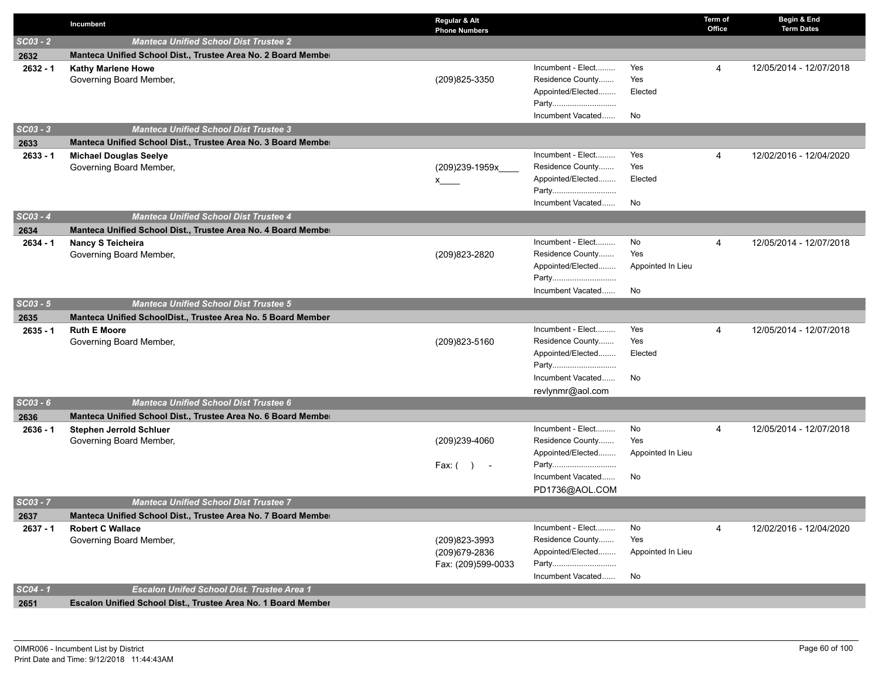| | Incumbent | Regular & Alt Phone Numbers | | | Term of Office | Begin & End Term Dates |
|---|---|---|---|---|---|---|
| **SC03 - 2** | **Manteca Unified School Dist Trustee 2** | | | | | |
| **2632** | **Manteca Unified School Dist., Trustee Area No. 2 Board Member** | | | | | |
| **2632 - 1** | **Kathy Marlene Howe**<br>Governing Board Member, | (209)825-3350 | Incumbent - Elect.........<br>Residence County.......<br>Appointed/Elected........<br>Party.............................<br>Incumbent Vacated...... | Yes<br>Yes<br>Elected<br><br>No | 4 | 12/05/2014 - 12/07/2018 |
| **SC03 - 3** | **Manteca Unified School Dist Trustee 3** | | | | | |
| **2633** | **Manteca Unified School Dist., Trustee Area No. 3 Board Member** | | | | | |
| **2633 - 1** | **Michael Douglas Seelye**<br>Governing Board Member, | (209)239-1959x____<br>x____ | Incumbent - Elect.........<br>Residence County.......<br>Appointed/Elected........<br>Party.............................<br>Incumbent Vacated...... | Yes<br>Yes<br>Elected<br><br>No | 4 | 12/02/2016 - 12/04/2020 |
| **SC03 - 4** | **Manteca Unified School Dist Trustee 4** | | | | | |
| **2634** | **Manteca Unified School Dist., Trustee Area No. 4 Board Member** | | | | | |
| **2634 - 1** | **Nancy S Teicheira**<br>Governing Board Member, | (209)823-2820 | Incumbent - Elect.........<br>Residence County.......<br>Appointed/Elected........<br>Party.............................<br>Incumbent Vacated...... | No<br>Yes<br>Appointed In Lieu<br><br>No | 4 | 12/05/2014 - 12/07/2018 |
| **SC03 - 5** | **Manteca Unified School Dist Trustee 5** | | | | | |
| **2635** | **Manteca Unified SchoolDist., Trustee Area No. 5 Board Member** | | | | | |
| **2635 - 1** | **Ruth E Moore**<br>Governing Board Member, | (209)823-5160 | Incumbent - Elect.........<br>Residence County.......<br>Appointed/Elected........<br>Party.............................<br>Incumbent Vacated......<br>revlynmr@aol.com | Yes<br>Yes<br>Elected<br><br>No | 4 | 12/05/2014 - 12/07/2018 |
| **SC03 - 6** | **Manteca Unified School Dist Trustee 6** | | | | | |
| **2636** | **Manteca Unified School Dist., Trustee Area No. 6 Board Member** | | | | | |
| **2636 - 1** | **Stephen Jerrold Schluer**<br>Governing Board Member, | (209)239-4060<br><br>Fax: (   )   - | Incumbent - Elect.........<br>Residence County.......<br>Appointed/Elected........<br>Party.............................<br>Incumbent Vacated......<br>PD1736@AOL.COM | No<br>Yes<br>Appointed In Lieu<br><br>No | 4 | 12/05/2014 - 12/07/2018 |
| **SC03 - 7** | **Manteca Unified School Dist Trustee 7** | | | | | |
| **2637** | **Manteca Unified School Dist., Trustee Area No. 7 Board Member** | | | | | |
| **2637 - 1** | **Robert C Wallace**<br>Governing Board Member, | (209)823-3993<br>(209)679-2836<br>Fax: (209)599-0033 | Incumbent - Elect.........<br>Residence County.......<br>Appointed/Elected........<br>Party.............................<br>Incumbent Vacated...... | No<br>Yes<br>Appointed In Lieu<br><br>No | 4 | 12/02/2016 - 12/04/2020 |
| **SC04 - 1** | **Escalon Unifed School Dist. Trustee Area 1** | | | | | |
| **2651** | **Escalon Unified School Dist., Trustee Area No. 1 Board Member** | | | | | |

OIMR006 - Incumbent List by District
Print Date and Time: 9/12/2018 11:44:43AM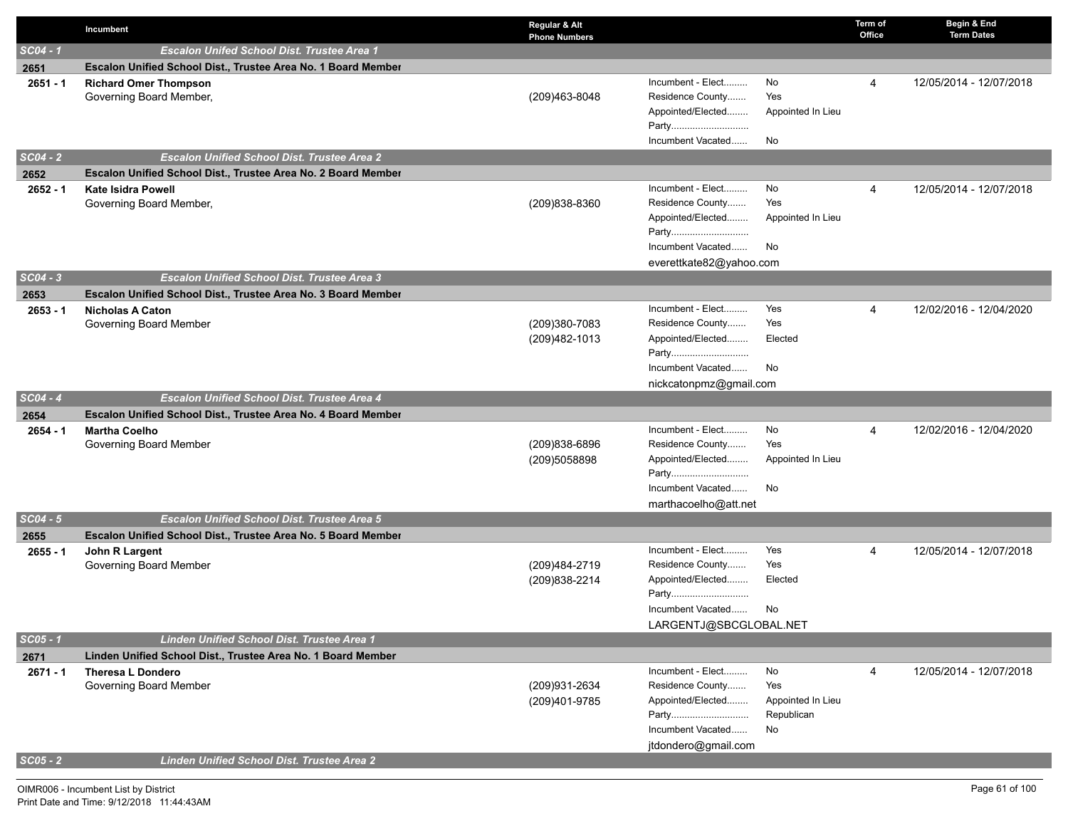| | Incumbent | Regular & Alt Phone Numbers | | | Term of Office | Begin & End Term Dates |
|---|---|---|---|---|---|---|
| **SC04 - 1** | ***Escalon Unifed School Dist. Trustee Area 1*** | | | | | |
| **2651** | **Escalon Unified School Dist., Trustee Area No. 1 Board Member** | | | | | |
| **2651 - 1** | **Richard Omer Thompson**<br>Governing Board Member, | (209)463-8048 | Incumbent - Elect.........<br>Residence County.......<br>Appointed/Elected........<br>Party............................<br>Incumbent Vacated...... | No<br>Yes<br>Appointed In Lieu<br><br>No | 4 | 12/05/2014 - 12/07/2018 |
| **SC04 - 2** | ***Escalon Unified School Dist. Trustee Area 2*** | | | | | |
| **2652** | **Escalon Unified School Dist., Trustee Area No. 2 Board Member** | | | | | |
| **2652 - 1** | **Kate Isidra Powell**<br>Governing Board Member, | (209)838-8360 | Incumbent - Elect.........<br>Residence County.......<br>Appointed/Elected........<br>Party............................<br>Incumbent Vacated......<br>everettkate82@yahoo.com | No<br>Yes<br>Appointed In Lieu<br><br>No | 4 | 12/05/2014 - 12/07/2018 |
| **SC04 - 3** | ***Escalon Unified School Dist. Trustee Area 3*** | | | | | |
| **2653** | **Escalon Unified School Dist., Trustee Area No. 3 Board Member** | | | | | |
| **2653 - 1** | **Nicholas A Caton**<br>Governing Board Member | (209)380-7083<br>(209)482-1013 | Incumbent - Elect.........<br>Residence County.......<br>Appointed/Elected........<br>Party............................<br>Incumbent Vacated......<br>nickcatonpmz@gmail.com | Yes<br>Yes<br>Elected<br><br>No | 4 | 12/02/2016 - 12/04/2020 |
| **SC04 - 4** | ***Escalon Unified School Dist. Trustee Area 4*** | | | | | |
| **2654** | **Escalon Unified School Dist., Trustee Area No. 4 Board Member** | | | | | |
| **2654 - 1** | **Martha Coelho**<br>Governing Board Member | (209)838-6896<br>(209)5058898 | Incumbent - Elect.........<br>Residence County.......<br>Appointed/Elected........<br>Party............................<br>Incumbent Vacated......<br>marthacoelho@att.net | No<br>Yes<br>Appointed In Lieu<br><br>No | 4 | 12/02/2016 - 12/04/2020 |
| **SC04 - 5** | ***Escalon Unified School Dist. Trustee Area 5*** | | | | | |
| **2655** | **Escalon Unified School Dist., Trustee Area No. 5 Board Member** | | | | | |
| **2655 - 1** | **John R Largent**<br>Governing Board Member | (209)484-2719<br>(209)838-2214 | Incumbent - Elect.........<br>Residence County.......<br>Appointed/Elected........<br>Party............................<br>Incumbent Vacated......<br>LARGENTJ@SBCGLOBAL.NET | Yes<br>Yes<br>Elected<br><br>No | 4 | 12/05/2014 - 12/07/2018 |
| **SC05 - 1** | ***Linden Unified School Dist. Trustee Area 1*** | | | | | |
| **2671** | **Linden Unified School Dist., Trustee Area No. 1 Board Member** | | | | | |
| **2671 - 1** | **Theresa L Dondero**<br>Governing Board Member | (209)931-2634<br>(209)401-9785 | Incumbent - Elect.........<br>Residence County.......<br>Appointed/Elected........<br>Party............................<br>Incumbent Vacated......<br>jtdondero@gmail.com | No<br>Yes<br>Appointed In Lieu<br>Republican<br>No | 4 | 12/05/2014 - 12/07/2018 |
| **SC05 - 2** | ***Linden Unified School Dist. Trustee Area 2*** | | | | | |

OIMR006 - Incumbent List by District
Print Date and Time: 9/12/2018 11:44:43AM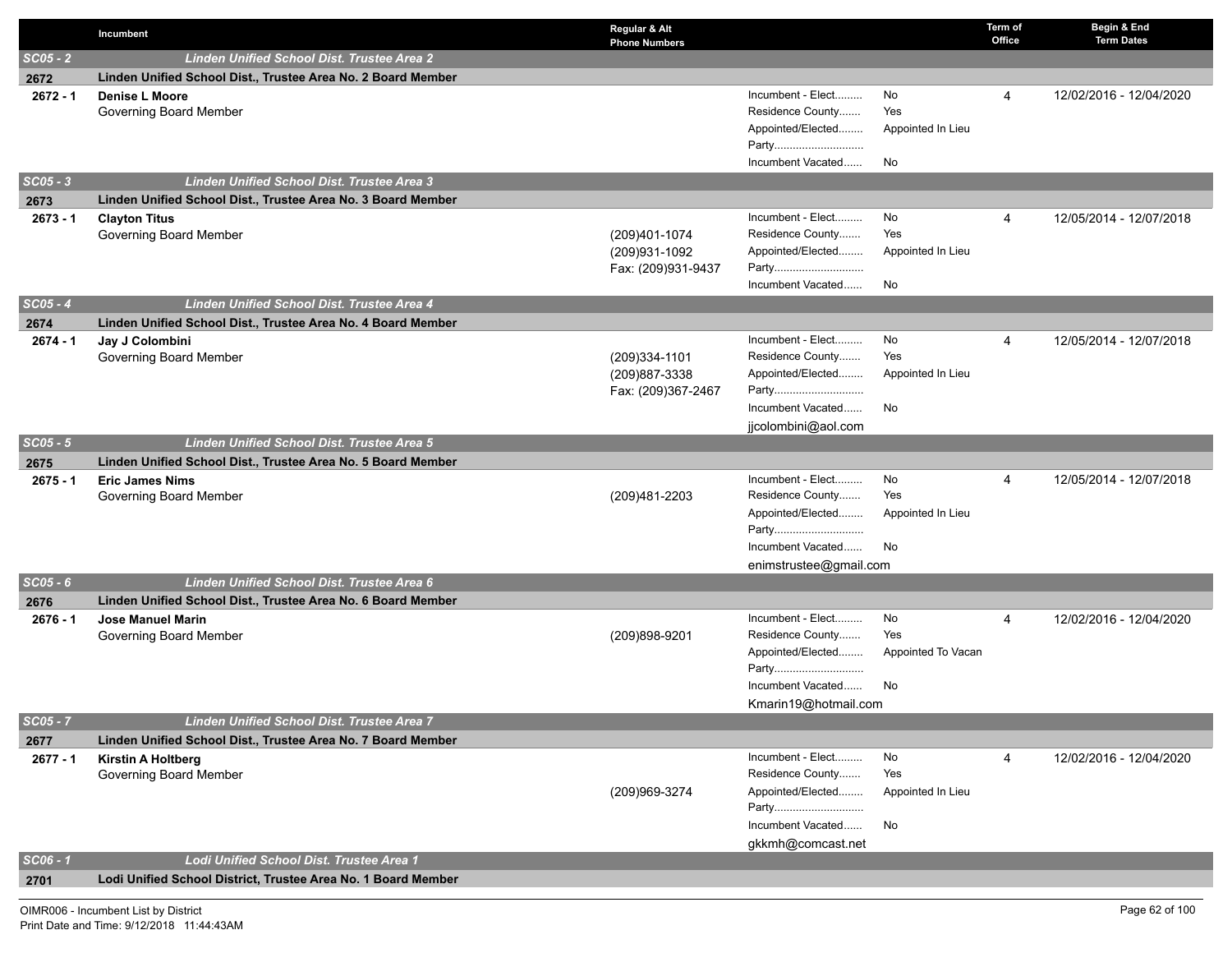| | Incumbent | Regular & Alt Phone Numbers | | | Term of Office | Begin & End Term Dates |
|---|---|---|---|---|---|---|
| **SC05 - 2** | ***Linden Unified School Dist. Trustee Area 2*** | | | | | |
| **2672** | **Linden Unified School Dist., Trustee Area No. 2 Board Member** | | | | | |
| **2672 - 1** | **Denise L Moore**<br>Governing Board Member | | Incumbent - Elect.........<br>Residence County.......<br>Appointed/Elected........<br>Party.............................<br>Incumbent Vacated...... | No<br>Yes<br>Appointed In Lieu<br><br>No | 4 | 12/02/2016 - 12/04/2020 |
| **SC05 - 3** | ***Linden Unified School Dist. Trustee Area 3*** | | | | | |
| **2673** | **Linden Unified School Dist., Trustee Area No. 3 Board Member** | | | | | |
| **2673 - 1** | **Clayton Titus**<br>Governing Board Member | (209)401-1074<br>(209)931-1092<br>Fax: (209)931-9437 | Incumbent - Elect.........<br>Residence County.......<br>Appointed/Elected........<br>Party.............................<br>Incumbent Vacated...... | No<br>Yes<br>Appointed In Lieu<br><br>No | 4 | 12/05/2014 - 12/07/2018 |
| **SC05 - 4** | ***Linden Unified School Dist. Trustee Area 4*** | | | | | |
| **2674** | **Linden Unified School Dist., Trustee Area No. 4 Board Member** | | | | | |
| **2674 - 1** | **Jay J Colombini**<br>Governing Board Member | (209)334-1101<br>(209)887-3338<br>Fax: (209)367-2467 | Incumbent - Elect.........<br>Residence County.......<br>Appointed/Elected........<br>Party.............................<br>Incumbent Vacated......<br>jjcolombini@aol.com | No<br>Yes<br>Appointed In Lieu<br><br>No | 4 | 12/05/2014 - 12/07/2018 |
| **SC05 - 5** | ***Linden Unified School Dist. Trustee Area 5*** | | | | | |
| **2675** | **Linden Unified School Dist., Trustee Area No. 5 Board Member** | | | | | |
| **2675 - 1** | **Eric James Nims**<br>Governing Board Member | (209)481-2203 | Incumbent - Elect.........<br>Residence County.......<br>Appointed/Elected........<br>Party.............................<br>Incumbent Vacated......<br>enimstrustee@gmail.com | No<br>Yes<br>Appointed In Lieu<br><br>No | 4 | 12/05/2014 - 12/07/2018 |
| **SC05 - 6** | ***Linden Unified School Dist. Trustee Area 6*** | | | | | |
| **2676** | **Linden Unified School Dist., Trustee Area No. 6 Board Member** | | | | | |
| **2676 - 1** | **Jose Manuel Marin**<br>Governing Board Member | (209)898-9201 | Incumbent - Elect.........<br>Residence County.......<br>Appointed/Elected........<br>Party.............................<br>Incumbent Vacated......<br>Kmarin19@hotmail.com | No<br>Yes<br>Appointed To Vacan<br><br>No | 4 | 12/02/2016 - 12/04/2020 |
| **SC05 - 7** | ***Linden Unified School Dist. Trustee Area 7*** | | | | | |
| **2677** | **Linden Unified School Dist., Trustee Area No. 7 Board Member** | | | | | |
| **2677 - 1** | **Kirstin A Holtberg**<br>Governing Board Member | (209)969-3274 | Incumbent - Elect.........<br>Residence County.......<br>Appointed/Elected........<br>Party.............................<br>Incumbent Vacated......<br>gkkmh@comcast.net | No<br>Yes<br>Appointed In Lieu<br><br>No | 4 | 12/02/2016 - 12/04/2020 |
| **SC06 - 1** | ***Lodi Unified School Dist. Trustee Area 1*** | | | | | |
| **2701** | **Lodi Unified School District, Trustee Area No. 1 Board Member** | | | | | |

OIMR006 - Incumbent List by District
Print Date and Time: 9/12/2018 11:44:43AM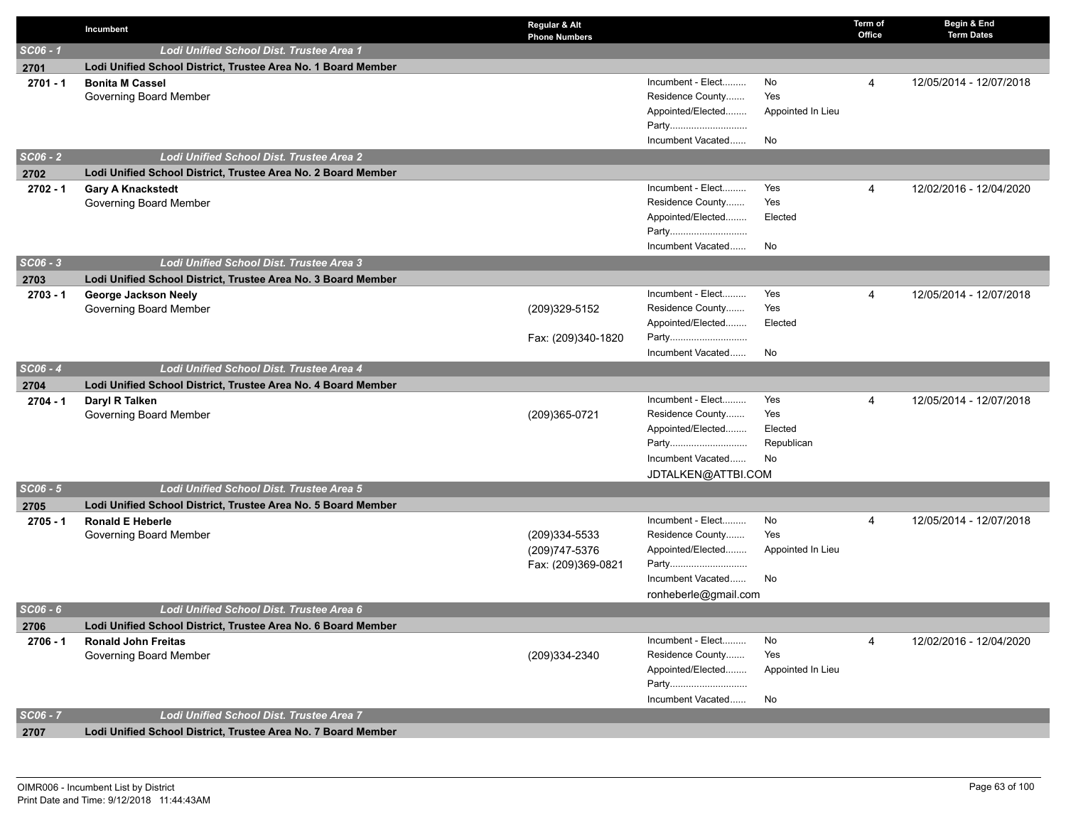| | Incumbent | Regular & Alt Phone Numbers | | | Term of Office | Begin & End Term Dates |
|---|---|---|---|---|---|---|
| ***SC06 - 1*** | ***Lodi Unified School Dist. Trustee Area 1*** | | | | | |
| **2701** | **Lodi Unified School District, Trustee Area No. 1 Board Member** | | | | | |
| **2701 - 1** | **Bonita M Cassel**<br>Governing Board Member | | Incumbent - Elect.........<br>Residence County.......<br>Appointed/Elected........<br>Party.............................<br>Incumbent Vacated...... | No<br>Yes<br>Appointed In Lieu<br><br>No | 4 | 12/05/2014 - 12/07/2018 |
| ***SC06 - 2*** | ***Lodi Unified School Dist. Trustee Area 2*** | | | | | |
| **2702** | **Lodi Unified School District, Trustee Area No. 2 Board Member** | | | | | |
| **2702 - 1** | **Gary A Knackstedt**<br>Governing Board Member | | Incumbent - Elect.........<br>Residence County.......<br>Appointed/Elected........<br>Party.............................<br>Incumbent Vacated...... | Yes<br>Yes<br>Elected<br><br>No | 4 | 12/02/2016 - 12/04/2020 |
| ***SC06 - 3*** | ***Lodi Unified School Dist. Trustee Area 3*** | | | | | |
| **2703** | **Lodi Unified School District, Trustee Area No. 3 Board Member** | | | | | |
| **2703 - 1** | **George Jackson Neely**<br>Governing Board Member | (209)329-5152<br><br>Fax: (209)340-1820 | Incumbent - Elect.........<br>Residence County.......<br>Appointed/Elected........<br>Party.............................<br>Incumbent Vacated...... | Yes<br>Yes<br>Elected<br><br>No | 4 | 12/05/2014 - 12/07/2018 |
| ***SC06 - 4*** | ***Lodi Unified School Dist. Trustee Area 4*** | | | | | |
| **2704** | **Lodi Unified School District, Trustee Area No. 4 Board Member** | | | | | |
| **2704 - 1** | **Daryl R Talken**<br>Governing Board Member | (209)365-0721 | Incumbent - Elect.........<br>Residence County.......<br>Appointed/Elected........<br>Party.............................<br>Incumbent Vacated......<br>JDTALKEN@ATTBI.COM | Yes<br>Yes<br>Elected<br>Republican<br>No | 4 | 12/05/2014 - 12/07/2018 |
| ***SC06 - 5*** | ***Lodi Unified School Dist. Trustee Area 5*** | | | | | |
| **2705** | **Lodi Unified School District, Trustee Area No. 5 Board Member** | | | | | |
| **2705 - 1** | **Ronald E Heberle**<br>Governing Board Member | (209)334-5533<br>(209)747-5376<br>Fax: (209)369-0821 | Incumbent - Elect.........<br>Residence County.......<br>Appointed/Elected........<br>Party.............................<br>Incumbent Vacated......<br>ronheberle@gmail.com | No<br>Yes<br>Appointed In Lieu<br><br>No | 4 | 12/05/2014 - 12/07/2018 |
| ***SC06 - 6*** | ***Lodi Unified School Dist. Trustee Area 6*** | | | | | |
| **2706** | **Lodi Unified School District, Trustee Area No. 6 Board Member** | | | | | |
| **2706 - 1** | **Ronald John Freitas**<br>Governing Board Member | (209)334-2340 | Incumbent - Elect.........<br>Residence County.......<br>Appointed/Elected........<br>Party.............................<br>Incumbent Vacated...... | No<br>Yes<br>Appointed In Lieu<br><br>No | 4 | 12/02/2016 - 12/04/2020 |
| ***SC06 - 7*** | ***Lodi Unified School Dist. Trustee Area 7*** | | | | | |
| **2707** | **Lodi Unified School District, Trustee Area No. 7 Board Member** | | | | | |

OIMR006 - Incumbent List by District
Print Date and Time: 9/12/2018 11:44:43AM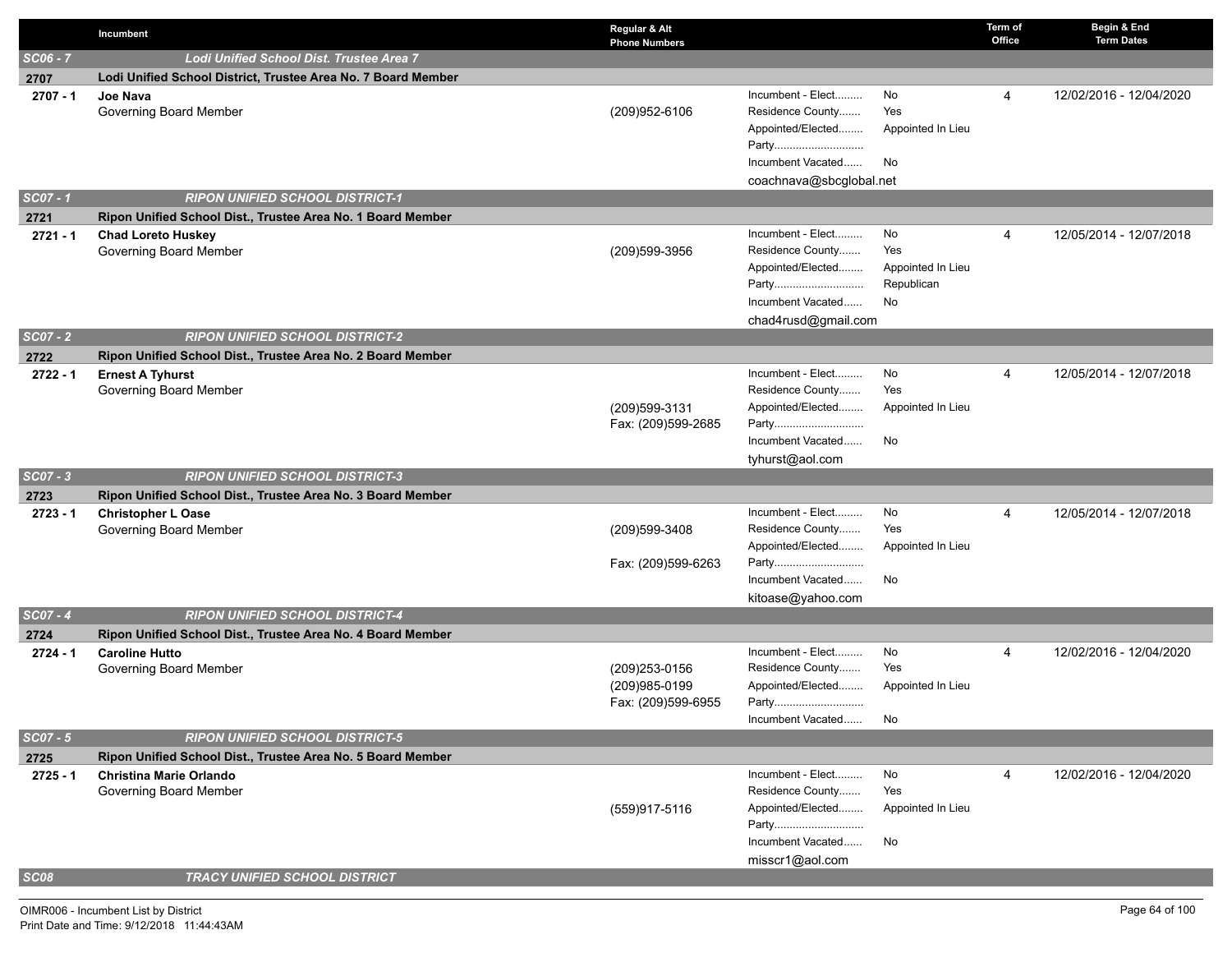| | Incumbent | Regular & Alt Phone Numbers | | | Term of Office | Begin & End Term Dates |
|---|---|---|---|---|---|---|
| **SC06 - 7** | **Lodi Unified School Dist. Trustee Area 7** | | | | | |
| **2707** | **Lodi Unified School District, Trustee Area No. 7 Board Member** | | | | | |
| **2707 - 1** | **Joe Nava**<br>Governing Board Member | (209)952-6106 | Incument - Elect.........<br>Residence County.......<br>Appointed/Elected........<br>Party.............................<br>Incumbent Vacated......<br>coachnava@sbcglobal.net | No<br>Yes<br>Appointed In Lieu<br><br>No | 4 | 12/02/2016 - 12/04/2020 |
| **SC07 - 1** | **RIPON UNIFIED SCHOOL DISTRICT-1** | | | | | |
| **2721** | **Ripon Unified School Dist., Trustee Area No. 1 Board Member** | | | | | |
| **2721 - 1** | **Chad Loreto Huskey**<br>Governing Board Member | (209)599-3956 | Incument - Elect.........<br>Residence County.......<br>Appointed/Elected........<br>Party.............................<br>Incumbent Vacated......<br>chad4rusd@gmail.com | No<br>Yes<br>Appointed In Lieu<br>Republican<br>No | 4 | 12/05/2014 - 12/07/2018 |
| **SC07 - 2** | **RIPON UNIFIED SCHOOL DISTRICT-2** | | | | | |
| **2722** | **Ripon Unified School Dist., Trustee Area No. 2 Board Member** | | | | | |
| **2722 - 1** | **Ernest A Tyhurst**<br>Governing Board Member | (209)599-3131<br>Fax: (209)599-2685 | Incument - Elect.........<br>Residence County.......<br>Appointed/Elected........<br>Party.............................<br>Incumbent Vacated......<br>tyhurst@aol.com | No<br>Yes<br>Appointed In Lieu<br><br>No | 4 | 12/05/2014 - 12/07/2018 |
| **SC07 - 3** | **RIPON UNIFIED SCHOOL DISTRICT-3** | | | | | |
| **2723** | **Ripon Unified School Dist., Trustee Area No. 3 Board Member** | | | | | |
| **2723 - 1** | **Christopher L Oase**<br>Governing Board Member | (209)599-3408<br>Fax: (209)599-6263 | Incument - Elect.........<br>Residence County.......<br>Appointed/Elected........<br>Party.............................<br>Incumbent Vacated......<br>kitoase@yahoo.com | No<br>Yes<br>Appointed In Lieu<br><br>No | 4 | 12/05/2014 - 12/07/2018 |
| **SC07 - 4** | **RIPON UNIFIED SCHOOL DISTRICT-4** | | | | | |
| **2724** | **Ripon Unified School Dist., Trustee Area No. 4 Board Member** | | | | | |
| **2724 - 1** | **Caroline Hutto**<br>Governing Board Member | (209)253-0156<br>(209)985-0199<br>Fax: (209)599-6955 | Incument - Elect.........<br>Residence County.......<br>Appointed/Elected........<br>Party.............................<br>Incumbent Vacated...... | No<br>Yes<br>Appointed In Lieu<br><br>No | 4 | 12/02/2016 - 12/04/2020 |
| **SC07 - 5** | **RIPON UNIFIED SCHOOL DISTRICT-5** | | | | | |
| **2725** | **Ripon Unified School Dist., Trustee Area No. 5 Board Member** | | | | | |
| **2725 - 1** | **Christina Marie Orlando**<br>Governing Board Member | (559)917-5116 | Incument - Elect.........<br>Residence County.......<br>Appointed/Elected........<br>Party.............................<br>Incumbent Vacated......<br>misscr1@aol.com | No<br>Yes<br>Appointed In Lieu<br><br>No | 4 | 12/02/2016 - 12/04/2020 |
| **SC08** | **TRACY UNIFIED SCHOOL DISTRICT** | | | | | |

OIMR006 - Incumbent List by District
Print Date and Time: 9/12/2018 11:44:43AM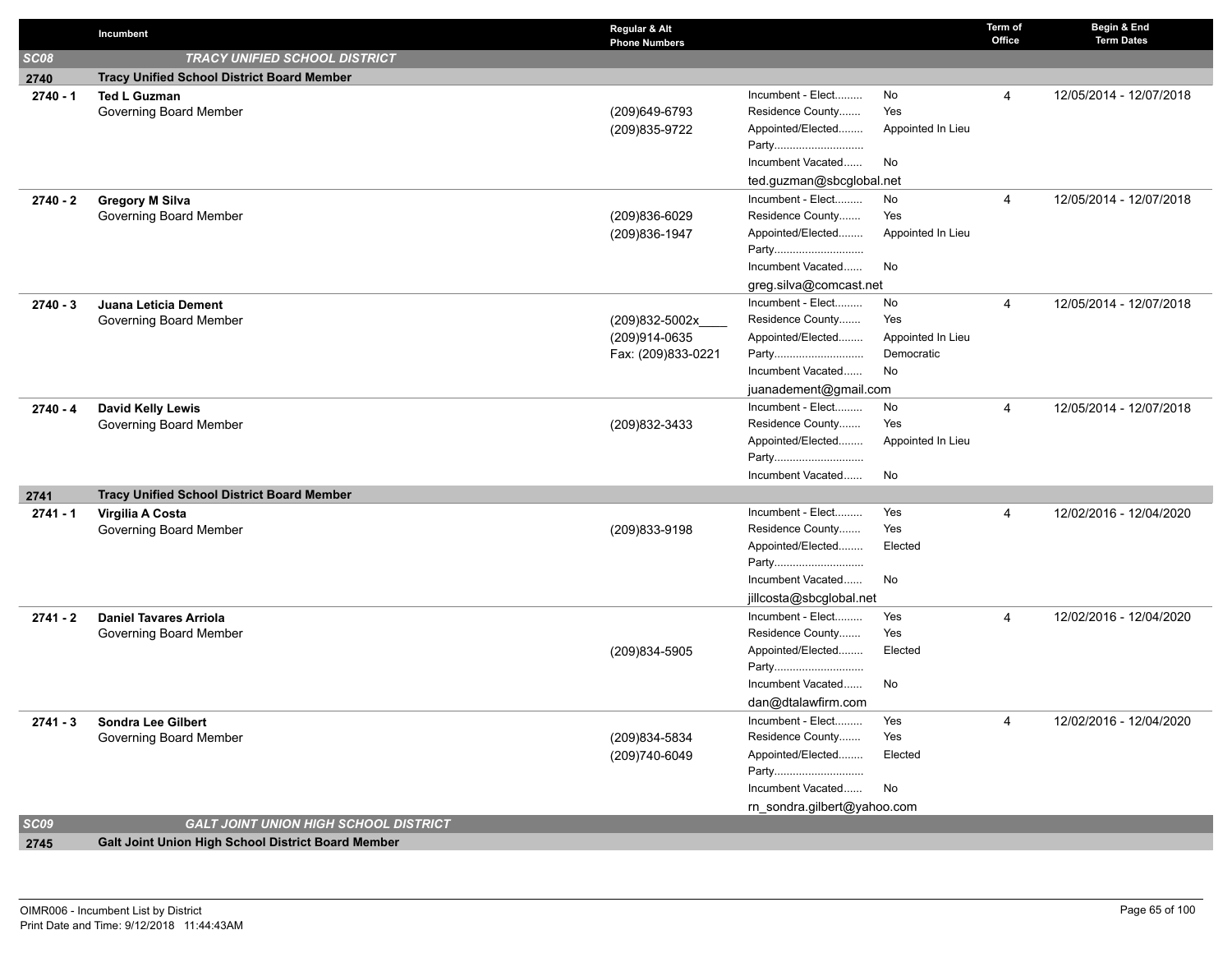| | Incumbent | Regular & Alt Phone Numbers | | | Term of Office | Begin & End Term Dates |
|---|---|---|---|---|---|---|
| **SC08** | **TRACY UNIFIED SCHOOL DISTRICT** | | | | | |
| **2740** | **Tracy Unified School District Board Member** | | | | | |
| **2740 - 1** | **Ted L Guzman**<br>Governing Board Member | (209)649-6793<br>(209)835-9722 | Incumbent - Elect.........<br>Residence County.......<br>Appointed/Elected........<br>Party............................<br>Incumbent Vacated......<br>ted.guzman@sbcglobal.net | No<br>Yes<br>Appointed In Lieu<br><br>No | 4 | 12/05/2014 - 12/07/2018 |
| **2740 - 2** | **Gregory M Silva**<br>Governing Board Member | (209)836-6029<br>(209)836-1947 | Incumbent - Elect.........<br>Residence County.......<br>Appointed/Elected........<br>Party............................<br>Incumbent Vacated......<br>greg.silva@comcast.net | No<br>Yes<br>Appointed In Lieu<br><br>No | 4 | 12/05/2014 - 12/07/2018 |
| **2740 - 3** | **Juana Leticia Dement**<br>Governing Board Member | (209)832-5002x____<br>(209)914-0635<br>Fax: (209)833-0221 | Incumbent - Elect.........<br>Residence County.......<br>Appointed/Elected........<br>Party............................<br>Incumbent Vacated......<br>juanadement@gmail.com | No<br>Yes<br>Appointed In Lieu<br>Democratic<br>No | 4 | 12/05/2014 - 12/07/2018 |
| **2740 - 4** | **David Kelly Lewis**<br>Governing Board Member | (209)832-3433 | Incumbent - Elect.........<br>Residence County.......<br>Appointed/Elected........<br>Party............................<br>Incumbent Vacated...... | No<br>Yes<br>Appointed In Lieu<br><br>No | 4 | 12/05/2014 - 12/07/2018 |
| **2741** | **Tracy Unified School District Board Member** | | | | | |
| **2741 - 1** | **Virgilia A Costa**<br>Governing Board Member | (209)833-9198 | Incumbent - Elect.........<br>Residence County.......<br>Appointed/Elected........<br>Party............................<br>Incumbent Vacated......<br>jillcosta@sbcglobal.net | Yes<br>Yes<br>Elected<br><br>No | 4 | 12/02/2016 - 12/04/2020 |
| **2741 - 2** | **Daniel Tavares Arriola**<br>Governing Board Member | (209)834-5905 | Incumbent - Elect.........<br>Residence County.......<br>Appointed/Elected........<br>Party............................<br>Incumbent Vacated......<br>dan@dtalawfirm.com | Yes<br>Yes<br>Elected<br><br>No | 4 | 12/02/2016 - 12/04/2020 |
| **2741 - 3** | **Sondra Lee Gilbert**<br>Governing Board Member | (209)834-5834<br>(209)740-6049 | Incumbent - Elect.........<br>Residence County.......<br>Appointed/Elected........<br>Party............................<br>Incumbent Vacated......<br>rn_sondra.gilbert@yahoo.com | Yes<br>Yes<br>Elected<br><br>No | 4 | 12/02/2016 - 12/04/2020 |
| **SC09** | **GALT JOINT UNION HIGH SCHOOL DISTRICT** | | | | | |
| **2745** | **Galt Joint Union High School District Board Member** | | | | | |

OIMR006 - Incumbent List by District
Print Date and Time: 9/12/2018 11:44:43AM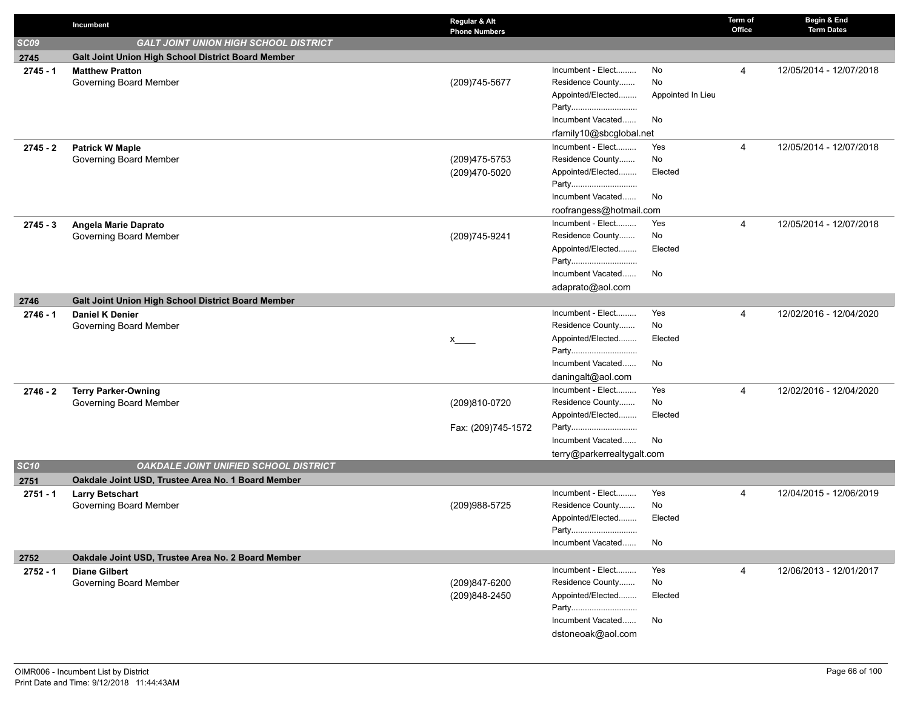| | Incumbent | Regular & Alt Phone Numbers | | | Term of Office | Begin & End Term Dates |
|---|---|---|---|---|---|---|
| **SC09** | ***GALT JOINT UNION HIGH SCHOOL DISTRICT*** | | | | | |
| **2745** | **Galt Joint Union High School District Board Member** | | | | | |
| **2745 - 1** | **Matthew Pratton**<br>Governing Board Member | (209)745-5677 | Incumbent - Elect.........<br>Residence County.......<br>Appointed/Elected........<br>Party.............................<br>Incumbent Vacated......<br>rfamily10@sbcglobal.net | No<br>No<br>Appointed In Lieu<br><br>No | 4 | 12/05/2014 - 12/07/2018 |
| **2745 - 2** | **Patrick W Maple**<br>Governing Board Member | (209)475-5753<br>(209)470-5020 | Incumbent - Elect.........<br>Residence County.......<br>Appointed/Elected........<br>Party.............................<br>Incumbent Vacated......<br>roofrangess@hotmail.com | Yes<br>No<br>Elected<br><br>No | 4 | 12/05/2014 - 12/07/2018 |
| **2745 - 3** | **Angela Marie Daprato**<br>Governing Board Member | (209)745-9241 | Incumbent - Elect.........<br>Residence County.......<br>Appointed/Elected........<br>Party.............................<br>Incumbent Vacated......<br>adaprato@aol.com | Yes<br>No<br>Elected<br><br>No | 4 | 12/05/2014 - 12/07/2018 |
| **2746** | **Galt Joint Union High School District Board Member** | | | | | |
| **2746 - 1** | **Daniel K Denier**<br>Governing Board Member | x____ | Incumbent - Elect.........<br>Residence County.......<br>Appointed/Elected........<br>Party.............................<br>Incumbent Vacated......<br>daningalt@aol.com | Yes<br>No<br>Elected<br><br>No | 4 | 12/02/2016 - 12/04/2020 |
| **2746 - 2** | **Terry Parker-Owning**<br>Governing Board Member | (209)810-0720<br>Fax: (209)745-1572 | Incumbent - Elect.........<br>Residence County.......<br>Appointed/Elected........<br>Party.............................<br>Incumbent Vacated......<br>terry@parkerrealtygalt.com | Yes<br>No<br>Elected<br><br>No | 4 | 12/02/2016 - 12/04/2020 |
| **SC10** | ***OAKDALE JOINT UNIFIED SCHOOL DISTRICT*** | | | | | |
| **2751** | **Oakdale Joint USD, Trustee Area No. 1 Board Member** | | | | | |
| **2751 - 1** | **Larry Betschart**<br>Governing Board Member | (209)988-5725 | Incumbent - Elect.........<br>Residence County.......<br>Appointed/Elected........<br>Party.............................<br>Incumbent Vacated...... | Yes<br>No<br>Elected<br><br>No | 4 | 12/04/2015 - 12/06/2019 |
| **2752** | **Oakdale Joint USD, Trustee Area No. 2 Board Member** | | | | | |
| **2752 - 1** | **Diane Gilbert**<br>Governing Board Member | (209)847-6200<br>(209)848-2450 | Incumbent - Elect.........<br>Residence County.......<br>Appointed/Elected........<br>Party.............................<br>Incumbent Vacated......<br>dstoneoak@aol.com | Yes<br>No<br>Elected<br><br>No | 4 | 12/06/2013 - 12/01/2017 |

OIMR006 - Incumbent List by District
Print Date and Time: 9/12/2018 11:44:43AM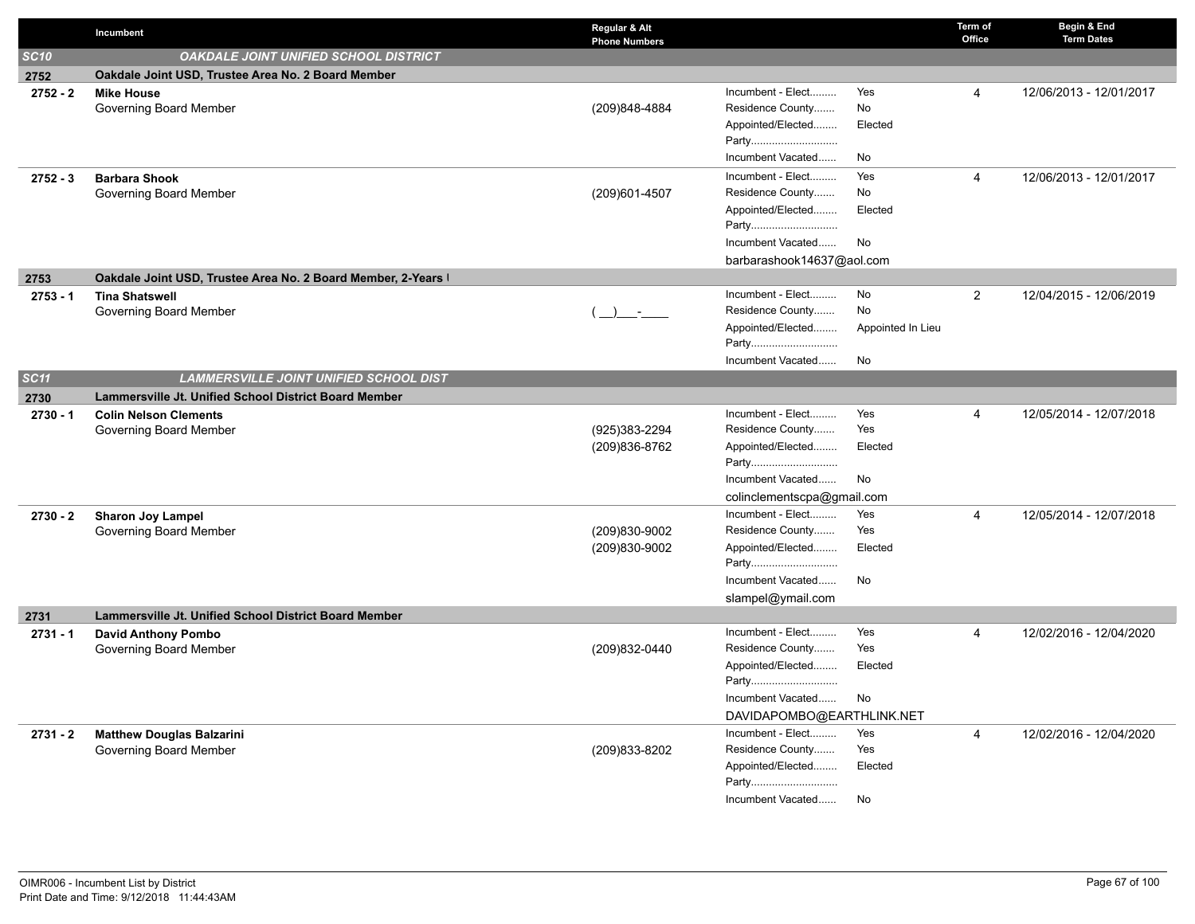| | Incumbent | Regular & Alt Phone Numbers | | | Term of Office | Begin & End Term Dates |
|---|---|---|---|---|---|---|
| **SC10** | ***OAKDALE JOINT UNIFIED SCHOOL DISTRICT*** | | | | | |
| **2752** | **Oakdale Joint USD, Trustee Area No. 2 Board Member** | | | | | |
| **2752 - 2** | **Mike House**<br>Governing Board Member | (209)848-4884 | Incumbent - Elect.........<br>Residence County.......<br>Appointed/Elected........<br>Party.............................<br>Incumbent Vacated...... | Yes<br>No<br>Elected<br><br>No | 4 | 12/06/2013 - 12/01/2017 |
| **2752 - 3** | **Barbara Shook**<br>Governing Board Member | (209)601-4507 | Incumbent - Elect.........<br>Residence County.......<br>Appointed/Elected........<br>Party.............................<br>Incumbent Vacated......<br>barbarashook14637@aol.com | Yes<br>No<br>Elected<br><br>No | 4 | 12/06/2013 - 12/01/2017 |
| **2753** | **Oakdale Joint USD, Trustee Area No. 2 Board Member, 2-Years \|** | | | | | |
| **2753 - 1** | **Tina Shatswell**<br>Governing Board Member | ( __)___-____ | Incumbent - Elect.........<br>Residence County.......<br>Appointed/Elected........<br>Party.............................<br>Incumbent Vacated...... | No<br>No<br>Appointed In Lieu<br><br>No | 2 | 12/04/2015 - 12/06/2019 |
| **SC11** | ***LAMMERSVILLE JOINT UNIFIED SCHOOL DIST*** | | | | | |
| **2730** | **Lammersville Jt. Unified School District Board Member** | | | | | |
| **2730 - 1** | **Colin Nelson Clements**<br>Governing Board Member | (925)383-2294<br>(209)836-8762 | Incumbent - Elect.........<br>Residence County.......<br>Appointed/Elected........<br>Party.............................<br>Incumbent Vacated......<br>colinclementscpa@gmail.com | Yes<br>Yes<br>Elected<br><br>No | 4 | 12/05/2014 - 12/07/2018 |
| **2730 - 2** | **Sharon Joy Lampel**<br>Governing Board Member | (209)830-9002<br>(209)830-9002 | Incumbent - Elect.........<br>Residence County.......<br>Appointed/Elected........<br>Party.............................<br>Incumbent Vacated......<br>slampel@ymail.com | Yes<br>Yes<br>Elected<br><br>No | 4 | 12/05/2014 - 12/07/2018 |
| **2731** | **Lammersville Jt. Unified School District Board Member** | | | | | |
| **2731 - 1** | **David Anthony Pombo**<br>Governing Board Member | (209)832-0440 | Incumbent - Elect.........<br>Residence County.......<br>Appointed/Elected........<br>Party.............................<br>Incumbent Vacated......<br>DAVIDAPOMBO@EARTHLINK.NET | Yes<br>Yes<br>Elected<br><br>No | 4 | 12/02/2016 - 12/04/2020 |
| **2731 - 2** | **Matthew Douglas Balzarini**<br>Governing Board Member | (209)833-8202 | Incumbent - Elect.........<br>Residence County.......<br>Appointed/Elected........<br>Party.............................<br>Incumbent Vacated...... | Yes<br>Yes<br>Elected<br><br>No | 4 | 12/02/2016 - 12/04/2020 |

OIMR006 - Incumbent List by District
Print Date and Time: 9/12/2018 11:44:43AM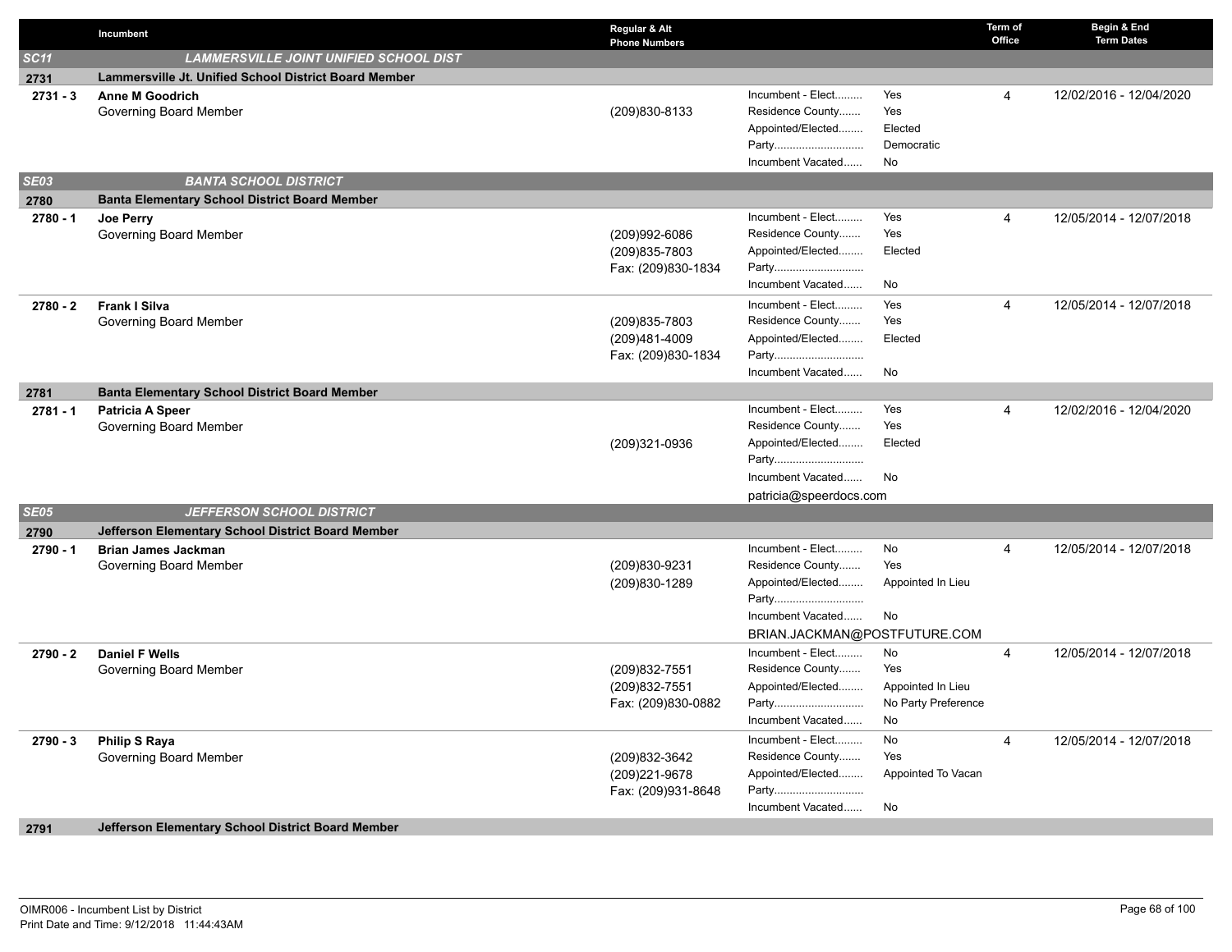| | Incumbent | Regular & Alt Phone Numbers | | | Term of Office | Begin & End Term Dates |
|---|---|---|---|---|---|---|
| **SC11** | **LAMMERSVILLE JOINT UNIFIED SCHOOL DIST** | | | | | |
| **2731** | **Lammersville Jt. Unified School District Board Member** | | | | | |
| **2731 - 3** | **Anne M Goodrich**<br>Governing Board Member | (209)830-8133 | Incumbent - Elect.........<br>Residence County.......<br>Appointed/Elected........<br>Party.............................<br>Incumbent Vacated...... | Yes<br>Yes<br>Elected<br>Democratic<br>No | 4 | 12/02/2016 - 12/04/2020 |
| **SE03** | **BANTA SCHOOL DISTRICT** | | | | | |
| **2780** | **Banta Elementary School District Board Member** | | | | | |
| **2780 - 1** | **Joe Perry**<br>Governing Board Member | (209)992-6086<br>(209)835-7803<br>Fax: (209)830-1834 | Incumbent - Elect.........<br>Residence County.......<br>Appointed/Elected........<br>Party.............................<br>Incumbent Vacated...... | Yes<br>Yes<br>Elected<br><br>No | 4 | 12/05/2014 - 12/07/2018 |
| **2780 - 2** | **Frank I Silva**<br>Governing Board Member | (209)835-7803<br>(209)481-4009<br>Fax: (209)830-1834 | Incumbent - Elect.........<br>Residence County.......<br>Appointed/Elected........<br>Party.............................<br>Incumbent Vacated...... | Yes<br>Yes<br>Elected<br><br>No | 4 | 12/05/2014 - 12/07/2018 |
| **2781** | **Banta Elementary School District Board Member** | | | | | |
| **2781 - 1** | **Patricia A Speer**<br>Governing Board Member | (209)321-0936 | Incumbent - Elect.........<br>Residence County.......<br>Appointed/Elected........<br>Party.............................<br>Incumbent Vacated......<br>patricia@speerdocs.com | Yes<br>Yes<br>Elected<br><br>No | 4 | 12/02/2016 - 12/04/2020 |
| **SE05** | **JEFFERSON SCHOOL DISTRICT** | | | | | |
| **2790** | **Jefferson Elementary School District Board Member** | | | | | |
| **2790 - 1** | **Brian James Jackman**<br>Governing Board Member | (209)830-9231<br>(209)830-1289 | Incumbent - Elect.........<br>Residence County.......<br>Appointed/Elected........<br>Party.............................<br>Incumbent Vacated......<br>BRIAN.JACKMAN@POSTFUTURE.COM | No<br>Yes<br>Appointed In Lieu<br><br>No | 4 | 12/05/2014 - 12/07/2018 |
| **2790 - 2** | **Daniel F Wells**<br>Governing Board Member | (209)832-7551<br>(209)832-7551<br>Fax: (209)830-0882 | Incumbent - Elect.........<br>Residence County.......<br>Appointed/Elected........<br>Party.............................<br>Incumbent Vacated...... | No<br>Yes<br>Appointed In Lieu<br>No Party Preference<br>No | 4 | 12/05/2014 - 12/07/2018 |
| **2790 - 3** | **Philip S Raya**<br>Governing Board Member | (209)832-3642<br>(209)221-9678<br>Fax: (209)931-8648 | Incumbent - Elect.........<br>Residence County.......<br>Appointed/Elected........<br>Party.............................<br>Incumbent Vacated...... | No<br>Yes<br>Appointed To Vacan<br><br>No | 4 | 12/05/2014 - 12/07/2018 |
| **2791** | **Jefferson Elementary School District Board Member** | | | | | |

OIMR006 - Incumbent List by District
Print Date and Time: 9/12/2018 11:44:43AM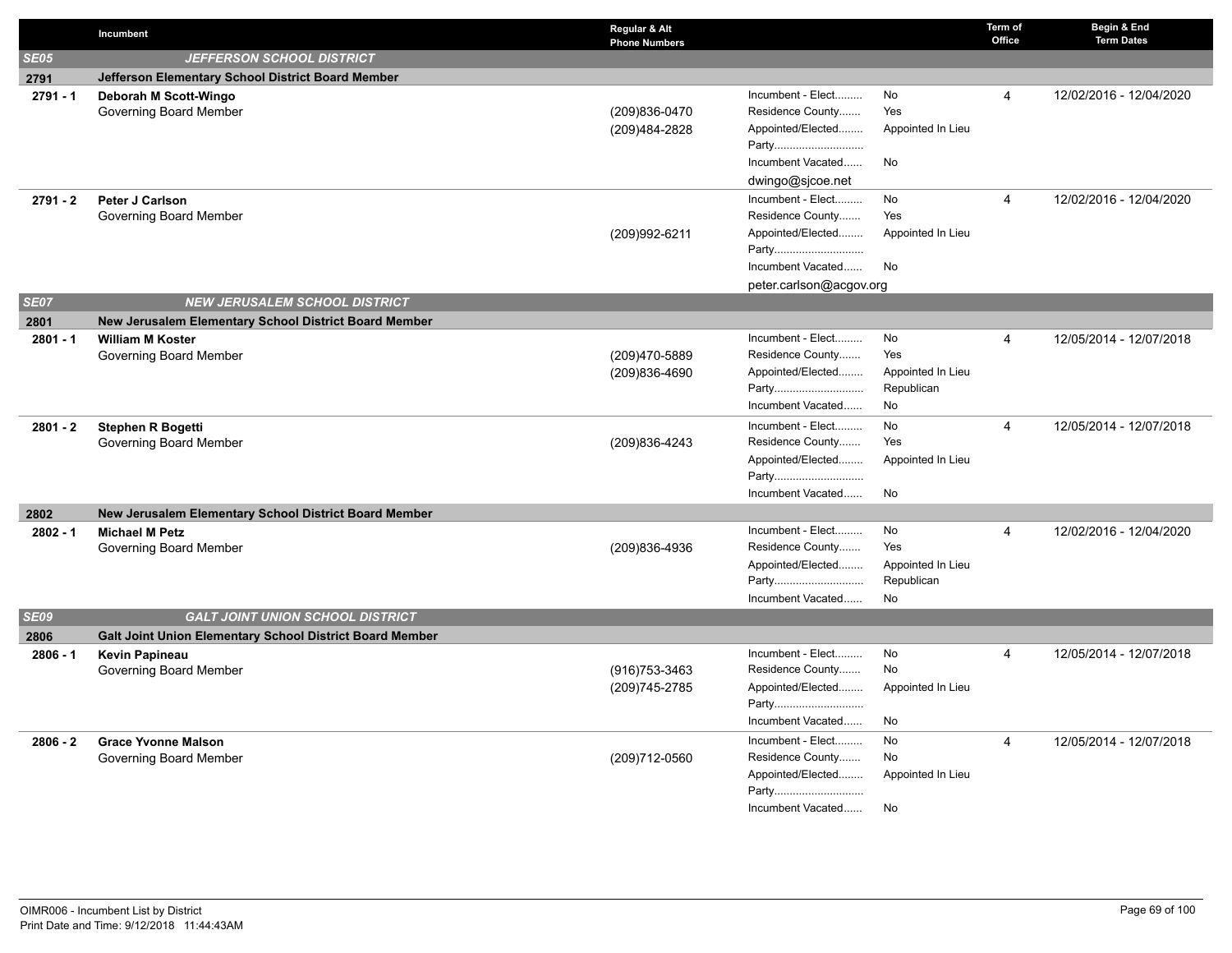| | Incumbent | Regular & Alt Phone Numbers | | | Term of Office | Begin & End Term Dates |
|---|---|---|---|---|---|---|
| **SE05** | **JEFFERSON SCHOOL DISTRICT** | | | | | |
| **2791** | **Jefferson Elementary School District Board Member** | | | | | |
| **2791 - 1** | **Deborah M Scott-Wingo**<br>Governing Board Member | (209)836-0470<br>(209)484-2828 | Incumbent - Elect.........<br>Residence County.......<br>Appointed/Elected........<br>Party.............................<br>Incumbent Vacated......<br>dwingo@sjcoe.net | No<br>Yes<br>Appointed In Lieu<br><br>No | 4 | 12/02/2016 - 12/04/2020 |
| **2791 - 2** | **Peter J Carlson**<br>Governing Board Member | (209)992-6211 | Incumbent - Elect.........<br>Residence County.......<br>Appointed/Elected........<br>Party.............................<br>Incumbent Vacated......<br>peter.carlson@acgov.org | No<br>Yes<br>Appointed In Lieu<br><br>No | 4 | 12/02/2016 - 12/04/2020 |
| **SE07** | **NEW JERUSALEM SCHOOL DISTRICT** | | | | | |
| **2801** | **New Jerusalem Elementary School District Board Member** | | | | | |
| **2801 - 1** | **William M Koster**<br>Governing Board Member | (209)470-5889<br>(209)836-4690 | Incumbent - Elect.........<br>Residence County.......<br>Appointed/Elected........<br>Party.............................<br>Incumbent Vacated...... | No<br>Yes<br>Appointed In Lieu<br>Republican<br>No | 4 | 12/05/2014 - 12/07/2018 |
| **2801 - 2** | **Stephen R Bogetti**<br>Governing Board Member | (209)836-4243 | Incumbent - Elect.........<br>Residence County.......<br>Appointed/Elected........<br>Party.............................<br>Incumbent Vacated...... | No<br>Yes<br>Appointed In Lieu<br><br>No | 4 | 12/05/2014 - 12/07/2018 |
| **2802** | **New Jerusalem Elementary School District Board Member** | | | | | |
| **2802 - 1** | **Michael M Petz**<br>Governing Board Member | (209)836-4936 | Incumbent - Elect.........<br>Residence County.......<br>Appointed/Elected........<br>Party.............................<br>Incumbent Vacated...... | No<br>Yes<br>Appointed In Lieu<br>Republican<br>No | 4 | 12/02/2016 - 12/04/2020 |
| **SE09** | **GALT JOINT UNION SCHOOL DISTRICT** | | | | | |
| **2806** | **Galt Joint Union Elementary School District Board Member** | | | | | |
| **2806 - 1** | **Kevin Papineau**<br>Governing Board Member | (916)753-3463<br>(209)745-2785 | Incumbent - Elect.........<br>Residence County.......<br>Appointed/Elected........<br>Party.............................<br>Incumbent Vacated...... | No<br>No<br>Appointed In Lieu<br><br>No | 4 | 12/05/2014 - 12/07/2018 |
| **2806 - 2** | **Grace Yvonne Malson**<br>Governing Board Member | (209)712-0560 | Incumbent - Elect.........<br>Residence County.......<br>Appointed/Elected........<br>Party.............................<br>Incumbent Vacated...... | No<br>No<br>Appointed In Lieu<br><br>No | 4 | 12/05/2014 - 12/07/2018 |

OIMR006 - Incumbent List by District
Print Date and Time: 9/12/2018 11:44:43AM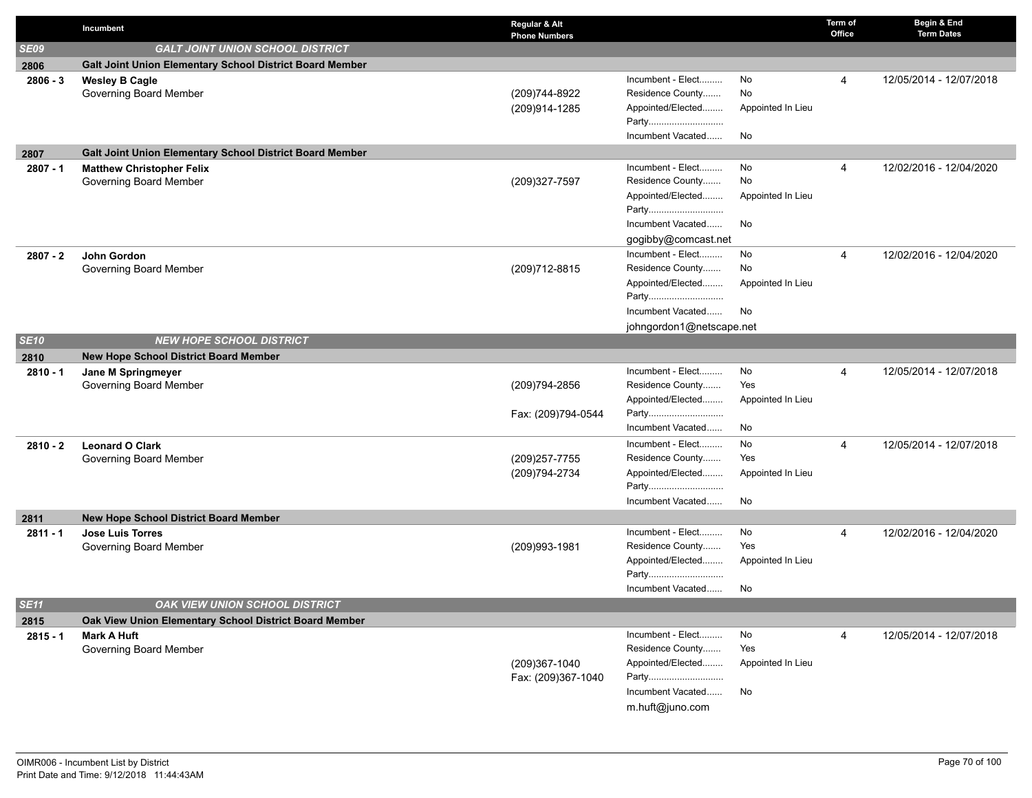| | Incumbent | Regular & Alt Phone Numbers | | | Term of Office | Begin & End Term Dates |
|---|---|---|---|---|---|---|
| **SE09** | **GALT JOINT UNION SCHOOL DISTRICT** | | | | | |
| **2806** | **Galt Joint Union Elementary School District Board Member** | | | | | |
| **2806 - 3** | **Wesley B Cagle**<br>Governing Board Member | (209)744-8922<br>(209)914-1285 | Incumbent - Elect.........<br>Residence County.......<br>Appointed/Elected........<br>Party.............................<br>Incumbent Vacated...... | No<br>No<br>Appointed In Lieu<br><br>No | 4 | 12/05/2014 - 12/07/2018 |
| **2807** | **Galt Joint Union Elementary School District Board Member** | | | | | |
| **2807 - 1** | **Matthew Christopher Felix**<br>Governing Board Member | (209)327-7597 | Incumbent - Elect.........<br>Residence County.......<br>Appointed/Elected........<br>Party.............................<br>Incumbent Vacated......<br>gogibby@comcast.net | No<br>No<br>Appointed In Lieu<br><br>No | 4 | 12/02/2016 - 12/04/2020 |
| **2807 - 2** | **John Gordon**<br>Governing Board Member | (209)712-8815 | Incumbent - Elect.........<br>Residence County.......<br>Appointed/Elected........<br>Party.............................<br>Incumbent Vacated......<br>johngordon1@netscape.net | No<br>No<br>Appointed In Lieu<br><br>No | 4 | 12/02/2016 - 12/04/2020 |
| **SE10** | **NEW HOPE SCHOOL DISTRICT** | | | | | |
| **2810** | **New Hope School District Board Member** | | | | | |
| **2810 - 1** | **Jane M Springmeyer**<br>Governing Board Member | (209)794-2856<br>Fax: (209)794-0544 | Incumbent - Elect.........<br>Residence County.......<br>Appointed/Elected........<br>Party.............................<br>Incumbent Vacated...... | No<br>Yes<br>Appointed In Lieu<br><br>No | 4 | 12/05/2014 - 12/07/2018 |
| **2810 - 2** | **Leonard O Clark**<br>Governing Board Member | (209)257-7755<br>(209)794-2734 | Incumbent - Elect.........<br>Residence County.......<br>Appointed/Elected........<br>Party.............................<br>Incumbent Vacated...... | No<br>Yes<br>Appointed In Lieu<br><br>No | 4 | 12/05/2014 - 12/07/2018 |
| **2811** | **New Hope School District Board Member** | | | | | |
| **2811 - 1** | **Jose Luis Torres**<br>Governing Board Member | (209)993-1981 | Incumbent - Elect.........<br>Residence County.......<br>Appointed/Elected........<br>Party.............................<br>Incumbent Vacated...... | No<br>Yes<br>Appointed In Lieu<br><br>No | 4 | 12/02/2016 - 12/04/2020 |
| **SE11** | **OAK VIEW UNION SCHOOL DISTRICT** | | | | | |
| **2815** | **Oak View Union Elementary School District Board Member** | | | | | |
| **2815 - 1** | **Mark A Huft**<br>Governing Board Member | (209)367-1040<br>Fax: (209)367-1040 | Incumbent - Elect.........<br>Residence County.......<br>Appointed/Elected........<br>Party.............................<br>Incumbent Vacated......<br>m.huft@juno.com | No<br>Yes<br>Appointed In Lieu<br><br>No | 4 | 12/05/2014 - 12/07/2018 |

OIMR006 - Incumbent List by District
Print Date and Time: 9/12/2018 11:44:43AM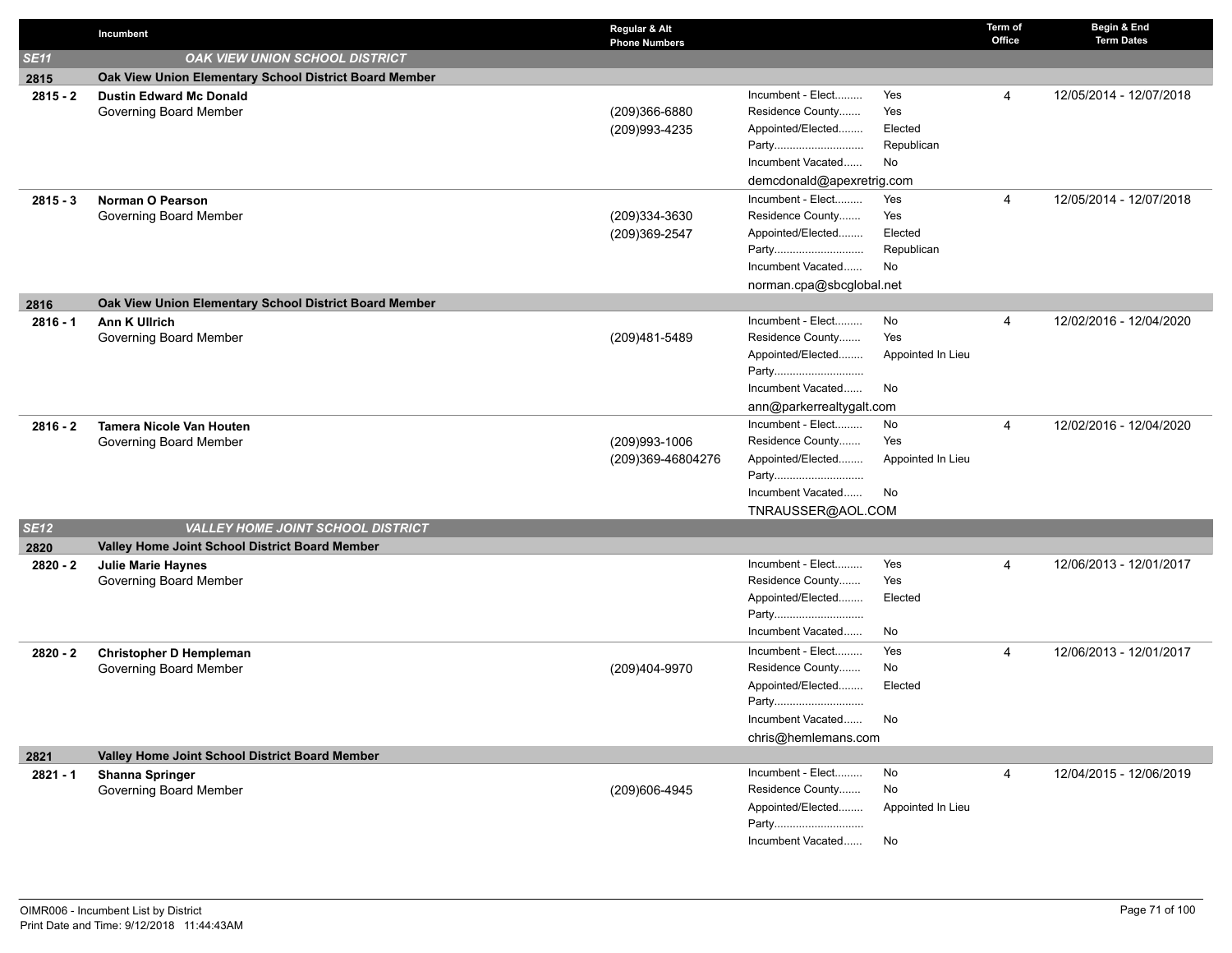| | Incumbent | Regular & Alt Phone Numbers | | | Term of Office | Begin & End Term Dates |
|---|---|---|---|---|---|---|
| **SE11** | ***OAK VIEW UNION SCHOOL DISTRICT*** | | | | | |
| **2815** | **Oak View Union Elementary School District Board Member** | | | | | |
| **2815 - 2** | **Dustin Edward Mc Donald**<br>Governing Board Member | (209)366-6880<br>(209)993-4235 | Incumbent - Elect.........<br>Residence County.......<br>Appointed/Elected........<br>Party.............................<br>Incumbent Vacated......<br>demcdonald@apexretrig.com | Yes<br>Yes<br>Elected<br>Republican<br>No | 4 | 12/05/2014 - 12/07/2018 |
| **2815 - 3** | **Norman O Pearson**<br>Governing Board Member | (209)334-3630<br>(209)369-2547 | Incumbent - Elect.........<br>Residence County.......<br>Appointed/Elected........<br>Party.............................<br>Incumbent Vacated......<br>norman.cpa@sbcglobal.net | Yes<br>Yes<br>Elected<br>Republican<br>No | 4 | 12/05/2014 - 12/07/2018 |
| **2816** | **Oak View Union Elementary School District Board Member** | | | | | |
| **2816 - 1** | **Ann K Ullrich**<br>Governing Board Member | (209)481-5489 | Incumbent - Elect.........<br>Residence County.......<br>Appointed/Elected........<br>Party.............................<br>Incumbent Vacated......<br>ann@parkerrealtygalt.com | No<br>Yes<br>Appointed In Lieu<br><br>No | 4 | 12/02/2016 - 12/04/2020 |
| **2816 - 2** | **Tamera Nicole Van Houten**<br>Governing Board Member | (209)993-1006<br>(209)369-46804276 | Incumbent - Elect.........<br>Residence County.......<br>Appointed/Elected........<br>Party.............................<br>Incumbent Vacated......<br>TNRAUSSER@AOL.COM | No<br>Yes<br>Appointed In Lieu<br><br>No | 4 | 12/02/2016 - 12/04/2020 |
| **SE12** | ***VALLEY HOME JOINT SCHOOL DISTRICT*** | | | | | |
| **2820** | **Valley Home Joint School District Board Member** | | | | | |
| **2820 - 2** | **Julie Marie Haynes**<br>Governing Board Member | | Incumbent - Elect.........<br>Residence County.......<br>Appointed/Elected........<br>Party.............................<br>Incumbent Vacated...... | Yes<br>Yes<br>Elected<br><br>No | 4 | 12/06/2013 - 12/01/2017 |
| **2820 - 2** | **Christopher D Hempleman**<br>Governing Board Member | (209)404-9970 | Incumbent - Elect.........<br>Residence County.......<br>Appointed/Elected........<br>Party.............................<br>Incumbent Vacated......<br>chris@hemlemans.com | Yes<br>No<br>Elected<br><br>No | 4 | 12/06/2013 - 12/01/2017 |
| **2821** | **Valley Home Joint School District Board Member** | | | | | |
| **2821 - 1** | **Shanna Springer**<br>Governing Board Member | (209)606-4945 | Incumbent - Elect.........<br>Residence County.......<br>Appointed/Elected........<br>Party.............................<br>Incumbent Vacated...... | No<br>No<br>Appointed In Lieu<br><br>No | 4 | 12/04/2015 - 12/06/2019 |

OIMR006 - Incumbent List by District
Print Date and Time: 9/12/2018 11:44:43AM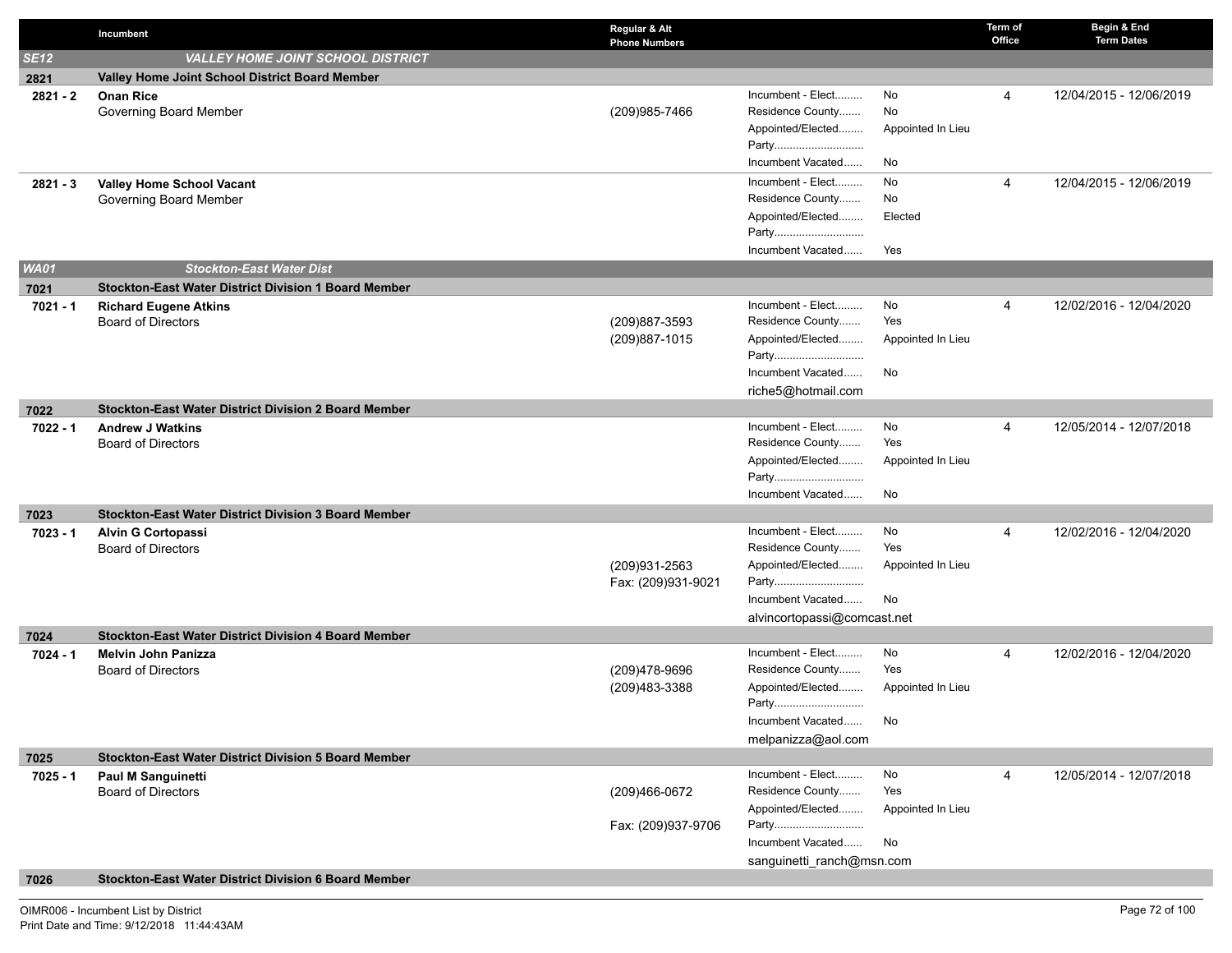| | Incumbent | Regular & Alt Phone Numbers | | | Term of Office | Begin & End Term Dates |
|---|---|---|---|---|---|---|
| **SE12** | ***VALLEY HOME JOINT SCHOOL DISTRICT*** | | | | | |
| **2821** | **Valley Home Joint School District Board Member** | | | | | |
| **2821 - 2** | **Onan Rice**<br>Governing Board Member | (209)985-7466 | Incumbent - Elect.........<br>Residence County.......<br>Appointed/Elected........<br>Party.............................<br>Incumbent Vacated...... | No<br>No<br>Appointed In Lieu<br><br>No | 4 | 12/04/2015 - 12/06/2019 |
| **2821 - 3** | **Valley Home School Vacant**<br>Governing Board Member | | Incumbent - Elect.........<br>Residence County.......<br>Appointed/Elected........<br>Party.............................<br>Incumbent Vacated...... | No<br>No<br>Elected<br><br>Yes | 4 | 12/04/2015 - 12/06/2019 |
| **WA01** | ***Stockton-East Water Dist*** | | | | | |
| **7021** | **Stockton-East Water District Division 1 Board Member** | | | | | |
| **7021 - 1** | **Richard Eugene Atkins**<br>Board of Directors | (209)887-3593<br>(209)887-1015 | Incumbent - Elect.........<br>Residence County.......<br>Appointed/Elected........<br>Party.............................<br>Incumbent Vacated......<br>riche5@hotmail.com | No<br>Yes<br>Appointed In Lieu<br><br>No | 4 | 12/02/2016 - 12/04/2020 |
| **7022** | **Stockton-East Water District Division 2 Board Member** | | | | | |
| **7022 - 1** | **Andrew J Watkins**<br>Board of Directors | | Incumbent - Elect.........<br>Residence County.......<br>Appointed/Elected........<br>Party.............................<br>Incumbent Vacated...... | No<br>Yes<br>Appointed In Lieu<br><br>No | 4 | 12/05/2014 - 12/07/2018 |
| **7023** | **Stockton-East Water District Division 3 Board Member** | | | | | |
| **7023 - 1** | **Alvin G Cortopassi**<br>Board of Directors | (209)931-2563<br>Fax: (209)931-9021 | Incumbent - Elect.........<br>Residence County.......<br>Appointed/Elected........<br>Party.............................<br>Incumbent Vacated......<br>alvincortopassi@comcast.net | No<br>Yes<br>Appointed In Lieu<br><br>No | 4 | 12/02/2016 - 12/04/2020 |
| **7024** | **Stockton-East Water District Division 4 Board Member** | | | | | |
| **7024 - 1** | **Melvin John Panizza**<br>Board of Directors | (209)478-9696<br>(209)483-3388 | Incumbent - Elect.........<br>Residence County.......<br>Appointed/Elected........<br>Party.............................<br>Incumbent Vacated......<br>melpanizza@aol.com | No<br>Yes<br>Appointed In Lieu<br><br>No | 4 | 12/02/2016 - 12/04/2020 |
| **7025** | **Stockton-East Water District Division 5 Board Member** | | | | | |
| **7025 - 1** | **Paul M Sanguinetti**<br>Board of Directors | (209)466-0672<br>Fax: (209)937-9706 | Incumbent - Elect.........<br>Residence County.......<br>Appointed/Elected........<br>Party.............................<br>Incumbent Vacated......<br>sanguinetti_ranch@msn.com | No<br>Yes<br>Appointed In Lieu<br><br>No | 4 | 12/05/2014 - 12/07/2018 |
| **7026** | **Stockton-East Water District Division 6 Board Member** | | | | | |

OIMR006 - Incumbent List by District
Print Date and Time: 9/12/2018 11:44:43AM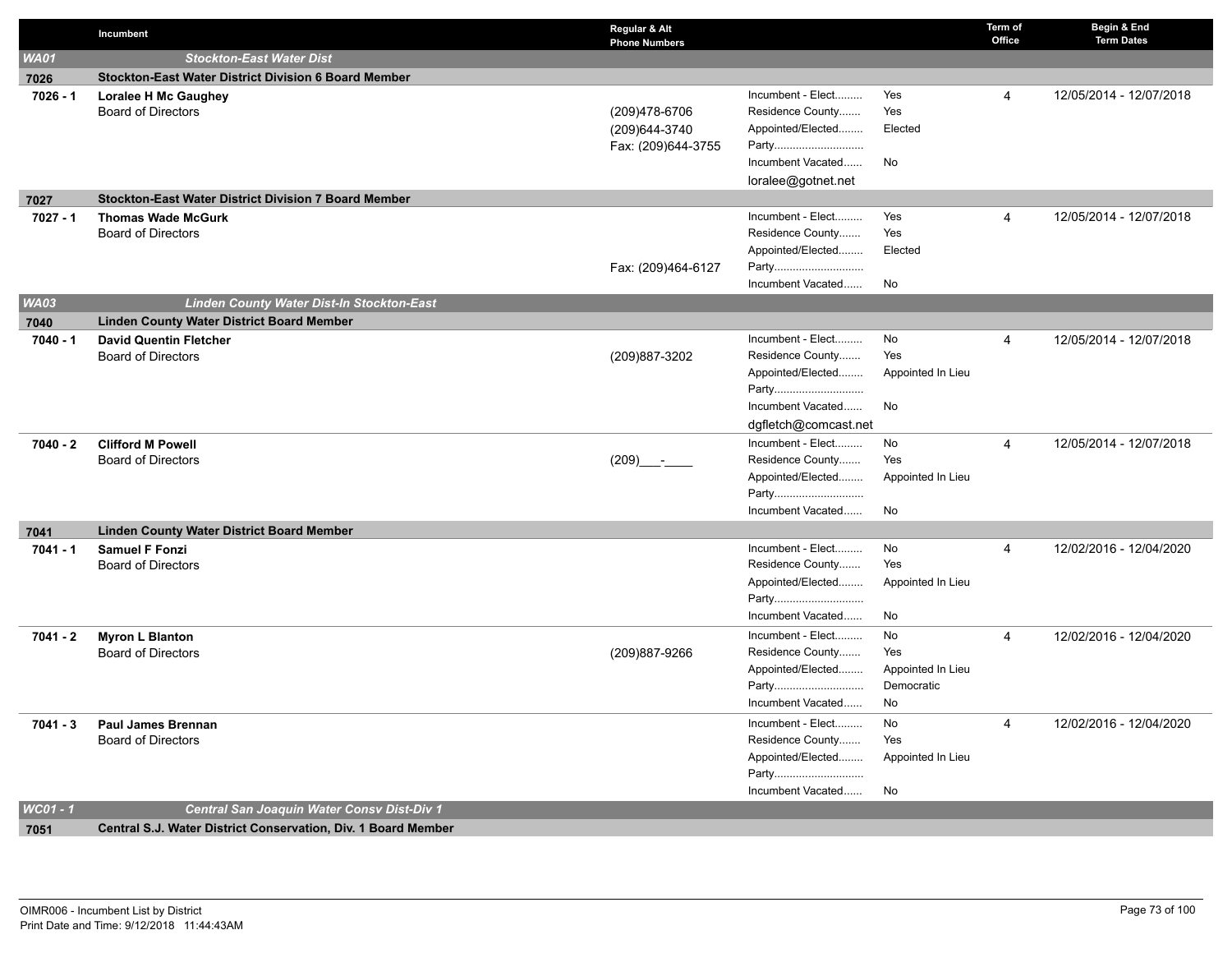| | Incumbent | Regular & Alt Phone Numbers | | | Term of Office | Begin & End Term Dates |
|---|---|---|---|---|---|---|
| ***WA01*** | ***Stockton-East Water Dist*** | | | | | |
| **7026** | **Stockton-East Water District Division 6 Board Member** | | | | | |
| **7026 - 1** | **Loralee H Mc Gaughey**<br>Board of Directors | (209)478-6706<br>(209)644-3740<br>Fax: (209)644-3755 | Incumbent - Elect.........<br>Residence County.......<br>Appointed/Elected........<br>Party.............................<br>Incumbent Vacated......<br>loralee@gotnet.net | Yes<br>Yes<br>Elected<br><br>No | 4 | 12/05/2014 - 12/07/2018 |
| **7027** | **Stockton-East Water District Division 7 Board Member** | | | | | |
| **7027 - 1** | **Thomas Wade McGurk**<br>Board of Directors | Fax: (209)464-6127 | Incumbent - Elect.........<br>Residence County.......<br>Appointed/Elected........<br>Party.............................<br>Incumbent Vacated...... | Yes<br>Yes<br>Elected<br><br>No | 4 | 12/05/2014 - 12/07/2018 |
| ***WA03*** | ***Linden County Water Dist-In Stockton-East*** | | | | | |
| **7040** | **Linden County Water District Board Member** | | | | | |
| **7040 - 1** | **David Quentin Fletcher**<br>Board of Directors | (209)887-3202 | Incumbent - Elect.........<br>Residence County.......<br>Appointed/Elected........<br>Party.............................<br>Incumbent Vacated......<br>dgfletch@comcast.net | No<br>Yes<br>Appointed In Lieu<br><br>No | 4 | 12/05/2014 - 12/07/2018 |
| **7040 - 2** | **Clifford M Powell**<br>Board of Directors | (209)\_\_\_-\_\_\_\_ | Incumbent - Elect.........<br>Residence County.......<br>Appointed/Elected........<br>Party.............................<br>Incumbent Vacated...... | No<br>Yes<br>Appointed In Lieu<br><br>No | 4 | 12/05/2014 - 12/07/2018 |
| **7041** | **Linden County Water District Board Member** | | | | | |
| **7041 - 1** | **Samuel F Fonzi**<br>Board of Directors | | Incumbent - Elect.........<br>Residence County.......<br>Appointed/Elected........<br>Party.............................<br>Incumbent Vacated...... | No<br>Yes<br>Appointed In Lieu<br><br>No | 4 | 12/02/2016 - 12/04/2020 |
| **7041 - 2** | **Myron L Blanton**<br>Board of Directors | (209)887-9266 | Incumbent - Elect.........<br>Residence County.......<br>Appointed/Elected........<br>Party.............................<br>Incumbent Vacated...... | No<br>Yes<br>Appointed In Lieu<br>Democratic<br>No | 4 | 12/02/2016 - 12/04/2020 |
| **7041 - 3** | **Paul James Brennan**<br>Board of Directors | | Incumbent - Elect.........<br>Residence County.......<br>Appointed/Elected........<br>Party.............................<br>Incumbent Vacated...... | No<br>Yes<br>Appointed In Lieu<br><br>No | 4 | 12/02/2016 - 12/04/2020 |
| ***WC01 - 1*** | ***Central San Joaquin Water Consv Dist-Div 1*** | | | | | |
| **7051** | **Central S.J. Water District Conservation, Div. 1 Board Member** | | | | | |

OIMR006 - Incumbent List by District
Print Date and Time: 9/12/2018 11:44:43AM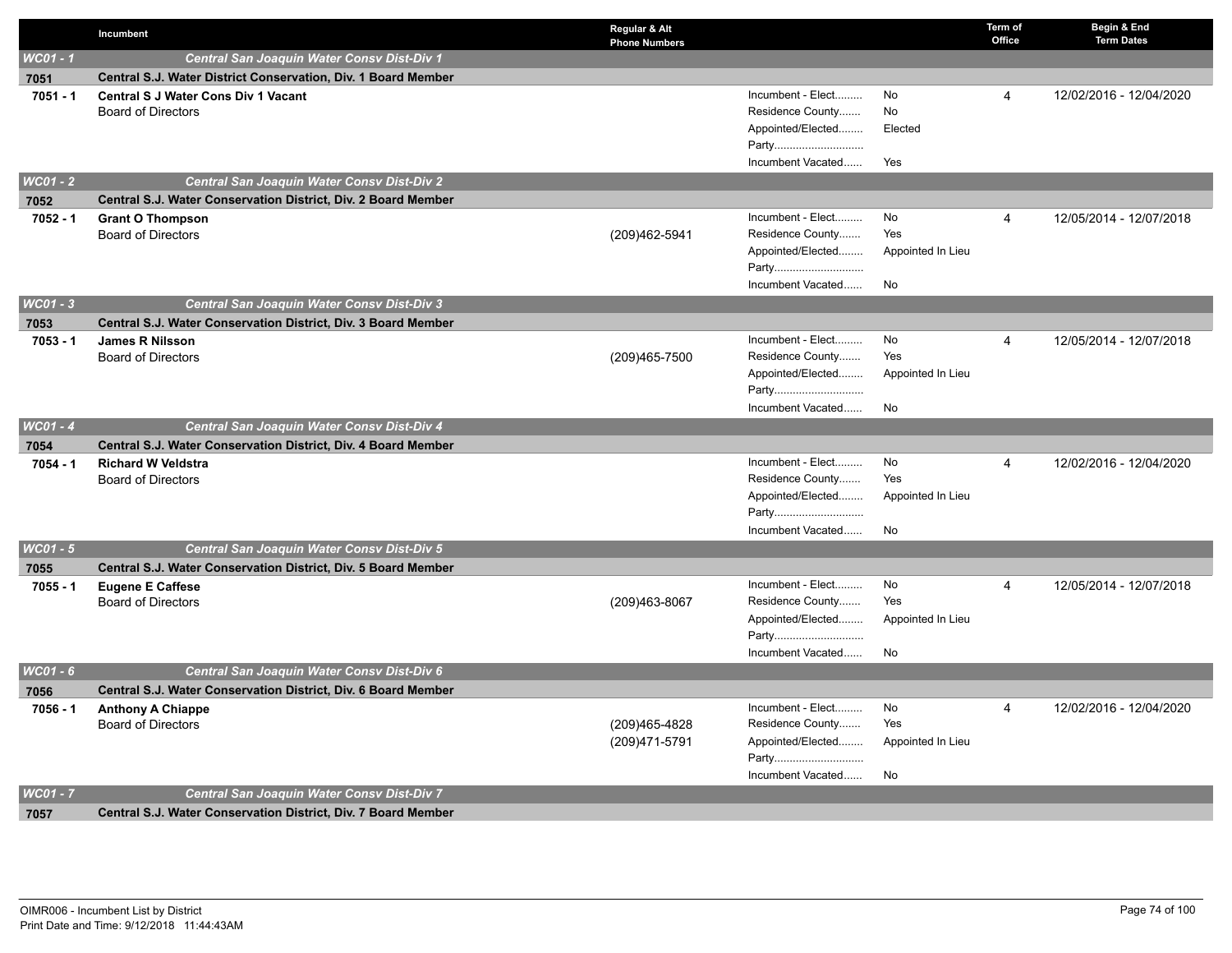| | Incumbent | Regular & Alt Phone Numbers | | | Term of Office | Begin & End Term Dates |
|---|---|---|---|---|---|---|
| *WC01 - 1* | ***Central San Joaquin Water Consv Dist-Div 1*** | | | | | |
| **7051** | **Central S.J. Water District Conservation, Div. 1 Board Member** | | | | | |
| **7051 - 1** | **Central S J Water Cons Div 1 Vacant**<br>Board of Directors | | Incumbent - Elect.........<br>Residence County.......<br>Appointed/Elected........<br>Party............................<br>Incumbent Vacated...... | No<br>No<br>Elected<br><br>Yes | 4 | 12/02/2016 - 12/04/2020 |
| *WC01 - 2* | ***Central San Joaquin Water Consv Dist-Div 2*** | | | | | |
| **7052** | **Central S.J. Water Conservation District, Div. 2 Board Member** | | | | | |
| **7052 - 1** | **Grant O Thompson**<br>Board of Directors | (209)462-5941 | Incumbent - Elect.........<br>Residence County.......<br>Appointed/Elected........<br>Party............................<br>Incumbent Vacated...... | No<br>Yes<br>Appointed In Lieu<br><br>No | 4 | 12/05/2014 - 12/07/2018 |
| *WC01 - 3* | ***Central San Joaquin Water Consv Dist-Div 3*** | | | | | |
| **7053** | **Central S.J. Water Conservation District, Div. 3 Board Member** | | | | | |
| **7053 - 1** | **James R Nilsson**<br>Board of Directors | (209)465-7500 | Incumbent - Elect.........<br>Residence County.......<br>Appointed/Elected........<br>Party............................<br>Incumbent Vacated...... | No<br>Yes<br>Appointed In Lieu<br><br>No | 4 | 12/05/2014 - 12/07/2018 |
| *WC01 - 4* | ***Central San Joaquin Water Consv Dist-Div 4*** | | | | | |
| **7054** | **Central S.J. Water Conservation District, Div. 4 Board Member** | | | | | |
| **7054 - 1** | **Richard W Veldstra**<br>Board of Directors | | Incumbent - Elect.........<br>Residence County.......<br>Appointed/Elected........<br>Party............................<br>Incumbent Vacated...... | No<br>Yes<br>Appointed In Lieu<br><br>No | 4 | 12/02/2016 - 12/04/2020 |
| *WC01 - 5* | ***Central San Joaquin Water Consv Dist-Div 5*** | | | | | |
| **7055** | **Central S.J. Water Conservation District, Div. 5 Board Member** | | | | | |
| **7055 - 1** | **Eugene E Caffese**<br>Board of Directors | (209)463-8067 | Incumbent - Elect.........<br>Residence County.......<br>Appointed/Elected........<br>Party............................<br>Incumbent Vacated...... | No<br>Yes<br>Appointed In Lieu<br><br>No | 4 | 12/05/2014 - 12/07/2018 |
| *WC01 - 6* | ***Central San Joaquin Water Consv Dist-Div 6*** | | | | | |
| **7056** | **Central S.J. Water Conservation District, Div. 6 Board Member** | | | | | |
| **7056 - 1** | **Anthony A Chiappe**<br>Board of Directors | (209)465-4828<br>(209)471-5791 | Incumbent - Elect.........<br>Residence County.......<br>Appointed/Elected........<br>Party............................<br>Incumbent Vacated...... | No<br>Yes<br>Appointed In Lieu<br><br>No | 4 | 12/02/2016 - 12/04/2020 |
| *WC01 - 7* | ***Central San Joaquin Water Consv Dist-Div 7*** | | | | | |
| **7057** | **Central S.J. Water Conservation District, Div. 7 Board Member** | | | | | |

OIMR006 - Incumbent List by District
Print Date and Time: 9/12/2018 11:44:43AM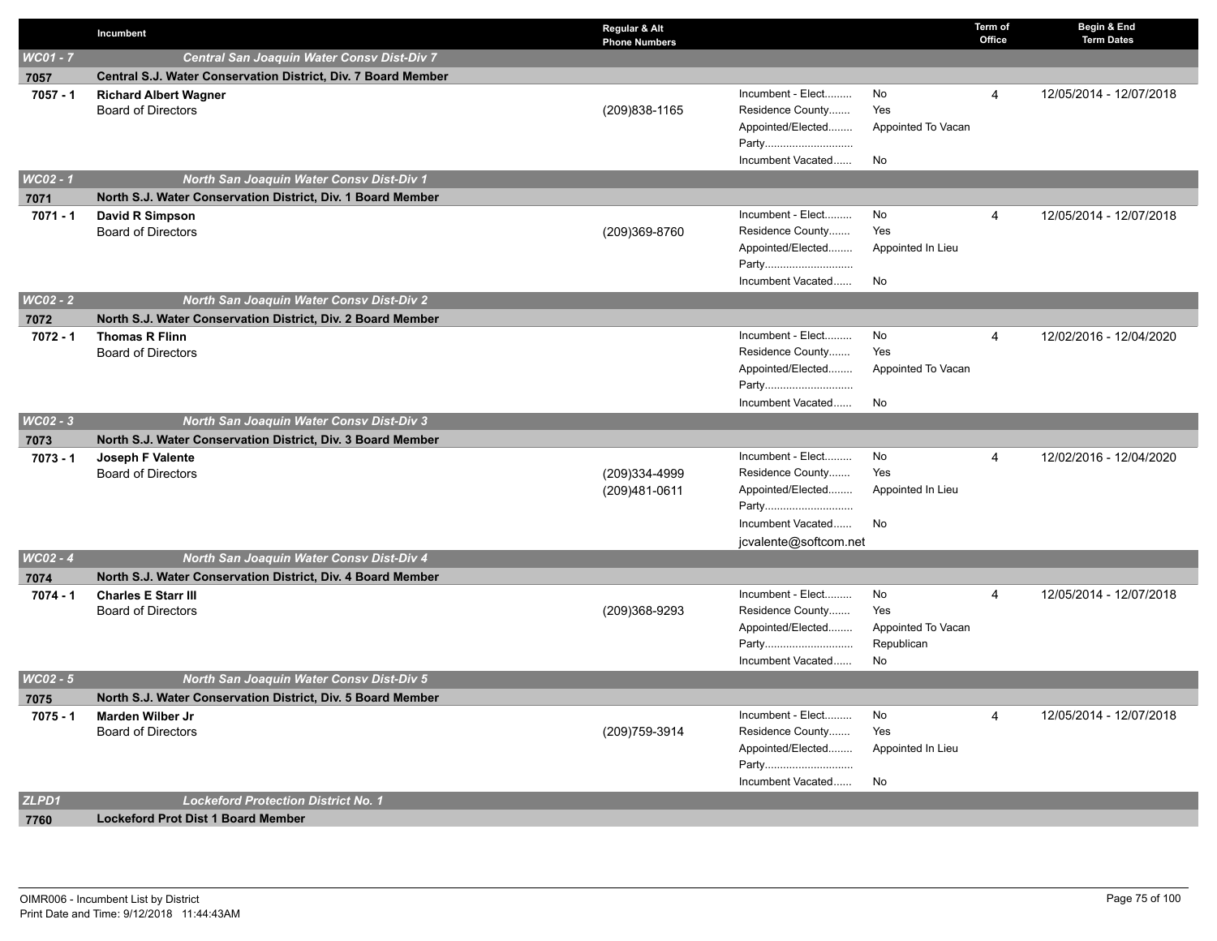| | Incumbent | Regular & Alt Phone Numbers | | | Term of Office | Begin & End Term Dates |
|---|---|---|---|---|---|---|
| *WC01 - 7* | ***Central San Joaquin Water Consv Dist-Div 7*** | | | | | |
| **7057** | **Central S.J. Water Conservation District, Div. 7 Board Member** | | | | | |
| **7057 - 1** | **Richard Albert Wagner**<br>Board of Directors | (209)838-1165 | Incumbent - Elect.........<br>Residence County.......<br>Appointed/Elected........<br>Party.............................<br>Incumbent Vacated...... | No<br>Yes<br>Appointed To Vacan<br><br>No | 4 | 12/05/2014 - 12/07/2018 |
| *WC02 - 1* | ***North San Joaquin Water Consv Dist-Div 1*** | | | | | |
| **7071** | **North S.J. Water Conservation District, Div. 1 Board Member** | | | | | |
| **7071 - 1** | **David R Simpson**<br>Board of Directors | (209)369-8760 | Incumbent - Elect.........<br>Residence County.......<br>Appointed/Elected........<br>Party.............................<br>Incumbent Vacated...... | No<br>Yes<br>Appointed In Lieu<br><br>No | 4 | 12/05/2014 - 12/07/2018 |
| *WC02 - 2* | ***North San Joaquin Water Consv Dist-Div 2*** | | | | | |
| **7072** | **North S.J. Water Conservation District, Div. 2 Board Member** | | | | | |
| **7072 - 1** | **Thomas R Flinn**<br>Board of Directors | | Incumbent - Elect.........<br>Residence County.......<br>Appointed/Elected........<br>Party.............................<br>Incumbent Vacated...... | No<br>Yes<br>Appointed To Vacan<br><br>No | 4 | 12/02/2016 - 12/04/2020 |
| *WC02 - 3* | ***North San Joaquin Water Consv Dist-Div 3*** | | | | | |
| **7073** | **North S.J. Water Conservation District, Div. 3 Board Member** | | | | | |
| **7073 - 1** | **Joseph F Valente**<br>Board of Directors | (209)334-4999<br>(209)481-0611 | Incumbent - Elect.........<br>Residence County.......<br>Appointed/Elected........<br>Party.............................<br>Incumbent Vacated......<br>jcvalente@softcom.net | No<br>Yes<br>Appointed In Lieu<br><br>No | 4 | 12/02/2016 - 12/04/2020 |
| *WC02 - 4* | ***North San Joaquin Water Consv Dist-Div 4*** | | | | | |
| **7074** | **North S.J. Water Conservation District, Div. 4 Board Member** | | | | | |
| **7074 - 1** | **Charles E Starr III**<br>Board of Directors | (209)368-9293 | Incumbent - Elect.........<br>Residence County.......<br>Appointed/Elected........<br>Party.............................<br>Incumbent Vacated...... | No<br>Yes<br>Appointed To Vacan<br>Republican<br>No | 4 | 12/05/2014 - 12/07/2018 |
| *WC02 - 5* | ***North San Joaquin Water Consv Dist-Div 5*** | | | | | |
| **7075** | **North S.J. Water Conservation District, Div. 5 Board Member** | | | | | |
| **7075 - 1** | **Marden Wilber Jr**<br>Board of Directors | (209)759-3914 | Incumbent - Elect.........<br>Residence County.......<br>Appointed/Elected........<br>Party.............................<br>Incumbent Vacated...... | No<br>Yes<br>Appointed In Lieu<br><br>No | 4 | 12/05/2014 - 12/07/2018 |
| *ZLPD1* | ***Lockeford Protection District No. 1*** | | | | | |
| **7760** | **Lockeford Prot Dist 1 Board Member** | | | | | |

OIMR006 - Incumbent List by District
Print Date and Time: 9/12/2018 11:44:43AM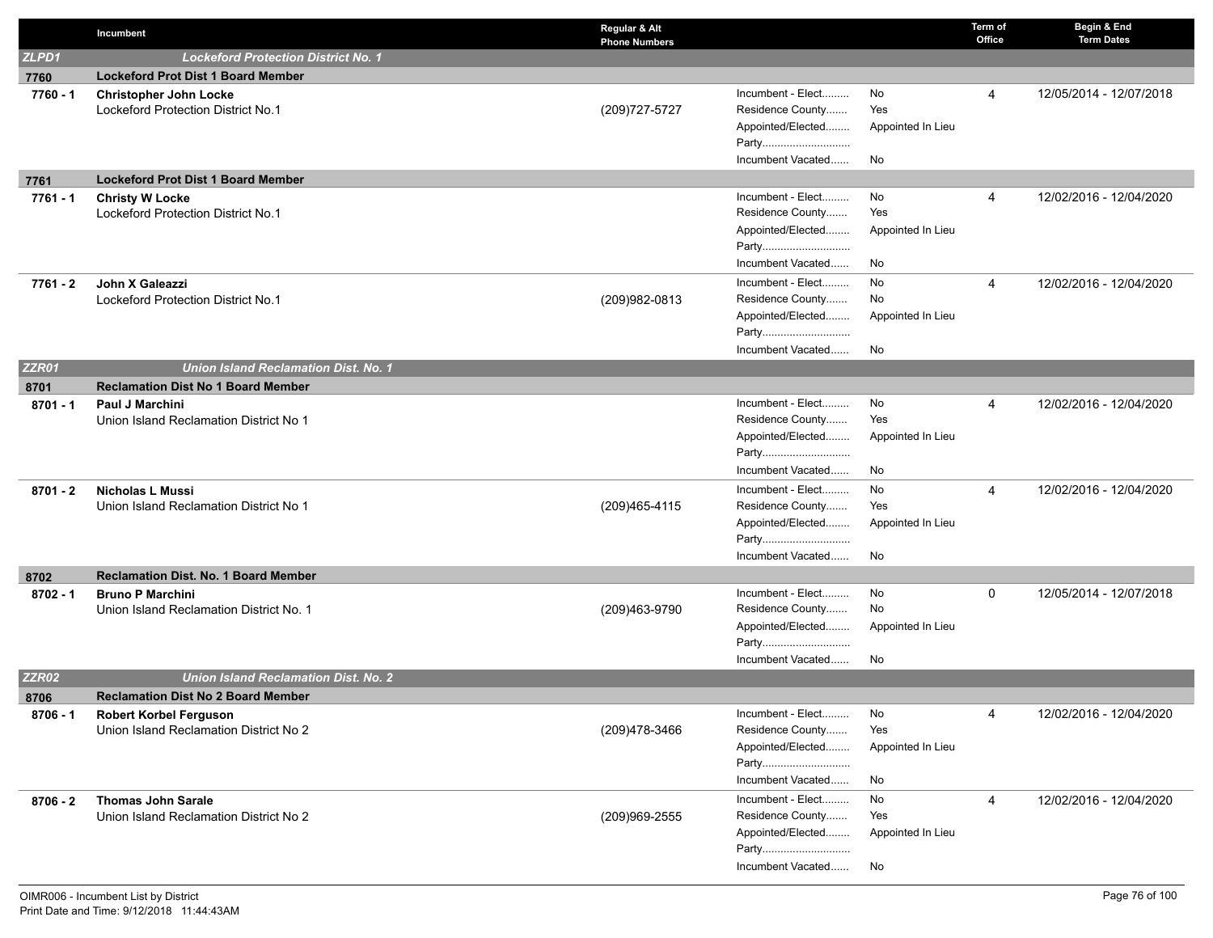| | Incumbent | Regular & Alt Phone Numbers | | | Term of Office | Begin & End Term Dates |
|---|---|---|---|---|---|---|
| **ZLPD1** | ***Lockeford Protection District No. 1*** | | | | | |
| **7760** | **Lockeford Prot Dist 1 Board Member** | | | | | |
| **7760 - 1** | **Christopher John Locke**<br>Lockeford Protection District No.1 | (209)727-5727 | Incumbent - Elect.........<br>Residence County.......<br>Appointed/Elected........<br>Party.............................<br>Incumbent Vacated...... | No<br>Yes<br>Appointed In Lieu<br><br>No | 4 | 12/05/2014 - 12/07/2018 |
| **7761** | **Lockeford Prot Dist 1 Board Member** | | | | | |
| **7761 - 1** | **Christy W Locke**<br>Lockeford Protection District No.1 | | Incumbent - Elect.........<br>Residence County.......<br>Appointed/Elected........<br>Party.............................<br>Incumbent Vacated...... | No<br>Yes<br>Appointed In Lieu<br><br>No | 4 | 12/02/2016 - 12/04/2020 |
| **7761 - 2** | **John X Galeazzi**<br>Lockeford Protection District No.1 | (209)982-0813 | Incumbent - Elect.........<br>Residence County.......<br>Appointed/Elected........<br>Party.............................<br>Incumbent Vacated...... | No<br>No<br>Appointed In Lieu<br><br>No | 4 | 12/02/2016 - 12/04/2020 |
| **ZZR01** | ***Union Island Reclamation Dist. No. 1*** | | | | | |
| **8701** | **Reclamation Dist No 1 Board Member** | | | | | |
| **8701 - 1** | **Paul J Marchini**<br>Union Island Reclamation District No 1 | | Incumbent - Elect.........<br>Residence County.......<br>Appointed/Elected........<br>Party.............................<br>Incumbent Vacated...... | No<br>Yes<br>Appointed In Lieu<br><br>No | 4 | 12/02/2016 - 12/04/2020 |
| **8701 - 2** | **Nicholas L Mussi**<br>Union Island Reclamation District No 1 | (209)465-4115 | Incumbent - Elect.........<br>Residence County.......<br>Appointed/Elected........<br>Party.............................<br>Incumbent Vacated...... | No<br>Yes<br>Appointed In Lieu<br><br>No | 4 | 12/02/2016 - 12/04/2020 |
| **8702** | **Reclamation Dist. No. 1 Board Member** | | | | | |
| **8702 - 1** | **Bruno P Marchini**<br>Union Island Reclamation District No. 1 | (209)463-9790 | Incumbent - Elect.........<br>Residence County.......<br>Appointed/Elected........<br>Party.............................<br>Incumbent Vacated...... | No<br>No<br>Appointed In Lieu<br><br>No | 0 | 12/05/2014 - 12/07/2018 |
| **ZZR02** | ***Union Island Reclamation Dist. No. 2*** | | | | | |
| **8706** | **Reclamation Dist No 2 Board Member** | | | | | |
| **8706 - 1** | **Robert Korbel Ferguson**<br>Union Island Reclamation District No 2 | (209)478-3466 | Incumbent - Elect.........<br>Residence County.......<br>Appointed/Elected........<br>Party.............................<br>Incumbent Vacated...... | No<br>Yes<br>Appointed In Lieu<br><br>No | 4 | 12/02/2016 - 12/04/2020 |
| **8706 - 2** | **Thomas John Sarale**<br>Union Island Reclamation District No 2 | (209)969-2555 | Incumbent - Elect.........<br>Residence County.......<br>Appointed/Elected........<br>Party.............................<br>Incumbent Vacated...... | No<br>Yes<br>Appointed In Lieu<br><br>No | 4 | 12/02/2016 - 12/04/2020 |

OIMR006 - Incumbent List by District
Print Date and Time: 9/12/2018 11:44:43AM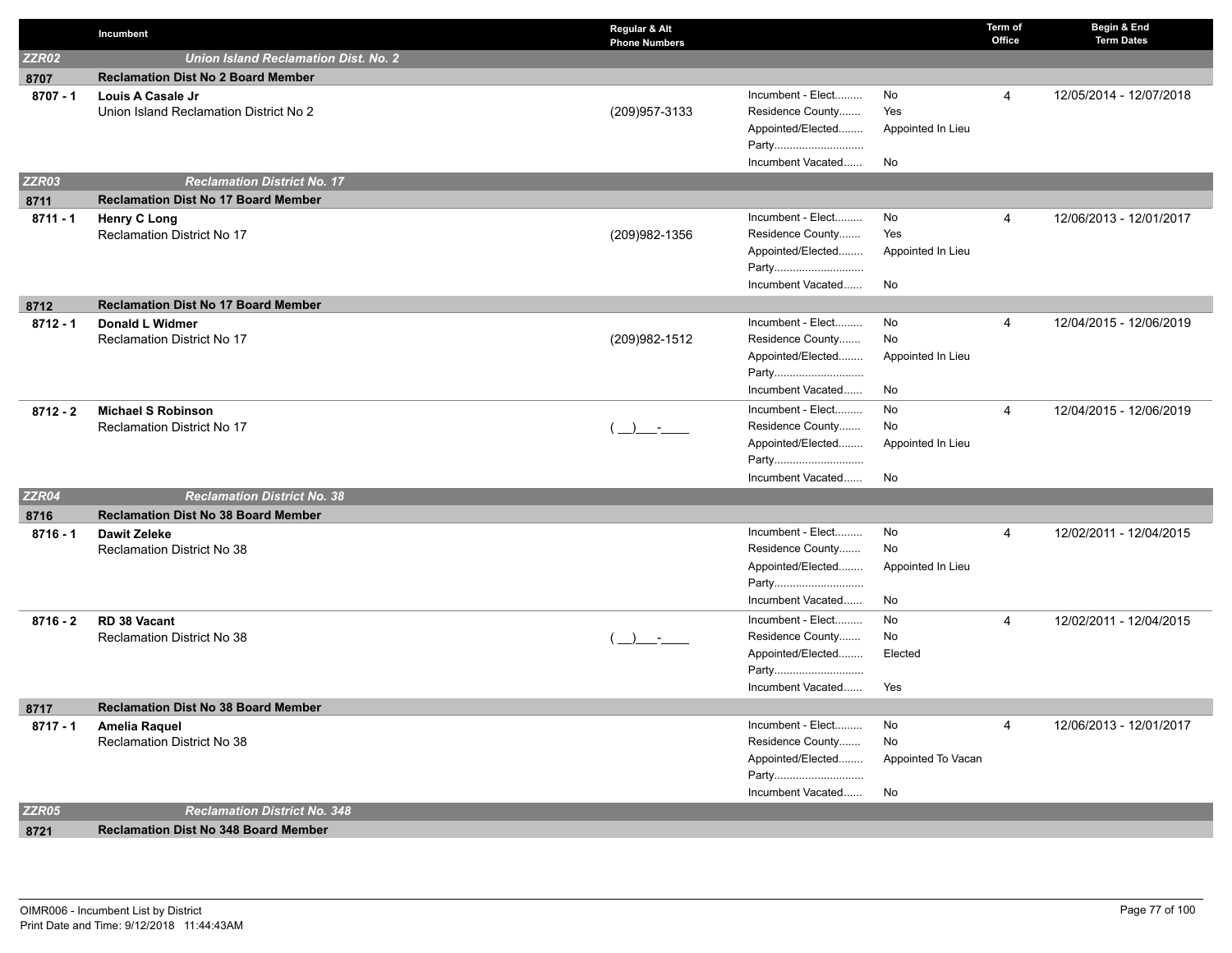| | Incumbent | Regular & Alt Phone Numbers | | | Term of Office | Begin & End Term Dates |
|---|---|---|---|---|---|---|
| **ZZR02** | ***Union Island Reclamation Dist. No. 2*** | | | | | |
| **8707** | **Reclamation Dist No 2 Board Member** | | | | | |
| **8707 - 1** | **Louis A Casale Jr**<br>Union Island Reclamation District No 2 | (209)957-3133 | Incumbent - Elect.........<br>Residence County.......<br>Appointed/Elected........<br>Party.............................<br>Incumbent Vacated...... | No<br>Yes<br>Appointed In Lieu<br><br>No | 4 | 12/05/2014 - 12/07/2018 |
| **ZZR03** | ***Reclamation District No. 17*** | | | | | |
| **8711** | **Reclamation Dist No 17 Board Member** | | | | | |
| **8711 - 1** | **Henry C Long**<br>Reclamation District No 17 | (209)982-1356 | Incumbent - Elect.........<br>Residence County.......<br>Appointed/Elected........<br>Party.............................<br>Incumbent Vacated...... | No<br>Yes<br>Appointed In Lieu<br><br>No | 4 | 12/06/2013 - 12/01/2017 |
| **8712** | **Reclamation Dist No 17 Board Member** | | | | | |
| **8712 - 1** | **Donald L Widmer**<br>Reclamation District No 17 | (209)982-1512 | Incumbent - Elect.........<br>Residence County.......<br>Appointed/Elected........<br>Party.............................<br>Incumbent Vacated...... | No<br>No<br>Appointed In Lieu<br><br>No | 4 | 12/04/2015 - 12/06/2019 |
| **8712 - 2** | **Michael S Robinson**<br>Reclamation District No 17 | ( __)___-____ | Incumbent - Elect.........<br>Residence County.......<br>Appointed/Elected........<br>Party.............................<br>Incumbent Vacated...... | No<br>No<br>Appointed In Lieu<br><br>No | 4 | 12/04/2015 - 12/06/2019 |
| **ZZR04** | ***Reclamation District No. 38*** | | | | | |
| **8716** | **Reclamation Dist No 38 Board Member** | | | | | |
| **8716 - 1** | **Dawit Zeleke**<br>Reclamation District No 38 | | Incumbent - Elect.........<br>Residence County.......<br>Appointed/Elected........<br>Party.............................<br>Incumbent Vacated...... | No<br>No<br>Appointed In Lieu<br><br>No | 4 | 12/02/2011 - 12/04/2015 |
| **8716 - 2** | **RD 38 Vacant**<br>Reclamation District No 38 | ( __)___-____ | Incumbent - Elect.........<br>Residence County.......<br>Appointed/Elected........<br>Party.............................<br>Incumbent Vacated...... | No<br>No<br>Elected<br><br>Yes | 4 | 12/02/2011 - 12/04/2015 |
| **8717** | **Reclamation Dist No 38 Board Member** | | | | | |
| **8717 - 1** | **Amelia Raquel**<br>Reclamation District No 38 | | Incumbent - Elect.........<br>Residence County.......<br>Appointed/Elected........<br>Party.............................<br>Incumbent Vacated...... | No<br>No<br>Appointed To Vacan<br><br>No | 4 | 12/06/2013 - 12/01/2017 |
| **ZZR05** | ***Reclamation District No. 348*** | | | | | |
| **8721** | **Reclamation Dist No 348 Board Member** | | | | | |

OIMR006 - Incumbent List by District
Print Date and Time: 9/12/2018 11:44:43AM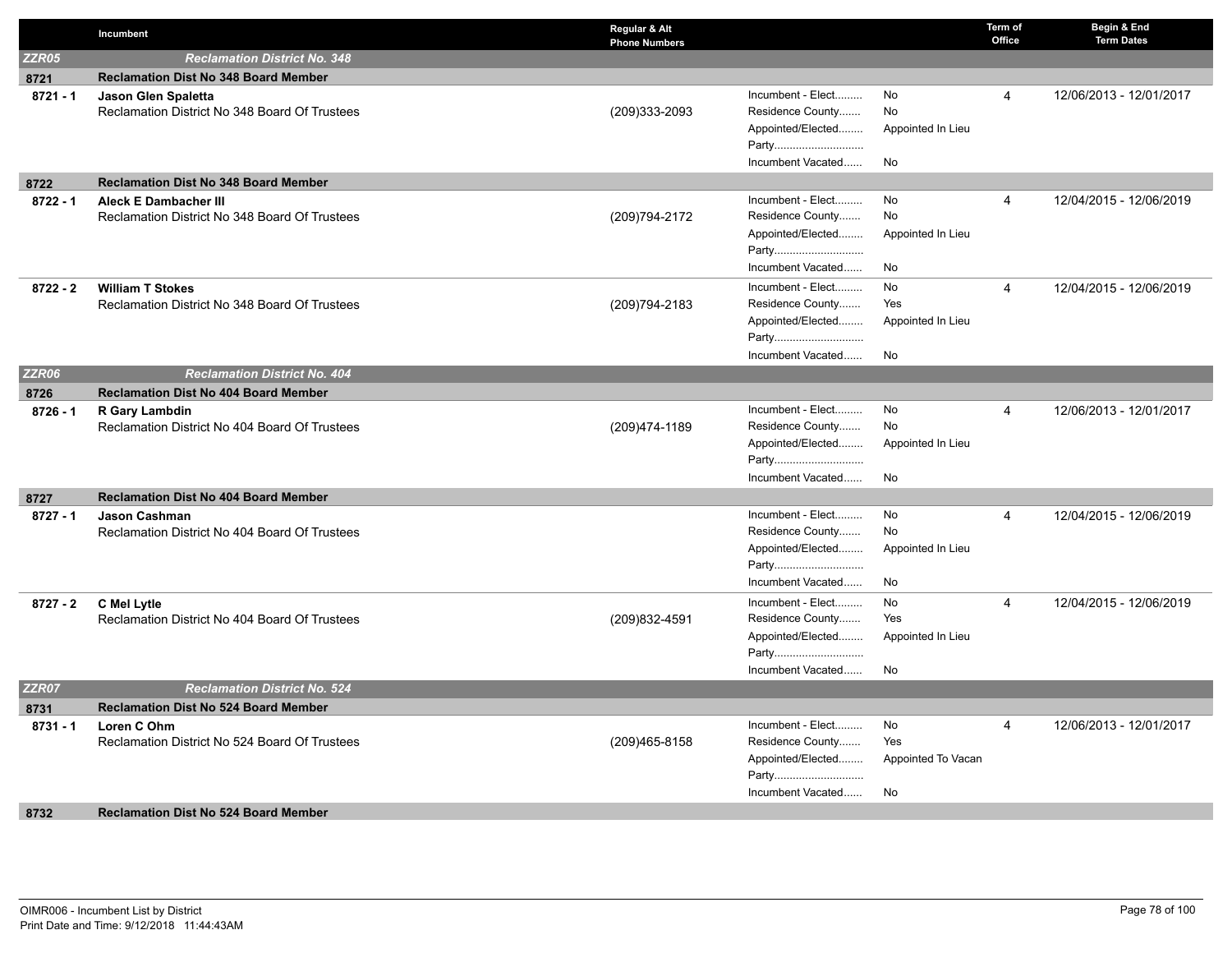| | Incumbent | Regular & Alt Phone Numbers | | | Term of Office | Begin & End Term Dates |
|---|---|---|---|---|---|---|
| **ZZR05** | **Reclamation District No. 348** | | | | | |
| **8721** | **Reclamation Dist No 348 Board Member** | | | | | |
| **8721 - 1** | **Jason Glen Spaletta**<br>Reclamation District No 348 Board Of Trustees | (209)333-2093 | Incumbent - Elect.........<br>Residence County.......<br>Appointed/Elected........<br>Party.............................<br>Incumbent Vacated...... | No<br>No<br>Appointed In Lieu<br><br>No | 4 | 12/06/2013 - 12/01/2017 |
| **8722** | **Reclamation Dist No 348 Board Member** | | | | | |
| **8722 - 1** | **Aleck E Dambacher III**<br>Reclamation District No 348 Board Of Trustees | (209)794-2172 | Incumbent - Elect.........<br>Residence County.......<br>Appointed/Elected........<br>Party.............................<br>Incumbent Vacated...... | No<br>No<br>Appointed In Lieu<br><br>No | 4 | 12/04/2015 - 12/06/2019 |
| **8722 - 2** | **William T Stokes**<br>Reclamation District No 348 Board Of Trustees | (209)794-2183 | Incumbent - Elect.........<br>Residence County.......<br>Appointed/Elected........<br>Party.............................<br>Incumbent Vacated...... | No<br>Yes<br>Appointed In Lieu<br><br>No | 4 | 12/04/2015 - 12/06/2019 |
| **ZZR06** | **Reclamation District No. 404** | | | | | |
| **8726** | **Reclamation Dist No 404 Board Member** | | | | | |
| **8726 - 1** | **R Gary Lambdin**<br>Reclamation District No 404 Board Of Trustees | (209)474-1189 | Incumbent - Elect.........<br>Residence County.......<br>Appointed/Elected........<br>Party.............................<br>Incumbent Vacated...... | No<br>No<br>Appointed In Lieu<br><br>No | 4 | 12/06/2013 - 12/01/2017 |
| **8727** | **Reclamation Dist No 404 Board Member** | | | | | |
| **8727 - 1** | **Jason Cashman**<br>Reclamation District No 404 Board Of Trustees | | Incumbent - Elect.........<br>Residence County.......<br>Appointed/Elected........<br>Party.............................<br>Incumbent Vacated...... | No<br>No<br>Appointed In Lieu<br><br>No | 4 | 12/04/2015 - 12/06/2019 |
| **8727 - 2** | **C Mel Lytle**<br>Reclamation District No 404 Board Of Trustees | (209)832-4591 | Incumbent - Elect.........<br>Residence County.......<br>Appointed/Elected........<br>Party.............................<br>Incumbent Vacated...... | No<br>Yes<br>Appointed In Lieu<br><br>No | 4 | 12/04/2015 - 12/06/2019 |
| **ZZR07** | **Reclamation District No. 524** | | | | | |
| **8731** | **Reclamation Dist No 524 Board Member** | | | | | |
| **8731 - 1** | **Loren C Ohm**<br>Reclamation District No 524 Board Of Trustees | (209)465-8158 | Incumbent - Elect.........<br>Residence County.......<br>Appointed/Elected........<br>Party.............................<br>Incumbent Vacated...... | No<br>Yes<br>Appointed To Vacan<br><br>No | 4 | 12/06/2013 - 12/01/2017 |
| **8732** | **Reclamation Dist No 524 Board Member** | | | | | |

OIMR006 - Incumbent List by District
Print Date and Time: 9/12/2018 11:44:43AM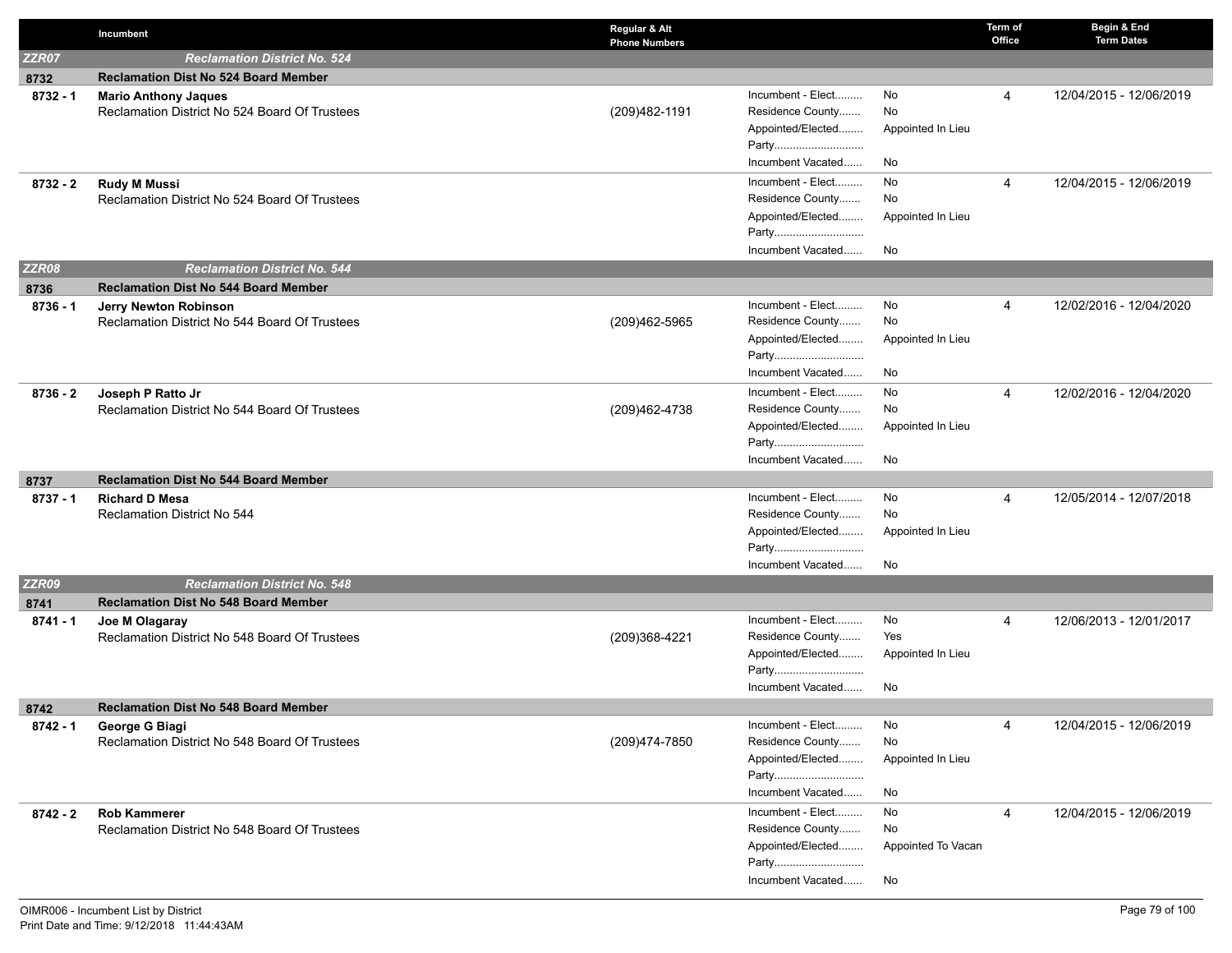| | Incumbent | Regular & Alt Phone Numbers | | | Term of Office | Begin & End Term Dates |
|---|---|---|---|---|---|---|
| ***ZZR07*** | ***Reclamation District No. 524*** | | | | | |
| **8732** | **Reclamation Dist No 524 Board Member** | | | | | |
| **8732 - 1** | **Mario Anthony Jaques**<br>Reclamation District No 524 Board Of Trustees | (209)482-1191 | Incumbent - Elect.........<br>Residence County.......<br>Appointed/Elected........<br>Party.............................<br>Incumbent Vacated...... | No<br>No<br>Appointed In Lieu<br><br>No | 4 | 12/04/2015 - 12/06/2019 |
| **8732 - 2** | **Rudy M Mussi**<br>Reclamation District No 524 Board Of Trustees | | Incumbent - Elect.........<br>Residence County.......<br>Appointed/Elected........<br>Party.............................<br>Incumbent Vacated...... | No<br>No<br>Appointed In Lieu<br><br>No | 4 | 12/04/2015 - 12/06/2019 |
| ***ZZR08*** | ***Reclamation District No. 544*** | | | | | |
| **8736** | **Reclamation Dist No 544 Board Member** | | | | | |
| **8736 - 1** | **Jerry Newton Robinson**<br>Reclamation District No 544 Board Of Trustees | (209)462-5965 | Incumbent - Elect.........<br>Residence County.......<br>Appointed/Elected........<br>Party.............................<br>Incumbent Vacated...... | No<br>No<br>Appointed In Lieu<br><br>No | 4 | 12/02/2016 - 12/04/2020 |
| **8736 - 2** | **Joseph P Ratto Jr**<br>Reclamation District No 544 Board Of Trustees | (209)462-4738 | Incumbent - Elect.........<br>Residence County.......<br>Appointed/Elected........<br>Party.............................<br>Incumbent Vacated...... | No<br>No<br>Appointed In Lieu<br><br>No | 4 | 12/02/2016 - 12/04/2020 |
| **8737** | **Reclamation Dist No 544 Board Member** | | | | | |
| **8737 - 1** | **Richard D Mesa**<br>Reclamation District No 544 | | Incumbent - Elect.........<br>Residence County.......<br>Appointed/Elected........<br>Party.............................<br>Incumbent Vacated...... | No<br>No<br>Appointed In Lieu<br><br>No | 4 | 12/05/2014 - 12/07/2018 |
| ***ZZR09*** | ***Reclamation District No. 548*** | | | | | |
| **8741** | **Reclamation Dist No 548 Board Member** | | | | | |
| **8741 - 1** | **Joe M Olagaray**<br>Reclamation District No 548 Board Of Trustees | (209)368-4221 | Incumbent - Elect.........<br>Residence County.......<br>Appointed/Elected........<br>Party.............................<br>Incumbent Vacated...... | No<br>Yes<br>Appointed In Lieu<br><br>No | 4 | 12/06/2013 - 12/01/2017 |
| **8742** | **Reclamation Dist No 548 Board Member** | | | | | |
| **8742 - 1** | **George G Biagi**<br>Reclamation District No 548 Board Of Trustees | (209)474-7850 | Incumbent - Elect.........<br>Residence County.......<br>Appointed/Elected........<br>Party.............................<br>Incumbent Vacated...... | No<br>No<br>Appointed In Lieu<br><br>No | 4 | 12/04/2015 - 12/06/2019 |
| **8742 - 2** | **Rob Kammerer**<br>Reclamation District No 548 Board Of Trustees | | Incumbent - Elect.........<br>Residence County.......<br>Appointed/Elected........<br>Party.............................<br>Incumbent Vacated...... | No<br>No<br>Appointed To Vacan<br><br>No | 4 | 12/04/2015 - 12/06/2019 |

OIMR006 - Incumbent List by District
Print Date and Time: 9/12/2018 11:44:43AM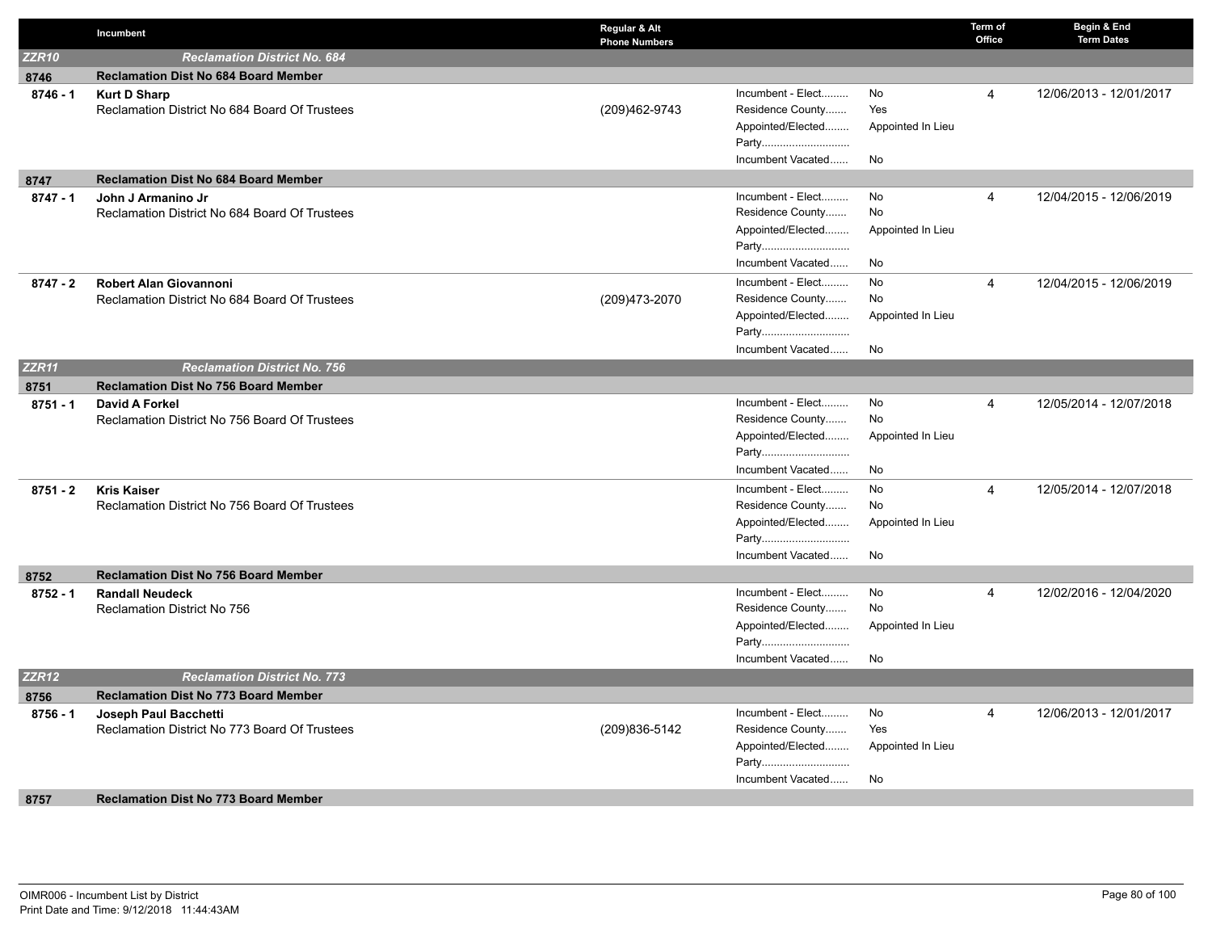| | Incumbent | Regular & Alt Phone Numbers | | | Term of Office | Begin & End Term Dates |
|---|---|---|---|---|---|---|
| **ZZR10** | **Reclamation District No. 684** | | | | | |
| **8746** | **Reclamation Dist No 684 Board Member** | | | | | |
| **8746 - 1** | **Kurt D Sharp**<br>Reclamation District No 684 Board Of Trustees | (209)462-9743 | Incumbent - Elect.........<br>Residence County.......<br>Appointed/Elected........<br>Party.............................<br>Incumbent Vacated...... | No<br>Yes<br>Appointed In Lieu<br><br>No | 4 | 12/06/2013 - 12/01/2017 |
| **8747** | **Reclamation Dist No 684 Board Member** | | | | | |
| **8747 - 1** | **John J Armanino Jr**<br>Reclamation District No 684 Board Of Trustees | | Incumbent - Elect.........<br>Residence County.......<br>Appointed/Elected........<br>Party.............................<br>Incumbent Vacated...... | No<br>No<br>Appointed In Lieu<br><br>No | 4 | 12/04/2015 - 12/06/2019 |
| **8747 - 2** | **Robert Alan Giovannoni**<br>Reclamation District No 684 Board Of Trustees | (209)473-2070 | Incumbent - Elect.........<br>Residence County.......<br>Appointed/Elected........<br>Party.............................<br>Incumbent Vacated...... | No<br>No<br>Appointed In Lieu<br><br>No | 4 | 12/04/2015 - 12/06/2019 |
| **ZZR11** | **Reclamation District No. 756** | | | | | |
| **8751** | **Reclamation Dist No 756 Board Member** | | | | | |
| **8751 - 1** | **David A Forkel**<br>Reclamation District No 756 Board Of Trustees | | Incumbent - Elect.........<br>Residence County.......<br>Appointed/Elected........<br>Party.............................<br>Incumbent Vacated...... | No<br>No<br>Appointed In Lieu<br><br>No | 4 | 12/05/2014 - 12/07/2018 |
| **8751 - 2** | **Kris Kaiser**<br>Reclamation District No 756 Board Of Trustees | | Incumbent - Elect.........<br>Residence County.......<br>Appointed/Elected........<br>Party.............................<br>Incumbent Vacated...... | No<br>No<br>Appointed In Lieu<br><br>No | 4 | 12/05/2014 - 12/07/2018 |
| **8752** | **Reclamation Dist No 756 Board Member** | | | | | |
| **8752 - 1** | **Randall Neudeck**<br>Reclamation District No 756 | | Incumbent - Elect.........<br>Residence County.......<br>Appointed/Elected........<br>Party.............................<br>Incumbent Vacated...... | No<br>No<br>Appointed In Lieu<br><br>No | 4 | 12/02/2016 - 12/04/2020 |
| **ZZR12** | **Reclamation District No. 773** | | | | | |
| **8756** | **Reclamation Dist No 773 Board Member** | | | | | |
| **8756 - 1** | **Joseph Paul Bacchetti**<br>Reclamation District No 773 Board Of Trustees | (209)836-5142 | Incumbent - Elect.........<br>Residence County.......<br>Appointed/Elected........<br>Party.............................<br>Incumbent Vacated...... | No<br>Yes<br>Appointed In Lieu<br><br>No | 4 | 12/06/2013 - 12/01/2017 |
| **8757** | **Reclamation Dist No 773 Board Member** | | | | | |

OIMR006 - Incumbent List by District
Print Date and Time: 9/12/2018 11:44:43AM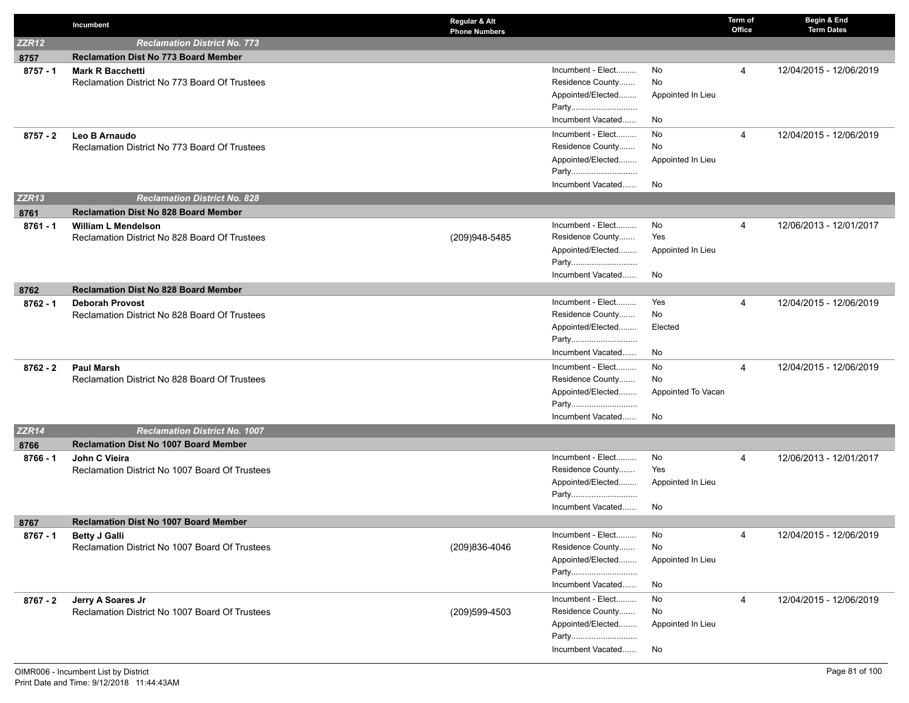| | Incumbent | Regular & Alt Phone Numbers | | | Term of Office | Begin & End Term Dates |
|---|---|---|---|---|---|---|
| ***ZZR12*** | ***Reclamation District No. 773*** | | | | | |
| **8757** | **Reclamation Dist No 773 Board Member** | | | | | |
| **8757 - 1** | **Mark R Bacchetti**<br>Reclamation District No 773 Board Of Trustees | | Incumbent - Elect.........<br>Residence County.......<br>Appointed/Elected........<br>Party............................<br>Incumbent Vacated...... | No<br>No<br>Appointed In Lieu<br><br>No | 4 | 12/04/2015 - 12/06/2019 |
| **8757 - 2** | **Leo B Arnaudo**<br>Reclamation District No 773 Board Of Trustees | | Incumbent - Elect.........<br>Residence County.......<br>Appointed/Elected........<br>Party............................<br>Incumbent Vacated...... | No<br>No<br>Appointed In Lieu<br><br>No | 4 | 12/04/2015 - 12/06/2019 |
| ***ZZR13*** | ***Reclamation District No. 828*** | | | | | |
| **8761** | **Reclamation Dist No 828 Board Member** | | | | | |
| **8761 - 1** | **William L Mendelson**<br>Reclamation District No 828 Board Of Trustees | (209)948-5485 | Incumbent - Elect.........<br>Residence County.......<br>Appointed/Elected........<br>Party............................<br>Incumbent Vacated...... | No<br>Yes<br>Appointed In Lieu<br><br>No | 4 | 12/06/2013 - 12/01/2017 |
| **8762** | **Reclamation Dist No 828 Board Member** | | | | | |
| **8762 - 1** | **Deborah Provost**<br>Reclamation District No 828 Board Of Trustees | | Incumbent - Elect.........<br>Residence County.......<br>Appointed/Elected........<br>Party............................<br>Incumbent Vacated...... | Yes<br>No<br>Elected<br><br>No | 4 | 12/04/2015 - 12/06/2019 |
| **8762 - 2** | **Paul Marsh**<br>Reclamation District No 828 Board Of Trustees | | Incumbent - Elect.........<br>Residence County.......<br>Appointed/Elected........<br>Party............................<br>Incumbent Vacated...... | No<br>No<br>Appointed To Vacan<br><br>No | 4 | 12/04/2015 - 12/06/2019 |
| ***ZZR14*** | ***Reclamation District No. 1007*** | | | | | |
| **8766** | **Reclamation Dist No 1007 Board Member** | | | | | |
| **8766 - 1** | **John C Vieira**<br>Reclamation District No 1007 Board Of Trustees | | Incumbent - Elect.........<br>Residence County.......<br>Appointed/Elected........<br>Party............................<br>Incumbent Vacated...... | No<br>Yes<br>Appointed In Lieu<br><br>No | 4 | 12/06/2013 - 12/01/2017 |
| **8767** | **Reclamation Dist No 1007 Board Member** | | | | | |
| **8767 - 1** | **Betty J Galli**<br>Reclamation District No 1007 Board Of Trustees | (209)836-4046 | Incumbent - Elect.........<br>Residence County.......<br>Appointed/Elected........<br>Party............................<br>Incumbent Vacated...... | No<br>No<br>Appointed In Lieu<br><br>No | 4 | 12/04/2015 - 12/06/2019 |
| **8767 - 2** | **Jerry A Soares Jr**<br>Reclamation District No 1007 Board Of Trustees | (209)599-4503 | Incumbent - Elect.........<br>Residence County.......<br>Appointed/Elected........<br>Party............................<br>Incumbent Vacated...... | No<br>No<br>Appointed In Lieu<br><br>No | 4 | 12/04/2015 - 12/06/2019 |

OIMR006 - Incumbent List by District
Print Date and Time: 9/12/2018 11:44:43AM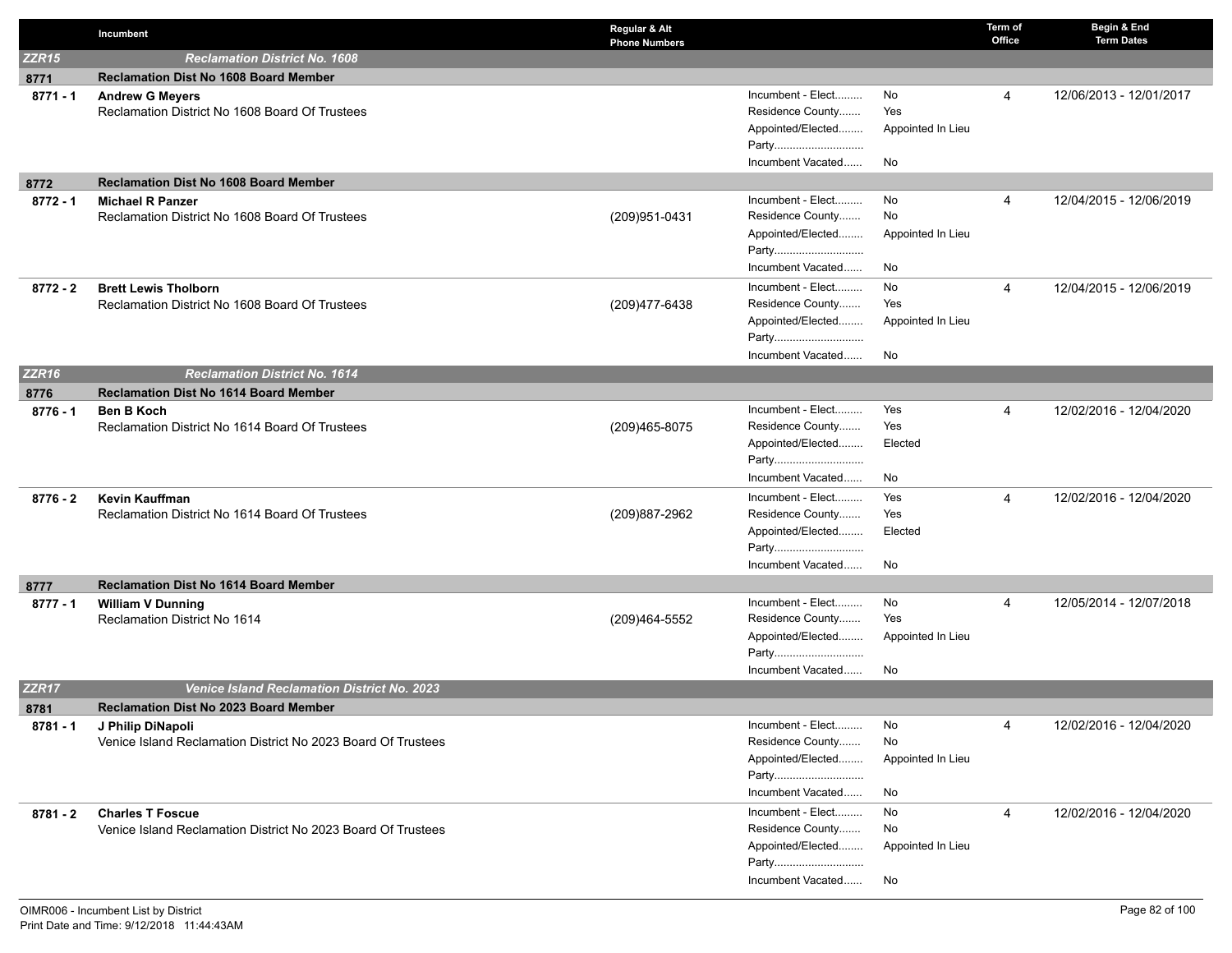| | Incumbent | Regular & Alt Phone Numbers | | | Term of Office | Begin & End Term Dates |
|---|---|---|---|---|---|---|
| **ZZR15** | **Reclamation District No. 1608** | | | | | |
| **8771** | **Reclamation Dist No 1608 Board Member** | | | | | |
| **8771 - 1** | **Andrew G Meyers**<br>Reclamation District No 1608 Board Of Trustees | | Incumbent - Elect.........<br>Residence County.......<br>Appointed/Elected........<br>Party.............................<br>Incumbent Vacated...... | No<br>Yes<br>Appointed In Lieu<br><br>No | 4 | 12/06/2013 - 12/01/2017 |
| **8772** | **Reclamation Dist No 1608 Board Member** | | | | | |
| **8772 - 1** | **Michael R Panzer**<br>Reclamation District No 1608 Board Of Trustees | (209)951-0431 | Incumbent - Elect.........<br>Residence County.......<br>Appointed/Elected........<br>Party.............................<br>Incumbent Vacated...... | No<br>No<br>Appointed In Lieu<br><br>No | 4 | 12/04/2015 - 12/06/2019 |
| **8772 - 2** | **Brett Lewis Tholborn**<br>Reclamation District No 1608 Board Of Trustees | (209)477-6438 | Incumbent - Elect.........<br>Residence County.......<br>Appointed/Elected........<br>Party.............................<br>Incumbent Vacated...... | No<br>Yes<br>Appointed In Lieu<br><br>No | 4 | 12/04/2015 - 12/06/2019 |
| **ZZR16** | **Reclamation District No. 1614** | | | | | |
| **8776** | **Reclamation Dist No 1614 Board Member** | | | | | |
| **8776 - 1** | **Ben B Koch**<br>Reclamation District No 1614 Board Of Trustees | (209)465-8075 | Incumbent - Elect.........<br>Residence County.......<br>Appointed/Elected........<br>Party.............................<br>Incumbent Vacated...... | Yes<br>Yes<br>Elected<br><br>No | 4 | 12/02/2016 - 12/04/2020 |
| **8776 - 2** | **Kevin Kauffman**<br>Reclamation District No 1614 Board Of Trustees | (209)887-2962 | Incumbent - Elect.........<br>Residence County.......<br>Appointed/Elected........<br>Party.............................<br>Incumbent Vacated...... | Yes<br>Yes<br>Elected<br><br>No | 4 | 12/02/2016 - 12/04/2020 |
| **8777** | **Reclamation Dist No 1614 Board Member** | | | | | |
| **8777 - 1** | **William V Dunning**<br>Reclamation District No 1614 | (209)464-5552 | Incumbent - Elect.........<br>Residence County.......<br>Appointed/Elected........<br>Party.............................<br>Incumbent Vacated...... | No<br>Yes<br>Appointed In Lieu<br><br>No | 4 | 12/05/2014 - 12/07/2018 |
| **ZZR17** | **Venice Island Reclamation District No. 2023** | | | | | |
| **8781** | **Reclamation Dist No 2023 Board Member** | | | | | |
| **8781 - 1** | **J Philip DiNapoli**<br>Venice Island Reclamation District No 2023 Board Of Trustees | | Incumbent - Elect.........<br>Residence County.......<br>Appointed/Elected........<br>Party.............................<br>Incumbent Vacated...... | No<br>No<br>Appointed In Lieu<br><br>No | 4 | 12/02/2016 - 12/04/2020 |
| **8781 - 2** | **Charles T Foscue**<br>Venice Island Reclamation District No 2023 Board Of Trustees | | Incumbent - Elect.........<br>Residence County.......<br>Appointed/Elected........<br>Party.............................<br>Incumbent Vacated...... | No<br>No<br>Appointed In Lieu<br><br>No | 4 | 12/02/2016 - 12/04/2020 |

OIMR006 - Incumbent List by District
Print Date and Time: 9/12/2018 11:44:43AM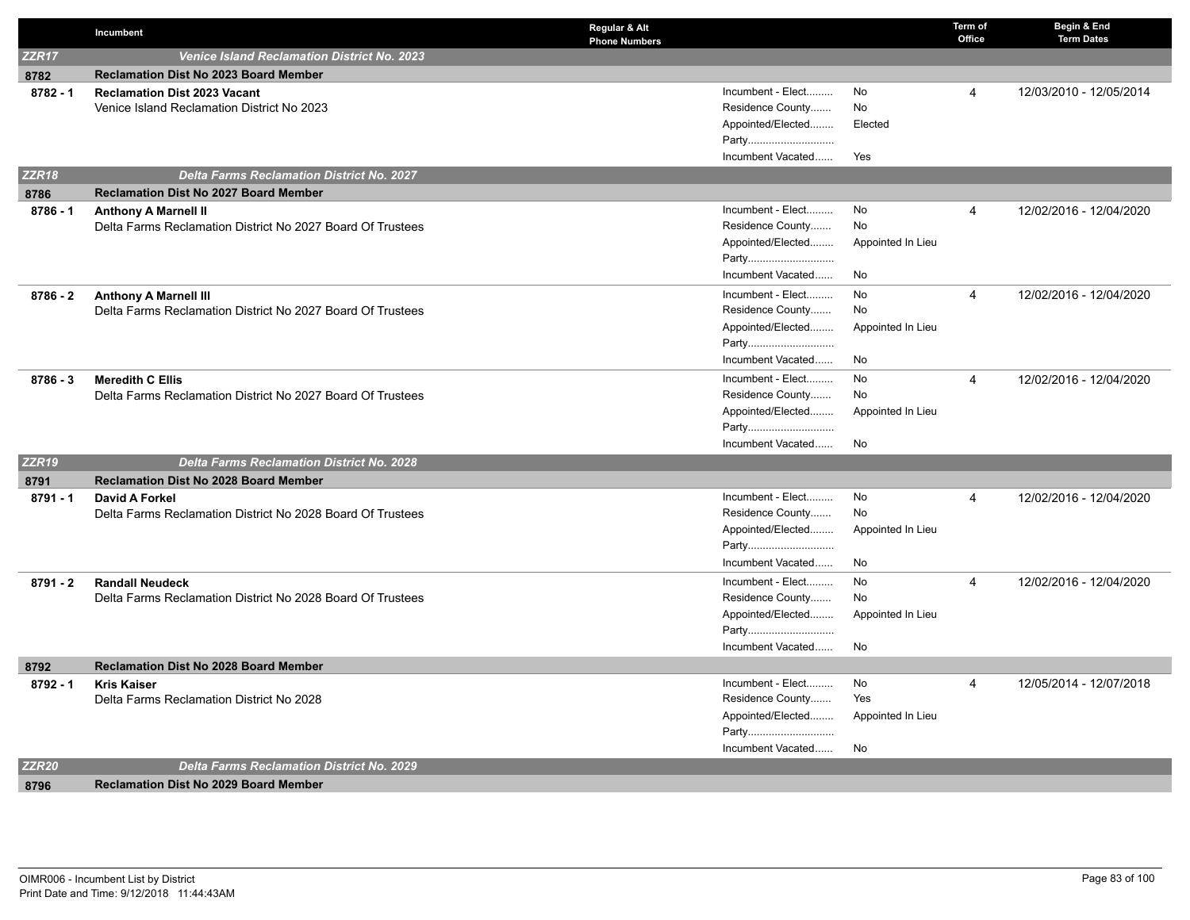| | Incumbent | Regular & Alt Phone Numbers | | | Term of Office | Begin & End Term Dates |
|---|---|---|---|---|---|---|
| **ZZR17** | ***Venice Island Reclamation District No. 2023*** | | | | | |
| **8782** | **Reclamation Dist No 2023 Board Member** | | | | | |
| **8782 - 1** | **Reclamation Dist 2023 Vacant**<br>Venice Island Reclamation District No 2023 | | Incumbent - Elect.........<br>Residence County.......<br>Appointed/Elected........<br>Party.............................<br>Incumbent Vacated...... | No<br>No<br>Elected<br><br>Yes | 4 | 12/03/2010 - 12/05/2014 |
| **ZZR18** | ***Delta Farms Reclamation District No. 2027*** | | | | | |
| **8786** | **Reclamation Dist No 2027 Board Member** | | | | | |
| **8786 - 1** | **Anthony A Marnell II**<br>Delta Farms Reclamation District No 2027 Board Of Trustees | | Incumbent - Elect.........<br>Residence County.......<br>Appointed/Elected........<br>Party.............................<br>Incumbent Vacated...... | No<br>No<br>Appointed In Lieu<br><br>No | 4 | 12/02/2016 - 12/04/2020 |
| **8786 - 2** | **Anthony A Marnell III**<br>Delta Farms Reclamation District No 2027 Board Of Trustees | | Incumbent - Elect.........<br>Residence County.......<br>Appointed/Elected........<br>Party.............................<br>Incumbent Vacated...... | No<br>No<br>Appointed In Lieu<br><br>No | 4 | 12/02/2016 - 12/04/2020 |
| **8786 - 3** | **Meredith C Ellis**<br>Delta Farms Reclamation District No 2027 Board Of Trustees | | Incumbent - Elect.........<br>Residence County.......<br>Appointed/Elected........<br>Party.............................<br>Incumbent Vacated...... | No<br>No<br>Appointed In Lieu<br><br>No | 4 | 12/02/2016 - 12/04/2020 |
| **ZZR19** | ***Delta Farms Reclamation District No. 2028*** | | | | | |
| **8791** | **Reclamation Dist No 2028 Board Member** | | | | | |
| **8791 - 1** | **David A Forkel**<br>Delta Farms Reclamation District No 2028 Board Of Trustees | | Incumbent - Elect.........<br>Residence County.......<br>Appointed/Elected........<br>Party.............................<br>Incumbent Vacated...... | No<br>No<br>Appointed In Lieu<br><br>No | 4 | 12/02/2016 - 12/04/2020 |
| **8791 - 2** | **Randall Neudeck**<br>Delta Farms Reclamation District No 2028 Board Of Trustees | | Incumbent - Elect.........<br>Residence County.......<br>Appointed/Elected........<br>Party.............................<br>Incumbent Vacated...... | No<br>No<br>Appointed In Lieu<br><br>No | 4 | 12/02/2016 - 12/04/2020 |
| **8792** | **Reclamation Dist No 2028 Board Member** | | | | | |
| **8792 - 1** | **Kris Kaiser**<br>Delta Farms Reclamation District No 2028 | | Incumbent - Elect.........<br>Residence County.......<br>Appointed/Elected........<br>Party.............................<br>Incumbent Vacated...... | No<br>Yes<br>Appointed In Lieu<br><br>No | 4 | 12/05/2014 - 12/07/2018 |
| **ZZR20** | ***Delta Farms Reclamation District No. 2029*** | | | | | |
| **8796** | **Reclamation Dist No 2029 Board Member** | | | | | |

OIMR006 - Incumbent List by District
Print Date and Time: 9/12/2018 11:44:43AM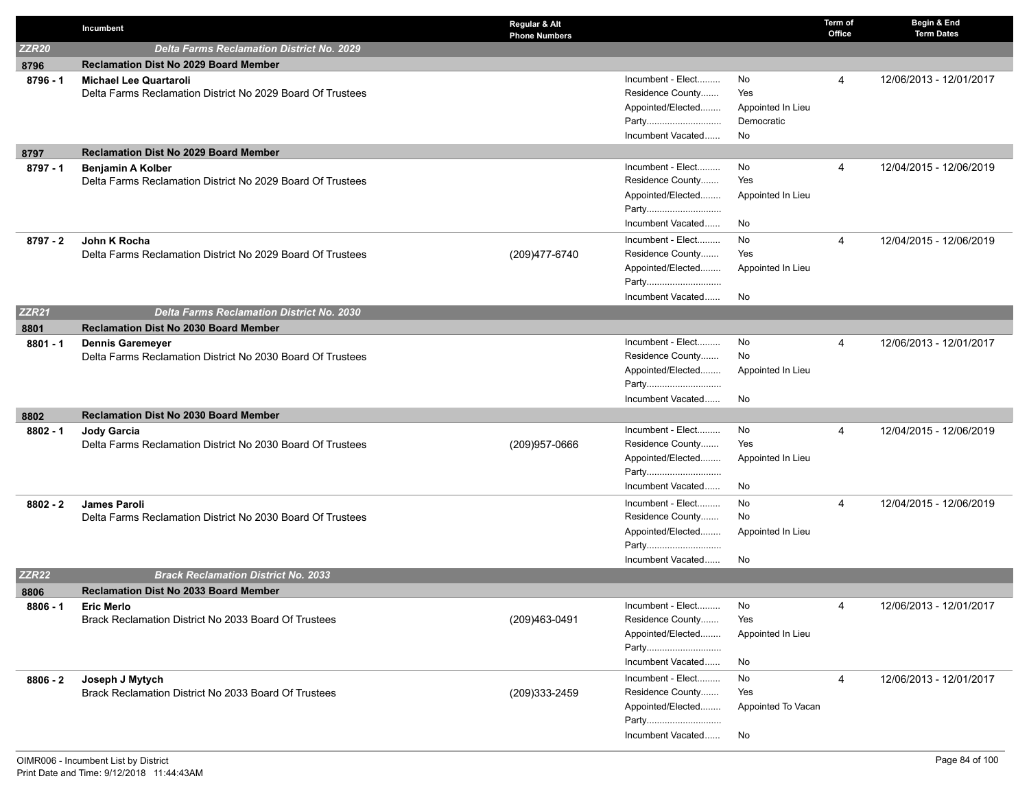| | Incumbent | Regular & Alt Phone Numbers | | | Term of Office | Begin & End Term Dates |
|---|---|---|---|---|---|---|
| ***ZZR20*** | ***Delta Farms Reclamation District No. 2029*** | | | | | |
| **8796** | **Reclamation Dist No 2029 Board Member** | | | | | |
| **8796 - 1** | **Michael Lee Quartaroli**<br>Delta Farms Reclamation District No 2029 Board Of Trustees | | Incumbent - Elect.........<br>Residence County.......<br>Appointed/Elected........<br>Party.............................<br>Incumbent Vacated...... | No<br>Yes<br>Appointed In Lieu<br>Democratic<br>No | 4 | 12/06/2013 - 12/01/2017 |
| **8797** | **Reclamation Dist No 2029 Board Member** | | | | | |
| **8797 - 1** | **Benjamin A Kolber**<br>Delta Farms Reclamation District No 2029 Board Of Trustees | | Incumbent - Elect.........<br>Residence County.......<br>Appointed/Elected........<br>Party.............................<br>Incumbent Vacated...... | No<br>Yes<br>Appointed In Lieu<br><br>No | 4 | 12/04/2015 - 12/06/2019 |
| **8797 - 2** | **John K Rocha**<br>Delta Farms Reclamation District No 2029 Board Of Trustees | (209)477-6740 | Incumbent - Elect.........<br>Residence County.......<br>Appointed/Elected........<br>Party.............................<br>Incumbent Vacated...... | No<br>Yes<br>Appointed In Lieu<br><br>No | 4 | 12/04/2015 - 12/06/2019 |
| ***ZZR21*** | ***Delta Farms Reclamation District No. 2030*** | | | | | |
| **8801** | **Reclamation Dist No 2030 Board Member** | | | | | |
| **8801 - 1** | **Dennis Garemeyer**<br>Delta Farms Reclamation District No 2030 Board Of Trustees | | Incumbent - Elect.........<br>Residence County.......<br>Appointed/Elected........<br>Party.............................<br>Incumbent Vacated...... | No<br>No<br>Appointed In Lieu<br><br>No | 4 | 12/06/2013 - 12/01/2017 |
| **8802** | **Reclamation Dist No 2030 Board Member** | | | | | |
| **8802 - 1** | **Jody Garcia**<br>Delta Farms Reclamation District No 2030 Board Of Trustees | (209)957-0666 | Incumbent - Elect.........<br>Residence County.......<br>Appointed/Elected........<br>Party.............................<br>Incumbent Vacated...... | No<br>Yes<br>Appointed In Lieu<br><br>No | 4 | 12/04/2015 - 12/06/2019 |
| **8802 - 2** | **James Paroli**<br>Delta Farms Reclamation District No 2030 Board Of Trustees | | Incumbent - Elect.........<br>Residence County.......<br>Appointed/Elected........<br>Party.............................<br>Incumbent Vacated...... | No<br>No<br>Appointed In Lieu<br><br>No | 4 | 12/04/2015 - 12/06/2019 |
| ***ZZR22*** | ***Brack Reclamation District No. 2033*** | | | | | |
| **8806** | **Reclamation Dist No 2033 Board Member** | | | | | |
| **8806 - 1** | **Eric Merlo**<br>Brack Reclamation District No 2033 Board Of Trustees | (209)463-0491 | Incumbent - Elect.........<br>Residence County.......<br>Appointed/Elected........<br>Party.............................<br>Incumbent Vacated...... | No<br>Yes<br>Appointed In Lieu<br><br>No | 4 | 12/06/2013 - 12/01/2017 |
| **8806 - 2** | **Joseph J Mytych**<br>Brack Reclamation District No 2033 Board Of Trustees | (209)333-2459 | Incumbent - Elect.........<br>Residence County.......<br>Appointed/Elected........<br>Party.............................<br>Incumbent Vacated...... | No<br>Yes<br>Appointed To Vacan<br><br>No | 4 | 12/06/2013 - 12/01/2017 |

OIMR006 - Incumbent List by District
Print Date and Time: 9/12/2018 11:44:43AM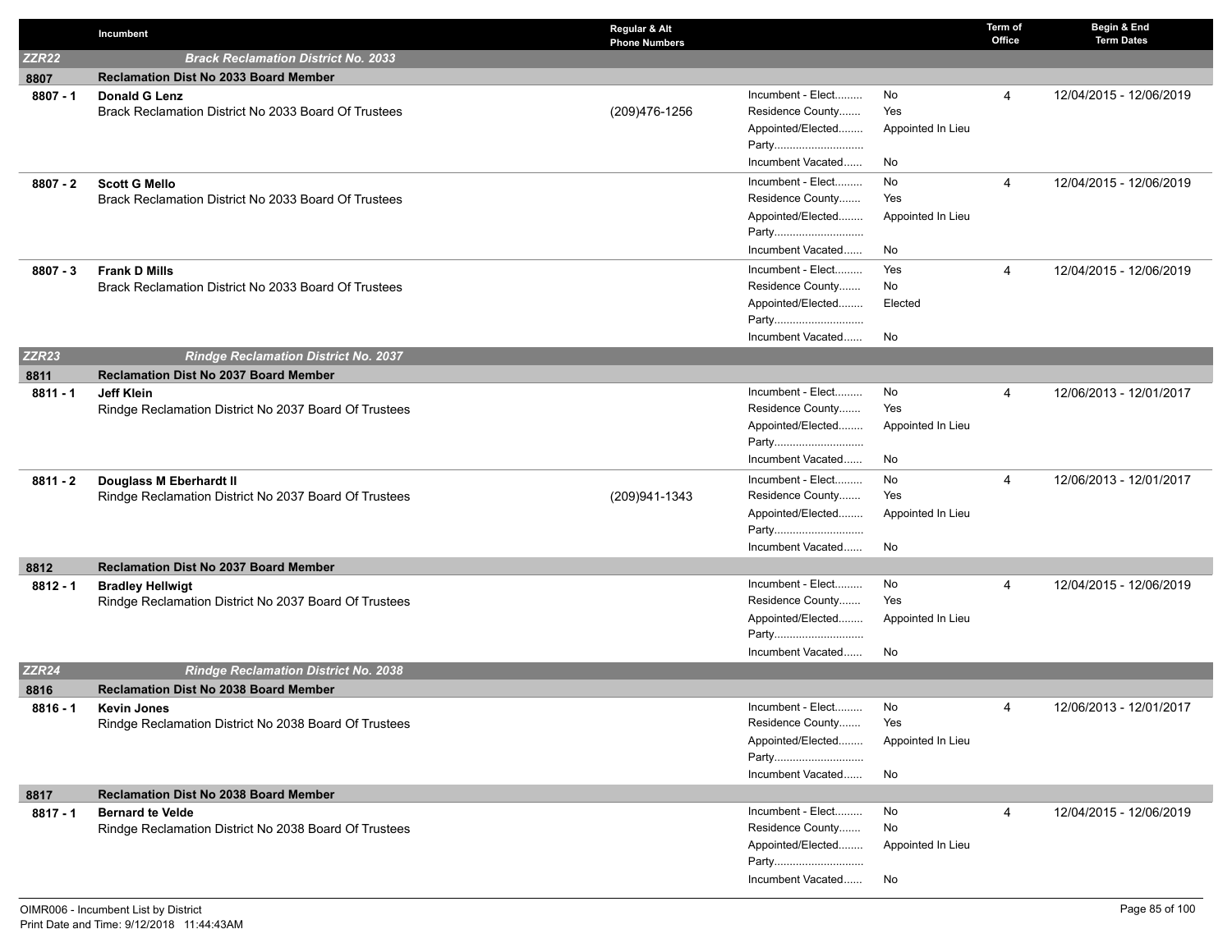| | Incumbent | Regular & Alt Phone Numbers | | | Term of Office | Begin & End Term Dates |
|---|---|---|---|---|---|---|
| **ZZR22** | ***Brack Reclamation District No. 2033*** | | | | | |
| **8807** | **Reclamation Dist No 2033 Board Member** | | | | | |
| **8807 - 1** | **Donald G Lenz**<br>Brack Reclamation District No 2033 Board Of Trustees | (209)476-1256 | Incumbent - Elect.........<br>Residence County.......<br>Appointed/Elected........<br>Party.............................<br>Incumbent Vacated...... | No<br>Yes<br>Appointed In Lieu<br><br>No | 4 | 12/04/2015 - 12/06/2019 |
| **8807 - 2** | **Scott G Mello**<br>Brack Reclamation District No 2033 Board Of Trustees | | Incumbent - Elect.........<br>Residence County.......<br>Appointed/Elected........<br>Party.............................<br>Incumbent Vacated...... | No<br>Yes<br>Appointed In Lieu<br><br>No | 4 | 12/04/2015 - 12/06/2019 |
| **8807 - 3** | **Frank D Mills**<br>Brack Reclamation District No 2033 Board Of Trustees | | Incumbent - Elect.........<br>Residence County.......<br>Appointed/Elected........<br>Party.............................<br>Incumbent Vacated...... | Yes<br>No<br>Elected<br><br>No | 4 | 12/04/2015 - 12/06/2019 |
| **ZZR23** | ***Rindge Reclamation District No. 2037*** | | | | | |
| **8811** | **Reclamation Dist No 2037 Board Member** | | | | | |
| **8811 - 1** | **Jeff Klein**<br>Rindge Reclamation District No 2037 Board Of Trustees | | Incumbent - Elect.........<br>Residence County.......<br>Appointed/Elected........<br>Party.............................<br>Incumbent Vacated...... | No<br>Yes<br>Appointed In Lieu<br><br>No | 4 | 12/06/2013 - 12/01/2017 |
| **8811 - 2** | **Douglass M Eberhardt II**<br>Rindge Reclamation District No 2037 Board Of Trustees | (209)941-1343 | Incumbent - Elect.........<br>Residence County.......<br>Appointed/Elected........<br>Party.............................<br>Incumbent Vacated...... | No<br>Yes<br>Appointed In Lieu<br><br>No | 4 | 12/06/2013 - 12/01/2017 |
| **8812** | **Reclamation Dist No 2037 Board Member** | | | | | |
| **8812 - 1** | **Bradley Hellwigt**<br>Rindge Reclamation District No 2037 Board Of Trustees | | Incumbent - Elect.........<br>Residence County.......<br>Appointed/Elected........<br>Party.............................<br>Incumbent Vacated...... | No<br>Yes<br>Appointed In Lieu<br><br>No | 4 | 12/04/2015 - 12/06/2019 |
| **ZZR24** | ***Rindge Reclamation District No. 2038*** | | | | | |
| **8816** | **Reclamation Dist No 2038 Board Member** | | | | | |
| **8816 - 1** | **Kevin Jones**<br>Rindge Reclamation District No 2038 Board Of Trustees | | Incumbent - Elect.........<br>Residence County.......<br>Appointed/Elected........<br>Party.............................<br>Incumbent Vacated...... | No<br>Yes<br>Appointed In Lieu<br><br>No | 4 | 12/06/2013 - 12/01/2017 |
| **8817** | **Reclamation Dist No 2038 Board Member** | | | | | |
| **8817 - 1** | **Bernard te Velde**<br>Rindge Reclamation District No 2038 Board Of Trustees | | Incumbent - Elect.........<br>Residence County.......<br>Appointed/Elected........<br>Party.............................<br>Incumbent Vacated...... | No<br>No<br>Appointed In Lieu<br><br>No | 4 | 12/04/2015 - 12/06/2019 |

OIMR006 - Incumbent List by District
Print Date and Time: 9/12/2018 11:44:43AM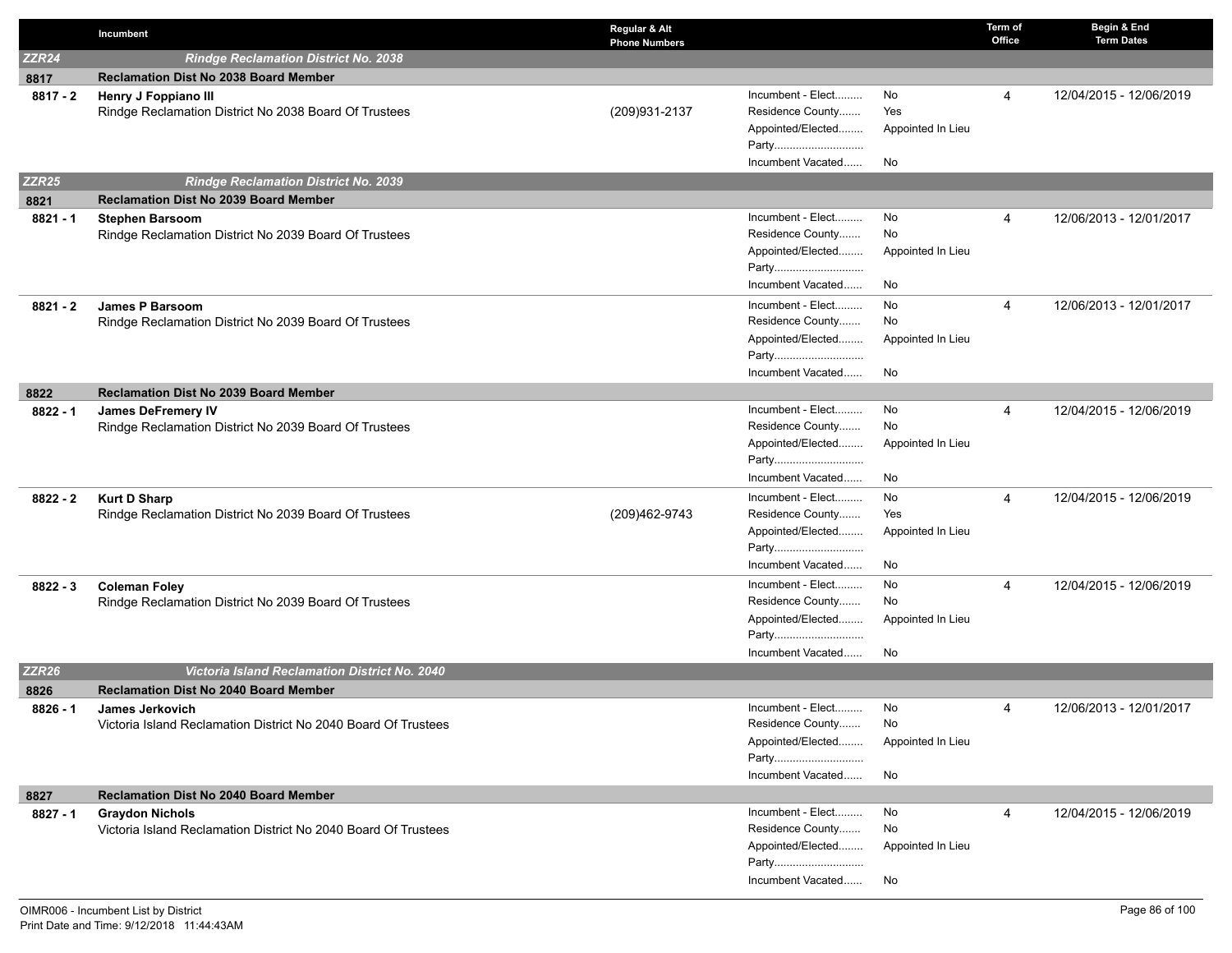| | Incumbent | Regular & Alt Phone Numbers | | | Term of Office | Begin & End Term Dates |
|---|---|---|---|---|---|---|
| **ZZR24** | ***Rindge Reclamation District No. 2038*** | | | | | |
| **8817** | **Reclamation Dist No 2038 Board Member** | | | | | |
| **8817 - 2** | **Henry J Foppiano III**<br>Rindge Reclamation District No 2038 Board Of Trustees | (209)931-2137 | Incumbent - Elect.........<br>Residence County.......<br>Appointed/Elected........<br>Party.............................<br>Incumbent Vacated...... | No<br>Yes<br>Appointed In Lieu<br><br>No | 4 | 12/04/2015 - 12/06/2019 |
| **ZZR25** | ***Rindge Reclamation District No. 2039*** | | | | | |
| **8821** | **Reclamation Dist No 2039 Board Member** | | | | | |
| **8821 - 1** | **Stephen Barsoom**<br>Rindge Reclamation District No 2039 Board Of Trustees | | Incumbent - Elect.........<br>Residence County.......<br>Appointed/Elected........<br>Party.............................<br>Incumbent Vacated...... | No<br>No<br>Appointed In Lieu<br><br>No | 4 | 12/06/2013 - 12/01/2017 |
| **8821 - 2** | **James P Barsoom**<br>Rindge Reclamation District No 2039 Board Of Trustees | | Incumbent - Elect.........<br>Residence County.......<br>Appointed/Elected........<br>Party.............................<br>Incumbent Vacated...... | No<br>No<br>Appointed In Lieu<br><br>No | 4 | 12/06/2013 - 12/01/2017 |
| **8822** | **Reclamation Dist No 2039 Board Member** | | | | | |
| **8822 - 1** | **James DeFremery IV**<br>Rindge Reclamation District No 2039 Board Of Trustees | | Incumbent - Elect.........<br>Residence County.......<br>Appointed/Elected........<br>Party.............................<br>Incumbent Vacated...... | No<br>No<br>Appointed In Lieu<br><br>No | 4 | 12/04/2015 - 12/06/2019 |
| **8822 - 2** | **Kurt D Sharp**<br>Rindge Reclamation District No 2039 Board Of Trustees | (209)462-9743 | Incumbent - Elect.........<br>Residence County.......<br>Appointed/Elected........<br>Party.............................<br>Incumbent Vacated...... | No<br>Yes<br>Appointed In Lieu<br><br>No | 4 | 12/04/2015 - 12/06/2019 |
| **8822 - 3** | **Coleman Foley**<br>Rindge Reclamation District No 2039 Board Of Trustees | | Incumbent - Elect.........<br>Residence County.......<br>Appointed/Elected........<br>Party.............................<br>Incumbent Vacated...... | No<br>No<br>Appointed In Lieu<br><br>No | 4 | 12/04/2015 - 12/06/2019 |
| **ZZR26** | ***Victoria Island Reclamation District No. 2040*** | | | | | |
| **8826** | **Reclamation Dist No 2040 Board Member** | | | | | |
| **8826 - 1** | **James Jerkovich**<br>Victoria Island Reclamation District No 2040 Board Of Trustees | | Incumbent - Elect.........<br>Residence County.......<br>Appointed/Elected........<br>Party.............................<br>Incumbent Vacated...... | No<br>No<br>Appointed In Lieu<br><br>No | 4 | 12/06/2013 - 12/01/2017 |
| **8827** | **Reclamation Dist No 2040 Board Member** | | | | | |
| **8827 - 1** | **Graydon Nichols**<br>Victoria Island Reclamation District No 2040 Board Of Trustees | | Incumbent - Elect.........<br>Residence County.......<br>Appointed/Elected........<br>Party.............................<br>Incumbent Vacated...... | No<br>No<br>Appointed In Lieu<br><br>No | 4 | 12/04/2015 - 12/06/2019 |

OIMR006 - Incumbent List by District
Print Date and Time: 9/12/2018 11:44:43AM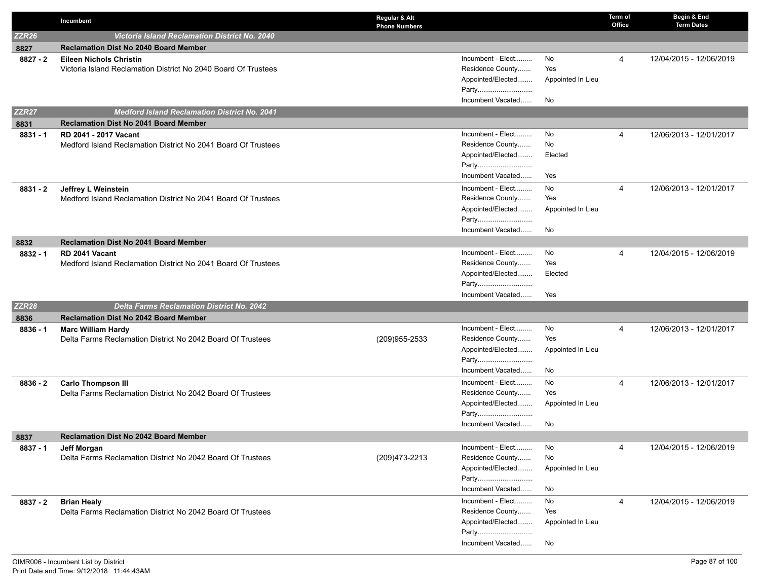| | Incumbent | Regular & Alt Phone Numbers | | | Term of Office | Begin & End Term Dates |
|---|---|---|---|---|---|---|
| **ZZR26** | ***Victoria Island Reclamation District No. 2040*** | | | | | |
| **8827** | **Reclamation Dist No 2040 Board Member** | | | | | |
| **8827 - 2** | **Eileen Nichols Christin**<br>Victoria Island Reclamation District No 2040 Board Of Trustees | | Incumbent - Elect.........<br>Residence County.......<br>Appointed/Elected........<br>Party.............................<br>Incumbent Vacated...... | No<br>Yes<br>Appointed In Lieu<br><br>No | 4 | 12/04/2015 - 12/06/2019 |
| **ZZR27** | ***Medford Island Reclamation District No. 2041*** | | | | | |
| **8831** | **Reclamation Dist No 2041 Board Member** | | | | | |
| **8831 - 1** | **RD 2041 - 2017 Vacant**<br>Medford Island Reclamation District No 2041 Board Of Trustees | | Incumbent - Elect.........<br>Residence County.......<br>Appointed/Elected........<br>Party.............................<br>Incumbent Vacated...... | No<br>No<br>Elected<br><br>Yes | 4 | 12/06/2013 - 12/01/2017 |
| **8831 - 2** | **Jeffrey L Weinstein**<br>Medford Island Reclamation District No 2041 Board Of Trustees | | Incumbent - Elect.........<br>Residence County.......<br>Appointed/Elected........<br>Party.............................<br>Incumbent Vacated...... | No<br>Yes<br>Appointed In Lieu<br><br>No | 4 | 12/06/2013 - 12/01/2017 |
| **8832** | **Reclamation Dist No 2041 Board Member** | | | | | |
| **8832 - 1** | **RD 2041 Vacant**<br>Medford Island Reclamation District No 2041 Board Of Trustees | | Incumbent - Elect.........<br>Residence County.......<br>Appointed/Elected........<br>Party.............................<br>Incumbent Vacated...... | No<br>Yes<br>Elected<br><br>Yes | 4 | 12/04/2015 - 12/06/2019 |
| **ZZR28** | ***Delta Farms Reclamation District No. 2042*** | | | | | |
| **8836** | **Reclamation Dist No 2042 Board Member** | | | | | |
| **8836 - 1** | **Marc William Hardy**<br>Delta Farms Reclamation District No 2042 Board Of Trustees | (209)955-2533 | Incumbent - Elect.........<br>Residence County.......<br>Appointed/Elected........<br>Party.............................<br>Incumbent Vacated...... | No<br>Yes<br>Appointed In Lieu<br><br>No | 4 | 12/06/2013 - 12/01/2017 |
| **8836 - 2** | **Carlo Thompson III**<br>Delta Farms Reclamation District No 2042 Board Of Trustees | | Incumbent - Elect.........<br>Residence County.......<br>Appointed/Elected........<br>Party.............................<br>Incumbent Vacated...... | No<br>Yes<br>Appointed In Lieu<br><br>No | 4 | 12/06/2013 - 12/01/2017 |
| **8837** | **Reclamation Dist No 2042 Board Member** | | | | | |
| **8837 - 1** | **Jeff Morgan**<br>Delta Farms Reclamation District No 2042 Board Of Trustees | (209)473-2213 | Incumbent - Elect.........<br>Residence County.......<br>Appointed/Elected........<br>Party.............................<br>Incumbent Vacated...... | No<br>No<br>Appointed In Lieu<br><br>No | 4 | 12/04/2015 - 12/06/2019 |
| **8837 - 2** | **Brian Healy**<br>Delta Farms Reclamation District No 2042 Board Of Trustees | | Incumbent - Elect.........<br>Residence County.......<br>Appointed/Elected........<br>Party.............................<br>Incumbent Vacated...... | No<br>Yes<br>Appointed In Lieu<br><br>No | 4 | 12/04/2015 - 12/06/2019 |

OIMR006 - Incumbent List by District
Print Date and Time: 9/12/2018 11:44:43AM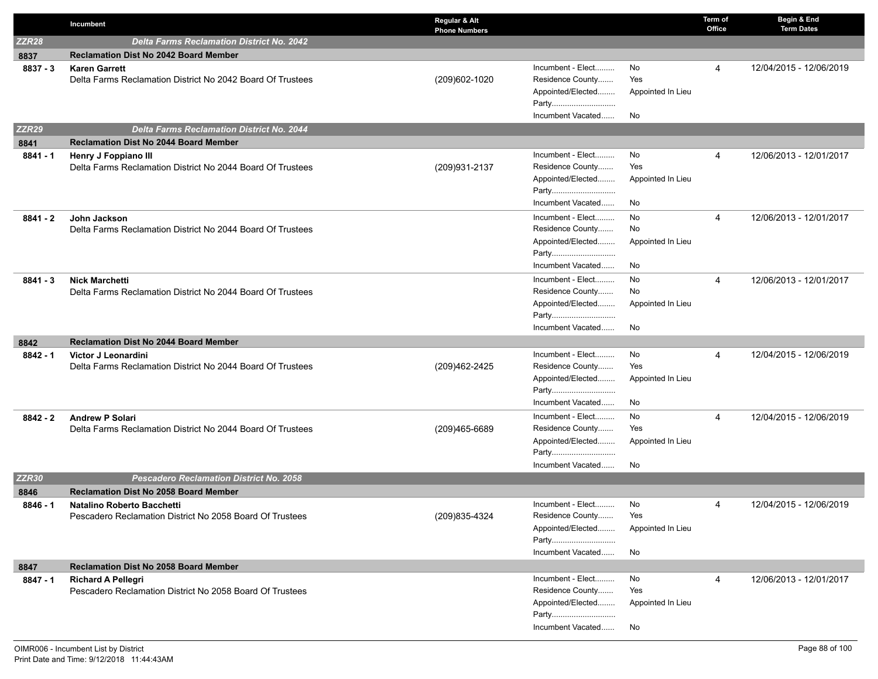| | Incumbent | Regular & Alt Phone Numbers | | | Term of Office | Begin & End Term Dates |
|---|---|---|---|---|---|---|
| **ZZR28** | **Delta Farms Reclamation District No. 2042** | | | | | |
| **8837** | **Reclamation Dist No 2042 Board Member** | | | | | |
| **8837 - 3** | **Karen Garrett**<br>Delta Farms Reclamation District No 2042 Board Of Trustees | (209)602-1020 | Incumbent - Elect.........<br>Residence County.......<br>Appointed/Elected........<br>Party............................<br>Incumbent Vacated...... | No<br>Yes<br>Appointed In Lieu<br><br>No | 4 | 12/04/2015 - 12/06/2019 |
| **ZZR29** | **Delta Farms Reclamation District No. 2044** | | | | | |
| **8841** | **Reclamation Dist No 2044 Board Member** | | | | | |
| **8841 - 1** | **Henry J Foppiano III**<br>Delta Farms Reclamation District No 2044 Board Of Trustees | (209)931-2137 | Incumbent - Elect.........<br>Residence County.......<br>Appointed/Elected........<br>Party............................<br>Incumbent Vacated...... | No<br>Yes<br>Appointed In Lieu<br><br>No | 4 | 12/06/2013 - 12/01/2017 |
| **8841 - 2** | **John Jackson**<br>Delta Farms Reclamation District No 2044 Board Of Trustees | | Incumbent - Elect.........<br>Residence County.......<br>Appointed/Elected........<br>Party............................<br>Incumbent Vacated...... | No<br>No<br>Appointed In Lieu<br><br>No | 4 | 12/06/2013 - 12/01/2017 |
| **8841 - 3** | **Nick Marchetti**<br>Delta Farms Reclamation District No 2044 Board Of Trustees | | Incumbent - Elect.........<br>Residence County.......<br>Appointed/Elected........<br>Party............................<br>Incumbent Vacated...... | No<br>No<br>Appointed In Lieu<br><br>No | 4 | 12/06/2013 - 12/01/2017 |
| **8842** | **Reclamation Dist No 2044 Board Member** | | | | | |
| **8842 - 1** | **Victor J Leonardini**<br>Delta Farms Reclamation District No 2044 Board Of Trustees | (209)462-2425 | Incumbent - Elect.........<br>Residence County.......<br>Appointed/Elected........<br>Party............................<br>Incumbent Vacated...... | No<br>Yes<br>Appointed In Lieu<br><br>No | 4 | 12/04/2015 - 12/06/2019 |
| **8842 - 2** | **Andrew P Solari**<br>Delta Farms Reclamation District No 2044 Board Of Trustees | (209)465-6689 | Incumbent - Elect.........<br>Residence County.......<br>Appointed/Elected........<br>Party............................<br>Incumbent Vacated...... | No<br>Yes<br>Appointed In Lieu<br><br>No | 4 | 12/04/2015 - 12/06/2019 |
| **ZZR30** | **Pescadero Reclamation District No. 2058** | | | | | |
| **8846** | **Reclamation Dist No 2058 Board Member** | | | | | |
| **8846 - 1** | **Natalino Roberto Bacchetti**<br>Pescadero Reclamation District No 2058 Board Of Trustees | (209)835-4324 | Incumbent - Elect.........<br>Residence County.......<br>Appointed/Elected........<br>Party............................<br>Incumbent Vacated...... | No<br>Yes<br>Appointed In Lieu<br><br>No | 4 | 12/04/2015 - 12/06/2019 |
| **8847** | **Reclamation Dist No 2058 Board Member** | | | | | |
| **8847 - 1** | **Richard A Pellegri**<br>Pescadero Reclamation District No 2058 Board Of Trustees | | Incumbent - Elect.........<br>Residence County.......<br>Appointed/Elected........<br>Party............................<br>Incumbent Vacated...... | No<br>Yes<br>Appointed In Lieu<br><br>No | 4 | 12/06/2013 - 12/01/2017 |

OIMR006 - Incumbent List by District
Print Date and Time: 9/12/2018 11:44:43AM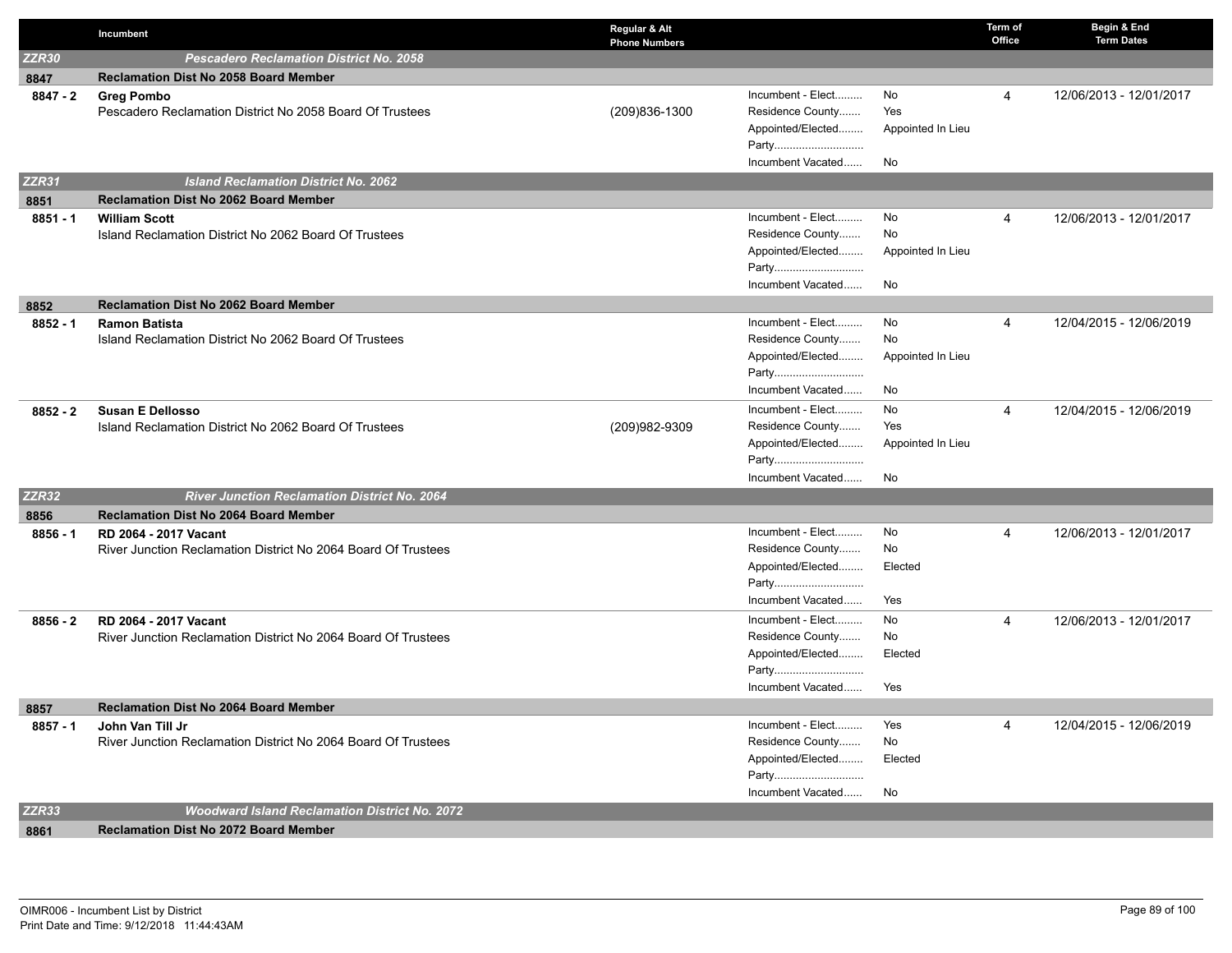| | Incumbent | Regular & Alt Phone Numbers | | | Term of Office | Begin & End Term Dates |
|---|---|---|---|---|---|---|
| **ZZR30** | ***Pescadero Reclamation District No. 2058*** | | | | | |
| **8847** | **Reclamation Dist No 2058 Board Member** | | | | | |
| **8847 - 2** | **Greg Pombo**<br>Pescadero Reclamation District No 2058 Board Of Trustees | (209)836-1300 | Incumbent - Elect.........<br>Residence County.......<br>Appointed/Elected........<br>Party.............................<br>Incumbent Vacated...... | No<br>Yes<br>Appointed In Lieu<br><br>No | 4 | 12/06/2013 - 12/01/2017 |
| **ZZR31** | ***Island Reclamation District No. 2062*** | | | | | |
| **8851** | **Reclamation Dist No 2062 Board Member** | | | | | |
| **8851 - 1** | **William Scott**<br>Island Reclamation District No 2062 Board Of Trustees | | Incumbent - Elect.........<br>Residence County.......<br>Appointed/Elected........<br>Party.............................<br>Incumbent Vacated...... | No<br>No<br>Appointed In Lieu<br><br>No | 4 | 12/06/2013 - 12/01/2017 |
| **8852** | **Reclamation Dist No 2062 Board Member** | | | | | |
| **8852 - 1** | **Ramon Batista**<br>Island Reclamation District No 2062 Board Of Trustees | | Incumbent - Elect.........<br>Residence County.......<br>Appointed/Elected........<br>Party.............................<br>Incumbent Vacated...... | No<br>No<br>Appointed In Lieu<br><br>No | 4 | 12/04/2015 - 12/06/2019 |
| **8852 - 2** | **Susan E Dellosso**<br>Island Reclamation District No 2062 Board Of Trustees | (209)982-9309 | Incumbent - Elect.........<br>Residence County.......<br>Appointed/Elected........<br>Party.............................<br>Incumbent Vacated...... | No<br>Yes<br>Appointed In Lieu<br><br>No | 4 | 12/04/2015 - 12/06/2019 |
| **ZZR32** | ***River Junction Reclamation District No. 2064*** | | | | | |
| **8856** | **Reclamation Dist No 2064 Board Member** | | | | | |
| **8856 - 1** | **RD 2064 - 2017 Vacant**<br>River Junction Reclamation District No 2064 Board Of Trustees | | Incumbent - Elect.........<br>Residence County.......<br>Appointed/Elected........<br>Party.............................<br>Incumbent Vacated...... | No<br>No<br>Elected<br><br>Yes | 4 | 12/06/2013 - 12/01/2017 |
| **8856 - 2** | **RD 2064 - 2017 Vacant**<br>River Junction Reclamation District No 2064 Board Of Trustees | | Incumbent - Elect.........<br>Residence County.......<br>Appointed/Elected........<br>Party.............................<br>Incumbent Vacated...... | No<br>No<br>Elected<br><br>Yes | 4 | 12/06/2013 - 12/01/2017 |
| **8857** | **Reclamation Dist No 2064 Board Member** | | | | | |
| **8857 - 1** | **John Van Till Jr**<br>River Junction Reclamation District No 2064 Board Of Trustees | | Incumbent - Elect.........<br>Residence County.......<br>Appointed/Elected........<br>Party.............................<br>Incumbent Vacated...... | Yes<br>No<br>Elected<br><br>No | 4 | 12/04/2015 - 12/06/2019 |
| **ZZR33** | ***Woodward Island Reclamation District No. 2072*** | | | | | |
| **8861** | **Reclamation Dist No 2072 Board Member** | | | | | |

OIMR006 - Incumbent List by District
Print Date and Time: 9/12/2018 11:44:43AM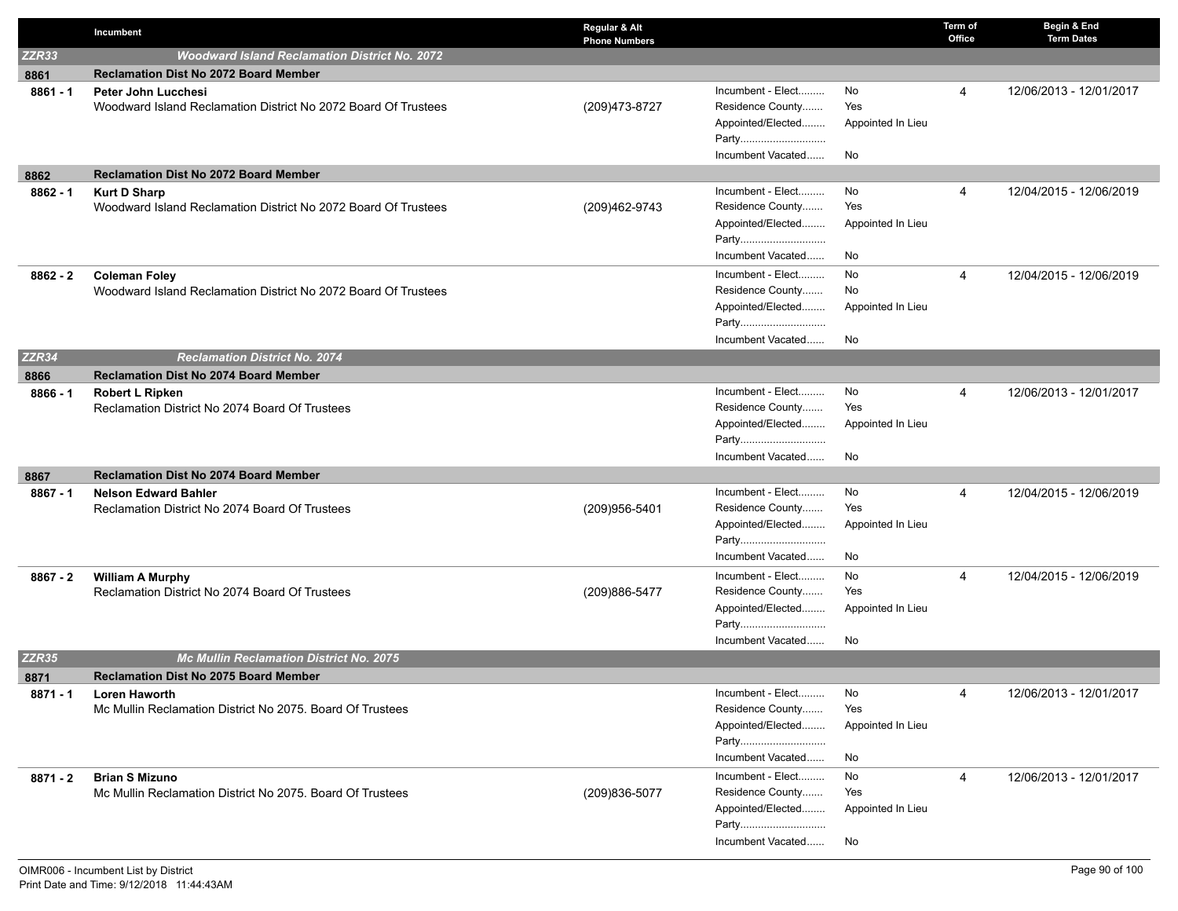| | Incumbent | Regular & Alt Phone Numbers | | | Term of Office | Begin & End Term Dates |
|---|---|---|---|---|---|---|
| **ZZR33** | ***Woodward Island Reclamation District No. 2072*** | | | | | |
| **8861** | **Reclamation Dist No 2072 Board Member** | | | | | |
| **8861 - 1** | **Peter John Lucchesi**<br>Woodward Island Reclamation District No 2072 Board Of Trustees | (209)473-8727 | Incumbent - Elect.........<br>Residence County.......<br>Appointed/Elected........<br>Party.............................<br>Incumbent Vacated...... | No<br>Yes<br>Appointed In Lieu<br><br>No | 4 | 12/06/2013 - 12/01/2017 |
| **8862** | **Reclamation Dist No 2072 Board Member** | | | | | |
| **8862 - 1** | **Kurt D Sharp**<br>Woodward Island Reclamation District No 2072 Board Of Trustees | (209)462-9743 | Incumbent - Elect.........<br>Residence County.......<br>Appointed/Elected........<br>Party.............................<br>Incumbent Vacated...... | No<br>Yes<br>Appointed In Lieu<br><br>No | 4 | 12/04/2015 - 12/06/2019 |
| **8862 - 2** | **Coleman Foley**<br>Woodward Island Reclamation District No 2072 Board Of Trustees | | Incumbent - Elect.........<br>Residence County.......<br>Appointed/Elected........<br>Party.............................<br>Incumbent Vacated...... | No<br>No<br>Appointed In Lieu<br><br>No | 4 | 12/04/2015 - 12/06/2019 |
| **ZZR34** | ***Reclamation District No. 2074*** | | | | | |
| **8866** | **Reclamation Dist No 2074 Board Member** | | | | | |
| **8866 - 1** | **Robert L Ripken**<br>Reclamation District No 2074 Board Of Trustees | | Incumbent - Elect.........<br>Residence County.......<br>Appointed/Elected........<br>Party.............................<br>Incumbent Vacated...... | No<br>Yes<br>Appointed In Lieu<br><br>No | 4 | 12/06/2013 - 12/01/2017 |
| **8867** | **Reclamation Dist No 2074 Board Member** | | | | | |
| **8867 - 1** | **Nelson Edward Bahler**<br>Reclamation District No 2074 Board Of Trustees | (209)956-5401 | Incumbent - Elect.........<br>Residence County.......<br>Appointed/Elected........<br>Party.............................<br>Incumbent Vacated...... | No<br>Yes<br>Appointed In Lieu<br><br>No | 4 | 12/04/2015 - 12/06/2019 |
| **8867 - 2** | **William A Murphy**<br>Reclamation District No 2074 Board Of Trustees | (209)886-5477 | Incumbent - Elect.........<br>Residence County.......<br>Appointed/Elected........<br>Party.............................<br>Incumbent Vacated...... | No<br>Yes<br>Appointed In Lieu<br><br>No | 4 | 12/04/2015 - 12/06/2019 |
| **ZZR35** | ***Mc Mullin Reclamation District No. 2075*** | | | | | |
| **8871** | **Reclamation Dist No 2075 Board Member** | | | | | |
| **8871 - 1** | **Loren Haworth**<br>Mc Mullin Reclamation District No 2075. Board Of Trustees | | Incumbent - Elect.........<br>Residence County.......<br>Appointed/Elected........<br>Party.............................<br>Incumbent Vacated...... | No<br>Yes<br>Appointed In Lieu<br><br>No | 4 | 12/06/2013 - 12/01/2017 |
| **8871 - 2** | **Brian S Mizuno**<br>Mc Mullin Reclamation District No 2075. Board Of Trustees | (209)836-5077 | Incumbent - Elect.........<br>Residence County.......<br>Appointed/Elected........<br>Party.............................<br>Incumbent Vacated...... | No<br>Yes<br>Appointed In Lieu<br><br>No | 4 | 12/06/2013 - 12/01/2017 |

OIMR006 - Incumbent List by District
Print Date and Time: 9/12/2018 11:44:43AM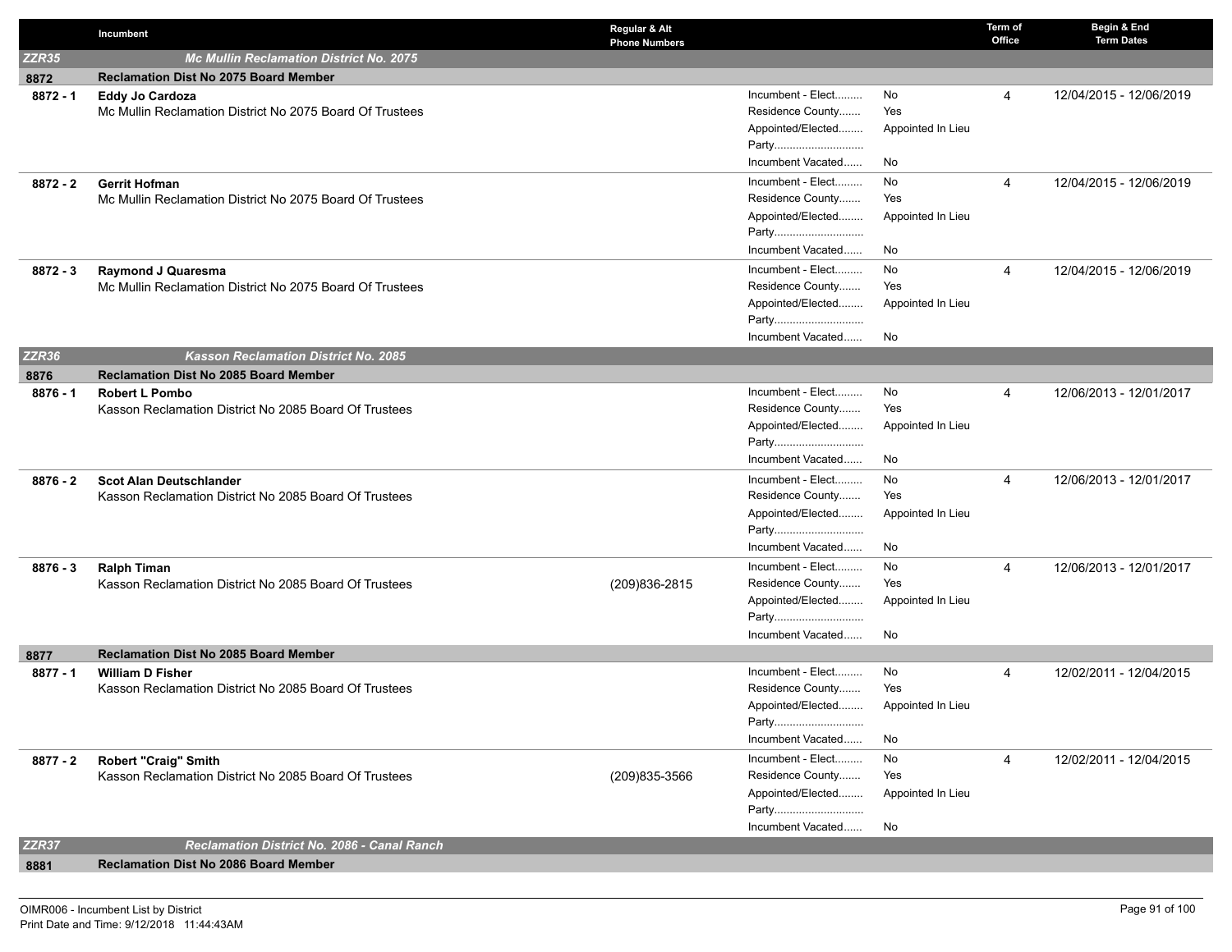| | Incumbent | Regular & Alt Phone Numbers | | | Term of Office | Begin & End Term Dates |
|---|---|---|---|---|---|---|
| **ZZR35** | **Mc Mullin Reclamation District No. 2075** | | | | | |
| **8872** | **Reclamation Dist No 2075 Board Member** | | | | | |
| 8872 - 1 | **Eddy Jo Cardoza**<br>Mc Mullin Reclamation District No 2075 Board Of Trustees | | Incumbent - Elect.........<br>Residence County.......<br>Appointed/Elected........<br>Party.............................<br>Incumbent Vacated...... | No<br>Yes<br>Appointed In Lieu<br><br>No | 4 | 12/04/2015 - 12/06/2019 |
| 8872 - 2 | **Gerrit Hofman**<br>Mc Mullin Reclamation District No 2075 Board Of Trustees | | Incumbent - Elect.........<br>Residence County.......<br>Appointed/Elected........<br>Party.............................<br>Incumbent Vacated...... | No<br>Yes<br>Appointed In Lieu<br><br>No | 4 | 12/04/2015 - 12/06/2019 |
| 8872 - 3 | **Raymond J Quaresma**<br>Mc Mullin Reclamation District No 2075 Board Of Trustees | | Incumbent - Elect.........<br>Residence County.......<br>Appointed/Elected........<br>Party.............................<br>Incumbent Vacated...... | No<br>Yes<br>Appointed In Lieu<br><br>No | 4 | 12/04/2015 - 12/06/2019 |
| **ZZR36** | **Kasson Reclamation District No. 2085** | | | | | |
| **8876** | **Reclamation Dist No 2085 Board Member** | | | | | |
| 8876 - 1 | **Robert L Pombo**<br>Kasson Reclamation District No 2085 Board Of Trustees | | Incumbent - Elect.........<br>Residence County.......<br>Appointed/Elected........<br>Party.............................<br>Incumbent Vacated...... | No<br>Yes<br>Appointed In Lieu<br><br>No | 4 | 12/06/2013 - 12/01/2017 |
| 8876 - 2 | **Scot Alan Deutschlander**<br>Kasson Reclamation District No 2085 Board Of Trustees | | Incumbent - Elect.........<br>Residence County.......<br>Appointed/Elected........<br>Party.............................<br>Incumbent Vacated...... | No<br>Yes<br>Appointed In Lieu<br><br>No | 4 | 12/06/2013 - 12/01/2017 |
| 8876 - 3 | **Ralph Timan**<br>Kasson Reclamation District No 2085 Board Of Trustees | (209)836-2815 | Incumbent - Elect.........<br>Residence County.......<br>Appointed/Elected........<br>Party.............................<br>Incumbent Vacated...... | No<br>Yes<br>Appointed In Lieu<br><br>No | 4 | 12/06/2013 - 12/01/2017 |
| **8877** | **Reclamation Dist No 2085 Board Member** | | | | | |
| 8877 - 1 | **William D Fisher**<br>Kasson Reclamation District No 2085 Board Of Trustees | | Incumbent - Elect.........<br>Residence County.......<br>Appointed/Elected........<br>Party.............................<br>Incumbent Vacated...... | No<br>Yes<br>Appointed In Lieu<br><br>No | 4 | 12/02/2011 - 12/04/2015 |
| 8877 - 2 | **Robert "Craig" Smith**<br>Kasson Reclamation District No 2085 Board Of Trustees | (209)835-3566 | Incumbent - Elect.........<br>Residence County.......<br>Appointed/Elected........<br>Party.............................<br>Incumbent Vacated...... | No<br>Yes<br>Appointed In Lieu<br><br>No | 4 | 12/02/2011 - 12/04/2015 |
| **ZZR37** | **Reclamation District No. 2086 - Canal Ranch** | | | | | |
| **8881** | **Reclamation Dist No 2086 Board Member** | | | | | |

OIMR006 - Incumbent List by District
Print Date and Time: 9/12/2018 11:44:43AM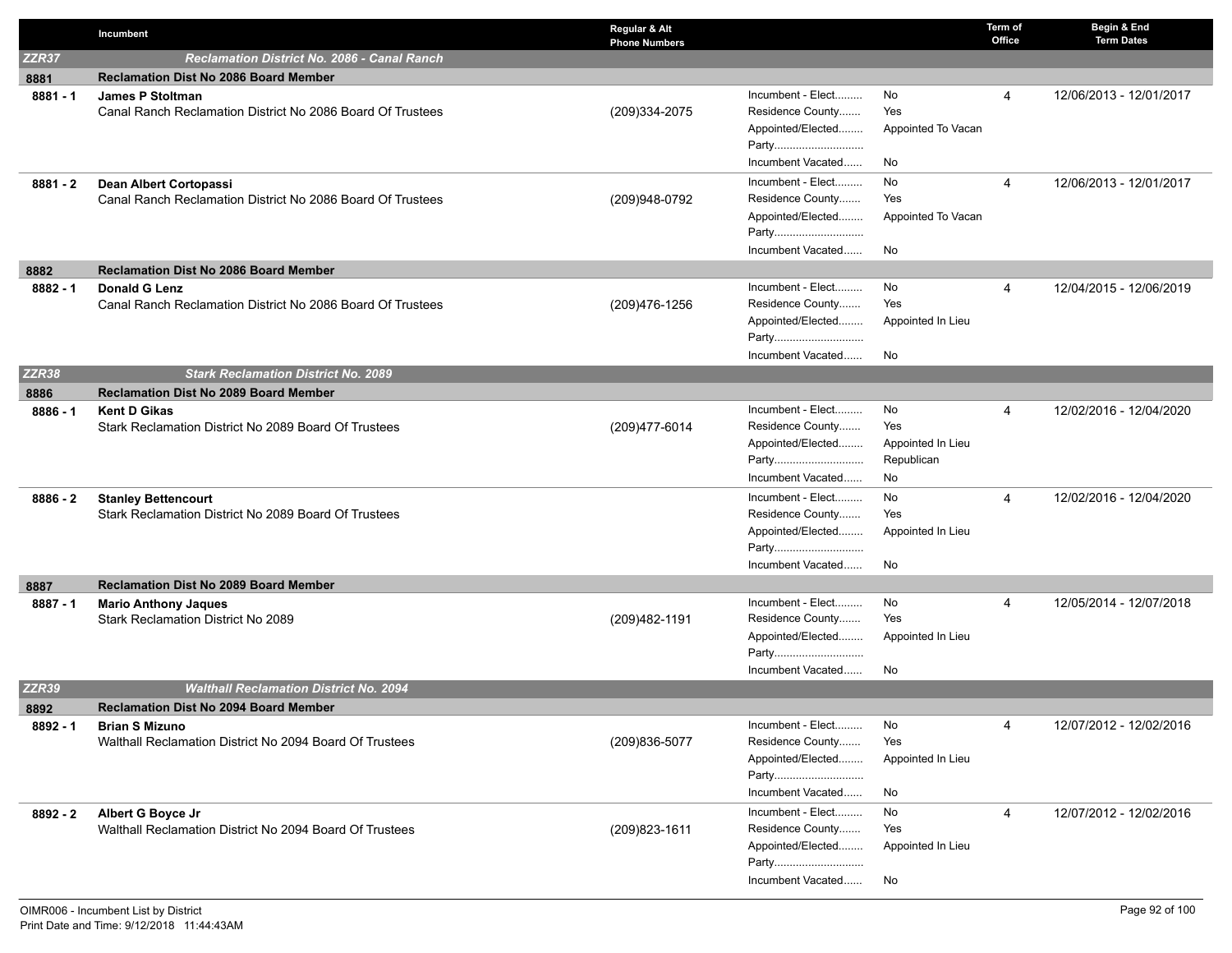| | Incumbent | Regular & Alt Phone Numbers | | | Term of Office | Begin & End Term Dates |
|---|---|---|---|---|---|---|
| **ZZR37** | ***Reclamation District No. 2086 - Canal Ranch*** | | | | | |
| **8881** | **Reclamation Dist No 2086 Board Member** | | | | | |
| **8881 - 1** | **James P Stoltman**<br>Canal Ranch Reclamation District No 2086 Board Of Trustees | (209)334-2075 | Incumbent - Elect.........<br>Residence County.......<br>Appointed/Elected........<br>Party.............................<br>Incumbent Vacated...... | No<br>Yes<br>Appointed To Vacan<br><br>No | 4 | 12/06/2013 - 12/01/2017 |
| **8881 - 2** | **Dean Albert Cortopassi**<br>Canal Ranch Reclamation District No 2086 Board Of Trustees | (209)948-0792 | Incumbent - Elect.........<br>Residence County.......<br>Appointed/Elected........<br>Party.............................<br>Incumbent Vacated...... | No<br>Yes<br>Appointed To Vacan<br><br>No | 4 | 12/06/2013 - 12/01/2017 |
| **8882** | **Reclamation Dist No 2086 Board Member** | | | | | |
| **8882 - 1** | **Donald G Lenz**<br>Canal Ranch Reclamation District No 2086 Board Of Trustees | (209)476-1256 | Incumbent - Elect.........<br>Residence County.......<br>Appointed/Elected........<br>Party.............................<br>Incumbent Vacated...... | No<br>Yes<br>Appointed In Lieu<br><br>No | 4 | 12/04/2015 - 12/06/2019 |
| **ZZR38** | ***Stark Reclamation District No. 2089*** | | | | | |
| **8886** | **Reclamation Dist No 2089 Board Member** | | | | | |
| **8886 - 1** | **Kent D Gikas**<br>Stark Reclamation District No 2089 Board Of Trustees | (209)477-6014 | Incumbent - Elect.........<br>Residence County.......<br>Appointed/Elected........<br>Party.............................<br>Incumbent Vacated...... | No<br>Yes<br>Appointed In Lieu<br>Republican<br>No | 4 | 12/02/2016 - 12/04/2020 |
| **8886 - 2** | **Stanley Bettencourt**<br>Stark Reclamation District No 2089 Board Of Trustees | | Incumbent - Elect.........<br>Residence County.......<br>Appointed/Elected........<br>Party.............................<br>Incumbent Vacated...... | No<br>Yes<br>Appointed In Lieu<br><br>No | 4 | 12/02/2016 - 12/04/2020 |
| **8887** | **Reclamation Dist No 2089 Board Member** | | | | | |
| **8887 - 1** | **Mario Anthony Jaques**<br>Stark Reclamation District No 2089 | (209)482-1191 | Incumbent - Elect.........<br>Residence County.......<br>Appointed/Elected........<br>Party.............................<br>Incumbent Vacated...... | No<br>Yes<br>Appointed In Lieu<br><br>No | 4 | 12/05/2014 - 12/07/2018 |
| **ZZR39** | ***Walthall Reclamation District No. 2094*** | | | | | |
| **8892** | **Reclamation Dist No 2094 Board Member** | | | | | |
| **8892 - 1** | **Brian S Mizuno**<br>Walthall Reclamation District No 2094 Board Of Trustees | (209)836-5077 | Incumbent - Elect.........<br>Residence County.......<br>Appointed/Elected........<br>Party.............................<br>Incumbent Vacated...... | No<br>Yes<br>Appointed In Lieu<br><br>No | 4 | 12/07/2012 - 12/02/2016 |
| **8892 - 2** | **Albert G Boyce Jr**<br>Walthall Reclamation District No 2094 Board Of Trustees | (209)823-1611 | Incumbent - Elect.........<br>Residence County.......<br>Appointed/Elected........<br>Party.............................<br>Incumbent Vacated...... | No<br>Yes<br>Appointed In Lieu<br><br>No | 4 | 12/07/2012 - 12/02/2016 |

OIMR006 - Incumbent List by District
Print Date and Time: 9/12/2018 11:44:43AM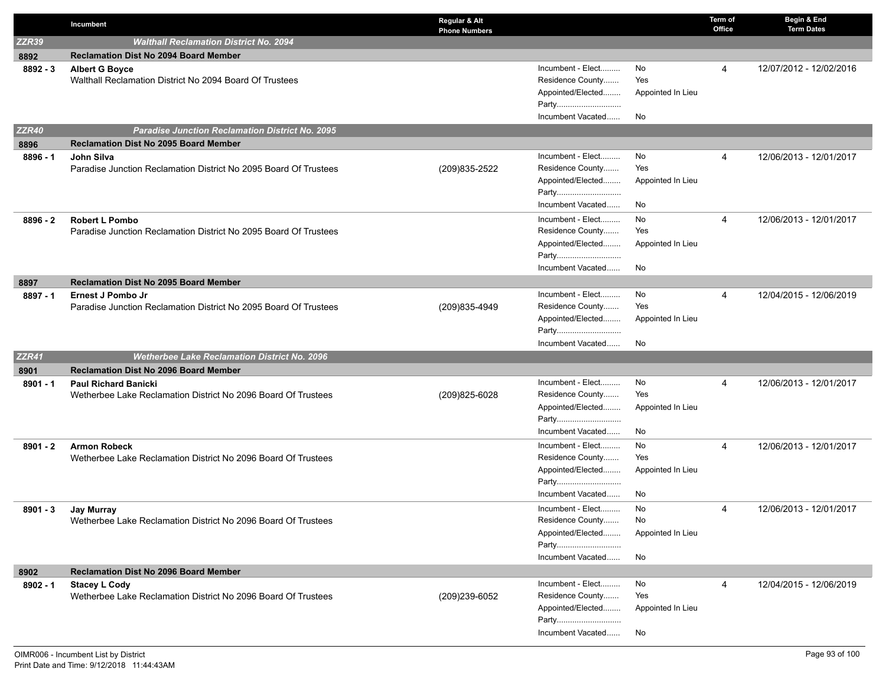| | Incumbent | Regular & Alt Phone Numbers | | | Term of Office | Begin & End Term Dates |
|---|---|---|---|---|---|---|
| **ZZR39** | ***Walthall Reclamation District No. 2094*** | | | | | |
| **8892** | **Reclamation Dist No 2094 Board Member** | | | | | |
| **8892 - 3** | **Albert G Boyce**<br>Walthall Reclamation District No 2094 Board Of Trustees | | Incumbent - Elect.........<br>Residence County.......<br>Appointed/Elected........<br>Party.............................<br>Incumbent Vacated...... | No<br>Yes<br>Appointed In Lieu<br><br>No | 4 | 12/07/2012 - 12/02/2016 |
| **ZZR40** | ***Paradise Junction Reclamation District No. 2095*** | | | | | |
| **8896** | **Reclamation Dist No 2095 Board Member** | | | | | |
| **8896 - 1** | **John Silva**<br>Paradise Junction Reclamation District No 2095 Board Of Trustees | (209)835-2522 | Incumbent - Elect.........<br>Residence County.......<br>Appointed/Elected........<br>Party.............................<br>Incumbent Vacated...... | No<br>Yes<br>Appointed In Lieu<br><br>No | 4 | 12/06/2013 - 12/01/2017 |
| **8896 - 2** | **Robert L Pombo**<br>Paradise Junction Reclamation District No 2095 Board Of Trustees | | Incumbent - Elect.........<br>Residence County.......<br>Appointed/Elected........<br>Party.............................<br>Incumbent Vacated...... | No<br>Yes<br>Appointed In Lieu<br><br>No | 4 | 12/06/2013 - 12/01/2017 |
| **8897** | **Reclamation Dist No 2095 Board Member** | | | | | |
| **8897 - 1** | **Ernest J Pombo Jr**<br>Paradise Junction Reclamation District No 2095 Board Of Trustees | (209)835-4949 | Incumbent - Elect.........<br>Residence County.......<br>Appointed/Elected........<br>Party.............................<br>Incumbent Vacated...... | No<br>Yes<br>Appointed In Lieu<br><br>No | 4 | 12/04/2015 - 12/06/2019 |
| **ZZR41** | ***Wetherbee Lake Reclamation District No. 2096*** | | | | | |
| **8901** | **Reclamation Dist No 2096 Board Member** | | | | | |
| **8901 - 1** | **Paul Richard Banicki**<br>Wetherbee Lake Reclamation District No 2096 Board Of Trustees | (209)825-6028 | Incumbent - Elect.........<br>Residence County.......<br>Appointed/Elected........<br>Party.............................<br>Incumbent Vacated...... | No<br>Yes<br>Appointed In Lieu<br><br>No | 4 | 12/06/2013 - 12/01/2017 |
| **8901 - 2** | **Armon Robeck**<br>Wetherbee Lake Reclamation District No 2096 Board Of Trustees | | Incumbent - Elect.........<br>Residence County.......<br>Appointed/Elected........<br>Party.............................<br>Incumbent Vacated...... | No<br>Yes<br>Appointed In Lieu<br><br>No | 4 | 12/06/2013 - 12/01/2017 |
| **8901 - 3** | **Jay Murray**<br>Wetherbee Lake Reclamation District No 2096 Board Of Trustees | | Incumbent - Elect.........<br>Residence County.......<br>Appointed/Elected........<br>Party.............................<br>Incumbent Vacated...... | No<br>No<br>Appointed In Lieu<br><br>No | 4 | 12/06/2013 - 12/01/2017 |
| **8902** | **Reclamation Dist No 2096 Board Member** | | | | | |
| **8902 - 1** | **Stacey L Cody**<br>Wetherbee Lake Reclamation District No 2096 Board Of Trustees | (209)239-6052 | Incumbent - Elect.........<br>Residence County.......<br>Appointed/Elected........<br>Party.............................<br>Incumbent Vacated...... | No<br>Yes<br>Appointed In Lieu<br><br>No | 4 | 12/04/2015 - 12/06/2019 |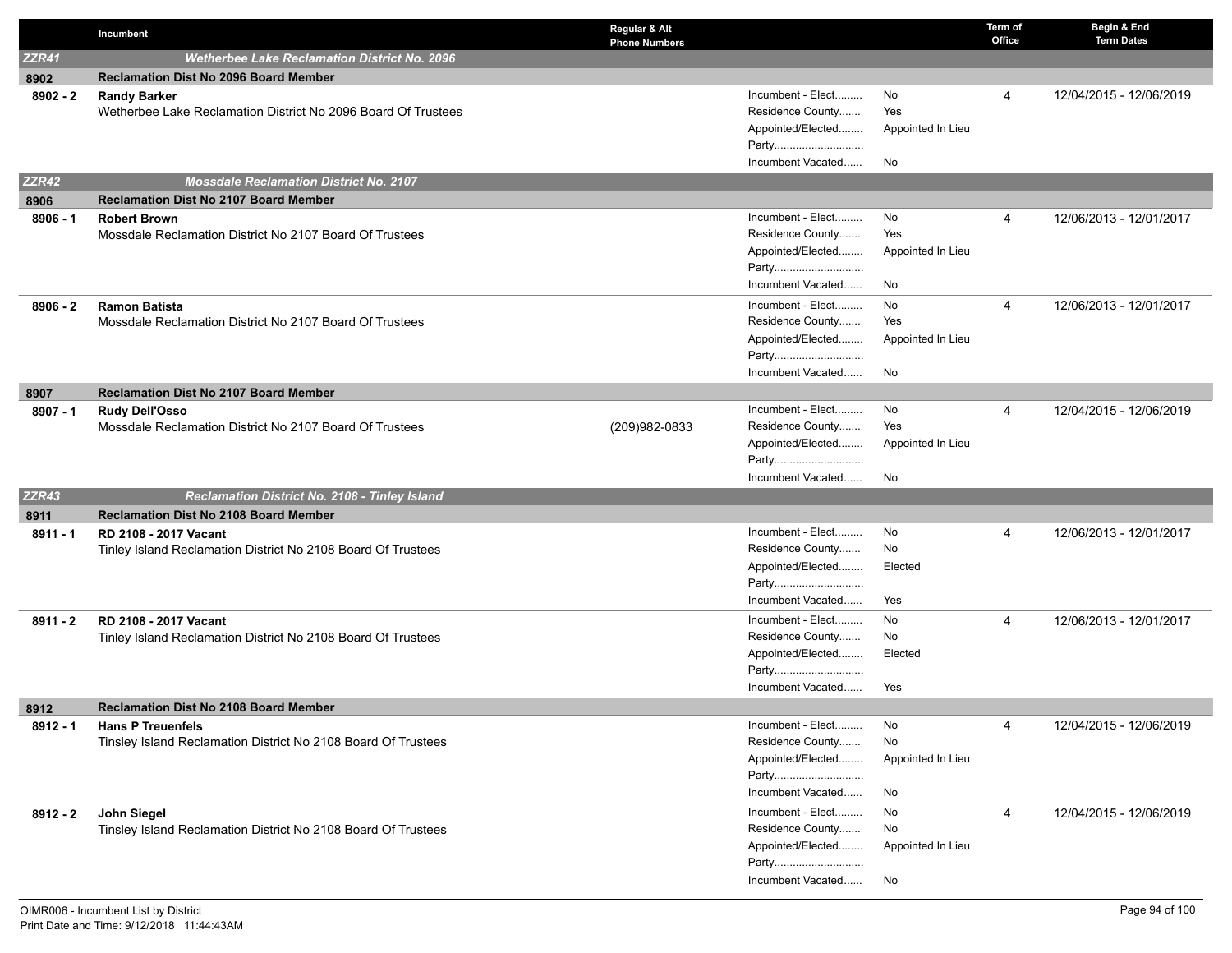| | Incumbent | Regular & Alt Phone Numbers | | | Term of Office | Begin & End Term Dates |
|---|---|---|---|---|---|---|
| ***ZZR41*** | ***Wetherbee Lake Reclamation District No. 2096*** | | | | | |
| **8902** | **Reclamation Dist No 2096 Board Member** | | | | | |
| **8902 - 2** | **Randy Barker**<br>Wetherbee Lake Reclamation District No 2096 Board Of Trustees | | Incumbent - Elect.........<br>Residence County.......<br>Appointed/Elected........<br>Party.............................<br>Incumbent Vacated...... | No<br>Yes<br>Appointed In Lieu<br><br>No | 4 | 12/04/2015 - 12/06/2019 |
| ***ZZR42*** | ***Mossdale Reclamation District No. 2107*** | | | | | |
| **8906** | **Reclamation Dist No 2107 Board Member** | | | | | |
| **8906 - 1** | **Robert Brown**<br>Mossdale Reclamation District No 2107 Board Of Trustees | | Incumbent - Elect.........<br>Residence County.......<br>Appointed/Elected........<br>Party.............................<br>Incumbent Vacated...... | No<br>Yes<br>Appointed In Lieu<br><br>No | 4 | 12/06/2013 - 12/01/2017 |
| **8906 - 2** | **Ramon Batista**<br>Mossdale Reclamation District No 2107 Board Of Trustees | | Incumbent - Elect.........<br>Residence County.......<br>Appointed/Elected........<br>Party.............................<br>Incumbent Vacated...... | No<br>Yes<br>Appointed In Lieu<br><br>No | 4 | 12/06/2013 - 12/01/2017 |
| **8907** | **Reclamation Dist No 2107 Board Member** | | | | | |
| **8907 - 1** | **Rudy Dell'Osso**<br>Mossdale Reclamation District No 2107 Board Of Trustees | (209)982-0833 | Incumbent - Elect.........<br>Residence County.......<br>Appointed/Elected........<br>Party.............................<br>Incumbent Vacated...... | No<br>Yes<br>Appointed In Lieu<br><br>No | 4 | 12/04/2015 - 12/06/2019 |
| ***ZZR43*** | ***Reclamation District No. 2108 - Tinley Island*** | | | | | |
| **8911** | **Reclamation Dist No 2108 Board Member** | | | | | |
| **8911 - 1** | **RD 2108 - 2017 Vacant**<br>Tinley Island Reclamation District No 2108 Board Of Trustees | | Incumbent - Elect.........<br>Residence County.......<br>Appointed/Elected........<br>Party.............................<br>Incumbent Vacated...... | No<br>No<br>Elected<br><br>Yes | 4 | 12/06/2013 - 12/01/2017 |
| **8911 - 2** | **RD 2108 - 2017 Vacant**<br>Tinley Island Reclamation District No 2108 Board Of Trustees | | Incumbent - Elect.........<br>Residence County.......<br>Appointed/Elected........<br>Party.............................<br>Incumbent Vacated...... | No<br>No<br>Elected<br><br>Yes | 4 | 12/06/2013 - 12/01/2017 |
| **8912** | **Reclamation Dist No 2108 Board Member** | | | | | |
| **8912 - 1** | **Hans P Treuenfels**<br>Tinsley Island Reclamation District No 2108 Board Of Trustees | | Incumbent - Elect.........<br>Residence County.......<br>Appointed/Elected........<br>Party.............................<br>Incumbent Vacated...... | No<br>No<br>Appointed In Lieu<br><br>No | 4 | 12/04/2015 - 12/06/2019 |
| **8912 - 2** | **John Siegel**<br>Tinsley Island Reclamation District No 2108 Board Of Trustees | | Incumbent - Elect.........<br>Residence County.......<br>Appointed/Elected........<br>Party.............................<br>Incumbent Vacated...... | No<br>No<br>Appointed In Lieu<br><br>No | 4 | 12/04/2015 - 12/06/2019 |

OIMR006 - Incumbent List by District
Print Date and Time: 9/12/2018 11:44:43AM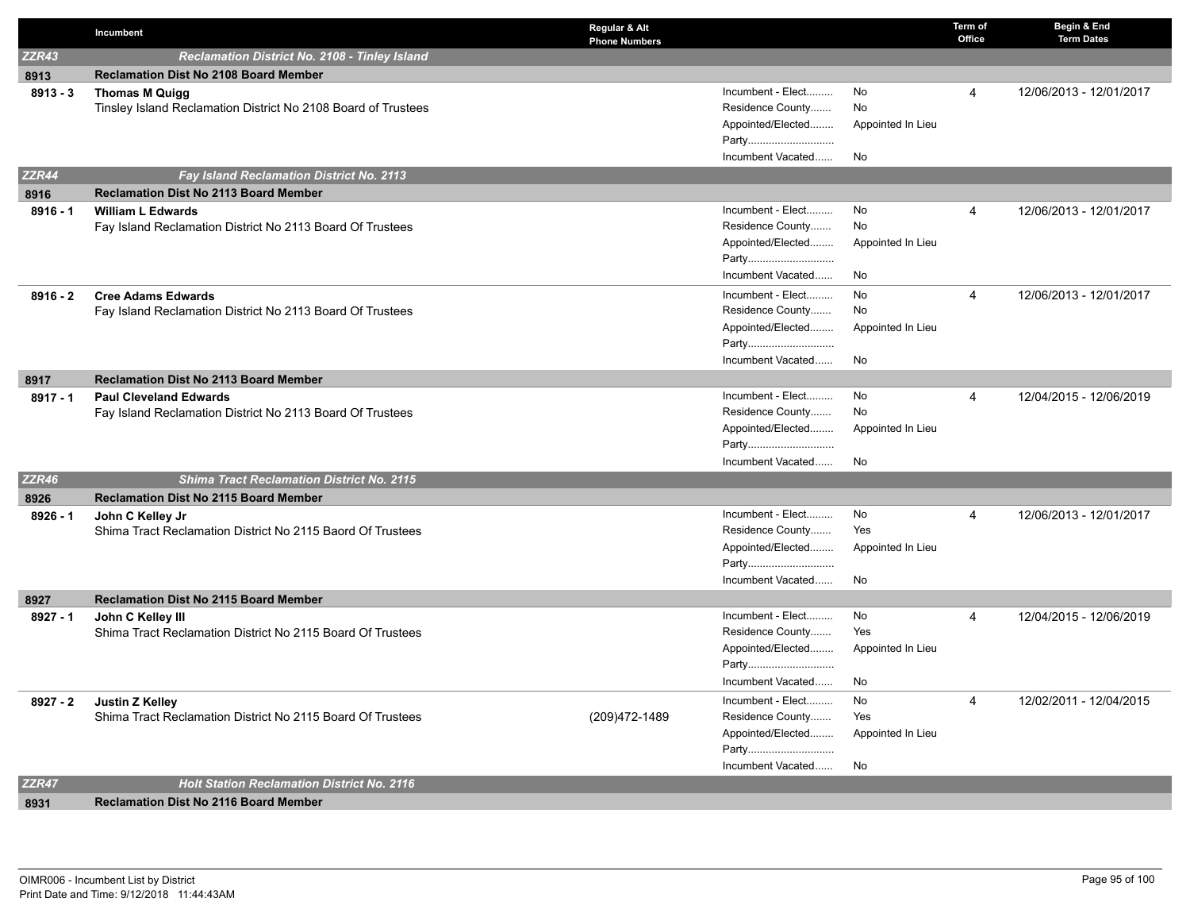| | Incumbent | Regular & Alt Phone Numbers | | | Term of Office | Begin & End Term Dates |
|---|---|---|---|---|---|---|
| ZZR43 | *Reclamation District No. 2108 - Tinley Island* | | | | | |
| 8913 | **Reclamation Dist No 2108 Board Member** | | | | | |
| 8913 - 3 | **Thomas M Quigg**<br>Tinsley Island Reclamation District No 2108 Board of Trustees | | Incument - Elect.........<br>Residence County.......<br>Appointed/Elected........<br>Party.............................<br>Incumbent Vacated...... | No<br>No<br>Appointed In Lieu<br><br>No | 4 | 12/06/2013 - 12/01/2017 |
| ZZR44 | *Fay Island Reclamation District No. 2113* | | | | | |
| 8916 | **Reclamation Dist No 2113 Board Member** | | | | | |
| 8916 - 1 | **William L Edwards**<br>Fay Island Reclamation District No 2113 Board Of Trustees | | Incument - Elect.........<br>Residence County.......<br>Appointed/Elected........<br>Party.............................<br>Incumbent Vacated...... | No<br>No<br>Appointed In Lieu<br><br>No | 4 | 12/06/2013 - 12/01/2017 |
| 8916 - 2 | **Cree Adams Edwards**<br>Fay Island Reclamation District No 2113 Board Of Trustees | | Incument - Elect.........<br>Residence County.......<br>Appointed/Elected........<br>Party.............................<br>Incumbent Vacated...... | No<br>No<br>Appointed In Lieu<br><br>No | 4 | 12/06/2013 - 12/01/2017 |
| 8917 | **Reclamation Dist No 2113 Board Member** | | | | | |
| 8917 - 1 | **Paul Cleveland Edwards**<br>Fay Island Reclamation District No 2113 Board Of Trustees | | Incument - Elect.........<br>Residence County.......<br>Appointed/Elected........<br>Party.............................<br>Incumbent Vacated...... | No<br>No<br>Appointed In Lieu<br><br>No | 4 | 12/04/2015 - 12/06/2019 |
| ZZR46 | *Shima Tract Reclamation District No. 2115* | | | | | |
| 8926 | **Reclamation Dist No 2115 Board Member** | | | | | |
| 8926 - 1 | **John C Kelley Jr**<br>Shima Tract Reclamation District No 2115 Baord Of Trustees | | Incument - Elect.........<br>Residence County.......<br>Appointed/Elected........<br>Party.............................<br>Incumbent Vacated...... | No<br>Yes<br>Appointed In Lieu<br><br>No | 4 | 12/06/2013 - 12/01/2017 |
| 8927 | **Reclamation Dist No 2115 Board Member** | | | | | |
| 8927 - 1 | **John C Kelley III**<br>Shima Tract Reclamation District No 2115 Board Of Trustees | | Incument - Elect.........<br>Residence County.......<br>Appointed/Elected........<br>Party.............................<br>Incumbent Vacated...... | No<br>Yes<br>Appointed In Lieu<br><br>No | 4 | 12/04/2015 - 12/06/2019 |
| 8927 - 2 | **Justin Z Kelley**<br>Shima Tract Reclamation District No 2115 Board Of Trustees | (209)472-1489 | Incument - Elect.........<br>Residence County.......<br>Appointed/Elected........<br>Party.............................<br>Incumbent Vacated...... | No<br>Yes<br>Appointed In Lieu<br><br>No | 4 | 12/02/2011 - 12/04/2015 |
| ZZR47 | *Holt Station Reclamation District No. 2116* | | | | | |
| 8931 | **Reclamation Dist No 2116 Board Member** | | | | | |

OIMR006 - Incumbent List by District
Print Date and Time: 9/12/2018 11:44:43AM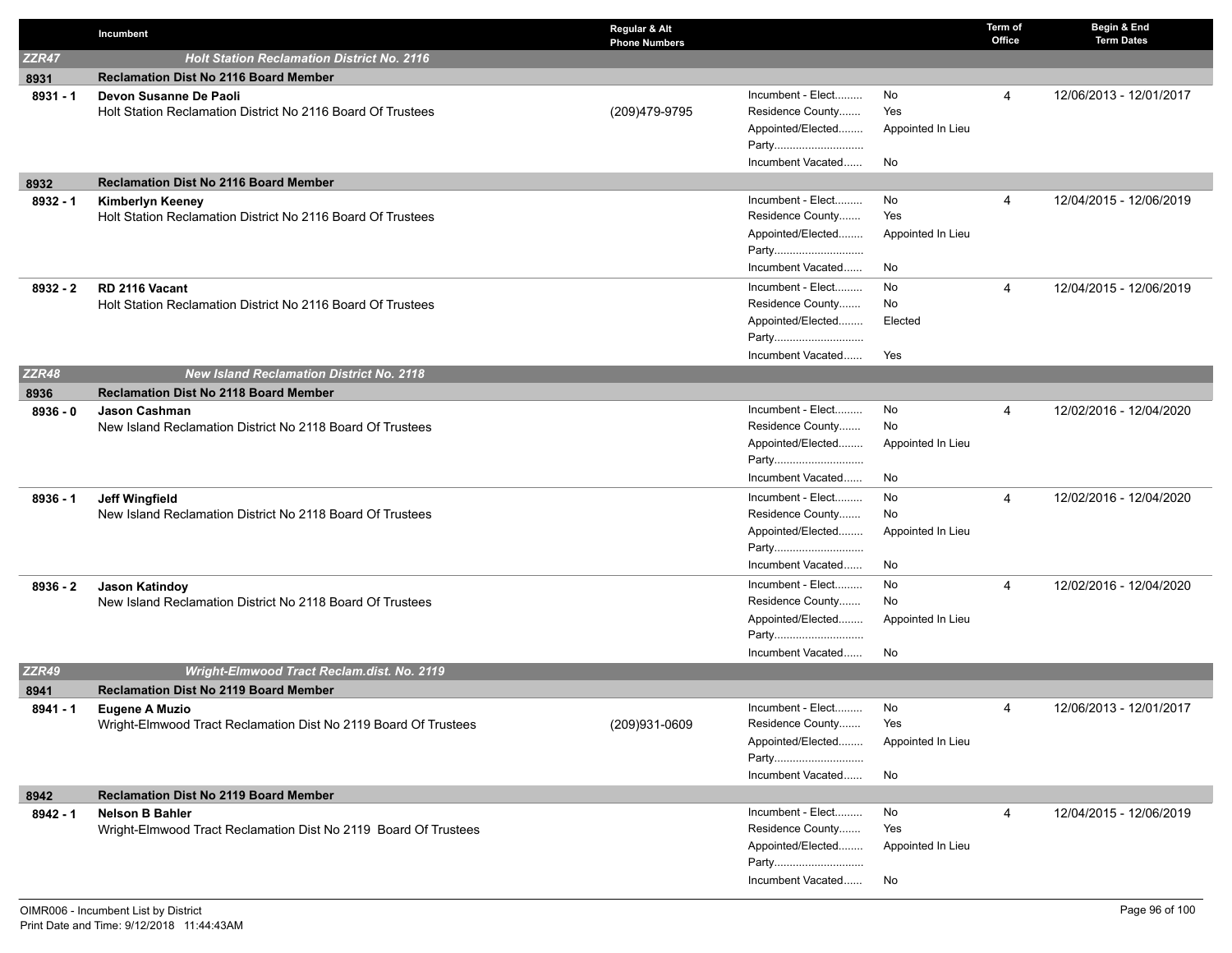| | Incumbent | Regular & Alt Phone Numbers | | | Term of Office | Begin & End Term Dates |
|---|---|---|---|---|---|---|
| **ZZR47** | ***Holt Station Reclamation District No. 2116*** | | | | | |
| **8931** | **Reclamation Dist No 2116 Board Member** | | | | | |
| **8931 - 1** | **Devon Susanne De Paoli**<br>Holt Station Reclamation District No 2116 Board Of Trustees | (209)479-9795 | Incument - Elect.........<br>Residence County.......<br>Appointed/Elected........<br>Party............................<br>Incumbent Vacated...... | No<br>Yes<br>Appointed In Lieu<br><br>No | 4 | 12/06/2013 - 12/01/2017 |
| **8932** | **Reclamation Dist No 2116 Board Member** | | | | | |
| **8932 - 1** | **Kimberlyn Keeney**<br>Holt Station Reclamation District No 2116 Board Of Trustees | | Incument - Elect.........<br>Residence County.......<br>Appointed/Elected........<br>Party............................<br>Incumbent Vacated...... | No<br>Yes<br>Appointed In Lieu<br><br>No | 4 | 12/04/2015 - 12/06/2019 |
| **8932 - 2** | **RD 2116 Vacant**<br>Holt Station Reclamation District No 2116 Board Of Trustees | | Incument - Elect.........<br>Residence County.......<br>Appointed/Elected........<br>Party............................<br>Incumbent Vacated...... | No<br>No<br>Elected<br><br>Yes | 4 | 12/04/2015 - 12/06/2019 |
| **ZZR48** | ***New Island Reclamation District No. 2118*** | | | | | |
| **8936** | **Reclamation Dist No 2118 Board Member** | | | | | |
| **8936 - 0** | **Jason Cashman**<br>New Island Reclamation District No 2118 Board Of Trustees | | Incument - Elect.........<br>Residence County.......<br>Appointed/Elected........<br>Party............................<br>Incumbent Vacated...... | No<br>No<br>Appointed In Lieu<br><br>No | 4 | 12/02/2016 - 12/04/2020 |
| **8936 - 1** | **Jeff Wingfield**<br>New Island Reclamation District No 2118 Board Of Trustees | | Incument - Elect.........<br>Residence County.......<br>Appointed/Elected........<br>Party............................<br>Incumbent Vacated...... | No<br>No<br>Appointed In Lieu<br><br>No | 4 | 12/02/2016 - 12/04/2020 |
| **8936 - 2** | **Jason Katindoy**<br>New Island Reclamation District No 2118 Board Of Trustees | | Incument - Elect.........<br>Residence County.......<br>Appointed/Elected........<br>Party............................<br>Incumbent Vacated...... | No<br>No<br>Appointed In Lieu<br><br>No | 4 | 12/02/2016 - 12/04/2020 |
| **ZZR49** | ***Wright-Elmwood Tract Reclam.dist. No. 2119*** | | | | | |
| **8941** | **Reclamation Dist No 2119 Board Member** | | | | | |
| **8941 - 1** | **Eugene A Muzio**<br>Wright-Elmwood Tract Reclamation Dist No 2119 Board Of Trustees | (209)931-0609 | Incument - Elect.........<br>Residence County.......<br>Appointed/Elected........<br>Party............................<br>Incumbent Vacated...... | No<br>Yes<br>Appointed In Lieu<br><br>No | 4 | 12/06/2013 - 12/01/2017 |
| **8942** | **Reclamation Dist No 2119 Board Member** | | | | | |
| **8942 - 1** | **Nelson B Bahler**<br>Wright-Elmwood Tract Reclamation Dist No 2119 Board Of Trustees | | Incument - Elect.........<br>Residence County.......<br>Appointed/Elected........<br>Party............................<br>Incumbent Vacated...... | No<br>Yes<br>Appointed In Lieu<br><br>No | 4 | 12/04/2015 - 12/06/2019 |

OIMR006 - Incumbent List by District
Print Date and Time: 9/12/2018 11:44:43AM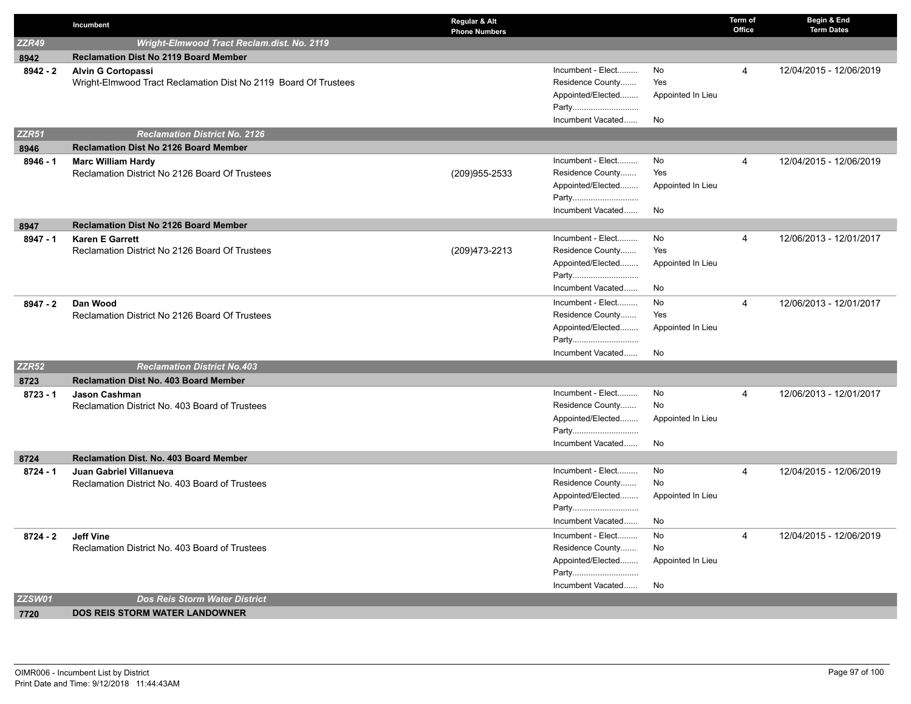| | Incumbent | Regular & Alt Phone Numbers | | | Term of Office | Begin & End Term Dates |
|---|---|---|---|---|---|---|
| **ZZR49** | ***Wright-Elmwood Tract Reclam.dist. No. 2119*** | | | | | |
| **8942** | **Reclamation Dist No 2119 Board Member** | | | | | |
| **8942 - 2** | **Alvin G Cortopassi**<br>Wright-Elmwood Tract Reclamation Dist No 2119 Board Of Trustees | | Incument - Elect.........<br>Residence County.......<br>Appointed/Elected........<br>Party.............................<br>Incumbent Vacated...... | No<br>Yes<br>Appointed In Lieu<br><br>No | 4 | 12/04/2015 - 12/06/2019 |
| **ZZR51** | ***Reclamation District No. 2126*** | | | | | |
| **8946** | **Reclamation Dist No 2126 Board Member** | | | | | |
| **8946 - 1** | **Marc William Hardy**<br>Reclamation District No 2126 Board Of Trustees | (209)955-2533 | Incument - Elect.........<br>Residence County.......<br>Appointed/Elected........<br>Party.............................<br>Incumbent Vacated...... | No<br>Yes<br>Appointed In Lieu<br><br>No | 4 | 12/04/2015 - 12/06/2019 |
| **8947** | **Reclamation Dist No 2126 Board Member** | | | | | |
| **8947 - 1** | **Karen E Garrett**<br>Reclamation District No 2126 Board Of Trustees | (209)473-2213 | Incument - Elect.........<br>Residence County.......<br>Appointed/Elected........<br>Party.............................<br>Incumbent Vacated...... | No<br>Yes<br>Appointed In Lieu<br><br>No | 4 | 12/06/2013 - 12/01/2017 |
| **8947 - 2** | **Dan Wood**<br>Reclamation District No 2126 Board Of Trustees | | Incument - Elect.........<br>Residence County.......<br>Appointed/Elected........<br>Party.............................<br>Incumbent Vacated...... | No<br>Yes<br>Appointed In Lieu<br><br>No | 4 | 12/06/2013 - 12/01/2017 |
| **ZZR52** | ***Reclamation District No.403*** | | | | | |
| **8723** | **Reclamation Dist No. 403 Board Member** | | | | | |
| **8723 - 1** | **Jason Cashman**<br>Reclamation District No. 403 Board of Trustees | | Incument - Elect.........<br>Residence County.......<br>Appointed/Elected........<br>Party.............................<br>Incumbent Vacated...... | No<br>No<br>Appointed In Lieu<br><br>No | 4 | 12/06/2013 - 12/01/2017 |
| **8724** | **Reclamation Dist. No. 403 Board Member** | | | | | |
| **8724 - 1** | **Juan Gabriel Villanueva**<br>Reclamation District No. 403 Board of Trustees | | Incument - Elect.........<br>Residence County.......<br>Appointed/Elected........<br>Party.............................<br>Incumbent Vacated...... | No<br>No<br>Appointed In Lieu<br><br>No | 4 | 12/04/2015 - 12/06/2019 |
| **8724 - 2** | **Jeff Vine**<br>Reclamation District No. 403 Board of Trustees | | Incument - Elect.........<br>Residence County.......<br>Appointed/Elected........<br>Party.............................<br>Incumbent Vacated...... | No<br>No<br>Appointed In Lieu<br><br>No | 4 | 12/04/2015 - 12/06/2019 |
| **ZZSW01** | ***Dos Reis Storm Water District*** | | | | | |
| **7720** | **DOS REIS STORM WATER LANDOWNER** | | | | | |

OIMR006 - Incumbent List by District
Print Date and Time: 9/12/2018 11:44:43AM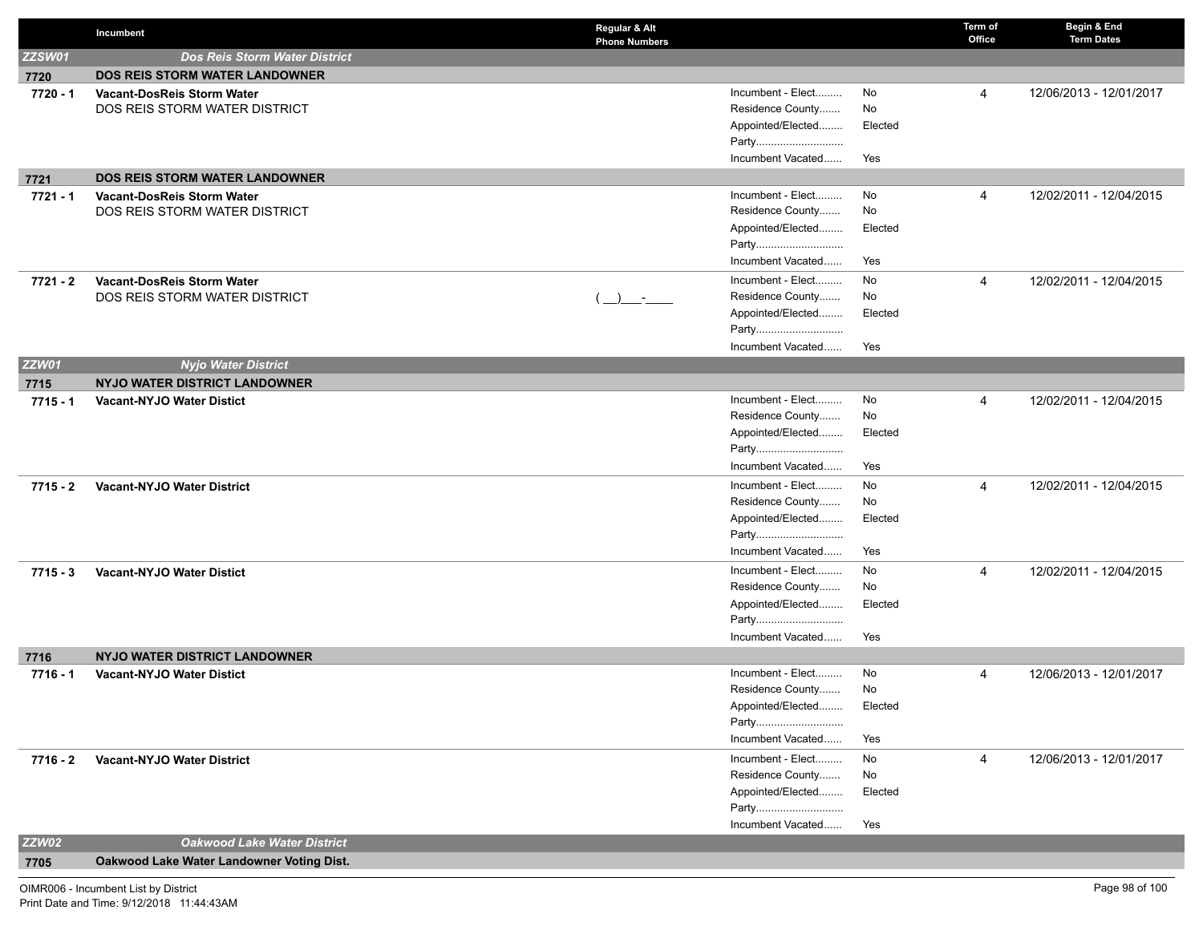| | Incumbent | Regular & Alt Phone Numbers | | | Term of Office | Begin & End Term Dates |
|---|---|---|---|---|---|---|
| ***ZZSW01*** | ***Dos Reis Storm Water District*** | | | | | |
| **7720** | **DOS REIS STORM WATER LANDOWNER** | | | | | |
| **7720 - 1** | **Vacant-DosReis Storm Water**<br>DOS REIS STORM WATER DISTRICT | | Incument - Elect.........<br>Residence County.......<br>Appointed/Elected........<br>Party.............................<br>Incumbent Vacated...... | No<br>No<br>Elected<br><br>Yes | 4 | 12/06/2013 - 12/01/2017 |
| **7721** | **DOS REIS STORM WATER LANDOWNER** | | | | | |
| **7721 - 1** | **Vacant-DosReis Storm Water**<br>DOS REIS STORM WATER DISTRICT | | Incument - Elect.........<br>Residence County.......<br>Appointed/Elected........<br>Party.............................<br>Incumbent Vacated...... | No<br>No<br>Elected<br><br>Yes | 4 | 12/02/2011 - 12/04/2015 |
| **7721 - 2** | **Vacant-DosReis Storm Water**<br>DOS REIS STORM WATER DISTRICT | ( __)___-____ | Incument - Elect.........<br>Residence County.......<br>Appointed/Elected........<br>Party.............................<br>Incumbent Vacated...... | No<br>No<br>Elected<br><br>Yes | 4 | 12/02/2011 - 12/04/2015 |
| ***ZZW01*** | ***Nyjo Water District*** | | | | | |
| **7715** | **NYJO WATER DISTRICT LANDOWNER** | | | | | |
| **7715 - 1** | **Vacant-NYJO Water Distict** | | Incument - Elect.........<br>Residence County.......<br>Appointed/Elected........<br>Party.............................<br>Incumbent Vacated...... | No<br>No<br>Elected<br><br>Yes | 4 | 12/02/2011 - 12/04/2015 |
| **7715 - 2** | **Vacant-NYJO Water District** | | Incument - Elect.........<br>Residence County.......<br>Appointed/Elected........<br>Party.............................<br>Incumbent Vacated...... | No<br>No<br>Elected<br><br>Yes | 4 | 12/02/2011 - 12/04/2015 |
| **7715 - 3** | **Vacant-NYJO Water Distict** | | Incument - Elect.........<br>Residence County.......<br>Appointed/Elected........<br>Party.............................<br>Incumbent Vacated...... | No<br>No<br>Elected<br><br>Yes | 4 | 12/02/2011 - 12/04/2015 |
| **7716** | **NYJO WATER DISTRICT LANDOWNER** | | | | | |
| **7716 - 1** | **Vacant-NYJO Water Distict** | | Incument - Elect.........<br>Residence County.......<br>Appointed/Elected........<br>Party.............................<br>Incumbent Vacated...... | No<br>No<br>Elected<br><br>Yes | 4 | 12/06/2013 - 12/01/2017 |
| **7716 - 2** | **Vacant-NYJO Water District** | | Incument - Elect.........<br>Residence County.......<br>Appointed/Elected........<br>Party.............................<br>Incumbent Vacated...... | No<br>No<br>Elected<br><br>Yes | 4 | 12/06/2013 - 12/01/2017 |
| ***ZZW02*** | ***Oakwood Lake Water District*** | | | | | |
| **7705** | **Oakwood Lake Water Landowner Voting Dist.** | | | | | |

OIMR006 - Incumbent List by District
Print Date and Time: 9/12/2018 11:44:43AM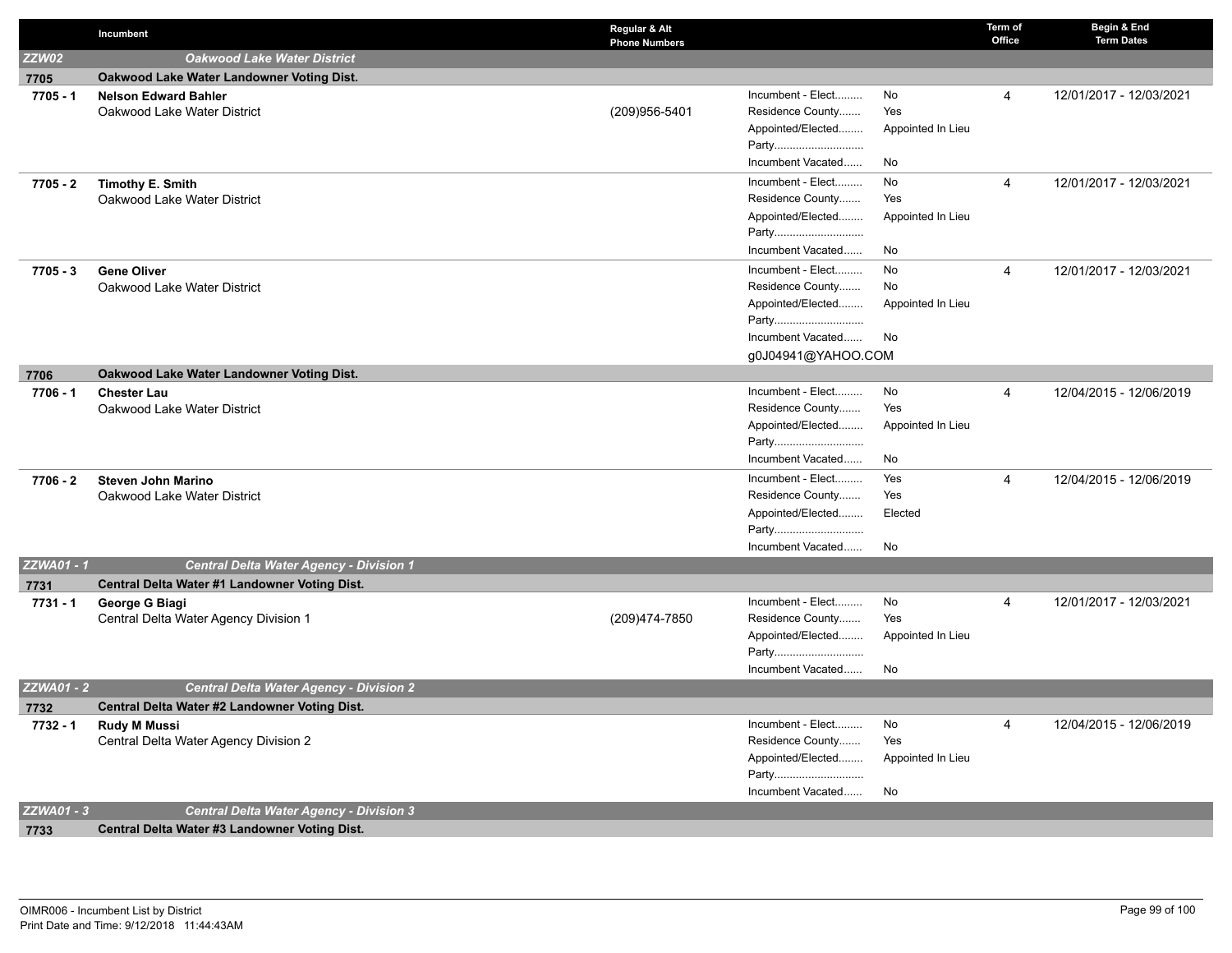| | Incumbent | Regular & Alt Phone Numbers | | | Term of Office | Begin & End Term Dates |
|---|---|---|---|---|---|---|
| ***ZZW02*** | ***Oakwood Lake Water District*** | | | | | |
| **7705** | **Oakwood Lake Water Landowner Voting Dist.** | | | | | |
| **7705 - 1** | **Nelson Edward Bahler**<br>Oakwood Lake Water District | (209)956-5401 | Incument - Elect.........<br>Residence County.......<br>Appointed/Elected........<br>Party.............................<br>Incumbent Vacated...... | No<br>Yes<br>Appointed In Lieu<br><br>No | 4 | 12/01/2017 - 12/03/2021 |
| **7705 - 2** | **Timothy E. Smith**<br>Oakwood Lake Water District | | Incument - Elect.........<br>Residence County.......<br>Appointed/Elected........<br>Party.............................<br>Incumbent Vacated...... | No<br>Yes<br>Appointed In Lieu<br><br>No | 4 | 12/01/2017 - 12/03/2021 |
| **7705 - 3** | **Gene Oliver**<br>Oakwood Lake Water District | | Incument - Elect.........<br>Residence County.......<br>Appointed/Elected........<br>Party.............................<br>Incumbent Vacated......<br>g0J04941@YAHOO.COM | No<br>No<br>Appointed In Lieu<br><br>No | 4 | 12/01/2017 - 12/03/2021 |
| **7706** | **Oakwood Lake Water Landowner Voting Dist.** | | | | | |
| **7706 - 1** | **Chester Lau**<br>Oakwood Lake Water District | | Incument - Elect.........<br>Residence County.......<br>Appointed/Elected........<br>Party.............................<br>Incumbent Vacated...... | No<br>Yes<br>Appointed In Lieu<br><br>No | 4 | 12/04/2015 - 12/06/2019 |
| **7706 - 2** | **Steven John Marino**<br>Oakwood Lake Water District | | Incument - Elect.........<br>Residence County.......<br>Appointed/Elected........<br>Party.............................<br>Incumbent Vacated...... | Yes<br>Yes<br>Elected<br><br>No | 4 | 12/04/2015 - 12/06/2019 |
| ***ZZWA01 - 1*** | ***Central Delta Water Agency - Division 1*** | | | | | |
| **7731** | **Central Delta Water #1 Landowner Voting Dist.** | | | | | |
| **7731 - 1** | **George G Biagi**<br>Central Delta Water Agency Division 1 | (209)474-7850 | Incument - Elect.........<br>Residence County.......<br>Appointed/Elected........<br>Party.............................<br>Incumbent Vacated...... | No<br>Yes<br>Appointed In Lieu<br><br>No | 4 | 12/01/2017 - 12/03/2021 |
| ***ZZWA01 - 2*** | ***Central Delta Water Agency - Division 2*** | | | | | |
| **7732** | **Central Delta Water #2 Landowner Voting Dist.** | | | | | |
| **7732 - 1** | **Rudy M Mussi**<br>Central Delta Water Agency Division 2 | | Incument - Elect.........<br>Residence County.......<br>Appointed/Elected........<br>Party.............................<br>Incumbent Vacated...... | No<br>Yes<br>Appointed In Lieu<br><br>No | 4 | 12/04/2015 - 12/06/2019 |
| ***ZZWA01 - 3*** | ***Central Delta Water Agency - Division 3*** | | | | | |
| **7733** | **Central Delta Water #3 Landowner Voting Dist.** | | | | | |

OIMR006 - Incumbent List by District
Print Date and Time: 9/12/2018 11:44:43AM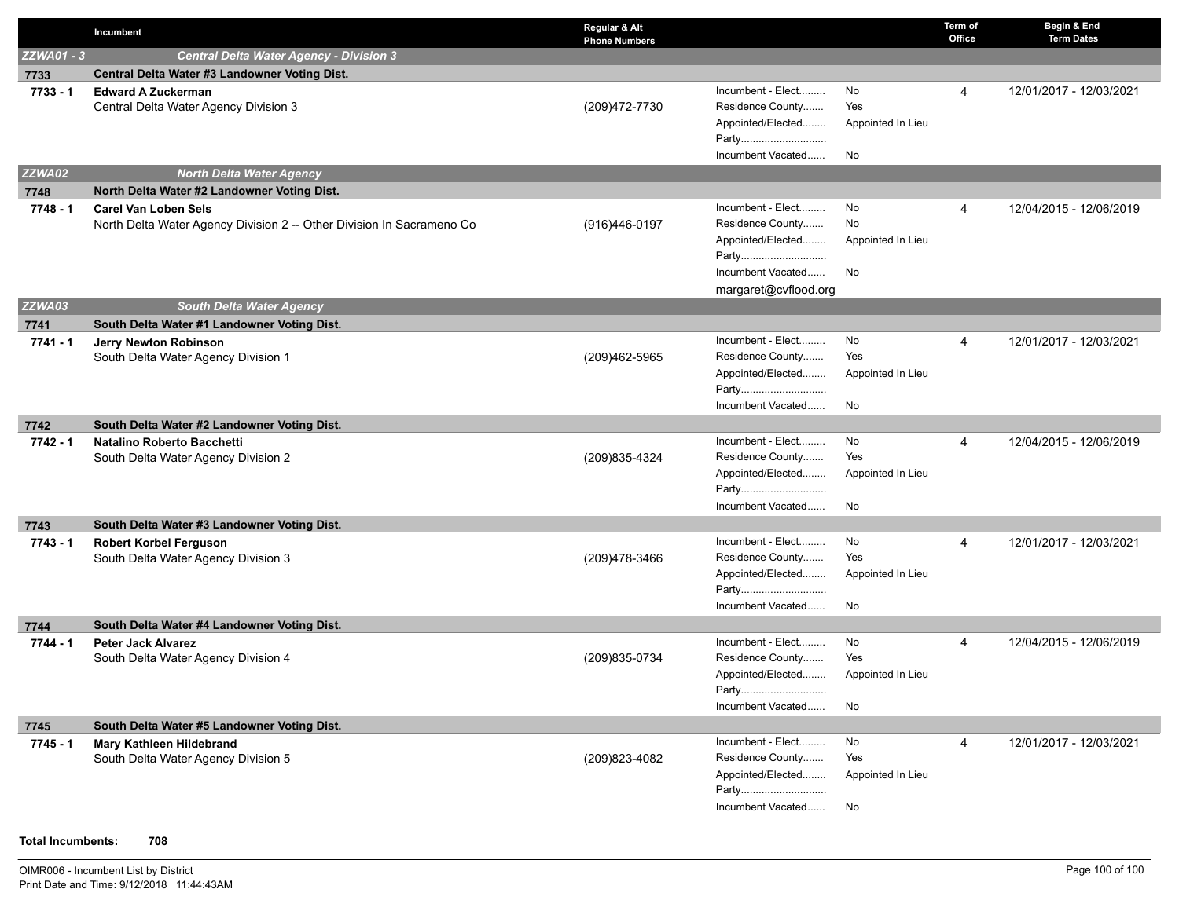| | Incumbent | Regular & Alt Phone Numbers | | | Term of Office | Begin & End Term Dates |
|---|---|---|---|---|---|---|
| ***ZZWA01 - 3*** | ***Central Delta Water Agency - Division 3*** | | | | | |
| **7733** | **Central Delta Water #3 Landowner Voting Dist.** | | | | | |
| **7733 - 1** | **Edward A Zuckerman**<br>Central Delta Water Agency Division 3 | (209)472-7730 | Incumbent - Elect.........<br>Residence County.......<br>Appointed/Elected........<br>Party.............................<br>Incumbent Vacated...... | No<br>Yes<br>Appointed In Lieu<br><br>No | 4 | 12/01/2017 - 12/03/2021 |
| ***ZZWA02*** | ***North Delta Water Agency*** | | | | | |
| **7748** | **North Delta Water #2 Landowner Voting Dist.** | | | | | |
| **7748 - 1** | **Carel Van Loben Sels**<br>North Delta Water Agency Division 2 -- Other Division In Sacrameno Co | (916)446-0197 | Incumbent - Elect.........<br>Residence County.......<br>Appointed/Elected........<br>Party.............................<br>Incumbent Vacated......<br>margaret@cvflood.org | No<br>No<br>Appointed In Lieu<br><br>No | 4 | 12/04/2015 - 12/06/2019 |
| ***ZZWA03*** | ***South Delta Water Agency*** | | | | | |
| **7741** | **South Delta Water #1 Landowner Voting Dist.** | | | | | |
| **7741 - 1** | **Jerry Newton Robinson**<br>South Delta Water Agency Division 1 | (209)462-5965 | Incumbent - Elect.........<br>Residence County.......<br>Appointed/Elected........<br>Party.............................<br>Incumbent Vacated...... | No<br>Yes<br>Appointed In Lieu<br><br>No | 4 | 12/01/2017 - 12/03/2021 |
| **7742** | **South Delta Water #2 Landowner Voting Dist.** | | | | | |
| **7742 - 1** | **Natalino Roberto Bacchetti**<br>South Delta Water Agency Division 2 | (209)835-4324 | Incumbent - Elect.........<br>Residence County.......<br>Appointed/Elected........<br>Party.............................<br>Incumbent Vacated...... | No<br>Yes<br>Appointed In Lieu<br><br>No | 4 | 12/04/2015 - 12/06/2019 |
| **7743** | **South Delta Water #3 Landowner Voting Dist.** | | | | | |
| **7743 - 1** | **Robert Korbel Ferguson**<br>South Delta Water Agency Division 3 | (209)478-3466 | Incumbent - Elect.........<br>Residence County.......<br>Appointed/Elected........<br>Party.............................<br>Incumbent Vacated...... | No<br>Yes<br>Appointed In Lieu<br><br>No | 4 | 12/01/2017 - 12/03/2021 |
| **7744** | **South Delta Water #4 Landowner Voting Dist.** | | | | | |
| **7744 - 1** | **Peter Jack Alvarez**<br>South Delta Water Agency Division 4 | (209)835-0734 | Incumbent - Elect.........<br>Residence County.......<br>Appointed/Elected........<br>Party.............................<br>Incumbent Vacated...... | No<br>Yes<br>Appointed In Lieu<br><br>No | 4 | 12/04/2015 - 12/06/2019 |
| **7745** | **South Delta Water #5 Landowner Voting Dist.** | | | | | |
| **7745 - 1** | **Mary Kathleen Hildebrand**<br>South Delta Water Agency Division 5 | (209)823-4082 | Incumbent - Elect.........<br>Residence County.......<br>Appointed/Elected........<br>Party.............................<br>Incumbent Vacated...... | No<br>Yes<br>Appointed In Lieu<br><br>No | 4 | 12/01/2017 - 12/03/2021 |

**Total Incumbents: 708**

OIMR006 - Incumbent List by District
Print Date and Time: 9/12/2018 11:44:43AM